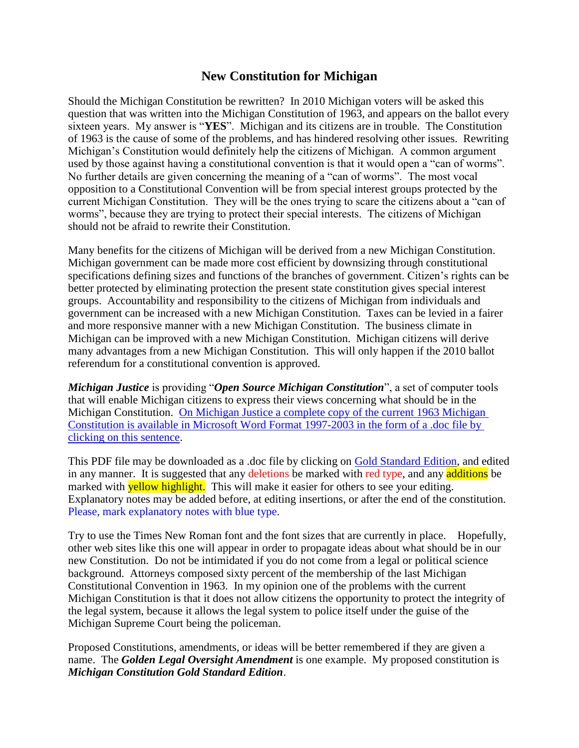# New Constitution for Michigan

Should the Michigan Constitution be rewritten? In 2010 Michigan voters will be asked this question that was written into the Michigan Constitution of 1963, and appears on the ballot every sixteen years. My answer is "**YES**". Michigan and its citizens are in trouble. The Constitution of 1963 is the cause of some of the problems, and has hindered resolving other issues. Rewriting Michigan's Constitution would definitely help the citizens of Michigan. A common argument used by those against having a constitutional convention is that it would open a "can of worms". No further details are given concerning the meaning of a "can of worms". The most vocal opposition to a Constitutional Convention will be from special interest groups protected by the current Michigan Constitution. They will be the ones trying to scare the citizens about a "can of worms", because they are trying to protect their special interests. The citizens of Michigan should not be afraid to rewrite their Constitution.

Many benefits for the citizens of Michigan will be derived from a new Michigan Constitution. Michigan government can be made more cost efficient by downsizing through constitutional specifications defining sizes and functions of the branches of government. Citizen's rights can be better protected by eliminating protection the present state constitution gives special interest groups. Accountability and responsibility to the citizens of Michigan from individuals and government can be increased with a new Michigan Constitution. Taxes can be levied in a fairer and more responsive manner with a new Michigan Constitution. The business climate in Michigan can be improved with a new Michigan Constitution. Michigan citizens will derive many advantages from a new Michigan Constitution. This will only happen if the 2010 ballot referendum for a constitutional convention is approved.

***Michigan Justice*** is providing "***Open Source Michigan Constitution***", a set of computer tools that will enable Michigan citizens to express their views concerning what should be in the Michigan Constitution. On Michigan Justice a complete copy of the current 1963 Michigan Constitution is available in Microsoft Word Format 1997-2003 in the form of a .doc file by clicking on this sentence.

This PDF file may be downloaded as a .doc file by clicking on Gold Standard Edition, and edited in any manner. It is suggested that any deletions be marked with red type, and any additions be marked with yellow highlight. This will make it easier for others to see your editing. Explanatory notes may be added before, at editing insertions, or after the end of the constitution. Please, mark explanatory notes with blue type.

Try to use the Times New Roman font and the font sizes that are currently in place. Hopefully, other web sites like this one will appear in order to propagate ideas about what should be in our new Constitution. Do not be intimidated if you do not come from a legal or political science background. Attorneys composed sixty percent of the membership of the last Michigan Constitutional Convention in 1963. In my opinion one of the problems with the current Michigan Constitution is that it does not allow citizens the opportunity to protect the integrity of the legal system, because it allows the legal system to police itself under the guise of the Michigan Supreme Court being the policeman.

Proposed Constitutions, amendments, or ideas will be better remembered if they are given a name. The ***Golden Legal Oversight Amendment*** is one example. My proposed constitution is ***Michigan Constitution Gold Standard Edition***.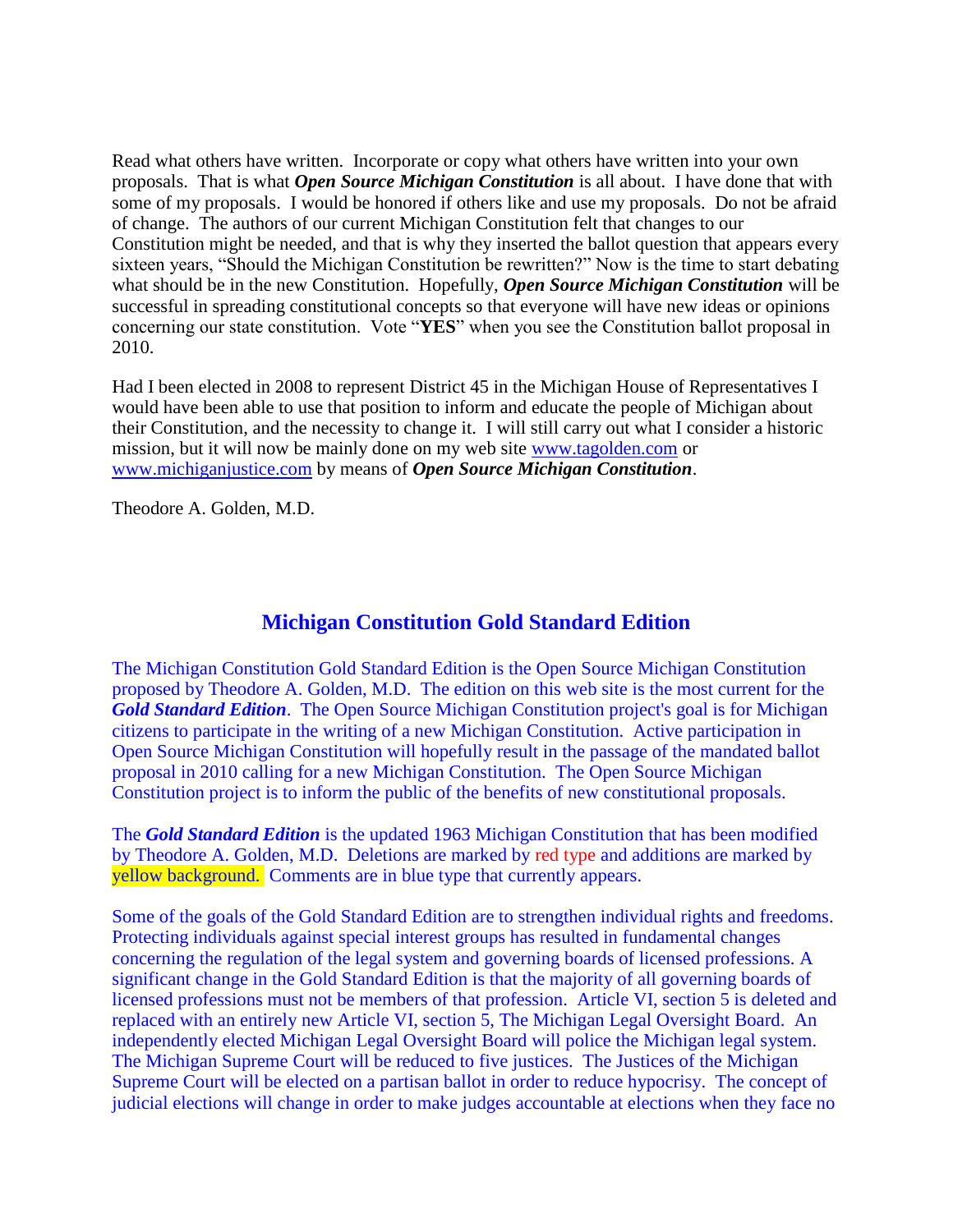Read what others have written. Incorporate or copy what others have written into your own proposals. That is what ***Open Source Michigan Constitution*** is all about. I have done that with some of my proposals. I would be honored if others like and use my proposals. Do not be afraid of change. The authors of our current Michigan Constitution felt that changes to our Constitution might be needed, and that is why they inserted the ballot question that appears every sixteen years, "Should the Michigan Constitution be rewritten?" Now is the time to start debating what should be in the new Constitution. Hopefully, ***Open Source Michigan Constitution*** will be successful in spreading constitutional concepts so that everyone will have new ideas or opinions concerning our state constitution. Vote "**YES**" when you see the Constitution ballot proposal in 2010.

Had I been elected in 2008 to represent District 45 in the Michigan House of Representatives I would have been able to use that position to inform and educate the people of Michigan about their Constitution, and the necessity to change it. I will still carry out what I consider a historic mission, but it will now be mainly done on my web site www.tagolden.com or www.michiganjustice.com by means of ***Open Source Michigan Constitution***.

Theodore A. Golden, M.D.

## Michigan Constitution Gold Standard Edition

The Michigan Constitution Gold Standard Edition is the Open Source Michigan Constitution proposed by Theodore A. Golden, M.D. The edition on this web site is the most current for the ***Gold Standard Edition***. The Open Source Michigan Constitution project's goal is for Michigan citizens to participate in the writing of a new Michigan Constitution. Active participation in Open Source Michigan Constitution will hopefully result in the passage of the mandated ballot proposal in 2010 calling for a new Michigan Constitution. The Open Source Michigan Constitution project is to inform the public of the benefits of new constitutional proposals.

The ***Gold Standard Edition*** is the updated 1963 Michigan Constitution that has been modified by Theodore A. Golden, M.D. Deletions are marked by red type and additions are marked by yellow background. Comments are in blue type that currently appears.

Some of the goals of the Gold Standard Edition are to strengthen individual rights and freedoms. Protecting individuals against special interest groups has resulted in fundamental changes concerning the regulation of the legal system and governing boards of licensed professions. A significant change in the Gold Standard Edition is that the majority of all governing boards of licensed professions must not be members of that profession. Article VI, section 5 is deleted and replaced with an entirely new Article VI, section 5, The Michigan Legal Oversight Board. An independently elected Michigan Legal Oversight Board will police the Michigan legal system. The Michigan Supreme Court will be reduced to five justices. The Justices of the Michigan Supreme Court will be elected on a partisan ballot in order to reduce hypocrisy. The concept of judicial elections will change in order to make judges accountable at elections when they face no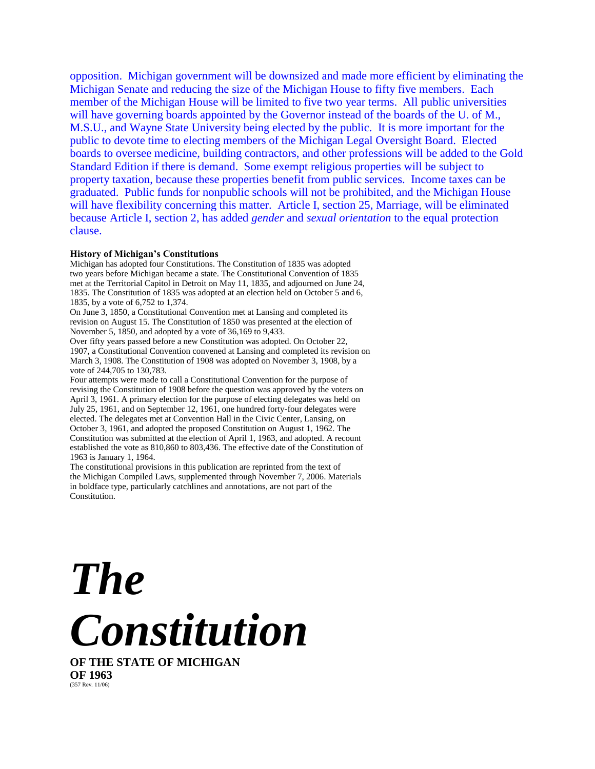opposition. Michigan government will be downsized and made more efficient by eliminating the Michigan Senate and reducing the size of the Michigan House to fifty five members. Each member of the Michigan House will be limited to five two year terms. All public universities will have governing boards appointed by the Governor instead of the boards of the U. of M., M.S.U., and Wayne State University being elected by the public. It is more important for the public to devote time to electing members of the Michigan Legal Oversight Board. Elected boards to oversee medicine, building contractors, and other professions will be added to the Gold Standard Edition if there is demand. Some exempt religious properties will be subject to property taxation, because these properties benefit from public services. Income taxes can be graduated. Public funds for nonpublic schools will not be prohibited, and the Michigan House will have flexibility concerning this matter. Article I, section 25, Marriage, will be eliminated because Article I, section 2, has added *gender* and *sexual orientation* to the equal protection clause.

**History of Michigan's Constitutions**

Michigan has adopted four Constitutions. The Constitution of 1835 was adopted two years before Michigan became a state. The Constitutional Convention of 1835 met at the Territorial Capitol in Detroit on May 11, 1835, and adjourned on June 24, 1835. The Constitution of 1835 was adopted at an election held on October 5 and 6, 1835, by a vote of 6,752 to 1,374.

On June 3, 1850, a Constitutional Convention met at Lansing and completed its revision on August 15. The Constitution of 1850 was presented at the election of November 5, 1850, and adopted by a vote of 36,169 to 9,433.

Over fifty years passed before a new Constitution was adopted. On October 22, 1907, a Constitutional Convention convened at Lansing and completed its revision on March 3, 1908. The Constitution of 1908 was adopted on November 3, 1908, by a vote of 244,705 to 130,783.

Four attempts were made to call a Constitutional Convention for the purpose of revising the Constitution of 1908 before the question was approved by the voters on April 3, 1961. A primary election for the purpose of electing delegates was held on July 25, 1961, and on September 12, 1961, one hundred forty-four delegates were elected. The delegates met at Convention Hall in the Civic Center, Lansing, on October 3, 1961, and adopted the proposed Constitution on August 1, 1962. The Constitution was submitted at the election of April 1, 1963, and adopted. A recount established the vote as 810,860 to 803,436. The effective date of the Constitution of 1963 is January 1, 1964.

The constitutional provisions in this publication are reprinted from the text of the Michigan Compiled Laws, supplemented through November 7, 2006. Materials in boldface type, particularly catchlines and annotations, are not part of the Constitution.

# *The Constitution*

**OF THE STATE OF MICHIGAN**
**OF 1963**

(357 Rev. 11/06)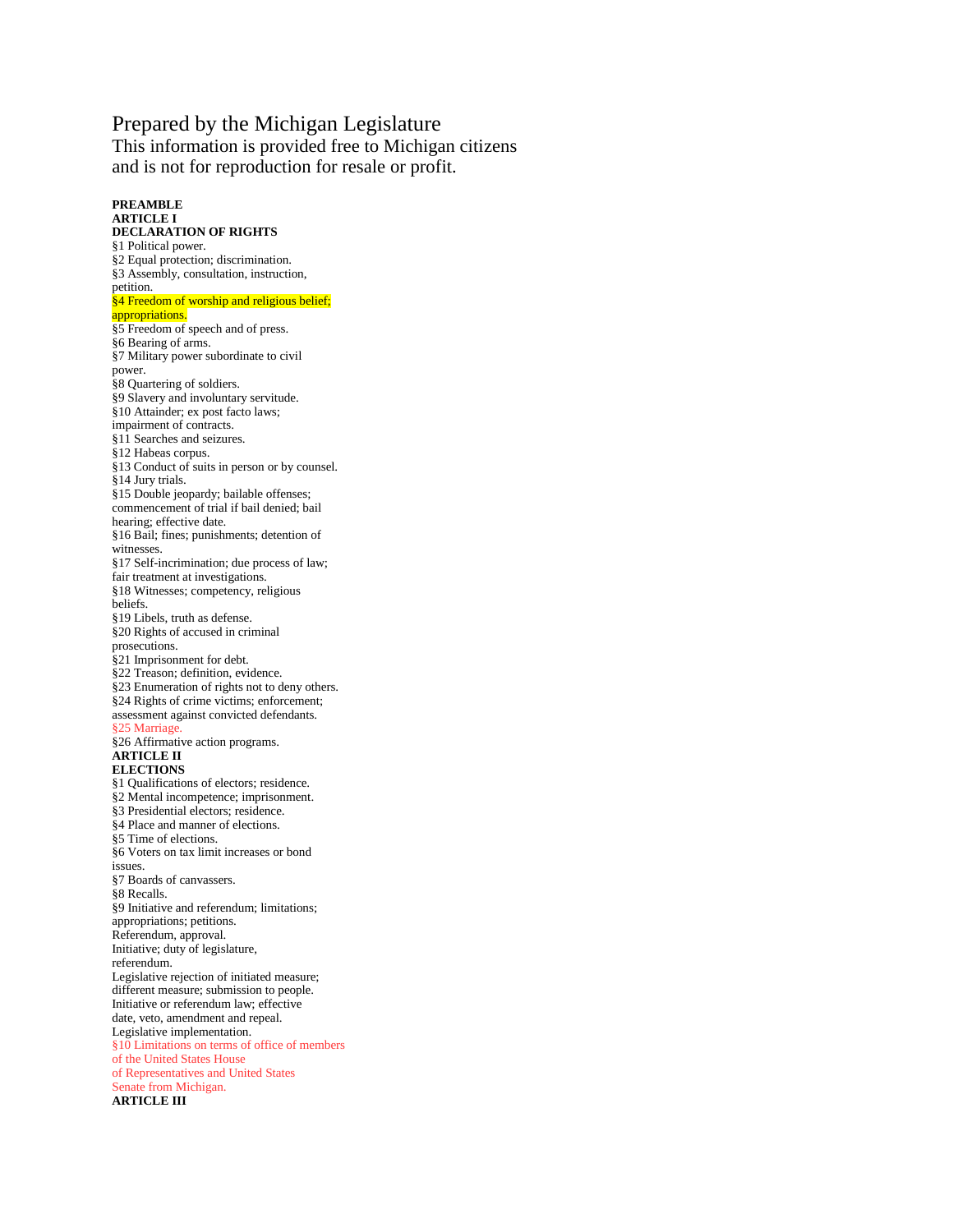Prepared by the Michigan Legislature
This information is provided free to Michigan citizens
and is not for reproduction for resale or profit.

**PREAMBLE**
**ARTICLE I**
**DECLARATION OF RIGHTS**

§1 Political power.
§2 Equal protection; discrimination.
§3 Assembly, consultation, instruction, petition.
§4 Freedom of worship and religious belief; appropriations.
§5 Freedom of speech and of press.
§6 Bearing of arms.
§7 Military power subordinate to civil power.
§8 Quartering of soldiers.
§9 Slavery and involuntary servitude.
§10 Attainder; ex post facto laws; impairment of contracts.
§11 Searches and seizures.
§12 Habeas corpus.
§13 Conduct of suits in person or by counsel.
§14 Jury trials.
§15 Double jeopardy; bailable offenses; commencement of trial if bail denied; bail hearing; effective date.
§16 Bail; fines; punishments; detention of witnesses.
§17 Self-incrimination; due process of law; fair treatment at investigations.
§18 Witnesses; competency, religious beliefs.
§19 Libels, truth as defense.
§20 Rights of accused in criminal prosecutions.
§21 Imprisonment for debt.
§22 Treason; definition, evidence.
§23 Enumeration of rights not to deny others.
§24 Rights of crime victims; enforcement; assessment against convicted defendants.
§25 Marriage.
§26 Affirmative action programs.

**ARTICLE II**
**ELECTIONS**

§1 Qualifications of electors; residence.
§2 Mental incompetence; imprisonment.
§3 Presidential electors; residence.
§4 Place and manner of elections.
§5 Time of elections.
§6 Voters on tax limit increases or bond issues.
§7 Boards of canvassers.
§8 Recalls.
§9 Initiative and referendum; limitations; appropriations; petitions.
Referendum, approval.
Initiative; duty of legislature, referendum.
Legislative rejection of initiated measure; different measure; submission to people.
Initiative or referendum law; effective date, veto, amendment and repeal.
Legislative implementation.
§10 Limitations on terms of office of members of the United States House of Representatives and United States Senate from Michigan.

**ARTICLE III**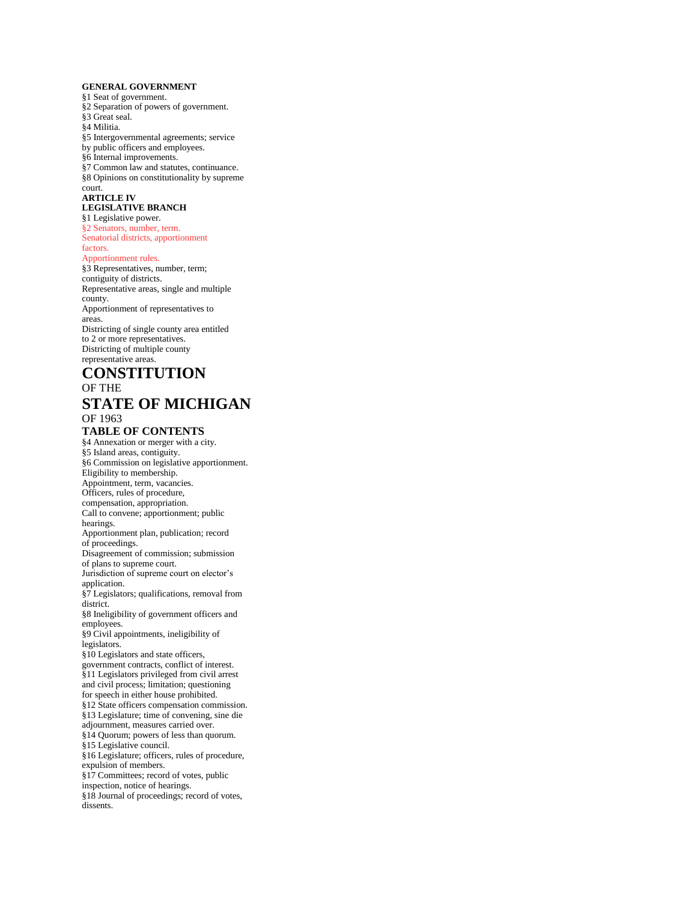**GENERAL GOVERNMENT**

§1 Seat of government.
§2 Separation of powers of government.
§3 Great seal.
§4 Militia.
§5 Intergovernmental agreements; service by public officers and employees.
§6 Internal improvements.
§7 Common law and statutes, continuance.
§8 Opinions on constitutionality by supreme court.

**ARTICLE IV**

**LEGISLATIVE BRANCH**

§1 Legislative power.
§2 Senators, number, term.
Senatorial districts, apportionment factors.
Apportionment rules.
§3 Representatives, number, term; contiguity of districts.
Representative areas, single and multiple county.
Apportionment of representatives to areas.
Districting of single county area entitled to 2 or more representatives.
Districting of multiple county representative areas.

# CONSTITUTION

OF THE

# STATE OF MICHIGAN

OF 1963

### TABLE OF CONTENTS

§4 Annexation or merger with a city.
§5 Island areas, contiguity.
§6 Commission on legislative apportionment.
Eligibility to membership.
Appointment, term, vacancies.
Officers, rules of procedure, compensation, appropriation.
Call to convene; apportionment; public hearings.
Apportionment plan, publication; record of proceedings.
Disagreement of commission; submission of plans to supreme court.
Jurisdiction of supreme court on elector's application.
§7 Legislators; qualifications, removal from district.
§8 Ineligibility of government officers and employees.
§9 Civil appointments, ineligibility of legislators.
§10 Legislators and state officers, government contracts, conflict of interest.
§11 Legislators privileged from civil arrest and civil process; limitation; questioning for speech in either house prohibited.
§12 State officers compensation commission.
§13 Legislature; time of convening, sine die adjournment, measures carried over.
§14 Quorum; powers of less than quorum.
§15 Legislative council.
§16 Legislature; officers, rules of procedure, expulsion of members.
§17 Committees; record of votes, public inspection, notice of hearings.
§18 Journal of proceedings; record of votes, dissents.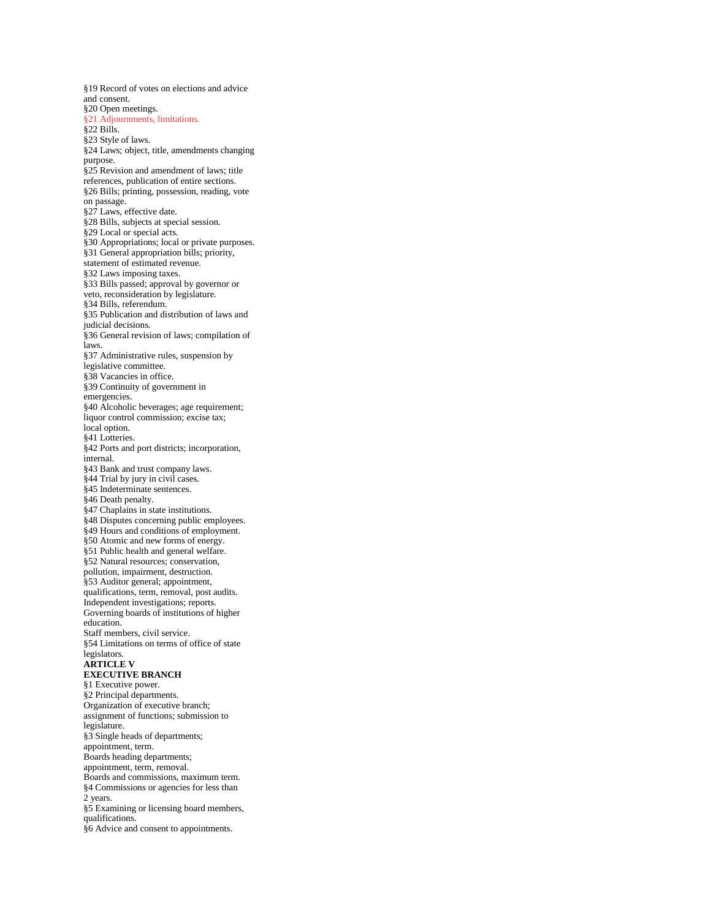§19 Record of votes on elections and advice and consent.
§20 Open meetings.
§21 Adjournments, limitations.
§22 Bills.
§23 Style of laws.
§24 Laws; object, title, amendments changing purpose.
§25 Revision and amendment of laws; title references, publication of entire sections.
§26 Bills; printing, possession, reading, vote on passage.
§27 Laws, effective date.
§28 Bills, subjects at special session.
§29 Local or special acts.
§30 Appropriations; local or private purposes.
§31 General appropriation bills; priority, statement of estimated revenue.
§32 Laws imposing taxes.
§33 Bills passed; approval by governor or veto, reconsideration by legislature.
§34 Bills, referendum.
§35 Publication and distribution of laws and judicial decisions.
§36 General revision of laws; compilation of laws.
§37 Administrative rules, suspension by legislative committee.
§38 Vacancies in office.
§39 Continuity of government in emergencies.
§40 Alcoholic beverages; age requirement; liquor control commission; excise tax; local option.
§41 Lotteries.
§42 Ports and port districts; incorporation, internal.
§43 Bank and trust company laws.
§44 Trial by jury in civil cases.
§45 Indeterminate sentences.
§46 Death penalty.
§47 Chaplains in state institutions.
§48 Disputes concerning public employees.
§49 Hours and conditions of employment.
§50 Atomic and new forms of energy.
§51 Public health and general welfare.
§52 Natural resources; conservation, pollution, impairment, destruction.
§53 Auditor general; appointment, qualifications, term, removal, post audits.
Independent investigations; reports.
Governing boards of institutions of higher education.
Staff members, civil service.
§54 Limitations on terms of office of state legislators.

**ARTICLE V**
**EXECUTIVE BRANCH**

§1 Executive power.
§2 Principal departments.
Organization of executive branch; assignment of functions; submission to legislature.
§3 Single heads of departments; appointment, term.
Boards heading departments; appointment, term, removal.
Boards and commissions, maximum term.
§4 Commissions or agencies for less than 2 years.
§5 Examining or licensing board members, qualifications.
§6 Advice and consent to appointments.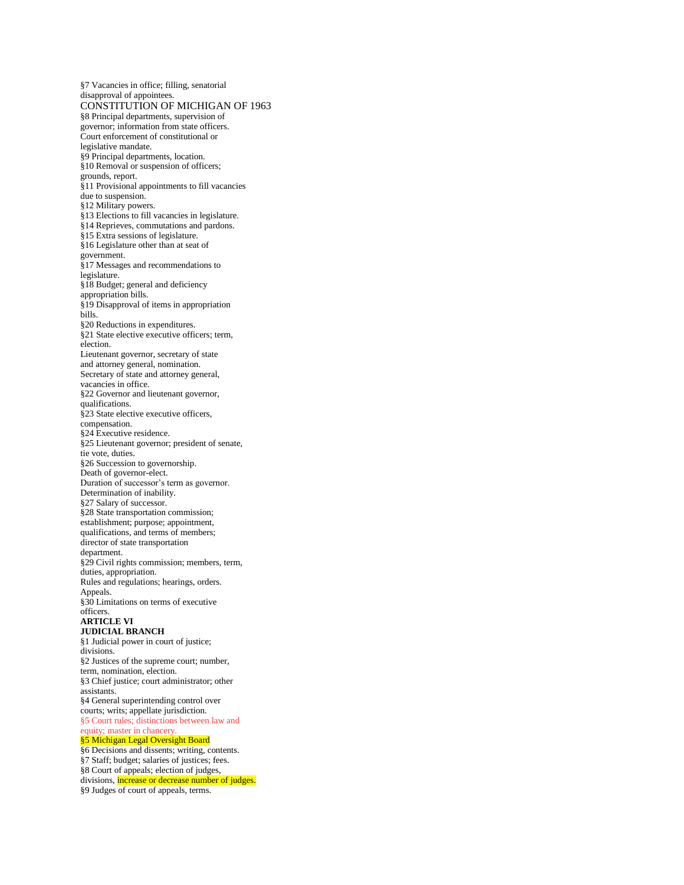§7 Vacancies in office; filling, senatorial disapproval of appointees.

§8 Principal departments, supervision of governor; information from state officers. Court enforcement of constitutional or legislative mandate.

§9 Principal departments, location.

§10 Removal or suspension of officers; grounds, report.

§11 Provisional appointments to fill vacancies due to suspension.

§12 Military powers.

§13 Elections to fill vacancies in legislature.

§14 Reprieves, commutations and pardons.

§15 Extra sessions of legislature.

§16 Legislature other than at seat of government.

§17 Messages and recommendations to legislature.

§18 Budget; general and deficiency appropriation bills.

§19 Disapproval of items in appropriation bills.

§20 Reductions in expenditures.

§21 State elective executive officers; term, election. Lieutenant governor, secretary of state and attorney general, nomination. Secretary of state and attorney general, vacancies in office.

§22 Governor and lieutenant governor, qualifications.

§23 State elective executive officers, compensation.

§24 Executive residence.

§25 Lieutenant governor; president of senate, tie vote, duties.

§26 Succession to governorship. Death of governor-elect. Duration of successor's term as governor. Determination of inability.

§27 Salary of successor.

§28 State transportation commission; establishment; purpose; appointment, qualifications, and terms of members; director of state transportation department.

§29 Civil rights commission; members, term, duties, appropriation. Rules and regulations; hearings, orders. Appeals.

§30 Limitations on terms of executive officers.

**ARTICLE VI**
**JUDICIAL BRANCH**

§1 Judicial power in court of justice; divisions.

§2 Justices of the supreme court; number, term, nomination, election.

§3 Chief justice; court administrator; other assistants.

§4 General superintending control over courts; writs; appellate jurisdiction.

§5 Court rules; distinctions between law and equity; master in chancery.

§5 Michigan Legal Oversight Board

§6 Decisions and dissents; writing, contents.

§7 Staff; budget; salaries of justices; fees.

§8 Court of appeals; election of judges, divisions, increase or decrease number of judges.

§9 Judges of court of appeals, terms.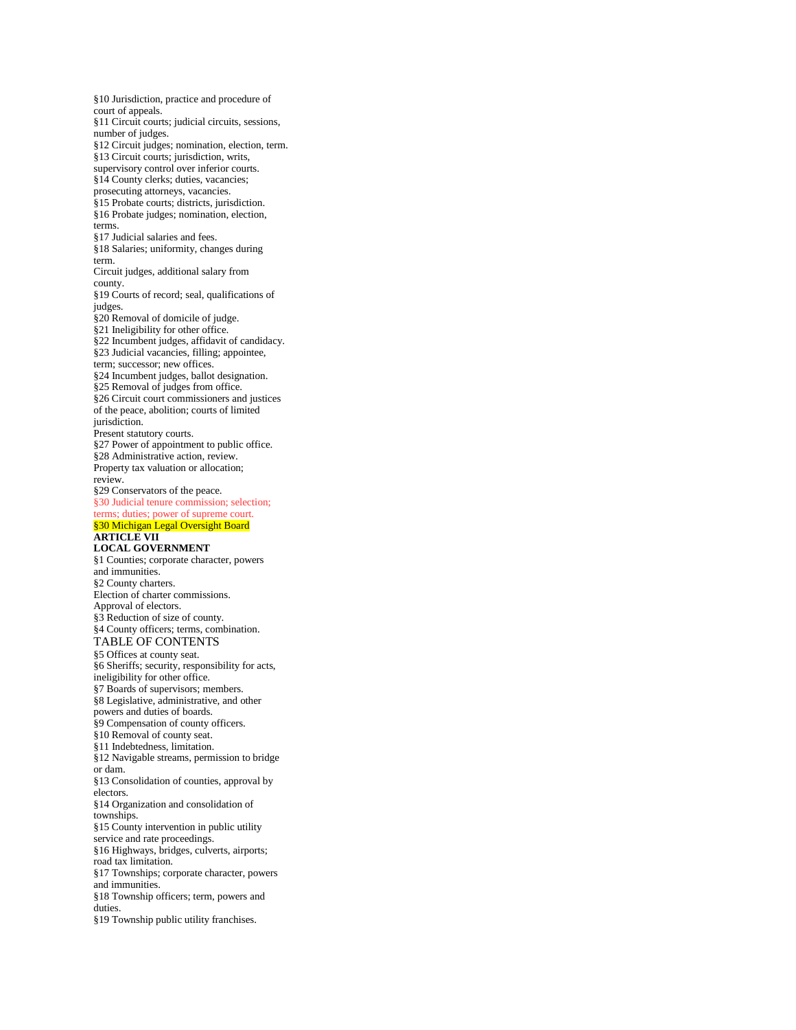§10 Jurisdiction, practice and procedure of court of appeals.
§11 Circuit courts; judicial circuits, sessions, number of judges.
§12 Circuit judges; nomination, election, term.
§13 Circuit courts; jurisdiction, writs, supervisory control over inferior courts.
§14 County clerks; duties, vacancies; prosecuting attorneys, vacancies.
§15 Probate courts; districts, jurisdiction.
§16 Probate judges; nomination, election, terms.
§17 Judicial salaries and fees.
§18 Salaries; uniformity, changes during term.
Circuit judges, additional salary from county.
§19 Courts of record; seal, qualifications of judges.
§20 Removal of domicile of judge.
§21 Ineligibility for other office.
§22 Incumbent judges, affidavit of candidacy.
§23 Judicial vacancies, filling; appointee, term; successor; new offices.
§24 Incumbent judges, ballot designation.
§25 Removal of judges from office.
§26 Circuit court commissioners and justices of the peace, abolition; courts of limited jurisdiction.
Present statutory courts.
§27 Power of appointment to public office.
§28 Administrative action, review.
Property tax valuation or allocation; review.
§29 Conservators of the peace.
§30 Judicial tenure commission; selection; terms; duties; power of supreme court.
§30 Michigan Legal Oversight Board

**ARTICLE VII**
**LOCAL GOVERNMENT**

§1 Counties; corporate character, powers and immunities.
§2 County charters.
Election of charter commissions.
Approval of electors.
§3 Reduction of size of county.
§4 County officers; terms, combination.

TABLE OF CONTENTS

§5 Offices at county seat.
§6 Sheriffs; security, responsibility for acts, ineligibility for other office.
§7 Boards of supervisors; members.
§8 Legislative, administrative, and other powers and duties of boards.
§9 Compensation of county officers.
§10 Removal of county seat.
§11 Indebtedness, limitation.
§12 Navigable streams, permission to bridge or dam.
§13 Consolidation of counties, approval by electors.
§14 Organization and consolidation of townships.
§15 County intervention in public utility service and rate proceedings.
§16 Highways, bridges, culverts, airports; road tax limitation.
§17 Townships; corporate character, powers and immunities.
§18 Township officers; term, powers and duties.
§19 Township public utility franchises.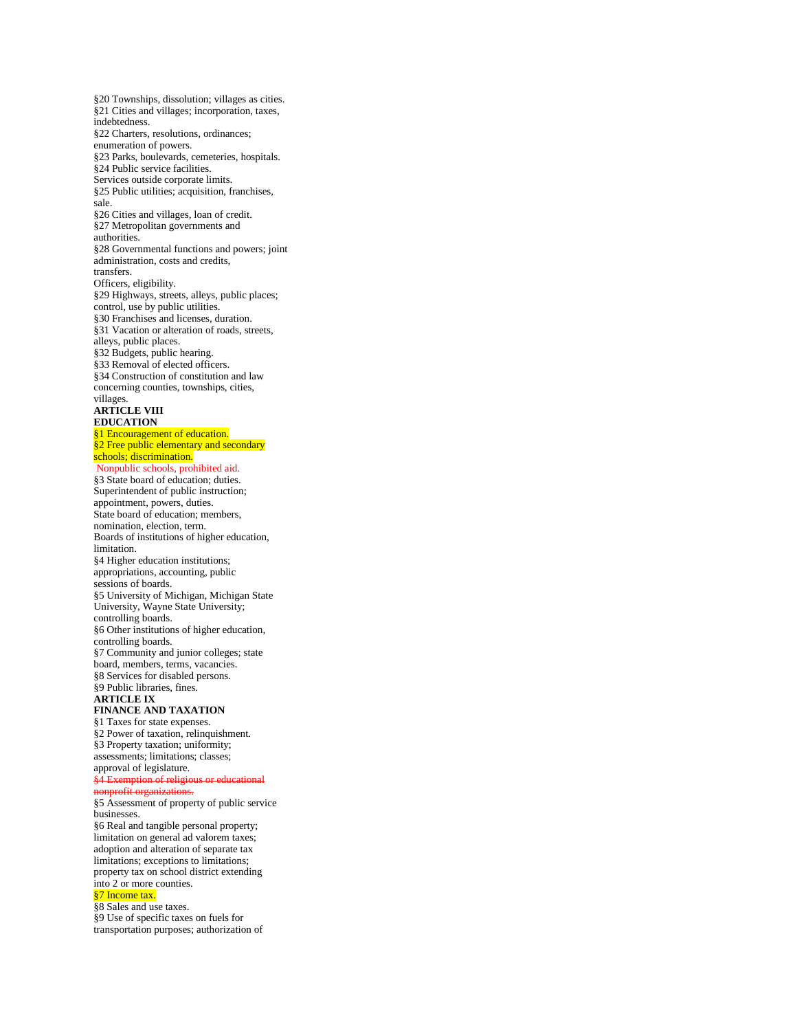§20 Townships, dissolution; villages as cities.
§21 Cities and villages; incorporation, taxes, indebtedness.
§22 Charters, resolutions, ordinances; enumeration of powers.
§23 Parks, boulevards, cemeteries, hospitals.
§24 Public service facilities.
Services outside corporate limits.
§25 Public utilities; acquisition, franchises, sale.
§26 Cities and villages, loan of credit.
§27 Metropolitan governments and authorities.
§28 Governmental functions and powers; joint administration, costs and credits, transfers.
Officers, eligibility.
§29 Highways, streets, alleys, public places; control, use by public utilities.
§30 Franchises and licenses, duration.
§31 Vacation or alteration of roads, streets, alleys, public places.
§32 Budgets, public hearing.
§33 Removal of elected officers.
§34 Construction of constitution and law concerning counties, townships, cities, villages.

**ARTICLE VIII**
**EDUCATION**

§1 Encouragement of education.
§2 Free public elementary and secondary schools; discrimination.
Nonpublic schools, prohibited aid.
§3 State board of education; duties.
Superintendent of public instruction; appointment, powers, duties.
State board of education; members, nomination, election, term.
Boards of institutions of higher education, limitation.
§4 Higher education institutions; appropriations, accounting, public sessions of boards.
§5 University of Michigan, Michigan State University, Wayne State University; controlling boards.
§6 Other institutions of higher education, controlling boards.
§7 Community and junior colleges; state board, members, terms, vacancies.
§8 Services for disabled persons.
§9 Public libraries, fines.

**ARTICLE IX**
**FINANCE AND TAXATION**

§1 Taxes for state expenses.
§2 Power of taxation, relinquishment.
§3 Property taxation; uniformity; assessments; limitations; classes; approval of legislature.
~~§4 Exemption of religious or educational nonprofit organizations.~~
§5 Assessment of property of public service businesses.
§6 Real and tangible personal property; limitation on general ad valorem taxes; adoption and alteration of separate tax limitations; exceptions to limitations; property tax on school district extending into 2 or more counties.
§7 Income tax.
§8 Sales and use taxes.
§9 Use of specific taxes on fuels for transportation purposes; authorization of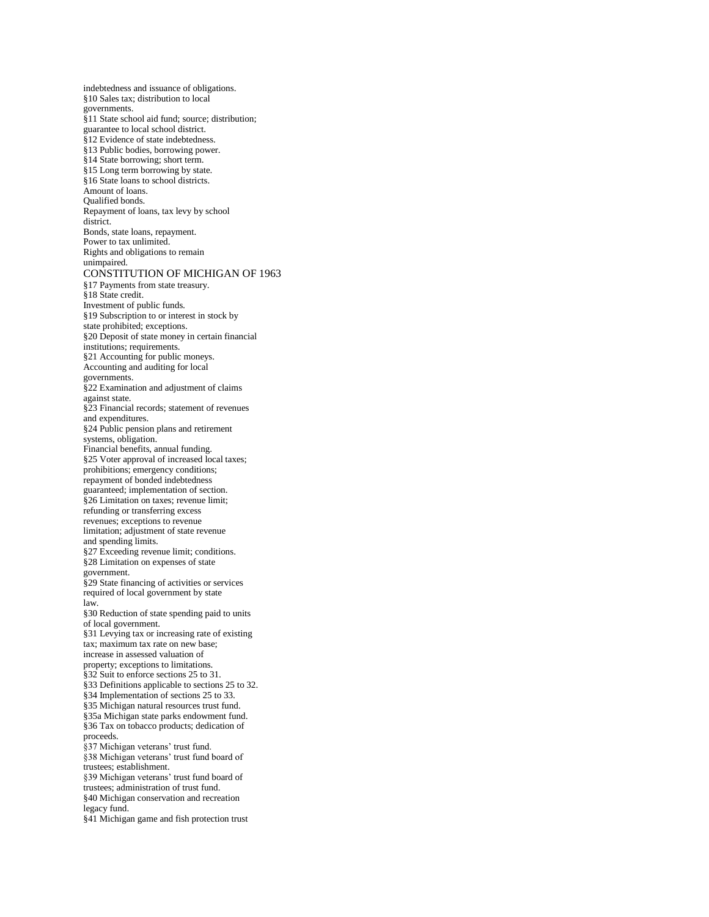indebtedness and issuance of obligations.
§10 Sales tax; distribution to local governments.
§11 State school aid fund; source; distribution; guarantee to local school district.
§12 Evidence of state indebtedness.
§13 Public bodies, borrowing power.
§14 State borrowing; short term.
§15 Long term borrowing by state.
§16 State loans to school districts.
Amount of loans.
Qualified bonds.
Repayment of loans, tax levy by school district.
Bonds, state loans, repayment.
Power to tax unlimited.
Rights and obligations to remain unimpaired.

## CONSTITUTION OF MICHIGAN OF 1963

§17 Payments from state treasury.
§18 State credit.
Investment of public funds.
§19 Subscription to or interest in stock by state prohibited; exceptions.
§20 Deposit of state money in certain financial institutions; requirements.
§21 Accounting for public moneys.
Accounting and auditing for local governments.
§22 Examination and adjustment of claims against state.
§23 Financial records; statement of revenues and expenditures.
§24 Public pension plans and retirement systems, obligation.
Financial benefits, annual funding.
§25 Voter approval of increased local taxes; prohibitions; emergency conditions; repayment of bonded indebtedness guaranteed; implementation of section.
§26 Limitation on taxes; revenue limit; refunding or transferring excess revenues; exceptions to revenue limitation; adjustment of state revenue and spending limits.
§27 Exceeding revenue limit; conditions.
§28 Limitation on expenses of state government.
§29 State financing of activities or services required of local government by state law.
§30 Reduction of state spending paid to units of local government.
§31 Levying tax or increasing rate of existing tax; maximum tax rate on new base; increase in assessed valuation of property; exceptions to limitations.
§32 Suit to enforce sections 25 to 31.
§33 Definitions applicable to sections 25 to 32.
§34 Implementation of sections 25 to 33.
§35 Michigan natural resources trust fund.
§35a Michigan state parks endowment fund.
§36 Tax on tobacco products; dedication of proceeds.
§37 Michigan veterans' trust fund.
§38 Michigan veterans' trust fund board of trustees; establishment.
§39 Michigan veterans' trust fund board of trustees; administration of trust fund.
§40 Michigan conservation and recreation legacy fund.
§41 Michigan game and fish protection trust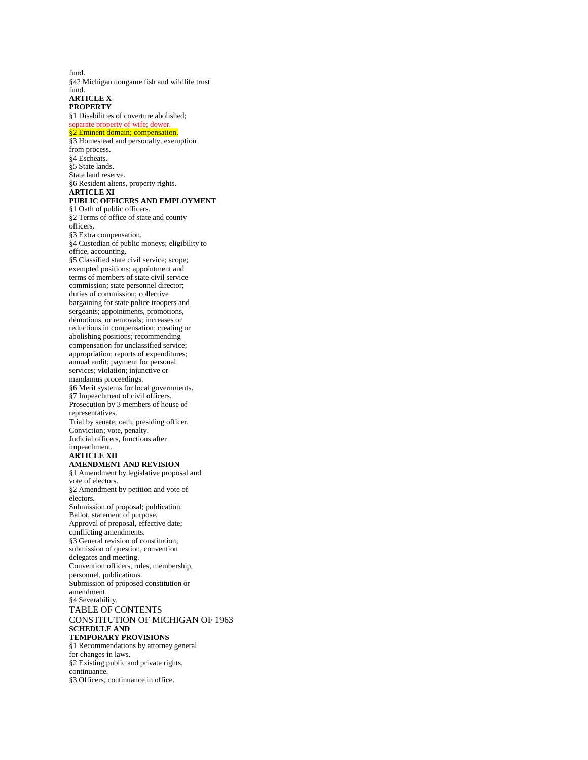fund.
§42 Michigan nongame fish and wildlife trust fund.

**ARTICLE X**
**PROPERTY**

§1 Disabilities of coverture abolished; separate property of wife; dower.
§2 Eminent domain; compensation.
§3 Homestead and personalty, exemption from process.
§4 Escheats.
§5 State lands.
State land reserve.
§6 Resident aliens, property rights.

**ARTICLE XI**
**PUBLIC OFFICERS AND EMPLOYMENT**

§1 Oath of public officers.
§2 Terms of office of state and county officers.
§3 Extra compensation.
§4 Custodian of public moneys; eligibility to office, accounting.
§5 Classified state civil service; scope; exempted positions; appointment and terms of members of state civil service commission; state personnel director; duties of commission; collective bargaining for state police troopers and sergeants; appointments, promotions, demotions, or removals; increases or reductions in compensation; creating or abolishing positions; recommending compensation for unclassified service; appropriation; reports of expenditures; annual audit; payment for personal services; violation; injunctive or mandamus proceedings.
§6 Merit systems for local governments.
§7 Impeachment of civil officers.
Prosecution by 3 members of house of representatives.
Trial by senate; oath, presiding officer.
Conviction; vote, penalty.
Judicial officers, functions after impeachment.

**ARTICLE XII**
**AMENDMENT AND REVISION**

§1 Amendment by legislative proposal and vote of electors.
§2 Amendment by petition and vote of electors.
Submission of proposal; publication.
Ballot, statement of purpose.
Approval of proposal, effective date; conflicting amendments.
§3 General revision of constitution; submission of question, convention delegates and meeting.
Convention officers, rules, membership, personnel, publications.
Submission of proposed constitution or amendment.
§4 Severability.

TABLE OF CONTENTS
CONSTITUTION OF MICHIGAN OF 1963

**SCHEDULE AND**
**TEMPORARY PROVISIONS**

§1 Recommendations by attorney general for changes in laws.
§2 Existing public and private rights, continuance.
§3 Officers, continuance in office.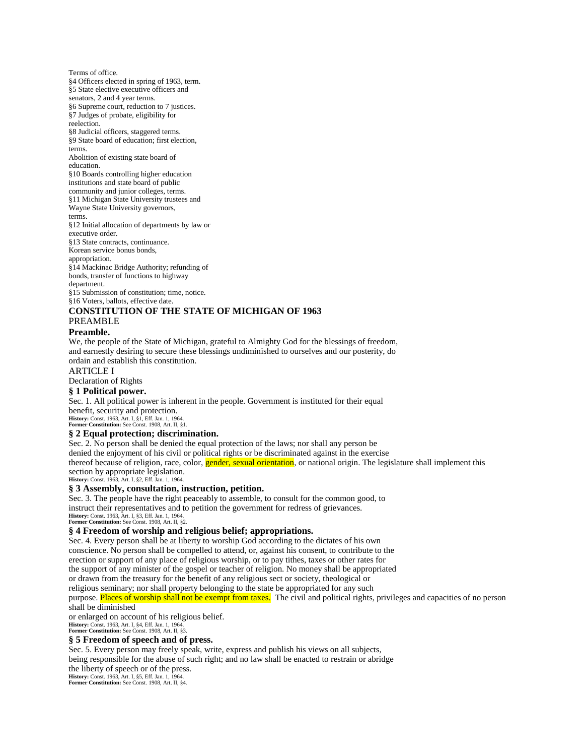Terms of office.
§4 Officers elected in spring of 1963, term.
§5 State elective executive officers and senators, 2 and 4 year terms.
§6 Supreme court, reduction to 7 justices.
§7 Judges of probate, eligibility for reelection.
§8 Judicial officers, staggered terms.
§9 State board of education; first election, terms.
Abolition of existing state board of education.
§10 Boards controlling higher education institutions and state board of public community and junior colleges, terms.
§11 Michigan State University trustees and Wayne State University governors, terms.
§12 Initial allocation of departments by law or executive order.
§13 State contracts, continuance.
Korean service bonus bonds, appropriation.
§14 Mackinac Bridge Authority; refunding of bonds, transfer of functions to highway department.
§15 Submission of constitution; time, notice.
§16 Voters, ballots, effective date.

# CONSTITUTION OF THE STATE OF MICHIGAN OF 1963

PREAMBLE

### Preamble.

We, the people of the State of Michigan, grateful to Almighty God for the blessings of freedom, and earnestly desiring to secure these blessings undiminished to ourselves and our posterity, do ordain and establish this constitution.

ARTICLE I

Declaration of Rights

### § 1 Political power.

Sec. 1. All political power is inherent in the people. Government is instituted for their equal benefit, security and protection.

**History:** Const. 1963, Art. I, §1, Eff. Jan. 1, 1964.
**Former Constitution:** See Const. 1908, Art. II, §1.

### § 2 Equal protection; discrimination.

Sec. 2. No person shall be denied the equal protection of the laws; nor shall any person be denied the enjoyment of his civil or political rights or be discriminated against in the exercise thereof because of religion, race, color, gender, sexual orientation, or national origin. The legislature shall implement this section by appropriate legislation.

**History:** Const. 1963, Art. I, §2, Eff. Jan. 1, 1964.

### § 3 Assembly, consultation, instruction, petition.

Sec. 3. The people have the right peaceably to assemble, to consult for the common good, to instruct their representatives and to petition the government for redress of grievances.

**History:** Const. 1963, Art. I, §3, Eff. Jan. 1, 1964.
**Former Constitution:** See Const. 1908, Art. II, §2.

### § 4 Freedom of worship and religious belief; appropriations.

Sec. 4. Every person shall be at liberty to worship God according to the dictates of his own conscience. No person shall be compelled to attend, or, against his consent, to contribute to the erection or support of any place of religious worship, or to pay tithes, taxes or other rates for the support of any minister of the gospel or teacher of religion. No money shall be appropriated or drawn from the treasury for the benefit of any religious sect or society, theological or religious seminary; nor shall property belonging to the state be appropriated for any such purpose. Places of worship shall not be exempt from taxes. The civil and political rights, privileges and capacities of no person shall be diminished or enlarged on account of his religious belief.

**History:** Const. 1963, Art. I, §4, Eff. Jan. 1, 1964.
**Former Constitution:** See Const. 1908, Art. II, §3.

### § 5 Freedom of speech and of press.

Sec. 5. Every person may freely speak, write, express and publish his views on all subjects, being responsible for the abuse of such right; and no law shall be enacted to restrain or abridge the liberty of speech or of the press.

**History:** Const. 1963, Art. I, §5, Eff. Jan. 1, 1964.
**Former Constitution:** See Const. 1908, Art. II, §4.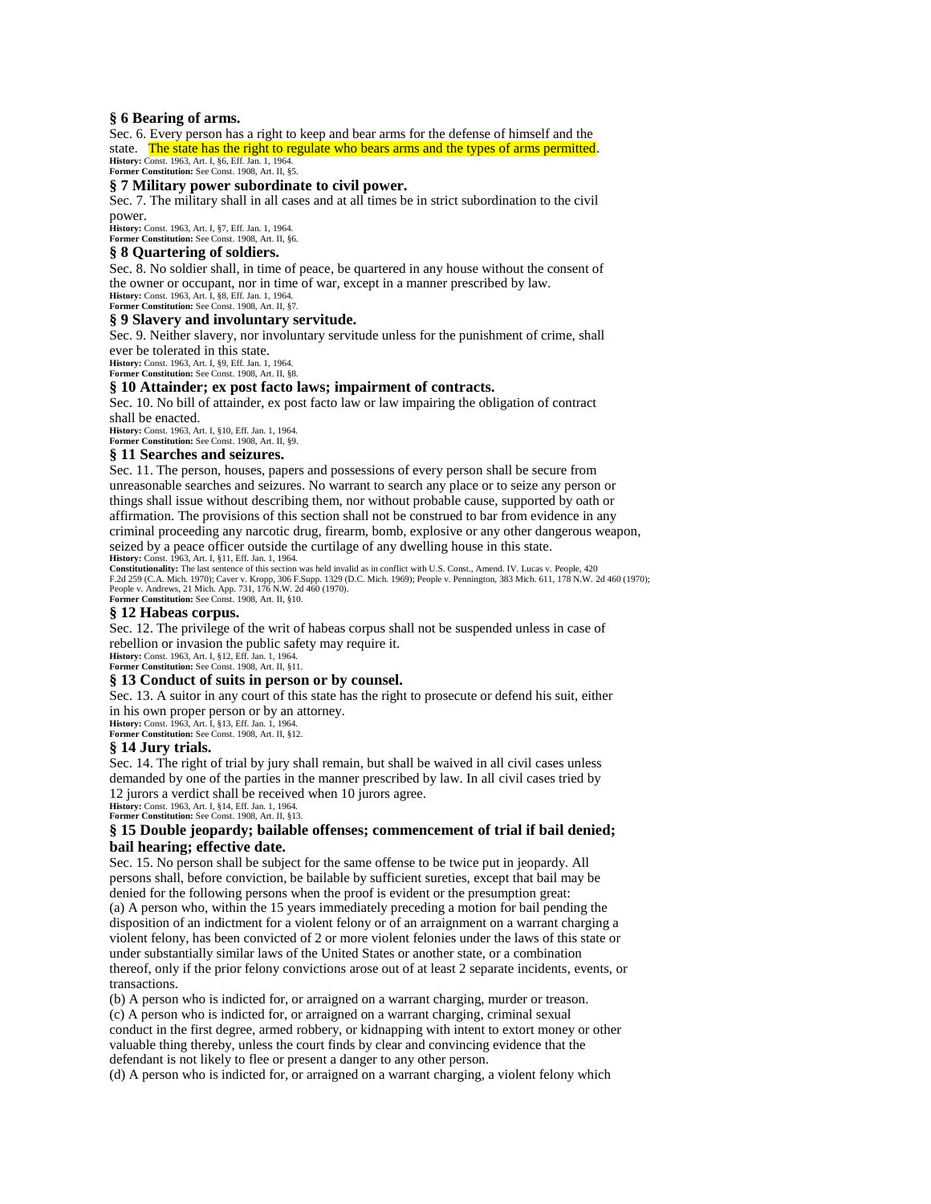### § 6 Bearing of arms.

Sec. 6. Every person has a right to keep and bear arms for the defense of himself and the state. The state has the right to regulate who bears arms and the types of arms permitted.

**History:** Const. 1963, Art. I, §6, Eff. Jan. 1, 1964.
**Former Constitution:** See Const. 1908, Art. II, §5.

### § 7 Military power subordinate to civil power.

Sec. 7. The military shall in all cases and at all times be in strict subordination to the civil power.

**History:** Const. 1963, Art. I, §7, Eff. Jan. 1, 1964.
**Former Constitution:** See Const. 1908, Art. II, §6.

### § 8 Quartering of soldiers.

Sec. 8. No soldier shall, in time of peace, be quartered in any house without the consent of the owner or occupant, nor in time of war, except in a manner prescribed by law.

**History:** Const. 1963, Art. I, §8, Eff. Jan. 1, 1964.
**Former Constitution:** See Const. 1908, Art. II, §7.

### § 9 Slavery and involuntary servitude.

Sec. 9. Neither slavery, nor involuntary servitude unless for the punishment of crime, shall ever be tolerated in this state.

**History:** Const. 1963, Art. I, §9, Eff. Jan. 1, 1964.
**Former Constitution:** See Const. 1908, Art. II, §8.

### § 10 Attainder; ex post facto laws; impairment of contracts.

Sec. 10. No bill of attainder, ex post facto law or law impairing the obligation of contract shall be enacted.

**History:** Const. 1963, Art. I, §10, Eff. Jan. 1, 1964.
**Former Constitution:** See Const. 1908, Art. II, §9.

### § 11 Searches and seizures.

Sec. 11. The person, houses, papers and possessions of every person shall be secure from unreasonable searches and seizures. No warrant to search any place or to seize any person or things shall issue without describing them, nor without probable cause, supported by oath or affirmation. The provisions of this section shall not be construed to bar from evidence in any criminal proceeding any narcotic drug, firearm, bomb, explosive or any other dangerous weapon, seized by a peace officer outside the curtilage of any dwelling house in this state.

**History:** Const. 1963, Art. I, §11, Eff. Jan. 1, 1964.
**Constitutionality:** The last sentence of this section was held invalid as in conflict with U.S. Const., Amend. IV. Lucas v. People, 420 F.2d 259 (C.A. Mich. 1970); Caver v. Kropp, 306 F.Supp. 1329 (D.C. Mich. 1969); People v. Pennington, 383 Mich. 611, 178 N.W. 2d 460 (1970); People v. Andrews, 21 Mich. App. 731, 176 N.W. 2d 460 (1970).
**Former Constitution:** See Const. 1908, Art. II, §10.

### § 12 Habeas corpus.

Sec. 12. The privilege of the writ of habeas corpus shall not be suspended unless in case of rebellion or invasion the public safety may require it.

**History:** Const. 1963, Art. I, §12, Eff. Jan. 1, 1964.
**Former Constitution:** See Const. 1908, Art. II, §11.

### § 13 Conduct of suits in person or by counsel.

Sec. 13. A suitor in any court of this state has the right to prosecute or defend his suit, either in his own proper person or by an attorney.

**History:** Const. 1963, Art. I, §13, Eff. Jan. 1, 1964.
**Former Constitution:** See Const. 1908, Art. II, §12.

### § 14 Jury trials.

Sec. 14. The right of trial by jury shall remain, but shall be waived in all civil cases unless demanded by one of the parties in the manner prescribed by law. In all civil cases tried by 12 jurors a verdict shall be received when 10 jurors agree.

**History:** Const. 1963, Art. I, §14, Eff. Jan. 1, 1964.
**Former Constitution:** See Const. 1908, Art. II, §13.

### § 15 Double jeopardy; bailable offenses; commencement of trial if bail denied; bail hearing; effective date.

Sec. 15. No person shall be subject for the same offense to be twice put in jeopardy. All persons shall, before conviction, be bailable by sufficient sureties, except that bail may be denied for the following persons when the proof is evident or the presumption great:

(a) A person who, within the 15 years immediately preceding a motion for bail pending the disposition of an indictment for a violent felony or of an arraignment on a warrant charging a violent felony, has been convicted of 2 or more violent felonies under the laws of this state or under substantially similar laws of the United States or another state, or a combination thereof, only if the prior felony convictions arose out of at least 2 separate incidents, events, or transactions.

(b) A person who is indicted for, or arraigned on a warrant charging, murder or treason.

(c) A person who is indicted for, or arraigned on a warrant charging, criminal sexual conduct in the first degree, armed robbery, or kidnapping with intent to extort money or other valuable thing thereby, unless the court finds by clear and convincing evidence that the defendant is not likely to flee or present a danger to any other person.

(d) A person who is indicted for, or arraigned on a warrant charging, a violent felony which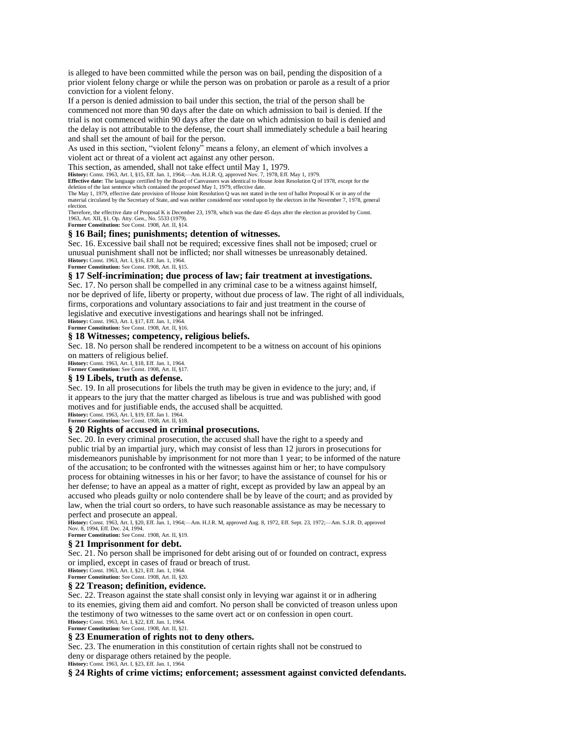is alleged to have been committed while the person was on bail, pending the disposition of a prior violent felony charge or while the person was on probation or parole as a result of a prior conviction for a violent felony.

If a person is denied admission to bail under this section, the trial of the person shall be commenced not more than 90 days after the date on which admission to bail is denied. If the trial is not commenced within 90 days after the date on which admission to bail is denied and the delay is not attributable to the defense, the court shall immediately schedule a bail hearing and shall set the amount of bail for the person.

As used in this section, "violent felony" means a felony, an element of which involves a violent act or threat of a violent act against any other person.

This section, as amended, shall not take effect until May 1, 1979.

**History:** Const. 1963, Art. I, §15, Eff. Jan. 1, 1964;—Am. H.J.R. Q, approved Nov. 7, 1978, Eff. May 1, 1979.
**Effective date:** The language certified by the Board of Canvassers was identical to House Joint Resolution Q of 1978, except for the deletion of the last sentence which contained the proposed May 1, 1979, effective date.
The May 1, 1979, effective date provision of House Joint Resolution Q was not stated in the text of ballot Proposal K or in any of the material circulated by the Secretary of State, and was neither considered nor voted upon by the electors in the November 7, 1978, general election.
Therefore, the effective date of Proposal K is December 23, 1978, which was the date 45 days after the election as provided by Const. 1963, Art. XII, §1. Op. Atty. Gen., No. 5533 (1979).
**Former Constitution:** See Const. 1908, Art. II, §14.

### § 16 Bail; fines; punishments; detention of witnesses.

Sec. 16. Excessive bail shall not be required; excessive fines shall not be imposed; cruel or unusual punishment shall not be inflicted; nor shall witnesses be unreasonably detained.

**History:** Const. 1963, Art. I, §16, Eff. Jan. 1, 1964.
**Former Constitution:** See Const. 1908, Art. II, §15.

### § 17 Self-incrimination; due process of law; fair treatment at investigations.

Sec. 17. No person shall be compelled in any criminal case to be a witness against himself, nor be deprived of life, liberty or property, without due process of law. The right of all individuals, firms, corporations and voluntary associations to fair and just treatment in the course of legislative and executive investigations and hearings shall not be infringed.

**History:** Const. 1963, Art. I, §17, Eff. Jan. 1, 1964.
**Former Constitution:** See Const. 1908, Art. II, §16.

### § 18 Witnesses; competency, religious beliefs.

Sec. 18. No person shall be rendered incompetent to be a witness on account of his opinions on matters of religious belief.

**History:** Const. 1963, Art. I, §18, Eff. Jan. 1, 1964.
**Former Constitution:** See Const. 1908, Art. II, §17.

### § 19 Libels, truth as defense.

Sec. 19. In all prosecutions for libels the truth may be given in evidence to the jury; and, if it appears to the jury that the matter charged as libelous is true and was published with good motives and for justifiable ends, the accused shall be acquitted.

**History:** Const. 1963, Art. I, §19, Eff. Jan 1. 1964.
**Former Constitution:** See Const. 1908, Art. II, §18.

### § 20 Rights of accused in criminal prosecutions.

Sec. 20. In every criminal prosecution, the accused shall have the right to a speedy and public trial by an impartial jury, which may consist of less than 12 jurors in prosecutions for misdemeanors punishable by imprisonment for not more than 1 year; to be informed of the nature of the accusation; to be confronted with the witnesses against him or her; to have compulsory process for obtaining witnesses in his or her favor; to have the assistance of counsel for his or her defense; to have an appeal as a matter of right, except as provided by law an appeal by an accused who pleads guilty or nolo contendere shall be by leave of the court; and as provided by law, when the trial court so orders, to have such reasonable assistance as may be necessary to perfect and prosecute an appeal.

**History:** Const. 1963, Art. I, §20, Eff. Jan. 1, 1964;—Am. H.J.R. M, approved Aug. 8, 1972, Eff. Sept. 23, 1972;—Am. S.J.R. D, approved Nov. 8, 1994, Eff. Dec. 24, 1994.
**Former Constitution:** See Const. 1908, Art. II, §19.

### § 21 Imprisonment for debt.

Sec. 21. No person shall be imprisoned for debt arising out of or founded on contract, express or implied, except in cases of fraud or breach of trust.

**History:** Const. 1963, Art. I, §21, Eff. Jan. 1, 1964.
**Former Constitution:** See Const. 1908, Art. II, §20.

### § 22 Treason; definition, evidence.

Sec. 22. Treason against the state shall consist only in levying war against it or in adhering to its enemies, giving them aid and comfort. No person shall be convicted of treason unless upon the testimony of two witnesses to the same overt act or on confession in open court.

**History:** Const. 1963, Art. I, §22, Eff. Jan. 1, 1964.
**Former Constitution:** See Const. 1908, Art. II, §21.

### § 23 Enumeration of rights not to deny others.

Sec. 23. The enumeration in this constitution of certain rights shall not be construed to deny or disparage others retained by the people.

**History:** Const. 1963, Art. I, §23, Eff. Jan. 1, 1964.

### § 24 Rights of crime victims; enforcement; assessment against convicted defendants.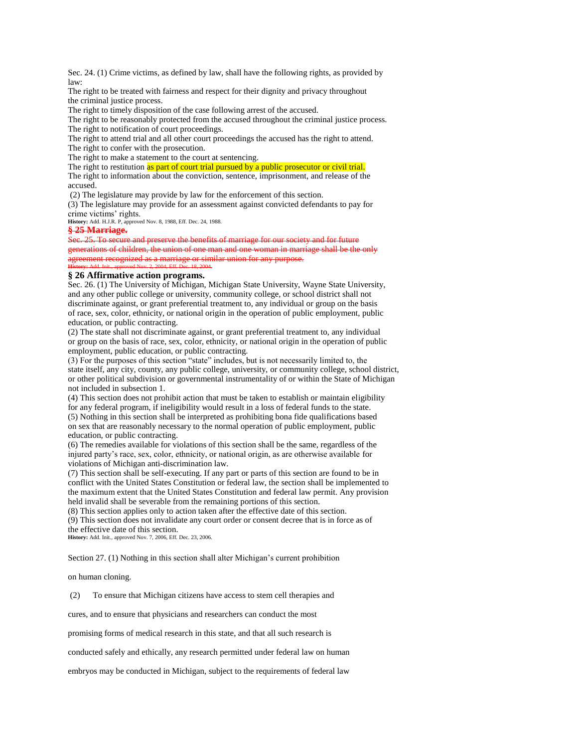Sec. 24. (1) Crime victims, as defined by law, shall have the following rights, as provided by law:

The right to be treated with fairness and respect for their dignity and privacy throughout the criminal justice process.

The right to timely disposition of the case following arrest of the accused.

The right to be reasonably protected from the accused throughout the criminal justice process.

The right to notification of court proceedings.

The right to attend trial and all other court proceedings the accused has the right to attend.

The right to confer with the prosecution.

The right to make a statement to the court at sentencing.

The right to restitution as part of court trial pursued by a public prosecutor or civil trial.

The right to information about the conviction, sentence, imprisonment, and release of the accused.

(2) The legislature may provide by law for the enforcement of this section.

(3) The legislature may provide for an assessment against convicted defendants to pay for crime victims' rights.

**History:** Add. H.J.R. P, approved Nov. 8, 1988, Eff. Dec. 24, 1988.

### ~~§ 25 Marriage.~~

~~Sec. 25. To secure and preserve the benefits of marriage for our society and for future generations of children, the union of one man and one woman in marriage shall be the only agreement recognized as a marriage or similar union for any purpose.~~

~~**History:** Add. Init., approved Nov. 2, 2004, Eff. Dec. 18, 2004.~~

### § 26 Affirmative action programs.

Sec. 26. (1) The University of Michigan, Michigan State University, Wayne State University, and any other public college or university, community college, or school district shall not discriminate against, or grant preferential treatment to, any individual or group on the basis of race, sex, color, ethnicity, or national origin in the operation of public employment, public education, or public contracting.

(2) The state shall not discriminate against, or grant preferential treatment to, any individual or group on the basis of race, sex, color, ethnicity, or national origin in the operation of public employment, public education, or public contracting.

(3) For the purposes of this section "state" includes, but is not necessarily limited to, the state itself, any city, county, any public college, university, or community college, school district, or other political subdivision or governmental instrumentality of or within the State of Michigan not included in subsection 1.

(4) This section does not prohibit action that must be taken to establish or maintain eligibility for any federal program, if ineligibility would result in a loss of federal funds to the state.

(5) Nothing in this section shall be interpreted as prohibiting bona fide qualifications based on sex that are reasonably necessary to the normal operation of public employment, public education, or public contracting.

(6) The remedies available for violations of this section shall be the same, regardless of the injured party's race, sex, color, ethnicity, or national origin, as are otherwise available for violations of Michigan anti-discrimination law.

(7) This section shall be self-executing. If any part or parts of this section are found to be in conflict with the United States Constitution or federal law, the section shall be implemented to the maximum extent that the United States Constitution and federal law permit. Any provision held invalid shall be severable from the remaining portions of this section.

(8) This section applies only to action taken after the effective date of this section.

(9) This section does not invalidate any court order or consent decree that is in force as of the effective date of this section.

**History:** Add. Init., approved Nov. 7, 2006, Eff. Dec. 23, 2006.

Section 27. (1) Nothing in this section shall alter Michigan's current prohibition on human cloning.

(2) To ensure that Michigan citizens have access to stem cell therapies and cures, and to ensure that physicians and researchers can conduct the most promising forms of medical research in this state, and that all such research is conducted safely and ethically, any research permitted under federal law on human embryos may be conducted in Michigan, subject to the requirements of federal law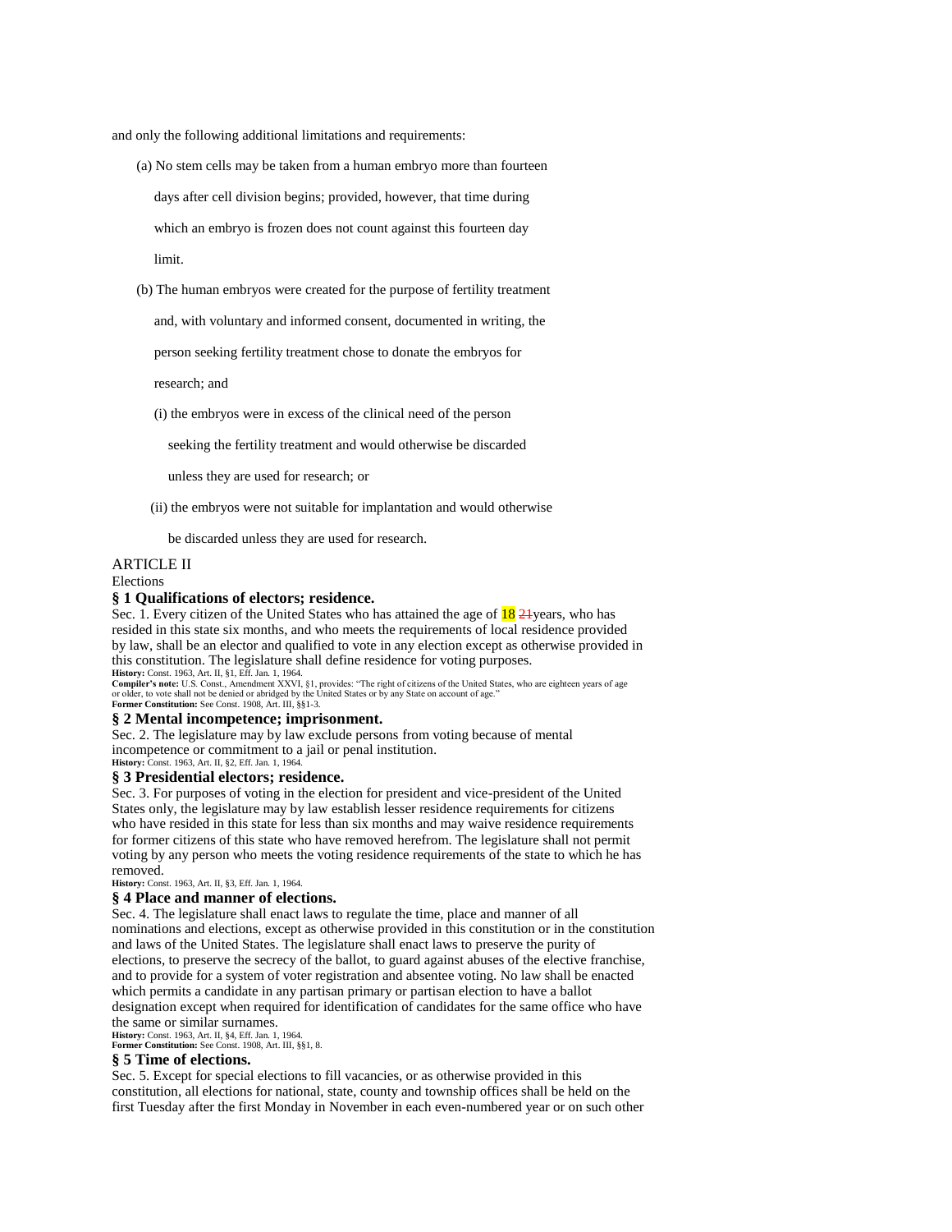and only the following additional limitations and requirements:

(a) No stem cells may be taken from a human embryo more than fourteen days after cell division begins; provided, however, that time during which an embryo is frozen does not count against this fourteen day limit.

(b) The human embryos were created for the purpose of fertility treatment and, with voluntary and informed consent, documented in writing, the person seeking fertility treatment chose to donate the embryos for research; and

(i) the embryos were in excess of the clinical need of the person seeking the fertility treatment and would otherwise be discarded unless they are used for research; or

(ii) the embryos were not suitable for implantation and would otherwise be discarded unless they are used for research.

ARTICLE II

Elections

### § 1 Qualifications of electors; residence.

Sec. 1. Every citizen of the United States who has attained the age of 18 ~~21~~years, who has resided in this state six months, and who meets the requirements of local residence provided by law, shall be an elector and qualified to vote in any election except as otherwise provided in this constitution. The legislature shall define residence for voting purposes.

**History:** Const. 1963, Art. II, §1, Eff. Jan. 1, 1964.
**Compiler's note:** U.S. Const., Amendment XXVI, §1, provides: "The right of citizens of the United States, who are eighteen years of age or older, to vote shall not be denied or abridged by the United States or by any State on account of age."
**Former Constitution:** See Const. 1908, Art. III, §§1-3.

### § 2 Mental incompetence; imprisonment.

Sec. 2. The legislature may by law exclude persons from voting because of mental incompetence or commitment to a jail or penal institution.

**History:** Const. 1963, Art. II, §2, Eff. Jan. 1, 1964.

### § 3 Presidential electors; residence.

Sec. 3. For purposes of voting in the election for president and vice-president of the United States only, the legislature may by law establish lesser residence requirements for citizens who have resided in this state for less than six months and may waive residence requirements for former citizens of this state who have removed herefrom. The legislature shall not permit voting by any person who meets the voting residence requirements of the state to which he has removed.

**History:** Const. 1963, Art. II, §3, Eff. Jan. 1, 1964.

### § 4 Place and manner of elections.

Sec. 4. The legislature shall enact laws to regulate the time, place and manner of all nominations and elections, except as otherwise provided in this constitution or in the constitution and laws of the United States. The legislature shall enact laws to preserve the purity of elections, to preserve the secrecy of the ballot, to guard against abuses of the elective franchise, and to provide for a system of voter registration and absentee voting. No law shall be enacted which permits a candidate in any partisan primary or partisan election to have a ballot designation except when required for identification of candidates for the same office who have the same or similar surnames.

**History:** Const. 1963, Art. II, §4, Eff. Jan. 1, 1964.
**Former Constitution:** See Const. 1908, Art. III, §§1, 8.

### § 5 Time of elections.

Sec. 5. Except for special elections to fill vacancies, or as otherwise provided in this constitution, all elections for national, state, county and township offices shall be held on the first Tuesday after the first Monday in November in each even-numbered year or on such other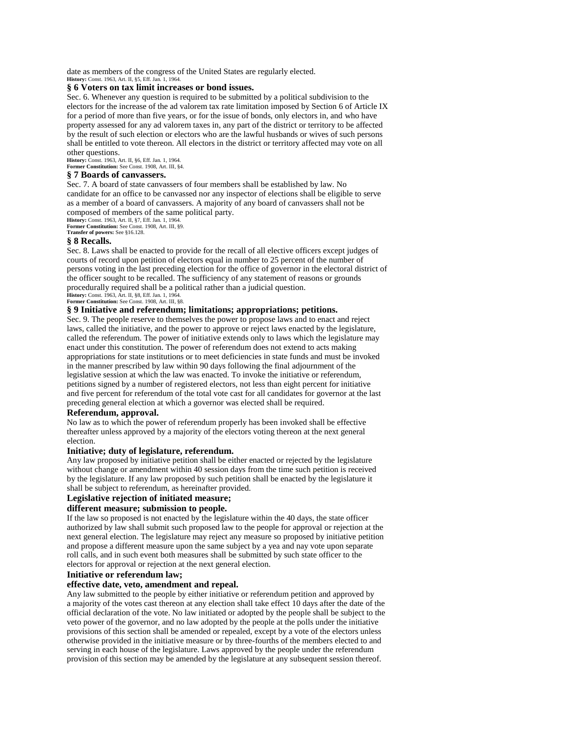date as members of the congress of the United States are regularly elected.

**History:** Const. 1963, Art. II, §5, Eff. Jan. 1, 1964.

### § 6 Voters on tax limit increases or bond issues.

Sec. 6. Whenever any question is required to be submitted by a political subdivision to the electors for the increase of the ad valorem tax rate limitation imposed by Section 6 of Article IX for a period of more than five years, or for the issue of bonds, only electors in, and who have property assessed for any ad valorem taxes in, any part of the district or territory to be affected by the result of such election or electors who are the lawful husbands or wives of such persons shall be entitled to vote thereon. All electors in the district or territory affected may vote on all other questions.

**History:** Const. 1963, Art. II, §6, Eff. Jan. 1, 1964.
**Former Constitution:** See Const. 1908, Art. III, §4.

### § 7 Boards of canvassers.

Sec. 7. A board of state canvassers of four members shall be established by law. No candidate for an office to be canvassed nor any inspector of elections shall be eligible to serve as a member of a board of canvassers. A majority of any board of canvassers shall not be composed of members of the same political party.

**History:** Const. 1963, Art. II, §7, Eff. Jan. 1, 1964.
**Former Constitution:** See Const. 1908, Art. III, §9.
**Transfer of powers:** See §16.128.

### § 8 Recalls.

Sec. 8. Laws shall be enacted to provide for the recall of all elective officers except judges of courts of record upon petition of electors equal in number to 25 percent of the number of persons voting in the last preceding election for the office of governor in the electoral district of the officer sought to be recalled. The sufficiency of any statement of reasons or grounds procedurally required shall be a political rather than a judicial question.

**History:** Const. 1963, Art. II, §8, Eff. Jan. 1, 1964.
**Former Constitution:** See Const. 1908, Art. III, §8.

### § 9 Initiative and referendum; limitations; appropriations; petitions.

Sec. 9. The people reserve to themselves the power to propose laws and to enact and reject laws, called the initiative, and the power to approve or reject laws enacted by the legislature, called the referendum. The power of initiative extends only to laws which the legislature may enact under this constitution. The power of referendum does not extend to acts making appropriations for state institutions or to meet deficiencies in state funds and must be invoked in the manner prescribed by law within 90 days following the final adjournment of the legislative session at which the law was enacted. To invoke the initiative or referendum, petitions signed by a number of registered electors, not less than eight percent for initiative and five percent for referendum of the total vote cast for all candidates for governor at the last preceding general election at which a governor was elected shall be required.

#### Referendum, approval.

No law as to which the power of referendum properly has been invoked shall be effective thereafter unless approved by a majority of the electors voting thereon at the next general election.

#### Initiative; duty of legislature, referendum.

Any law proposed by initiative petition shall be either enacted or rejected by the legislature without change or amendment within 40 session days from the time such petition is received by the legislature. If any law proposed by such petition shall be enacted by the legislature it shall be subject to referendum, as hereinafter provided.

#### Legislative rejection of initiated measure; different measure; submission to people.

If the law so proposed is not enacted by the legislature within the 40 days, the state officer authorized by law shall submit such proposed law to the people for approval or rejection at the next general election. The legislature may reject any measure so proposed by initiative petition and propose a different measure upon the same subject by a yea and nay vote upon separate roll calls, and in such event both measures shall be submitted by such state officer to the electors for approval or rejection at the next general election.

#### Initiative or referendum law; effective date, veto, amendment and repeal.

Any law submitted to the people by either initiative or referendum petition and approved by a majority of the votes cast thereon at any election shall take effect 10 days after the date of the official declaration of the vote. No law initiated or adopted by the people shall be subject to the veto power of the governor, and no law adopted by the people at the polls under the initiative provisions of this section shall be amended or repealed, except by a vote of the electors unless otherwise provided in the initiative measure or by three-fourths of the members elected to and serving in each house of the legislature. Laws approved by the people under the referendum provision of this section may be amended by the legislature at any subsequent session thereof.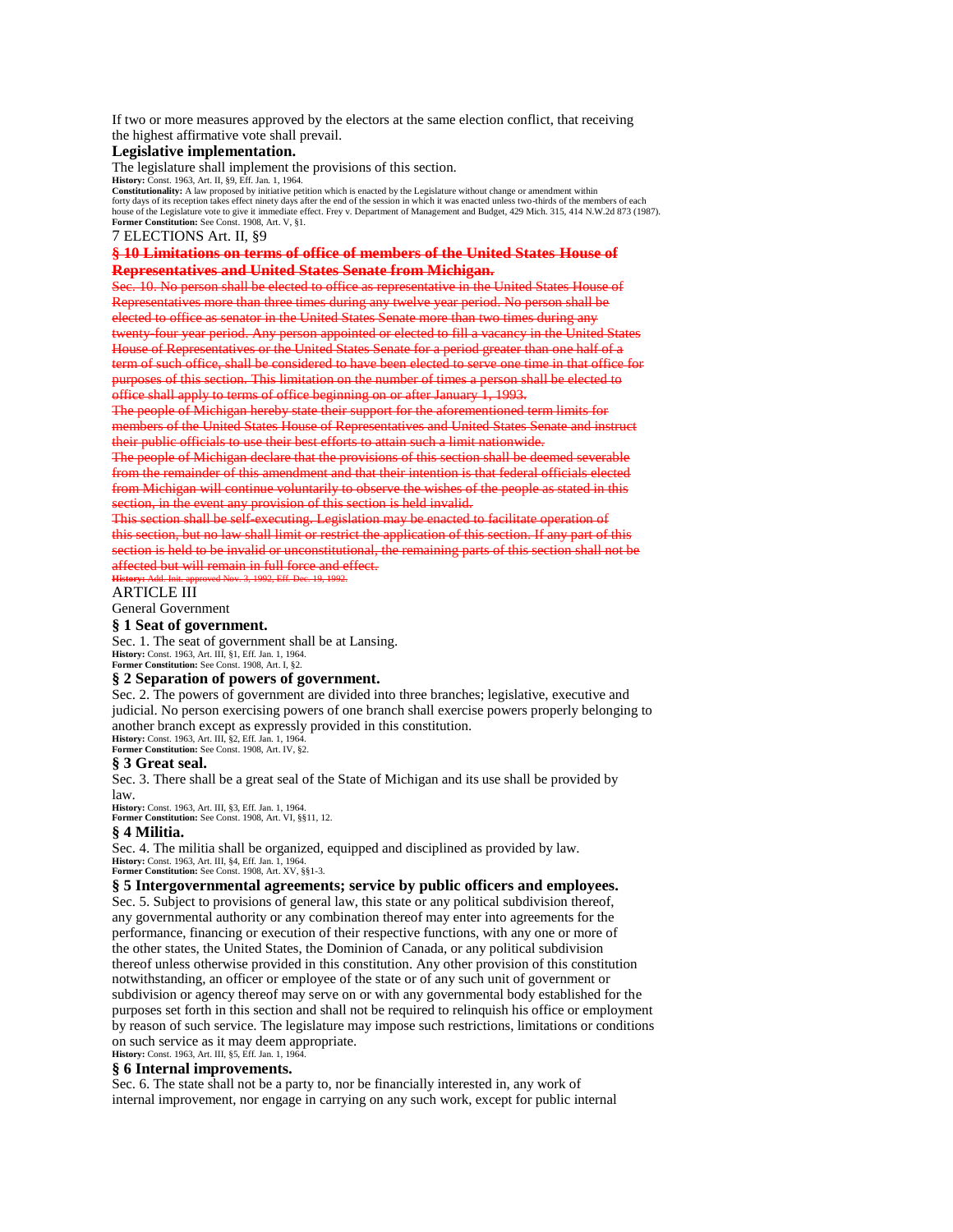If two or more measures approved by the electors at the same election conflict, that receiving the highest affirmative vote shall prevail.

**Legislative implementation.**

The legislature shall implement the provisions of this section.

**History:** Const. 1963, Art. II, §9, Eff. Jan. 1, 1964.

**Constitutionality:** A law proposed by initiative petition which is enacted by the Legislature without change or amendment within forty days of its reception takes effect ninety days after the end of the session in which it was enacted unless two-thirds of the members of each house of the Legislature vote to give it immediate effect. Frey v. Department of Management and Budget, 429 Mich. 315, 414 N.W.2d 873 (1987).

**Former Constitution:** See Const. 1908, Art. V, §1.

### ~~§ 10 Limitations on terms of office of members of the United States House of Representatives and United States Senate from Michigan.~~

~~Sec. 10. No person shall be elected to office as representative in the United States House of Representatives more than three times during any twelve year period. No person shall be elected to office as senator in the United States Senate more than two times during any twenty-four year period. Any person appointed or elected to fill a vacancy in the United States House of Representatives or the United States Senate for a period greater than one half of a term of such office, shall be considered to have been elected to serve one time in that office for purposes of this section. This limitation on the number of times a person shall be elected to office shall apply to terms of office beginning on or after January 1, 1993.~~

~~The people of Michigan hereby state their support for the aforementioned term limits for members of the United States House of Representatives and United States Senate and instruct their public officials to use their best efforts to attain such a limit nationwide.~~

~~The people of Michigan declare that the provisions of this section shall be deemed severable from the remainder of this amendment and that their intention is that federal officials elected from Michigan will continue voluntarily to observe the wishes of the people as stated in this section, in the event any provision of this section is held invalid.~~

~~This section shall be self-executing. Legislation may be enacted to facilitate operation of this section, but no law shall limit or restrict the application of this section. If any part of this section is held to be invalid or unconstitutional, the remaining parts of this section shall not be affected but will remain in full force and effect.~~

~~**History:** Add. Init. approved Nov. 3, 1992, Eff. Dec. 19, 1992.~~

## ARTICLE III

General Government

### § 1 Seat of government.

Sec. 1. The seat of government shall be at Lansing.

**History:** Const. 1963, Art. III, §1, Eff. Jan. 1, 1964.

**Former Constitution:** See Const. 1908, Art. I, §2.

### § 2 Separation of powers of government.

Sec. 2. The powers of government are divided into three branches; legislative, executive and judicial. No person exercising powers of one branch shall exercise powers properly belonging to another branch except as expressly provided in this constitution.

**History:** Const. 1963, Art. III, §2, Eff. Jan. 1, 1964.

**Former Constitution:** See Const. 1908, Art. IV, §2.

### § 3 Great seal.

Sec. 3. There shall be a great seal of the State of Michigan and its use shall be provided by law.

**History:** Const. 1963, Art. III, §3, Eff. Jan. 1, 1964.

**Former Constitution:** See Const. 1908, Art. VI, §§11, 12.

### § 4 Militia.

Sec. 4. The militia shall be organized, equipped and disciplined as provided by law.

**History:** Const. 1963, Art. III, §4, Eff. Jan. 1, 1964.

**Former Constitution:** See Const. 1908, Art. XV, §§1-3.

### § 5 Intergovernmental agreements; service by public officers and employees.

Sec. 5. Subject to provisions of general law, this state or any political subdivision thereof, any governmental authority or any combination thereof may enter into agreements for the performance, financing or execution of their respective functions, with any one or more of the other states, the United States, the Dominion of Canada, or any political subdivision thereof unless otherwise provided in this constitution. Any other provision of this constitution notwithstanding, an officer or employee of the state or of any such unit of government or subdivision or agency thereof may serve on or with any governmental body established for the purposes set forth in this section and shall not be required to relinquish his office or employment by reason of such service. The legislature may impose such restrictions, limitations or conditions on such service as it may deem appropriate.

**History:** Const. 1963, Art. III, §5, Eff. Jan. 1, 1964.

### § 6 Internal improvements.

Sec. 6. The state shall not be a party to, nor be financially interested in, any work of internal improvement, nor engage in carrying on any such work, except for public internal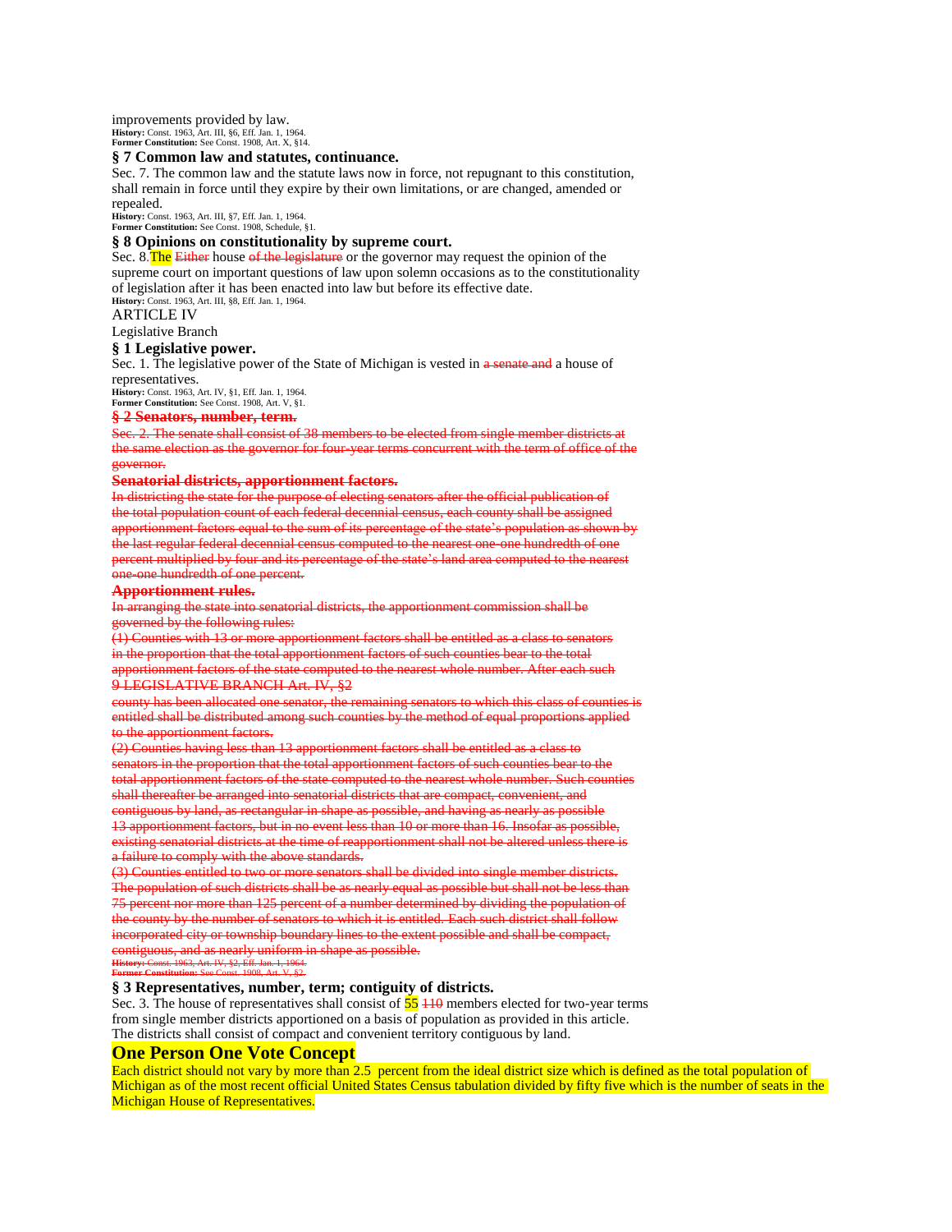improvements provided by law.

**History:** Const. 1963, Art. III, §6, Eff. Jan. 1, 1964.
**Former Constitution:** See Const. 1908, Art. X, §14.

### § 7 Common law and statutes, continuance.

Sec. 7. The common law and the statute laws now in force, not repugnant to this constitution, shall remain in force until they expire by their own limitations, or are changed, amended or repealed.

**History:** Const. 1963, Art. III, §7, Eff. Jan. 1, 1964.
**Former Constitution:** See Const. 1908, Schedule, §1.

### § 8 Opinions on constitutionality by supreme court.

Sec. 8. The ~~Either~~ house ~~of the legislature~~ or the governor may request the opinion of the supreme court on important questions of law upon solemn occasions as to the constitutionality of legislation after it has been enacted into law but before its effective date.

**History:** Const. 1963, Art. III, §8, Eff. Jan. 1, 1964.

ARTICLE IV

Legislative Branch

### § 1 Legislative power.

Sec. 1. The legislative power of the State of Michigan is vested in ~~a senate and~~ a house of representatives.

**History:** Const. 1963, Art. IV, §1, Eff. Jan. 1, 1964.
**Former Constitution:** See Const. 1908, Art. V, §1.

### ~~§ 2 Senators, number, term.~~

~~Sec. 2. The senate shall consist of 38 members to be elected from single member districts at the same election as the governor for four-year terms concurrent with the term of office of the governor.~~

**~~Senatorial districts, apportionment factors.~~**

~~In districting the state for the purpose of electing senators after the official publication of the total population count of each federal decennial census, each county shall be assigned apportionment factors equal to the sum of its percentage of the state's population as shown by the last regular federal decennial census computed to the nearest one-one hundredth of one percent multiplied by four and its percentage of the state's land area computed to the nearest one-one hundredth of one percent.~~

**~~Apportionment rules.~~**

~~In arranging the state into senatorial districts, the apportionment commission shall be governed by the following rules:~~

~~(1) Counties with 13 or more apportionment factors shall be entitled as a class to senators in the proportion that the total apportionment factors of such counties bear to the total apportionment factors of the state computed to the nearest whole number. After each such~~
~~9 LEGISLATIVE BRANCH Art. IV, §2~~
~~county has been allocated one senator, the remaining senators to which this class of counties is entitled shall be distributed among such counties by the method of equal proportions applied to the apportionment factors.~~

~~(2) Counties having less than 13 apportionment factors shall be entitled as a class to senators in the proportion that the total apportionment factors of such counties bear to the total apportionment factors of the state computed to the nearest whole number. Such counties shall thereafter be arranged into senatorial districts that are compact, convenient, and contiguous by land, as rectangular in shape as possible, and having as nearly as possible 13 apportionment factors, but in no event less than 10 or more than 16. Insofar as possible, existing senatorial districts at the time of reapportionment shall not be altered unless there is a failure to comply with the above standards.~~

~~(3) Counties entitled to two or more senators shall be divided into single member districts. The population of such districts shall be as nearly equal as possible but shall not be less than 75 percent nor more than 125 percent of a number determined by dividing the population of the county by the number of senators to which it is entitled. Each such district shall follow incorporated city or township boundary lines to the extent possible and shall be compact, contiguous, and as nearly uniform in shape as possible.~~

~~**History:** Const. 1963, Art. IV, §2, Eff. Jan. 1, 1964.~~
~~**Former Constitution:** See Const. 1908, Art. V, §2.~~

### § 3 Representatives, number, term; contiguity of districts.

Sec. 3. The house of representatives shall consist of 55 ~~110~~ members elected for two-year terms from single member districts apportioned on a basis of population as provided in this article. The districts shall consist of compact and convenient territory contiguous by land.

## One Person One Vote Concept

Each district should not vary by more than 2.5 percent from the ideal district size which is defined as the total population of Michigan as of the most recent official United States Census tabulation divided by fifty five which is the number of seats in the Michigan House of Representatives.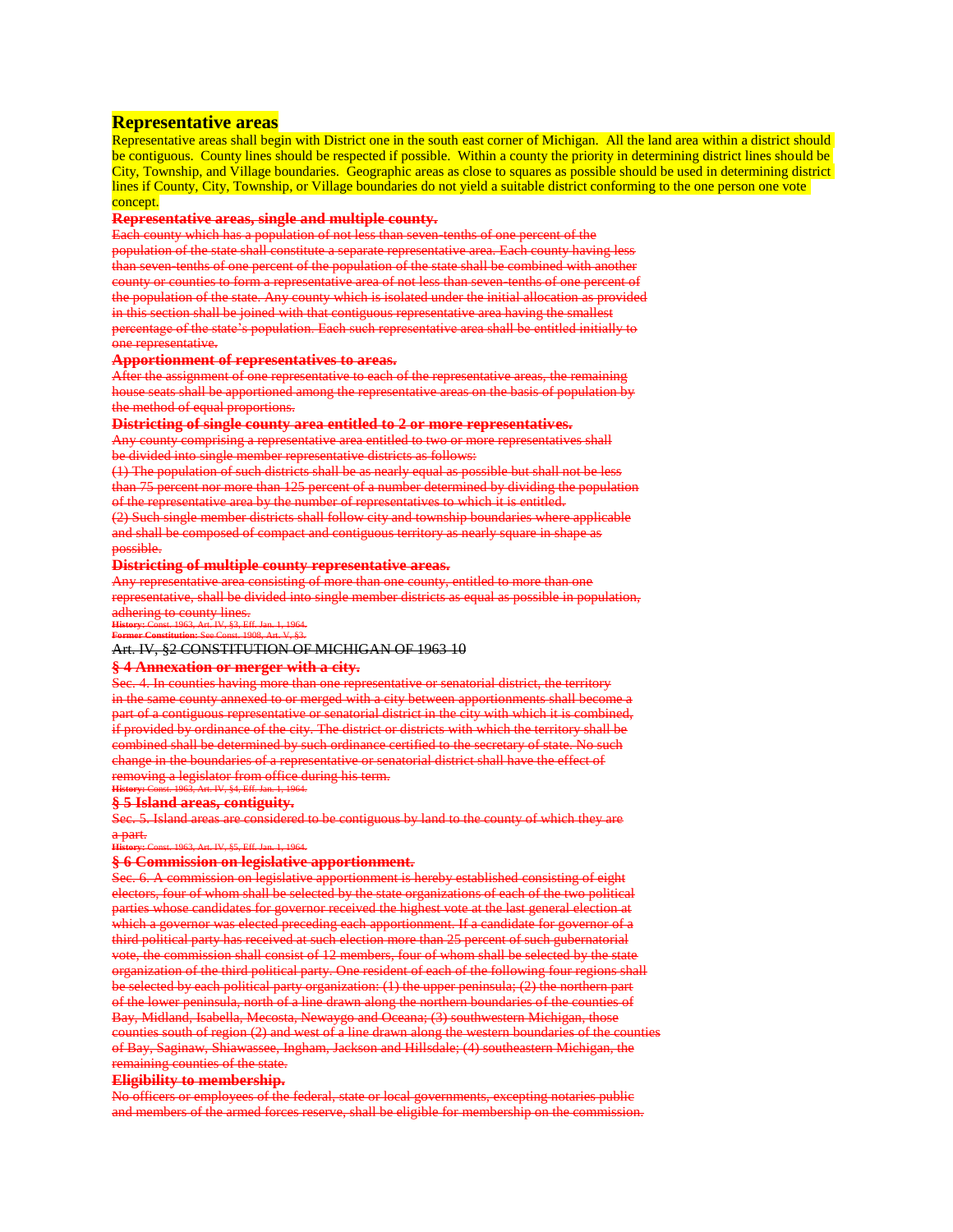## Representative areas

Representative areas shall begin with District one in the south east corner of Michigan. All the land area within a district should be contiguous. County lines should be respected if possible. Within a county the priority in determining district lines should be City, Township, and Village boundaries. Geographic areas as close to squares as possible should be used in determining district lines if County, City, Township, or Village boundaries do not yield a suitable district conforming to the one person one vote concept.

~~**Representative areas, single and multiple county.**~~

~~Each county which has a population of not less than seven-tenths of one percent of the population of the state shall constitute a separate representative area. Each county having less than seven-tenths of one percent of the population of the state shall be combined with another county or counties to form a representative area of not less than seven-tenths of one percent of the population of the state. Any county which is isolated under the initial allocation as provided in this section shall be joined with that contiguous representative area having the smallest percentage of the state's population. Each such representative area shall be entitled initially to one representative.~~

~~**Apportionment of representatives to areas.**~~

~~After the assignment of one representative to each of the representative areas, the remaining house seats shall be apportioned among the representative areas on the basis of population by the method of equal proportions.~~

~~**Districting of single county area entitled to 2 or more representatives.**~~

~~Any county comprising a representative area entitled to two or more representatives shall be divided into single member representative districts as follows:~~

~~(1) The population of such districts shall be as nearly equal as possible but shall not be less than 75 percent nor more than 125 percent of a number determined by dividing the population of the representative area by the number of representatives to which it is entitled.~~

~~(2) Such single member districts shall follow city and township boundaries where applicable and shall be composed of compact and contiguous territory as nearly square in shape as possible.~~

~~**Districting of multiple county representative areas.**~~

~~Any representative area consisting of more than one county, entitled to more than one representative, shall be divided into single member districts as equal as possible in population, adhering to county lines.~~

~~**History:** Const. 1963, Art. IV, §3, Eff. Jan. 1, 1964.~~

~~**Former Constitution:** See Const. 1908, Art. V, §3.~~

~~Art. IV, §2 CONSTITUTION OF MICHIGAN OF 1963 10~~

~~**§ 4 Annexation or merger with a city.**~~

~~Sec. 4. In counties having more than one representative or senatorial district, the territory in the same county annexed to or merged with a city between apportionments shall become a part of a contiguous representative or senatorial district in the city with which it is combined, if provided by ordinance of the city. The district or districts with which the territory shall be combined shall be determined by such ordinance certified to the secretary of state. No such change in the boundaries of a representative or senatorial district shall have the effect of removing a legislator from office during his term.~~

~~**History:** Const. 1963, Art. IV, §4, Eff. Jan. 1, 1964.~~

~~**§ 5 Island areas, contiguity.**~~

~~Sec. 5. Island areas are considered to be contiguous by land to the county of which they are a part.~~

~~**History:** Const. 1963, Art. IV, §5, Eff. Jan. 1, 1964.~~

~~**§ 6 Commission on legislative apportionment.**~~

~~Sec. 6. A commission on legislative apportionment is hereby established consisting of eight electors, four of whom shall be selected by the state organizations of each of the two political parties whose candidates for governor received the highest vote at the last general election at which a governor was elected preceding each apportionment. If a candidate for governor of a third political party has received at such election more than 25 percent of such gubernatorial vote, the commission shall consist of 12 members, four of whom shall be selected by the state organization of the third political party. One resident of each of the following four regions shall be selected by each political party organization: (1) the upper peninsula; (2) the northern part of the lower peninsula, north of a line drawn along the northern boundaries of the counties of Bay, Midland, Isabella, Mecosta, Newaygo and Oceana; (3) southwestern Michigan, those counties south of region (2) and west of a line drawn along the western boundaries of the counties of Bay, Saginaw, Shiawassee, Ingham, Jackson and Hillsdale; (4) southeastern Michigan, the remaining counties of the state.~~

~~**Eligibility to membership.**~~

~~No officers or employees of the federal, state or local governments, excepting notaries public and members of the armed forces reserve, shall be eligible for membership on the commission.~~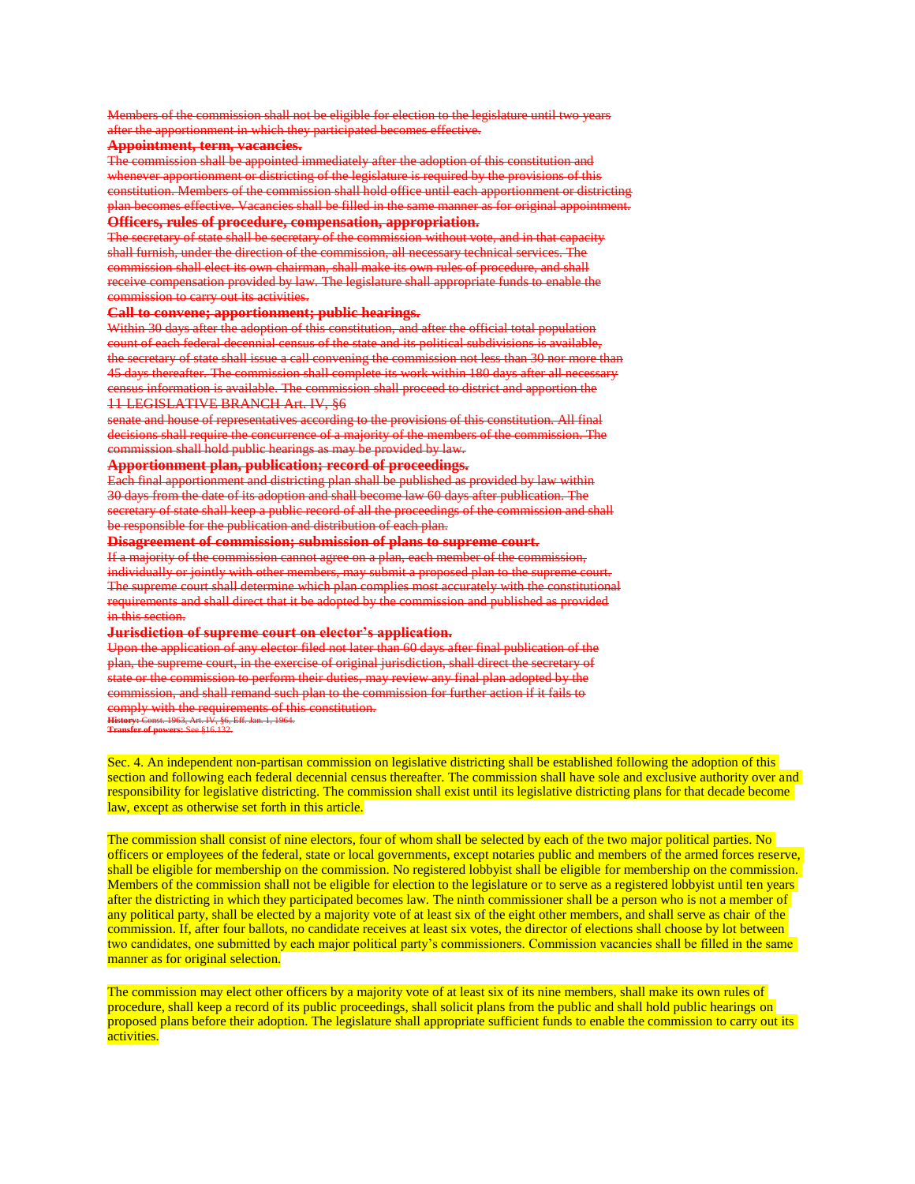~~Members of the commission shall not be eligible for election to the legislature until two years after the apportionment in which they participated becomes effective.~~

~~**Appointment, term, vacancies.**~~

~~The commission shall be appointed immediately after the adoption of this constitution and whenever apportionment or districting of the legislature is required by the provisions of this constitution. Members of the commission shall hold office until each apportionment or districting plan becomes effective. Vacancies shall be filled in the same manner as for original appointment.~~

~~**Officers, rules of procedure, compensation, appropriation.**~~

~~The secretary of state shall be secretary of the commission without vote, and in that capacity shall furnish, under the direction of the commission, all necessary technical services. The commission shall elect its own chairman, shall make its own rules of procedure, and shall receive compensation provided by law. The legislature shall appropriate funds to enable the commission to carry out its activities.~~

~~**Call to convene; apportionment; public hearings.**~~

~~Within 30 days after the adoption of this constitution, and after the official total population count of each federal decennial census of the state and its political subdivisions is available, the secretary of state shall issue a call convening the commission not less than 30 nor more than 45 days thereafter. The commission shall complete its work within 180 days after all necessary census information is available. The commission shall proceed to district and apportion the~~

~~11 LEGISLATIVE BRANCH Art. IV, §6~~

~~senate and house of representatives according to the provisions of this constitution. All final decisions shall require the concurrence of a majority of the members of the commission. The commission shall hold public hearings as may be provided by law.~~

~~**Apportionment plan, publication; record of proceedings.**~~

~~Each final apportionment and districting plan shall be published as provided by law within 30 days from the date of its adoption and shall become law 60 days after publication. The secretary of state shall keep a public record of all the proceedings of the commission and shall be responsible for the publication and distribution of each plan.~~

~~**Disagreement of commission; submission of plans to supreme court.**~~

~~If a majority of the commission cannot agree on a plan, each member of the commission, individually or jointly with other members, may submit a proposed plan to the supreme court. The supreme court shall determine which plan complies most accurately with the constitutional requirements and shall direct that it be adopted by the commission and published as provided in this section.~~

~~**Jurisdiction of supreme court on elector's application.**~~

~~Upon the application of any elector filed not later than 60 days after final publication of the plan, the supreme court, in the exercise of original jurisdiction, shall direct the secretary of state or the commission to perform their duties, may review any final plan adopted by the commission, and shall remand such plan to the commission for further action if it fails to comply with the requirements of this constitution.~~

~~**History:** Const. 1963, Art. IV, §6, Eff. Jan. 1, 1964.~~
~~**Transfer of powers:** See §16.132.~~

Sec. 4. An independent non-partisan commission on legislative districting shall be established following the adoption of this section and following each federal decennial census thereafter. The commission shall have sole and exclusive authority over and responsibility for legislative districting. The commission shall exist until its legislative districting plans for that decade become law, except as otherwise set forth in this article.

The commission shall consist of nine electors, four of whom shall be selected by each of the two major political parties. No officers or employees of the federal, state or local governments, except notaries public and members of the armed forces reserve, shall be eligible for membership on the commission. No registered lobbyist shall be eligible for membership on the commission. Members of the commission shall not be eligible for election to the legislature or to serve as a registered lobbyist until ten years after the districting in which they participated becomes law. The ninth commissioner shall be a person who is not a member of any political party, shall be elected by a majority vote of at least six of the eight other members, and shall serve as chair of the commission. If, after four ballots, no candidate receives at least six votes, the director of elections shall choose by lot between two candidates, one submitted by each major political party's commissioners. Commission vacancies shall be filled in the same manner as for original selection.

The commission may elect other officers by a majority vote of at least six of its nine members, shall make its own rules of procedure, shall keep a record of its public proceedings, shall solicit plans from the public and shall hold public hearings on proposed plans before their adoption. The legislature shall appropriate sufficient funds to enable the commission to carry out its activities.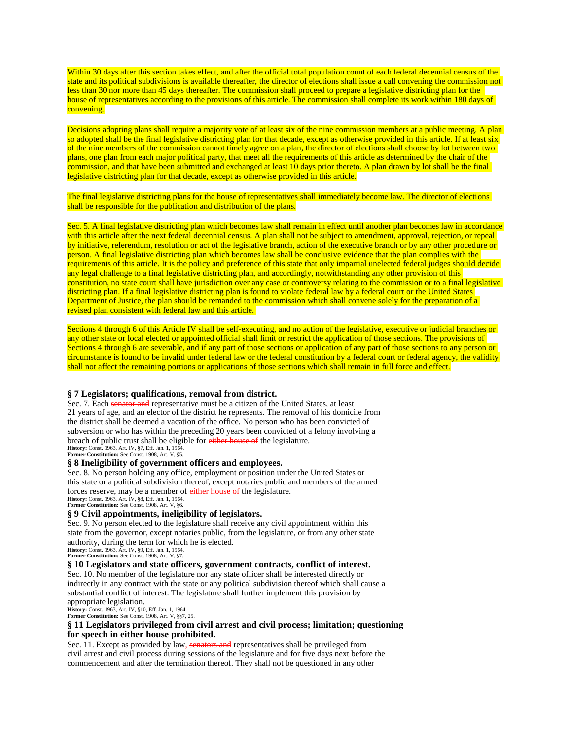Within 30 days after this section takes effect, and after the official total population count of each federal decennial census of the state and its political subdivisions is available thereafter, the director of elections shall issue a call convening the commission not less than 30 nor more than 45 days thereafter. The commission shall proceed to prepare a legislative districting plan for the house of representatives according to the provisions of this article. The commission shall complete its work within 180 days of convening.

Decisions adopting plans shall require a majority vote of at least six of the nine commission members at a public meeting. A plan so adopted shall be the final legislative districting plan for that decade, except as otherwise provided in this article. If at least six of the nine members of the commission cannot timely agree on a plan, the director of elections shall choose by lot between two plans, one plan from each major political party, that meet all the requirements of this article as determined by the chair of the commission, and that have been submitted and exchanged at least 10 days prior thereto. A plan drawn by lot shall be the final legislative districting plan for that decade, except as otherwise provided in this article.

The final legislative districting plans for the house of representatives shall immediately become law. The director of elections shall be responsible for the publication and distribution of the plans.

Sec. 5. A final legislative districting plan which becomes law shall remain in effect until another plan becomes law in accordance with this article after the next federal decennial census. A plan shall not be subject to amendment, approval, rejection, or repeal by initiative, referendum, resolution or act of the legislative branch, action of the executive branch or by any other procedure or person. A final legislative districting plan which becomes law shall be conclusive evidence that the plan complies with the requirements of this article. It is the policy and preference of this state that only impartial unelected federal judges should decide any legal challenge to a final legislative districting plan, and accordingly, notwithstanding any other provision of this constitution, no state court shall have jurisdiction over any case or controversy relating to the commission or to a final legislative districting plan. If a final legislative districting plan is found to violate federal law by a federal court or the United States Department of Justice, the plan should be remanded to the commission which shall convene solely for the preparation of a revised plan consistent with federal law and this article.

Sections 4 through 6 of this Article IV shall be self-executing, and no action of the legislative, executive or judicial branches or any other state or local elected or appointed official shall limit or restrict the application of those sections. The provisions of Sections 4 through 6 are severable, and if any part of those sections or application of any part of those sections to any person or circumstance is found to be invalid under federal law or the federal constitution by a federal court or federal agency, the validity shall not affect the remaining portions or applications of those sections which shall remain in full force and effect.

### § 7 Legislators; qualifications, removal from district.

Sec. 7. Each ~~senator and~~ representative must be a citizen of the United States, at least 21 years of age, and an elector of the district he represents. The removal of his domicile from the district shall be deemed a vacation of the office. No person who has been convicted of subversion or who has within the preceding 20 years been convicted of a felony involving a breach of public trust shall be eligible for ~~either house of~~ the legislature.

**History:** Const. 1963, Art. IV, §7, Eff. Jan. 1, 1964.
**Former Constitution:** See Const. 1908, Art. V, §5.

### § 8 Ineligibility of government officers and employees.

Sec. 8. No person holding any office, employment or position under the United States or this state or a political subdivision thereof, except notaries public and members of the armed forces reserve, may be a member of either house of the legislature.

**History:** Const. 1963, Art. IV, §8, Eff. Jan. 1, 1964.
**Former Constitution:** See Const. 1908, Art. V, §6.

### § 9 Civil appointments, ineligibility of legislators.

Sec. 9. No person elected to the legislature shall receive any civil appointment within this state from the governor, except notaries public, from the legislature, or from any other state authority, during the term for which he is elected.

**History:** Const. 1963, Art. IV, §9, Eff. Jan. 1, 1964.
**Former Constitution:** See Const. 1908, Art. V, §7.

### § 10 Legislators and state officers, government contracts, conflict of interest.

Sec. 10. No member of the legislature nor any state officer shall be interested directly or indirectly in any contract with the state or any political subdivision thereof which shall cause a substantial conflict of interest. The legislature shall further implement this provision by appropriate legislation.

**History:** Const. 1963, Art. IV, §10, Eff. Jan. 1, 1964.
**Former Constitution:** See Const. 1908, Art. V, §§7, 25.

### § 11 Legislators privileged from civil arrest and civil process; limitation; questioning for speech in either house prohibited.

Sec. 11. Except as provided by law, ~~senators and~~ representatives shall be privileged from civil arrest and civil process during sessions of the legislature and for five days next before the commencement and after the termination thereof. They shall not be questioned in any other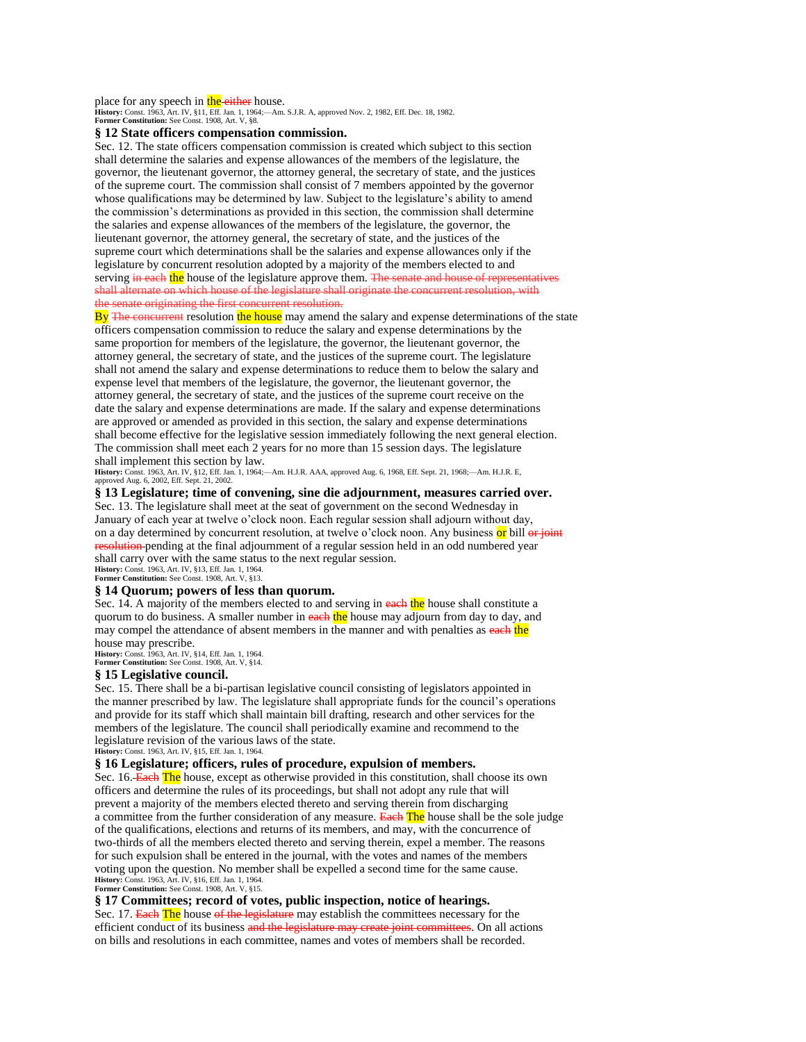place for any speech in ~~either~~ the house.

**History:** Const. 1963, Art. IV, §11, Eff. Jan. 1, 1964;—Am. S.J.R. A, approved Nov. 2, 1982, Eff. Dec. 18, 1982.
**Former Constitution:** See Const. 1908, Art. V, §8.

### § 12 State officers compensation commission.

Sec. 12. The state officers compensation commission is created which subject to this section shall determine the salaries and expense allowances of the members of the legislature, the governor, the lieutenant governor, the attorney general, the secretary of state, and the justices of the supreme court. The commission shall consist of 7 members appointed by the governor whose qualifications may be determined by law. Subject to the legislature's ability to amend the commission's determinations as provided in this section, the commission shall determine the salaries and expense allowances of the members of the legislature, the governor, the lieutenant governor, the attorney general, the secretary of state, and the justices of the supreme court which determinations shall be the salaries and expense allowances only if the legislature by concurrent resolution adopted by a majority of the members elected to and serving ~~in each~~ the house of the legislature approve them. ~~The senate and house of representatives shall alternate on which house of the legislature shall originate the concurrent resolution, with the senate originating the first concurrent resolution.~~
By ~~The concurrent~~ resolution the house may amend the salary and expense determinations of the state officers compensation commission to reduce the salary and expense determinations by the same proportion for members of the legislature, the governor, the lieutenant governor, the attorney general, the secretary of state, and the justices of the supreme court. The legislature shall not amend the salary and expense determinations to reduce them to below the salary and expense level that members of the legislature, the governor, the lieutenant governor, the attorney general, the secretary of state, and the justices of the supreme court receive on the date the salary and expense determinations are made. If the salary and expense determinations are approved or amended as provided in this section, the salary and expense determinations shall become effective for the legislative session immediately following the next general election. The commission shall meet each 2 years for no more than 15 session days. The legislature shall implement this section by law.

**History:** Const. 1963, Art. IV, §12, Eff. Jan. 1, 1964;—Am. H.J.R. AAA, approved Aug. 6, 1968, Eff. Sept. 21, 1968;—Am. H.J.R. E, approved Aug. 6, 2002, Eff. Sept. 21, 2002.

### § 13 Legislature; time of convening, sine die adjournment, measures carried over.

Sec. 13. The legislature shall meet at the seat of government on the second Wednesday in January of each year at twelve o'clock noon. Each regular session shall adjourn without day, on a day determined by concurrent resolution, at twelve o'clock noon. Any business or bill ~~or joint resolution~~ pending at the final adjournment of a regular session held in an odd numbered year shall carry over with the same status to the next regular session.

**History:** Const. 1963, Art. IV, §13, Eff. Jan. 1, 1964.
**Former Constitution:** See Const. 1908, Art. V, §13.

### § 14 Quorum; powers of less than quorum.

Sec. 14. A majority of the members elected to and serving in ~~each~~ the house shall constitute a quorum to do business. A smaller number in ~~each~~ the house may adjourn from day to day, and may compel the attendance of absent members in the manner and with penalties as ~~each~~ the house may prescribe.

**History:** Const. 1963, Art. IV, §14, Eff. Jan. 1, 1964.
**Former Constitution:** See Const. 1908, Art. V, §14.

### § 15 Legislative council.

Sec. 15. There shall be a bi-partisan legislative council consisting of legislators appointed in the manner prescribed by law. The legislature shall appropriate funds for the council's operations and provide for its staff which shall maintain bill drafting, research and other services for the members of the legislature. The council shall periodically examine and recommend to the legislature revision of the various laws of the state.

**History:** Const. 1963, Art. IV, §15, Eff. Jan. 1, 1964.

### § 16 Legislature; officers, rules of procedure, expulsion of members.

Sec. 16. ~~Each~~ The house, except as otherwise provided in this constitution, shall choose its own officers and determine the rules of its proceedings, but shall not adopt any rule that will prevent a majority of the members elected thereto and serving therein from discharging a committee from the further consideration of any measure. ~~Each~~ The house shall be the sole judge of the qualifications, elections and returns of its members, and may, with the concurrence of two-thirds of all the members elected thereto and serving therein, expel a member. The reasons for such expulsion shall be entered in the journal, with the votes and names of the members voting upon the question. No member shall be expelled a second time for the same cause.

**History:** Const. 1963, Art. IV, §16, Eff. Jan. 1, 1964.
**Former Constitution:** See Const. 1908, Art. V, §15.

### § 17 Committees; record of votes, public inspection, notice of hearings.

Sec. 17. ~~Each~~ The house ~~of the legislature~~ may establish the committees necessary for the efficient conduct of its business ~~and the legislature may create joint committees~~. On all actions on bills and resolutions in each committee, names and votes of members shall be recorded.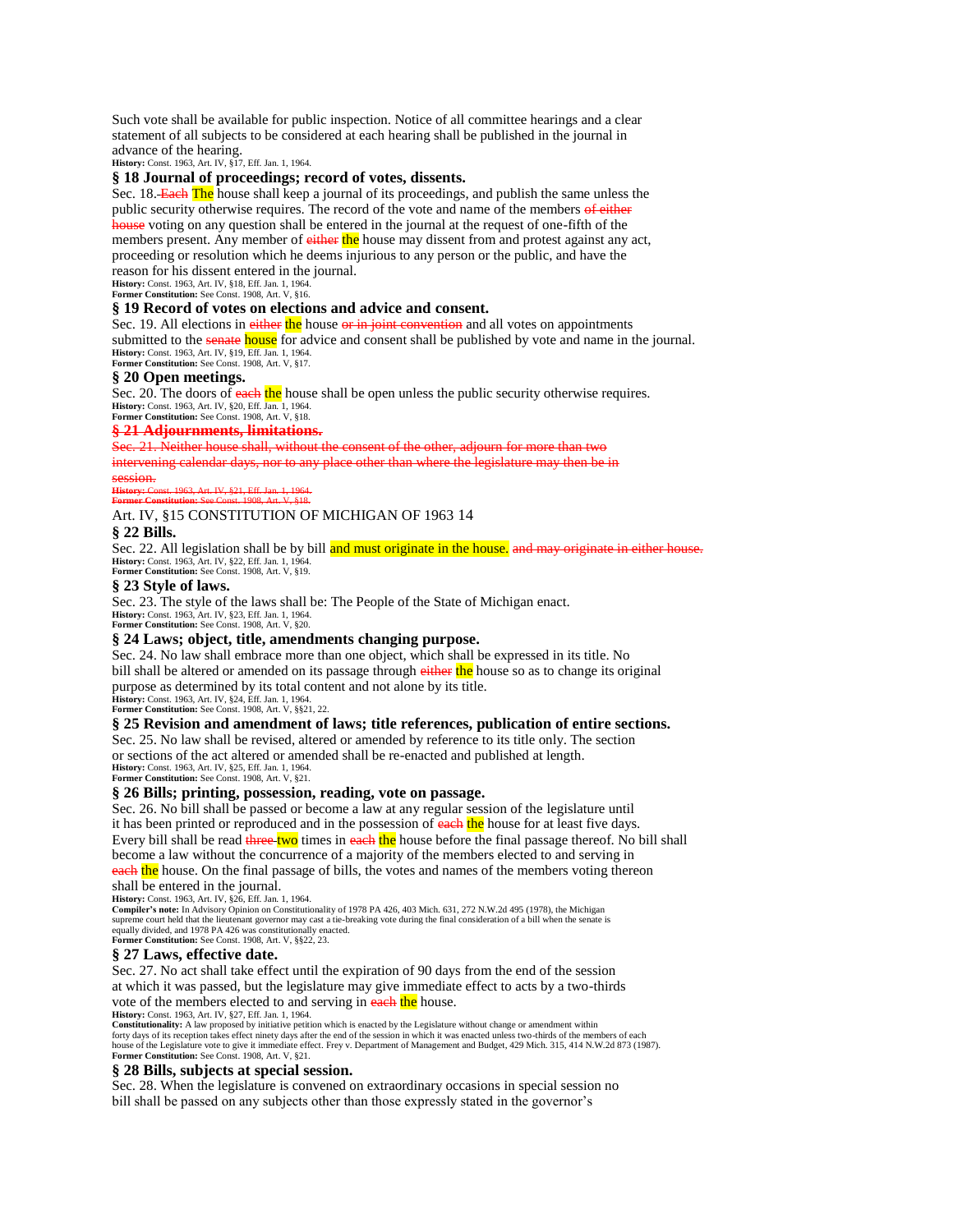Such vote shall be available for public inspection. Notice of all committee hearings and a clear statement of all subjects to be considered at each hearing shall be published in the journal in advance of the hearing.

**History:** Const. 1963, Art. IV, §17, Eff. Jan. 1, 1964.

### § 18 Journal of proceedings; record of votes, dissents.

Sec. 18. ~~Each~~ The house shall keep a journal of its proceedings, and publish the same unless the public security otherwise requires. The record of the vote and name of the members ~~of either house~~ voting on any question shall be entered in the journal at the request of one-fifth of the members present. Any member of ~~either~~ the house may dissent from and protest against any act, proceeding or resolution which he deems injurious to any person or the public, and have the reason for his dissent entered in the journal.

**History:** Const. 1963, Art. IV, §18, Eff. Jan. 1, 1964.
**Former Constitution:** See Const. 1908, Art. V, §16.

### § 19 Record of votes on elections and advice and consent.

Sec. 19. All elections in ~~either~~ the house ~~or in joint convention~~ and all votes on appointments submitted to the ~~senate~~ house for advice and consent shall be published by vote and name in the journal.

**History:** Const. 1963, Art. IV, §19, Eff. Jan. 1, 1964.
**Former Constitution:** See Const. 1908, Art. V, §17.

### § 20 Open meetings.

Sec. 20. The doors of ~~each~~ the house shall be open unless the public security otherwise requires.

**History:** Const. 1963, Art. IV, §20, Eff. Jan. 1, 1964.
**Former Constitution:** See Const. 1908, Art. V, §18.

### ~~§ 21 Adjournments, limitations.~~

~~Sec. 21. Neither house shall, without the consent of the other, adjourn for more than two intervening calendar days, nor to any place other than where the legislature may then be in session.~~

~~**History:** Const. 1963, Art. IV, §21, Eff. Jan. 1, 1964.~~
~~**Former Constitution:** See Const. 1908, Art. V, §18.~~

### § 22 Bills.

Sec. 22. All legislation shall be by bill and must originate in the house. ~~and may originate in either house.~~

**History:** Const. 1963, Art. IV, §22, Eff. Jan. 1, 1964.
**Former Constitution:** See Const. 1908, Art. V, §19.

### § 23 Style of laws.

Sec. 23. The style of the laws shall be: The People of the State of Michigan enact.

**History:** Const. 1963, Art. IV, §23, Eff. Jan. 1, 1964.
**Former Constitution:** See Const. 1908, Art. V, §20.

### § 24 Laws; object, title, amendments changing purpose.

Sec. 24. No law shall embrace more than one object, which shall be expressed in its title. No bill shall be altered or amended on its passage through ~~either~~ the house so as to change its original purpose as determined by its total content and not alone by its title.

**History:** Const. 1963, Art. IV, §24, Eff. Jan. 1, 1964.
**Former Constitution:** See Const. 1908, Art. V, §§21, 22.

### § 25 Revision and amendment of laws; title references, publication of entire sections.

Sec. 25. No law shall be revised, altered or amended by reference to its title only. The section or sections of the act altered or amended shall be re-enacted and published at length.

**History:** Const. 1963, Art. IV, §25, Eff. Jan. 1, 1964.
**Former Constitution:** See Const. 1908, Art. V, §21.

### § 26 Bills; printing, possession, reading, vote on passage.

Sec. 26. No bill shall be passed or become a law at any regular session of the legislature until it has been printed or reproduced and in the possession of ~~each~~ the house for at least five days. Every bill shall be read ~~three~~ two times in ~~each~~ the house before the final passage thereof. No bill shall become a law without the concurrence of a majority of the members elected to and serving in ~~each~~ the house. On the final passage of bills, the votes and names of the members voting thereon shall be entered in the journal.

**History:** Const. 1963, Art. IV, §26, Eff. Jan. 1, 1964.
**Compiler's note:** In Advisory Opinion on Constitutionality of 1978 PA 426, 403 Mich. 631, 272 N.W.2d 495 (1978), the Michigan supreme court held that the lieutenant governor may cast a tie-breaking vote during the final consideration of a bill when the senate is equally divided, and 1978 PA 426 was constitutionally enacted.
**Former Constitution:** See Const. 1908, Art. V, §§22, 23.

### § 27 Laws, effective date.

Sec. 27. No act shall take effect until the expiration of 90 days from the end of the session at which it was passed, but the legislature may give immediate effect to acts by a two-thirds vote of the members elected to and serving in ~~each~~ the house.

**History:** Const. 1963, Art. IV, §27, Eff. Jan. 1, 1964.
**Constitutionality:** A law proposed by initiative petition which is enacted by the Legislature without change or amendment within forty days of its reception takes effect ninety days after the end of the session in which it was enacted unless two-thirds of the members of each house of the Legislature vote to give it immediate effect. Frey v. Department of Management and Budget, 429 Mich. 315, 414 N.W.2d 873 (1987).
**Former Constitution:** See Const. 1908, Art. V, §21.

### § 28 Bills, subjects at special session.

Sec. 28. When the legislature is convened on extraordinary occasions in special session no bill shall be passed on any subjects other than those expressly stated in the governor's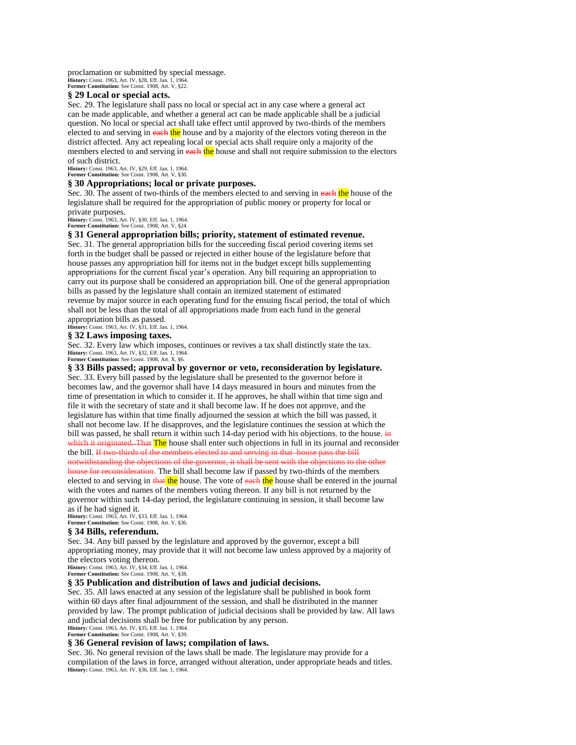proclamation or submitted by special message.

**History:** Const. 1963, Art. IV, §28, Eff. Jan. 1, 1964.
**Former Constitution:** See Const. 1908, Art. V, §22.

### § 29 Local or special acts.

Sec. 29. The legislature shall pass no local or special act in any case where a general act can be made applicable, and whether a general act can be made applicable shall be a judicial question. No local or special act shall take effect until approved by two-thirds of the members elected to and serving in ~~each~~ the house and by a majority of the electors voting thereon in the district affected. Any act repealing local or special acts shall require only a majority of the members elected to and serving in ~~each~~ the house and shall not require submission to the electors of such district.

**History:** Const. 1963, Art. IV, §29, Eff. Jan. 1, 1964.
**Former Constitution:** See Const. 1908, Art. V, §30.

### § 30 Appropriations; local or private purposes.

Sec. 30. The assent of two-thirds of the members elected to and serving in ~~each~~ the house of the legislature shall be required for the appropriation of public money or property for local or private purposes.

**History:** Const. 1963, Art. IV, §30, Eff. Jan. 1, 1964.
**Former Constitution:** See Const. 1908, Art. V, §24.

### § 31 General appropriation bills; priority, statement of estimated revenue.

Sec. 31. The general appropriation bills for the succeeding fiscal period covering items set forth in the budget shall be passed or rejected in either house of the legislature before that house passes any appropriation bill for items not in the budget except bills supplementing appropriations for the current fiscal year's operation. Any bill requiring an appropriation to carry out its purpose shall be considered an appropriation bill. One of the general appropriation bills as passed by the legislature shall contain an itemized statement of estimated revenue by major source in each operating fund for the ensuing fiscal period, the total of which shall not be less than the total of all appropriations made from each fund in the general appropriation bills as passed.

**History:** Const. 1963, Art. IV, §31, Eff. Jan. 1, 1964.

### § 32 Laws imposing taxes.

Sec. 32. Every law which imposes, continues or revives a tax shall distinctly state the tax.

**History:** Const. 1963, Art. IV, §32, Eff. Jan. 1, 1964.
**Former Constitution:** See Const. 1908, Art. X, §6.

### § 33 Bills passed; approval by governor or veto, reconsideration by legislature.

Sec. 33. Every bill passed by the legislature shall be presented to the governor before it becomes law, and the governor shall have 14 days measured in hours and minutes from the time of presentation in which to consider it. If he approves, he shall within that time sign and file it with the secretary of state and it shall become law. If he does not approve, and the legislature has within that time finally adjourned the session at which the bill was passed, it shall not become law. If he disapproves, and the legislature continues the session at which the bill was passed, he shall return it within such 14-day period with his objections~~,~~ to the house. ~~in which it originated. That~~ The house shall enter such objections in full in its journal and reconsider the bill. ~~If two-thirds of the members elected to and serving in that house pass the bill notwithstanding the objections of the governor, it shall be sent with the objections to the other house for reconsideration.~~ The bill shall become law if passed by two-thirds of the members elected to and serving in ~~that~~ the house. The vote of ~~each~~ the house shall be entered in the journal with the votes and names of the members voting thereon. If any bill is not returned by the governor within such 14-day period, the legislature continuing in session, it shall become law as if he had signed it.

**History:** Const. 1963, Art. IV, §33, Eff. Jan. 1, 1964.
**Former Constitution:** See Const. 1908, Art. V, §36.

### § 34 Bills, referendum.

Sec. 34. Any bill passed by the legislature and approved by the governor, except a bill appropriating money, may provide that it will not become law unless approved by a majority of the electors voting thereon.

**History:** Const. 1963, Art. IV, §34, Eff. Jan. 1, 1964.
**Former Constitution:** See Const. 1908, Art. V, §38.

### § 35 Publication and distribution of laws and judicial decisions.

Sec. 35. All laws enacted at any session of the legislature shall be published in book form within 60 days after final adjournment of the session, and shall be distributed in the manner provided by law. The prompt publication of judicial decisions shall be provided by law. All laws and judicial decisions shall be free for publication by any person.

**History:** Const. 1963, Art. IV, §35, Eff. Jan. 1, 1964.
**Former Constitution:** See Const. 1908, Art. V, §39.

### § 36 General revision of laws; compilation of laws.

Sec. 36. No general revision of the laws shall be made. The legislature may provide for a compilation of the laws in force, arranged without alteration, under appropriate heads and titles.

**History:** Const. 1963, Art. IV, §36, Eff. Jan. 1, 1964.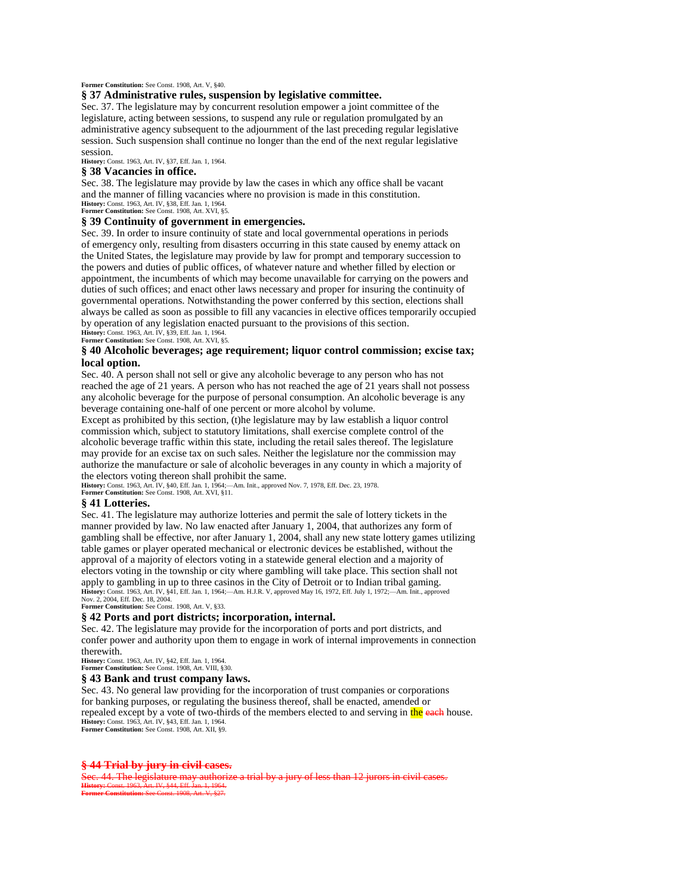**Former Constitution:** See Const. 1908, Art. V, §40.

### § 37 Administrative rules, suspension by legislative committee.

Sec. 37. The legislature may by concurrent resolution empower a joint committee of the legislature, acting between sessions, to suspend any rule or regulation promulgated by an administrative agency subsequent to the adjournment of the last preceding regular legislative session. Such suspension shall continue no longer than the end of the next regular legislative session.

**History:** Const. 1963, Art. IV, §37, Eff. Jan. 1, 1964.

### § 38 Vacancies in office.

Sec. 38. The legislature may provide by law the cases in which any office shall be vacant and the manner of filling vacancies where no provision is made in this constitution.

**History:** Const. 1963, Art. IV, §38, Eff. Jan. 1, 1964.
**Former Constitution:** See Const. 1908, Art. XVI, §5.

### § 39 Continuity of government in emergencies.

Sec. 39. In order to insure continuity of state and local governmental operations in periods of emergency only, resulting from disasters occurring in this state caused by enemy attack on the United States, the legislature may provide by law for prompt and temporary succession to the powers and duties of public offices, of whatever nature and whether filled by election or appointment, the incumbents of which may become unavailable for carrying on the powers and duties of such offices; and enact other laws necessary and proper for insuring the continuity of governmental operations. Notwithstanding the power conferred by this section, elections shall always be called as soon as possible to fill any vacancies in elective offices temporarily occupied by operation of any legislation enacted pursuant to the provisions of this section.

**History:** Const. 1963, Art. IV, §39, Eff. Jan. 1, 1964.
**Former Constitution:** See Const. 1908, Art. XVI, §5.

### § 40 Alcoholic beverages; age requirement; liquor control commission; excise tax; local option.

Sec. 40. A person shall not sell or give any alcoholic beverage to any person who has not reached the age of 21 years. A person who has not reached the age of 21 years shall not possess any alcoholic beverage for the purpose of personal consumption. An alcoholic beverage is any beverage containing one-half of one percent or more alcohol by volume.

Except as prohibited by this section, (t)he legislature may by law establish a liquor control commission which, subject to statutory limitations, shall exercise complete control of the alcoholic beverage traffic within this state, including the retail sales thereof. The legislature may provide for an excise tax on such sales. Neither the legislature nor the commission may authorize the manufacture or sale of alcoholic beverages in any county in which a majority of the electors voting thereon shall prohibit the same.

**History:** Const. 1963, Art. IV, §40, Eff. Jan. 1, 1964;—Am. Init., approved Nov. 7, 1978, Eff. Dec. 23, 1978.
**Former Constitution:** See Const. 1908, Art. XVI, §11.

### § 41 Lotteries.

Sec. 41. The legislature may authorize lotteries and permit the sale of lottery tickets in the manner provided by law. No law enacted after January 1, 2004, that authorizes any form of gambling shall be effective, nor after January 1, 2004, shall any new state lottery games utilizing table games or player operated mechanical or electronic devices be established, without the approval of a majority of electors voting in a statewide general election and a majority of electors voting in the township or city where gambling will take place. This section shall not apply to gambling in up to three casinos in the City of Detroit or to Indian tribal gaming.

**History:** Const. 1963, Art. IV, §41, Eff. Jan. 1, 1964;—Am. H.J.R. V, approved May 16, 1972, Eff. July 1, 1972;—Am. Init., approved Nov. 2, 2004, Eff. Dec. 18, 2004.
**Former Constitution:** See Const. 1908, Art. V, §33.

### § 42 Ports and port districts; incorporation, internal.

Sec. 42. The legislature may provide for the incorporation of ports and port districts, and confer power and authority upon them to engage in work of internal improvements in connection therewith.

**History:** Const. 1963, Art. IV, §42, Eff. Jan. 1, 1964.
**Former Constitution:** See Const. 1908, Art. VIII, §30.

### § 43 Bank and trust company laws.

Sec. 43. No general law providing for the incorporation of trust companies or corporations for banking purposes, or regulating the business thereof, shall be enacted, amended or repealed except by a vote of two-thirds of the members elected to and serving in the ~~each~~ house.

**History:** Const. 1963, Art. IV, §43, Eff. Jan. 1, 1964.
**Former Constitution:** See Const. 1908, Art. XII, §9.

### ~~§ 44 Trial by jury in civil cases.~~

~~Sec. 44. The legislature may authorize a trial by a jury of less than 12 jurors in civil cases.~~

~~**History:** Const. 1963, Art. IV, §44, Eff. Jan. 1, 1964.~~
~~**Former Constitution:** See Const. 1908, Art. V, §27.~~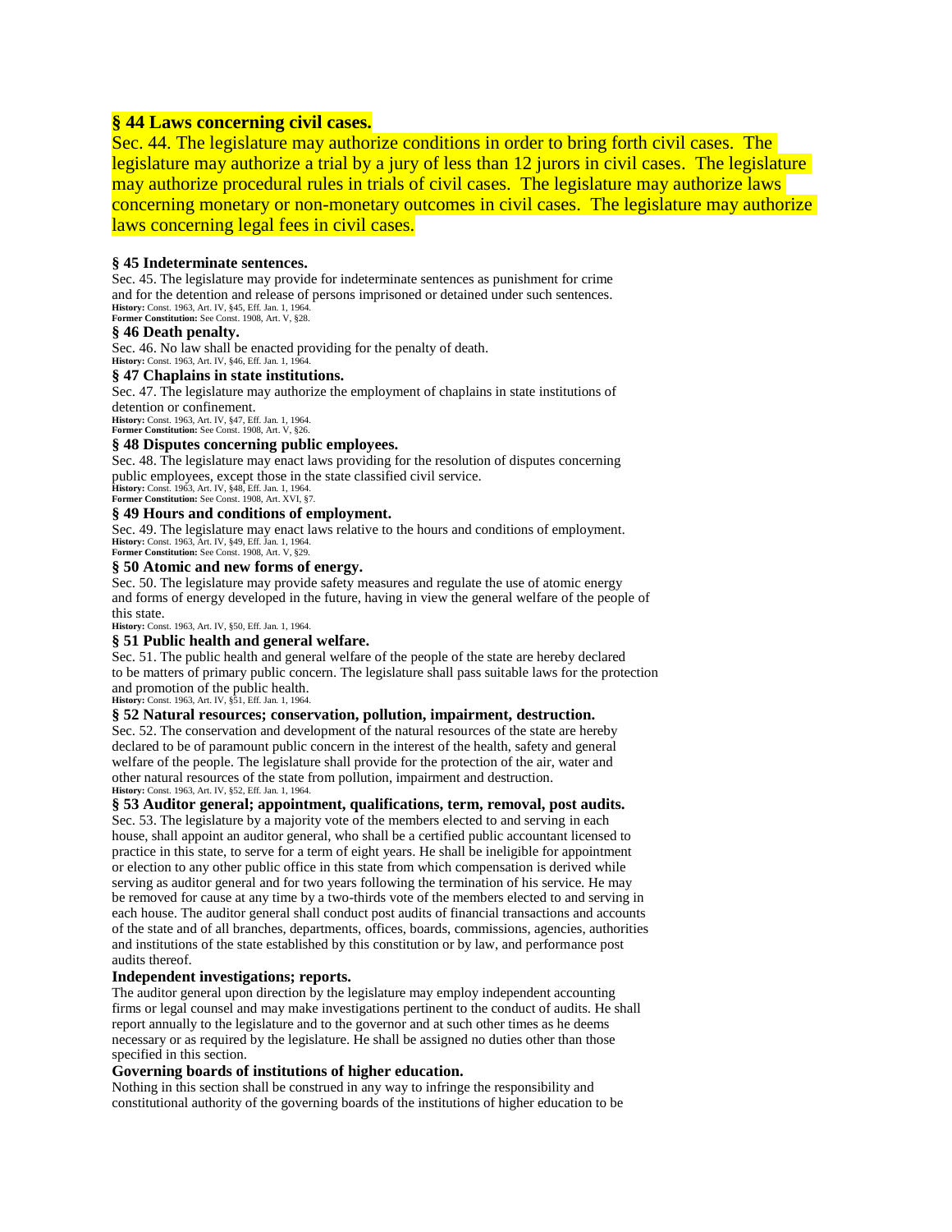**§ 44 Laws concerning civil cases.**

Sec. 44. The legislature may authorize conditions in order to bring forth civil cases. The legislature may authorize a trial by a jury of less than 12 jurors in civil cases. The legislature may authorize procedural rules in trials of civil cases. The legislature may authorize laws concerning monetary or non-monetary outcomes in civil cases. The legislature may authorize laws concerning legal fees in civil cases.

**§ 45 Indeterminate sentences.**

Sec. 45. The legislature may provide for indeterminate sentences as punishment for crime and for the detention and release of persons imprisoned or detained under such sentences.

**History:** Const. 1963, Art. IV, §45, Eff. Jan. 1, 1964.
**Former Constitution:** See Const. 1908, Art. V, §28.

**§ 46 Death penalty.**

Sec. 46. No law shall be enacted providing for the penalty of death.

**History:** Const. 1963, Art. IV, §46, Eff. Jan. 1, 1964.

**§ 47 Chaplains in state institutions.**

Sec. 47. The legislature may authorize the employment of chaplains in state institutions of detention or confinement.

**History:** Const. 1963, Art. IV, §47, Eff. Jan. 1, 1964.
**Former Constitution:** See Const. 1908, Art. V, §26.

**§ 48 Disputes concerning public employees.**

Sec. 48. The legislature may enact laws providing for the resolution of disputes concerning public employees, except those in the state classified civil service.

**History:** Const. 1963, Art. IV, §48, Eff. Jan. 1, 1964.
**Former Constitution:** See Const. 1908, Art. XVI, §7.

**§ 49 Hours and conditions of employment.**

Sec. 49. The legislature may enact laws relative to the hours and conditions of employment.

**History:** Const. 1963, Art. IV, §49, Eff. Jan. 1, 1964.
**Former Constitution:** See Const. 1908, Art. V, §29.

**§ 50 Atomic and new forms of energy.**

Sec. 50. The legislature may provide safety measures and regulate the use of atomic energy and forms of energy developed in the future, having in view the general welfare of the people of this state.

**History:** Const. 1963, Art. IV, §50, Eff. Jan. 1, 1964.

**§ 51 Public health and general welfare.**

Sec. 51. The public health and general welfare of the people of the state are hereby declared to be matters of primary public concern. The legislature shall pass suitable laws for the protection and promotion of the public health.

**History:** Const. 1963, Art. IV, §51, Eff. Jan. 1, 1964.

**§ 52 Natural resources; conservation, pollution, impairment, destruction.**

Sec. 52. The conservation and development of the natural resources of the state are hereby declared to be of paramount public concern in the interest of the health, safety and general welfare of the people. The legislature shall provide for the protection of the air, water and other natural resources of the state from pollution, impairment and destruction.

**History:** Const. 1963, Art. IV, §52, Eff. Jan. 1, 1964.

**§ 53 Auditor general; appointment, qualifications, term, removal, post audits.**

Sec. 53. The legislature by a majority vote of the members elected to and serving in each house, shall appoint an auditor general, who shall be a certified public accountant licensed to practice in this state, to serve for a term of eight years. He shall be ineligible for appointment or election to any other public office in this state from which compensation is derived while serving as auditor general and for two years following the termination of his service. He may be removed for cause at any time by a two-thirds vote of the members elected to and serving in each house. The auditor general shall conduct post audits of financial transactions and accounts of the state and of all branches, departments, offices, boards, commissions, agencies, authorities and institutions of the state established by this constitution or by law, and performance post audits thereof.

**Independent investigations; reports.**

The auditor general upon direction by the legislature may employ independent accounting firms or legal counsel and may make investigations pertinent to the conduct of audits. He shall report annually to the legislature and to the governor and at such other times as he deems necessary or as required by the legislature. He shall be assigned no duties other than those specified in this section.

**Governing boards of institutions of higher education.**

Nothing in this section shall be construed in any way to infringe the responsibility and constitutional authority of the governing boards of the institutions of higher education to be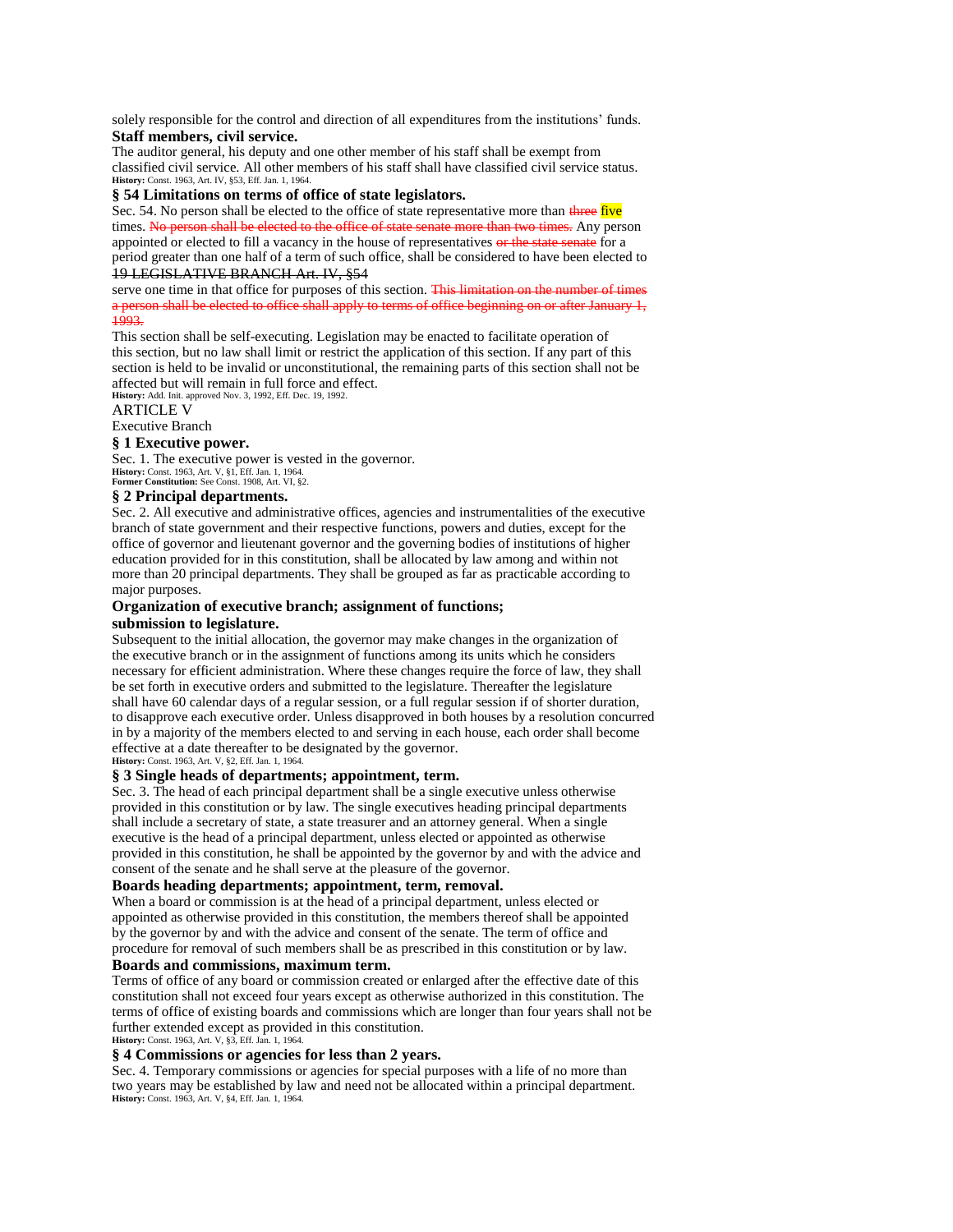solely responsible for the control and direction of all expenditures from the institutions' funds.

**Staff members, civil service.**

The auditor general, his deputy and one other member of his staff shall be exempt from classified civil service. All other members of his staff shall have classified civil service status.

**History:** Const. 1963, Art. IV, §53, Eff. Jan. 1, 1964.

### § 54 Limitations on terms of office of state legislators.

Sec. 54. No person shall be elected to the office of state representative more than ~~three~~ five times. ~~No person shall be elected to the office of state senate more than two times.~~ Any person appointed or elected to fill a vacancy in the house of representatives ~~or the state senate~~ for a period greater than one half of a term of such office, shall be considered to have been elected to serve one time in that office for purposes of this section. ~~This limitation on the number of times a person shall be elected to office shall apply to terms of office beginning on or after January 1, 1993.~~

This section shall be self-executing. Legislation may be enacted to facilitate operation of this section, but no law shall limit or restrict the application of this section. If any part of this section is held to be invalid or unconstitutional, the remaining parts of this section shall not be affected but will remain in full force and effect.

**History:** Add. Init. approved Nov. 3, 1992, Eff. Dec. 19, 1992.

## ARTICLE V

Executive Branch

### § 1 Executive power.

Sec. 1. The executive power is vested in the governor.

**History:** Const. 1963, Art. V, §1, Eff. Jan. 1, 1964.

**Former Constitution:** See Const. 1908, Art. VI, §2.

### § 2 Principal departments.

Sec. 2. All executive and administrative offices, agencies and instrumentalities of the executive branch of state government and their respective functions, powers and duties, except for the office of governor and lieutenant governor and the governing bodies of institutions of higher education provided for in this constitution, shall be allocated by law among and within not more than 20 principal departments. They shall be grouped as far as practicable according to major purposes.

**Organization of executive branch; assignment of functions; submission to legislature.**

Subsequent to the initial allocation, the governor may make changes in the organization of the executive branch or in the assignment of functions among its units which he considers necessary for efficient administration. Where these changes require the force of law, they shall be set forth in executive orders and submitted to the legislature. Thereafter the legislature shall have 60 calendar days of a regular session, or a full regular session if of shorter duration, to disapprove each executive order. Unless disapproved in both houses by a resolution concurred in by a majority of the members elected to and serving in each house, each order shall become effective at a date thereafter to be designated by the governor.

**History:** Const. 1963, Art. V, §2, Eff. Jan. 1, 1964.

### § 3 Single heads of departments; appointment, term.

Sec. 3. The head of each principal department shall be a single executive unless otherwise provided in this constitution or by law. The single executives heading principal departments shall include a secretary of state, a state treasurer and an attorney general. When a single executive is the head of a principal department, unless elected or appointed as otherwise provided in this constitution, he shall be appointed by the governor by and with the advice and consent of the senate and he shall serve at the pleasure of the governor.

**Boards heading departments; appointment, term, removal.**

When a board or commission is at the head of a principal department, unless elected or appointed as otherwise provided in this constitution, the members thereof shall be appointed by the governor by and with the advice and consent of the senate. The term of office and procedure for removal of such members shall be as prescribed in this constitution or by law.

**Boards and commissions, maximum term.**

Terms of office of any board or commission created or enlarged after the effective date of this constitution shall not exceed four years except as otherwise authorized in this constitution. The terms of office of existing boards and commissions which are longer than four years shall not be further extended except as provided in this constitution.

**History:** Const. 1963, Art. V, §3, Eff. Jan. 1, 1964.

### § 4 Commissions or agencies for less than 2 years.

Sec. 4. Temporary commissions or agencies for special purposes with a life of no more than two years may be established by law and need not be allocated within a principal department.

**History:** Const. 1963, Art. V, §4, Eff. Jan. 1, 1964.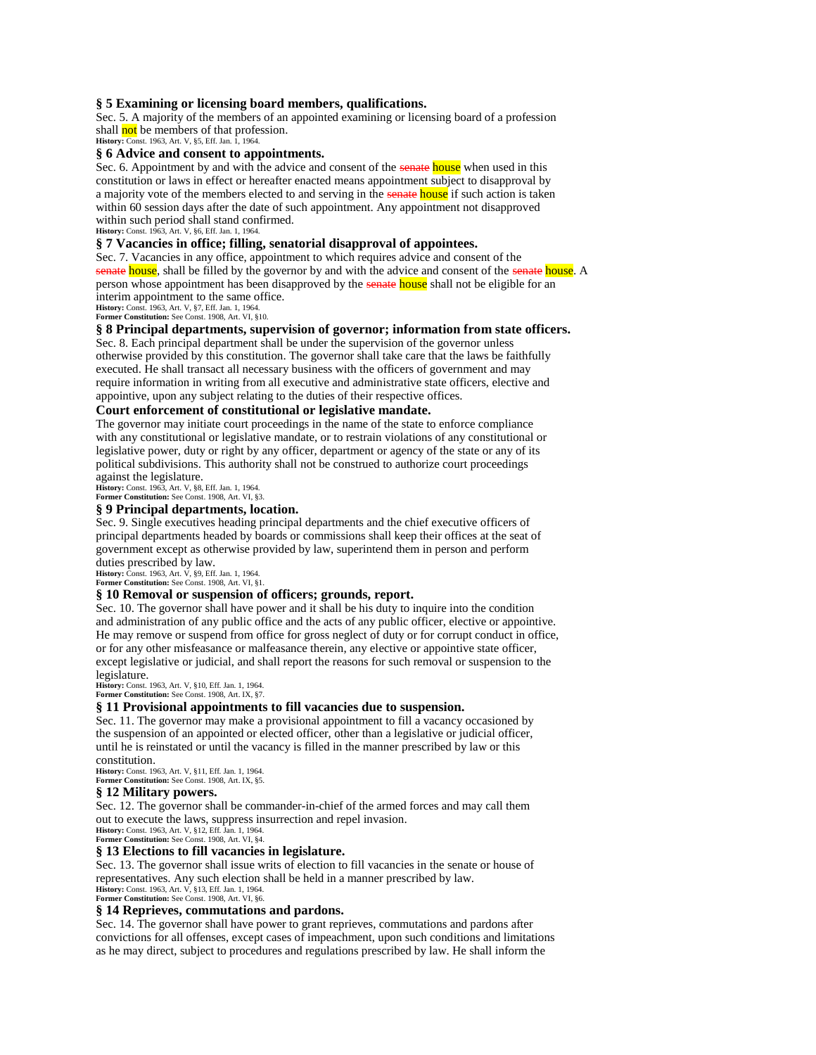### § 5 Examining or licensing board members, qualifications.

Sec. 5. A majority of the members of an appointed examining or licensing board of a profession shall not be members of that profession.

**History:** Const. 1963, Art. V, §5, Eff. Jan. 1, 1964.

### § 6 Advice and consent to appointments.

Sec. 6. Appointment by and with the advice and consent of the ~~senate~~ house when used in this constitution or laws in effect or hereafter enacted means appointment subject to disapproval by a majority vote of the members elected to and serving in the ~~senate~~ house if such action is taken within 60 session days after the date of such appointment. Any appointment not disapproved within such period shall stand confirmed.

**History:** Const. 1963, Art. V, §6, Eff. Jan. 1, 1964.

### § 7 Vacancies in office; filling, senatorial disapproval of appointees.

Sec. 7. Vacancies in any office, appointment to which requires advice and consent of the ~~senate~~ house, shall be filled by the governor by and with the advice and consent of the ~~senate~~ house. A person whose appointment has been disapproved by the ~~senate~~ house shall not be eligible for an interim appointment to the same office.

**History:** Const. 1963, Art. V, §7, Eff. Jan. 1, 1964.
**Former Constitution:** See Const. 1908, Art. VI, §10.

### § 8 Principal departments, supervision of governor; information from state officers.

Sec. 8. Each principal department shall be under the supervision of the governor unless otherwise provided by this constitution. The governor shall take care that the laws be faithfully executed. He shall transact all necessary business with the officers of government and may require information in writing from all executive and administrative state officers, elective and appointive, upon any subject relating to the duties of their respective offices.

### Court enforcement of constitutional or legislative mandate.

The governor may initiate court proceedings in the name of the state to enforce compliance with any constitutional or legislative mandate, or to restrain violations of any constitutional or legislative power, duty or right by any officer, department or agency of the state or any of its political subdivisions. This authority shall not be construed to authorize court proceedings against the legislature.

**History:** Const. 1963, Art. V, §8, Eff. Jan. 1, 1964.
**Former Constitution:** See Const. 1908, Art. VI, §3.

### § 9 Principal departments, location.

Sec. 9. Single executives heading principal departments and the chief executive officers of principal departments headed by boards or commissions shall keep their offices at the seat of government except as otherwise provided by law, superintend them in person and perform duties prescribed by law.

**History:** Const. 1963, Art. V, §9, Eff. Jan. 1, 1964.
**Former Constitution:** See Const. 1908, Art. VI, §1.

### § 10 Removal or suspension of officers; grounds, report.

Sec. 10. The governor shall have power and it shall be his duty to inquire into the condition and administration of any public office and the acts of any public officer, elective or appointive. He may remove or suspend from office for gross neglect of duty or for corrupt conduct in office, or for any other misfeasance or malfeasance therein, any elective or appointive state officer, except legislative or judicial, and shall report the reasons for such removal or suspension to the legislature.

**History:** Const. 1963, Art. V, §10, Eff. Jan. 1, 1964.
**Former Constitution:** See Const. 1908, Art. IX, §7.

### § 11 Provisional appointments to fill vacancies due to suspension.

Sec. 11. The governor may make a provisional appointment to fill a vacancy occasioned by the suspension of an appointed or elected officer, other than a legislative or judicial officer, until he is reinstated or until the vacancy is filled in the manner prescribed by law or this constitution.

**History:** Const. 1963, Art. V, §11, Eff. Jan. 1, 1964.
**Former Constitution:** See Const. 1908, Art. IX, §5.

### § 12 Military powers.

Sec. 12. The governor shall be commander-in-chief of the armed forces and may call them out to execute the laws, suppress insurrection and repel invasion.

**History:** Const. 1963, Art. V, §12, Eff. Jan. 1, 1964.
**Former Constitution:** See Const. 1908, Art. VI, §4.

### § 13 Elections to fill vacancies in legislature.

Sec. 13. The governor shall issue writs of election to fill vacancies in the senate or house of representatives. Any such election shall be held in a manner prescribed by law.

**History:** Const. 1963, Art. V, §13, Eff. Jan. 1, 1964.
**Former Constitution:** See Const. 1908, Art. VI, §6.

### § 14 Reprieves, commutations and pardons.

Sec. 14. The governor shall have power to grant reprieves, commutations and pardons after convictions for all offenses, except cases of impeachment, upon such conditions and limitations as he may direct, subject to procedures and regulations prescribed by law. He shall inform the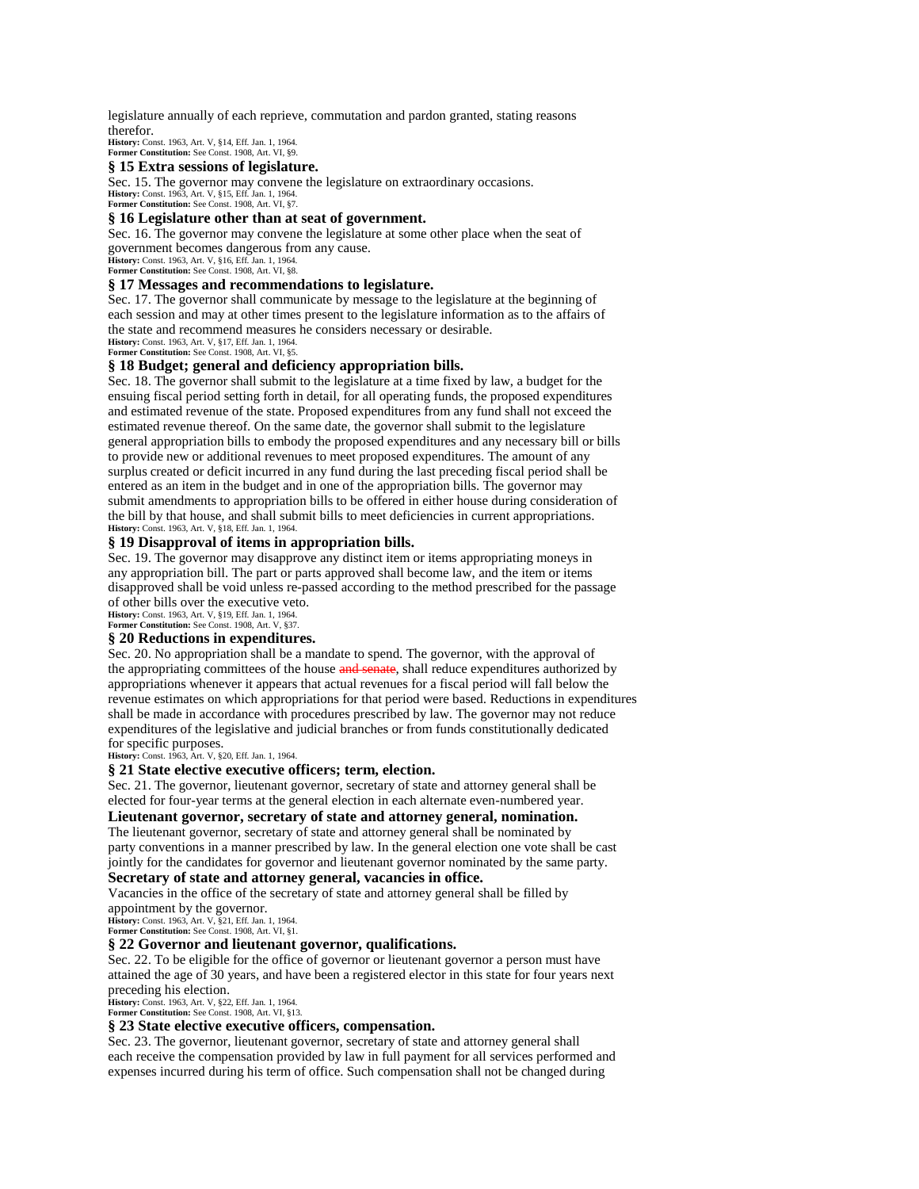legislature annually of each reprieve, commutation and pardon granted, stating reasons therefor.

**History:** Const. 1963, Art. V, §14, Eff. Jan. 1, 1964.
**Former Constitution:** See Const. 1908, Art. VI, §9.

### § 15 Extra sessions of legislature.

Sec. 15. The governor may convene the legislature on extraordinary occasions.

**History:** Const. 1963, Art. V, §15, Eff. Jan. 1, 1964.
**Former Constitution:** See Const. 1908, Art. VI, §7.

### § 16 Legislature other than at seat of government.

Sec. 16. The governor may convene the legislature at some other place when the seat of government becomes dangerous from any cause.

**History:** Const. 1963, Art. V, §16, Eff. Jan. 1, 1964.
**Former Constitution:** See Const. 1908, Art. VI, §8.

### § 17 Messages and recommendations to legislature.

Sec. 17. The governor shall communicate by message to the legislature at the beginning of each session and may at other times present to the legislature information as to the affairs of the state and recommend measures he considers necessary or desirable.

**History:** Const. 1963, Art. V, §17, Eff. Jan. 1, 1964.
**Former Constitution:** See Const. 1908, Art. VI, §5.

### § 18 Budget; general and deficiency appropriation bills.

Sec. 18. The governor shall submit to the legislature at a time fixed by law, a budget for the ensuing fiscal period setting forth in detail, for all operating funds, the proposed expenditures and estimated revenue of the state. Proposed expenditures from any fund shall not exceed the estimated revenue thereof. On the same date, the governor shall submit to the legislature general appropriation bills to embody the proposed expenditures and any necessary bill or bills to provide new or additional revenues to meet proposed expenditures. The amount of any surplus created or deficit incurred in any fund during the last preceding fiscal period shall be entered as an item in the budget and in one of the appropriation bills. The governor may submit amendments to appropriation bills to be offered in either house during consideration of the bill by that house, and shall submit bills to meet deficiencies in current appropriations.

**History:** Const. 1963, Art. V, §18, Eff. Jan. 1, 1964.

### § 19 Disapproval of items in appropriation bills.

Sec. 19. The governor may disapprove any distinct item or items appropriating moneys in any appropriation bill. The part or parts approved shall become law, and the item or items disapproved shall be void unless re-passed according to the method prescribed for the passage of other bills over the executive veto.

**History:** Const. 1963, Art. V, §19, Eff. Jan. 1, 1964.
**Former Constitution:** See Const. 1908, Art. V, §37.

### § 20 Reductions in expenditures.

Sec. 20. No appropriation shall be a mandate to spend. The governor, with the approval of the appropriating committees of the house ~~and senate~~, shall reduce expenditures authorized by appropriations whenever it appears that actual revenues for a fiscal period will fall below the revenue estimates on which appropriations for that period were based. Reductions in expenditures shall be made in accordance with procedures prescribed by law. The governor may not reduce expenditures of the legislative and judicial branches or from funds constitutionally dedicated for specific purposes.

**History:** Const. 1963, Art. V, §20, Eff. Jan. 1, 1964.

### § 21 State elective executive officers; term, election.

Sec. 21. The governor, lieutenant governor, secretary of state and attorney general shall be elected for four-year terms at the general election in each alternate even-numbered year.

**Lieutenant governor, secretary of state and attorney general, nomination.**

The lieutenant governor, secretary of state and attorney general shall be nominated by party conventions in a manner prescribed by law. In the general election one vote shall be cast jointly for the candidates for governor and lieutenant governor nominated by the same party.

**Secretary of state and attorney general, vacancies in office.**

Vacancies in the office of the secretary of state and attorney general shall be filled by appointment by the governor.

**History:** Const. 1963, Art. V, §21, Eff. Jan. 1, 1964.
**Former Constitution:** See Const. 1908, Art. VI, §1.

### § 22 Governor and lieutenant governor, qualifications.

Sec. 22. To be eligible for the office of governor or lieutenant governor a person must have attained the age of 30 years, and have been a registered elector in this state for four years next preceding his election.

**History:** Const. 1963, Art. V, §22, Eff. Jan. 1, 1964.
**Former Constitution:** See Const. 1908, Art. VI, §13.

### § 23 State elective executive officers, compensation.

Sec. 23. The governor, lieutenant governor, secretary of state and attorney general shall each receive the compensation provided by law in full payment for all services performed and expenses incurred during his term of office. Such compensation shall not be changed during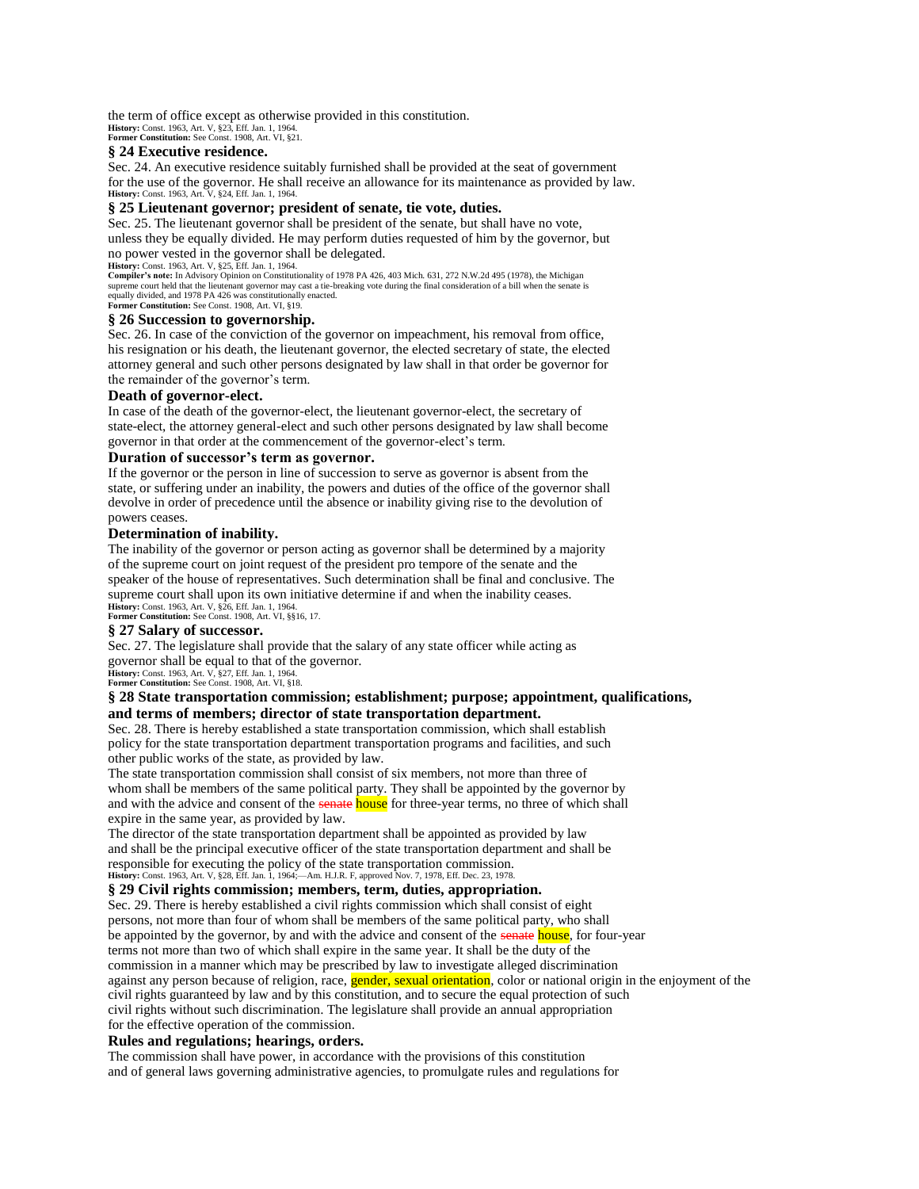the term of office except as otherwise provided in this constitution.

**History:** Const. 1963, Art. V, §23, Eff. Jan. 1, 1964.
**Former Constitution:** See Const. 1908, Art. VI, §21.

### § 24 Executive residence.

Sec. 24. An executive residence suitably furnished shall be provided at the seat of government for the use of the governor. He shall receive an allowance for its maintenance as provided by law.

**History:** Const. 1963, Art. V, §24, Eff. Jan. 1, 1964.

### § 25 Lieutenant governor; president of senate, tie vote, duties.

Sec. 25. The lieutenant governor shall be president of the senate, but shall have no vote, unless they be equally divided. He may perform duties requested of him by the governor, but no power vested in the governor shall be delegated.

**History:** Const. 1963, Art. V, §25, Eff. Jan. 1, 1964.
**Compiler's note:** In Advisory Opinion on Constitutionality of 1978 PA 426, 403 Mich. 631, 272 N.W.2d 495 (1978), the Michigan supreme court held that the lieutenant governor may cast a tie-breaking vote during the final consideration of a bill when the senate is equally divided, and 1978 PA 426 was constitutionally enacted.
**Former Constitution:** See Const. 1908, Art. VI, §19.

### § 26 Succession to governorship.

Sec. 26. In case of the conviction of the governor on impeachment, his removal from office, his resignation or his death, the lieutenant governor, the elected secretary of state, the elected attorney general and such other persons designated by law shall in that order be governor for the remainder of the governor's term.

#### Death of governor-elect.

In case of the death of the governor-elect, the lieutenant governor-elect, the secretary of state-elect, the attorney general-elect and such other persons designated by law shall become governor in that order at the commencement of the governor-elect's term.

#### Duration of successor's term as governor.

If the governor or the person in line of succession to serve as governor is absent from the state, or suffering under an inability, the powers and duties of the office of the governor shall devolve in order of precedence until the absence or inability giving rise to the devolution of powers ceases.

#### Determination of inability.

The inability of the governor or person acting as governor shall be determined by a majority of the supreme court on joint request of the president pro tempore of the senate and the speaker of the house of representatives. Such determination shall be final and conclusive. The supreme court shall upon its own initiative determine if and when the inability ceases.

**History:** Const. 1963, Art. V, §26, Eff. Jan. 1, 1964.
**Former Constitution:** See Const. 1908, Art. VI, §§16, 17.

### § 27 Salary of successor.

Sec. 27. The legislature shall provide that the salary of any state officer while acting as governor shall be equal to that of the governor.

**History:** Const. 1963, Art. V, §27, Eff. Jan. 1, 1964.
**Former Constitution:** See Const. 1908, Art. VI, §18.

### § 28 State transportation commission; establishment; purpose; appointment, qualifications, and terms of members; director of state transportation department.

Sec. 28. There is hereby established a state transportation commission, which shall establish policy for the state transportation department transportation programs and facilities, and such other public works of the state, as provided by law.

The state transportation commission shall consist of six members, not more than three of whom shall be members of the same political party. They shall be appointed by the governor by and with the advice and consent of the ~~senate~~ house for three-year terms, no three of which shall expire in the same year, as provided by law.

The director of the state transportation department shall be appointed as provided by law and shall be the principal executive officer of the state transportation department and shall be responsible for executing the policy of the state transportation commission.

**History:** Const. 1963, Art. V, §28, Eff. Jan. 1, 1964;—Am. H.J.R. F, approved Nov. 7, 1978, Eff. Dec. 23, 1978.

### § 29 Civil rights commission; members, term, duties, appropriation.

Sec. 29. There is hereby established a civil rights commission which shall consist of eight persons, not more than four of whom shall be members of the same political party, who shall be appointed by the governor, by and with the advice and consent of the ~~senate~~ house, for four-year terms not more than two of which shall expire in the same year. It shall be the duty of the commission in a manner which may be prescribed by law to investigate alleged discrimination against any person because of religion, race, gender, sexual orientation, color or national origin in the enjoyment of the civil rights guaranteed by law and by this constitution, and to secure the equal protection of such civil rights without such discrimination. The legislature shall provide an annual appropriation for the effective operation of the commission.

#### Rules and regulations; hearings, orders.

The commission shall have power, in accordance with the provisions of this constitution and of general laws governing administrative agencies, to promulgate rules and regulations for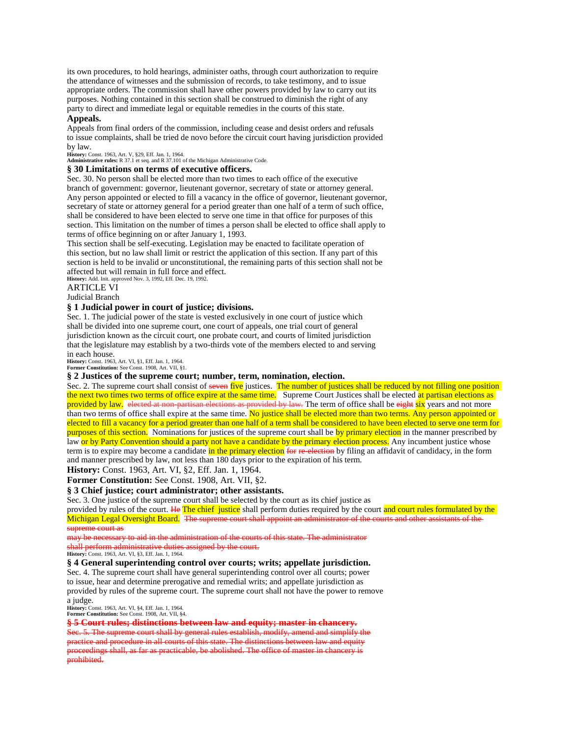its own procedures, to hold hearings, administer oaths, through court authorization to require the attendance of witnesses and the submission of records, to take testimony, and to issue appropriate orders. The commission shall have other powers provided by law to carry out its purposes. Nothing contained in this section shall be construed to diminish the right of any party to direct and immediate legal or equitable remedies in the courts of this state.

**Appeals.**

Appeals from final orders of the commission, including cease and desist orders and refusals to issue complaints, shall be tried de novo before the circuit court having jurisdiction provided by law.

**History:** Const. 1963, Art. V, §29, Eff. Jan. 1, 1964.
**Administrative rules:** R 37.1 et seq. and R 37.101 of the Michigan Administrative Code.

### § 30 Limitations on terms of executive officers.

Sec. 30. No person shall be elected more than two times to each office of the executive branch of government: governor, lieutenant governor, secretary of state or attorney general. Any person appointed or elected to fill a vacancy in the office of governor, lieutenant governor, secretary of state or attorney general for a period greater than one half of a term of such office, shall be considered to have been elected to serve one time in that office for purposes of this section. This limitation on the number of times a person shall be elected to office shall apply to terms of office beginning on or after January 1, 1993.

This section shall be self-executing. Legislation may be enacted to facilitate operation of this section, but no law shall limit or restrict the application of this section. If any part of this section is held to be invalid or unconstitutional, the remaining parts of this section shall not be affected but will remain in full force and effect.

**History:** Add. Init. approved Nov. 3, 1992, Eff. Dec. 19, 1992.

## ARTICLE VI

Judicial Branch

### § 1 Judicial power in court of justice; divisions.

Sec. 1. The judicial power of the state is vested exclusively in one court of justice which shall be divided into one supreme court, one court of appeals, one trial court of general jurisdiction known as the circuit court, one probate court, and courts of limited jurisdiction that the legislature may establish by a two-thirds vote of the members elected to and serving in each house.

**History:** Const. 1963, Art. VI, §1, Eff. Jan. 1, 1964.
**Former Constitution:** See Const. 1908, Art. VII, §1.

### § 2 Justices of the supreme court; number, term, nomination, election.

Sec. 2. The supreme court shall consist of ~~seven~~ five justices. The number of justices shall be reduced by not filling one position the next two times two terms of office expire at the same time. Supreme Court Justices shall be elected at partisan elections as provided by law. ~~elected at non-partisan elections as provided by law.~~ The term of office shall be ~~eight~~ six years and not more than two terms of office shall expire at the same time. No justice shall be elected more than two terms. Any person appointed or elected to fill a vacancy for a period greater than one half of a term shall be considered to have been elected to serve one term for purposes of this section. Nominations for justices of the supreme court shall be by primary election in the manner prescribed by law or by Party Convention should a party not have a candidate by the primary election process. Any incumbent justice whose term is to expire may become a candidate in the primary election ~~for re-election~~ by filing an affidavit of candidacy, in the form and manner prescribed by law, not less than 180 days prior to the expiration of his term.

**History:** Const. 1963, Art. VI, §2, Eff. Jan. 1, 1964.

**Former Constitution:** See Const. 1908, Art. VII, §2.

### § 3 Chief justice; court administrator; other assistants.

Sec. 3. One justice of the supreme court shall be selected by the court as its chief justice as provided by rules of the court. ~~He~~ The chief justice shall perform duties required by the court and court rules formulated by the Michigan Legal Oversight Board. ~~The supreme court shall appoint an administrator of the courts and other assistants of the supreme court as may be necessary to aid in the administration of the courts of this state. The administrator shall perform administrative duties assigned by the court.~~

**History:** Const. 1963, Art. VI, §3, Eff. Jan. 1, 1964.

### § 4 General superintending control over courts; writs; appellate jurisdiction.

Sec. 4. The supreme court shall have general superintending control over all courts; power to issue, hear and determine prerogative and remedial writs; and appellate jurisdiction as provided by rules of the supreme court. The supreme court shall not have the power to remove a judge.

**History:** Const. 1963, Art. VI, §4, Eff. Jan. 1, 1964.
**Former Constitution:** See Const. 1908, Art. VII, §4.

### ~~§ 5 Court rules; distinctions between law and equity; master in chancery.~~

~~Sec. 5. The supreme court shall by general rules establish, modify, amend and simplify the practice and procedure in all courts of this state. The distinctions between law and equity proceedings shall, as far as practicable, be abolished. The office of master in chancery is prohibited.~~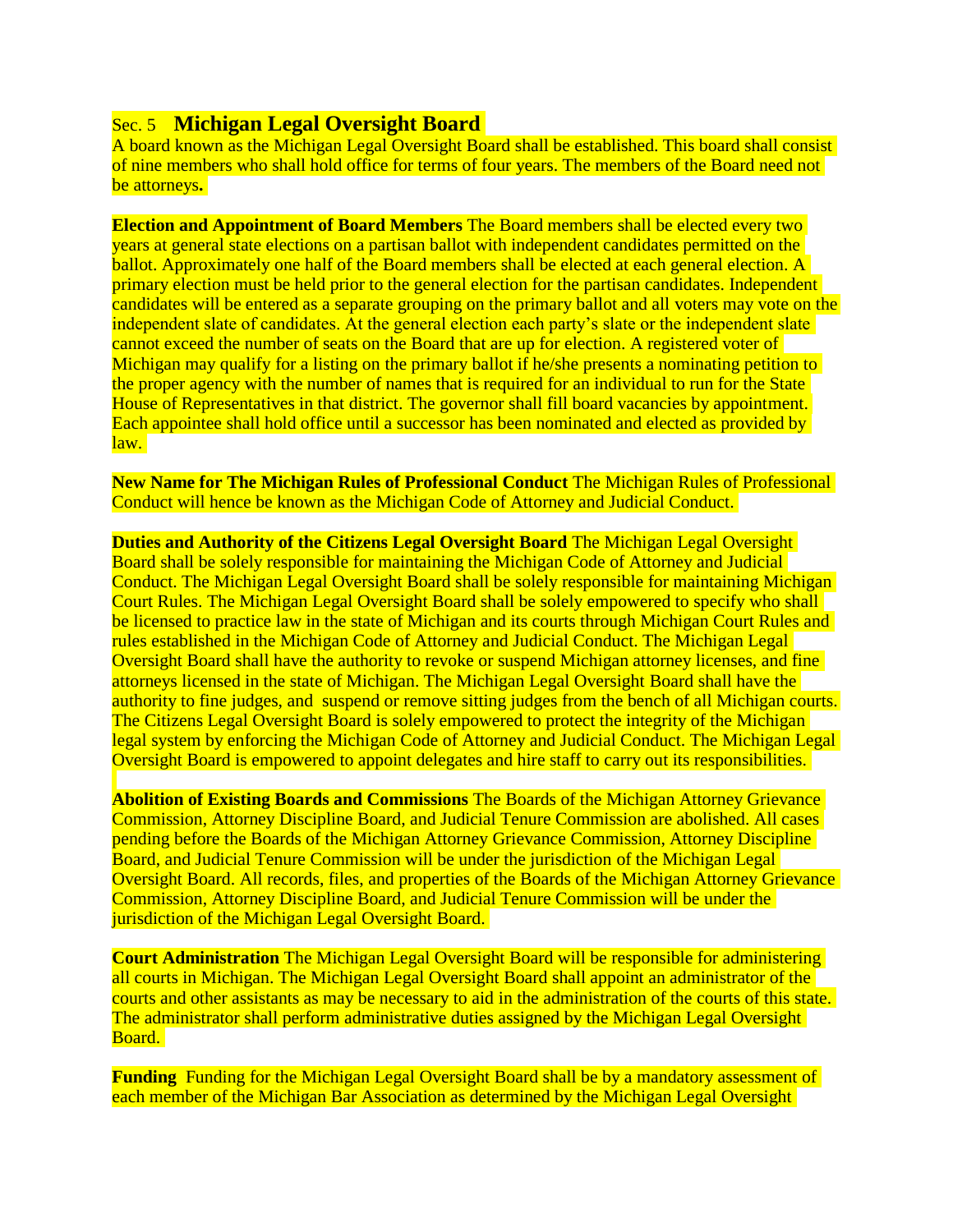## Sec. 5 **Michigan Legal Oversight Board**

A board known as the Michigan Legal Oversight Board shall be established. This board shall consist of nine members who shall hold office for terms of four years. The members of the Board need not be attorneys**.**

**Election and Appointment of Board Members** The Board members shall be elected every two years at general state elections on a partisan ballot with independent candidates permitted on the ballot. Approximately one half of the Board members shall be elected at each general election. A primary election must be held prior to the general election for the partisan candidates. Independent candidates will be entered as a separate grouping on the primary ballot and all voters may vote on the independent slate of candidates. At the general election each party's slate or the independent slate cannot exceed the number of seats on the Board that are up for election. A registered voter of Michigan may qualify for a listing on the primary ballot if he/she presents a nominating petition to the proper agency with the number of names that is required for an individual to run for the State House of Representatives in that district. The governor shall fill board vacancies by appointment. Each appointee shall hold office until a successor has been nominated and elected as provided by law.

**New Name for The Michigan Rules of Professional Conduct** The Michigan Rules of Professional Conduct will hence be known as the Michigan Code of Attorney and Judicial Conduct.

**Duties and Authority of the Citizens Legal Oversight Board** The Michigan Legal Oversight Board shall be solely responsible for maintaining the Michigan Code of Attorney and Judicial Conduct. The Michigan Legal Oversight Board shall be solely responsible for maintaining Michigan Court Rules. The Michigan Legal Oversight Board shall be solely empowered to specify who shall be licensed to practice law in the state of Michigan and its courts through Michigan Court Rules and rules established in the Michigan Code of Attorney and Judicial Conduct. The Michigan Legal Oversight Board shall have the authority to revoke or suspend Michigan attorney licenses, and fine attorneys licensed in the state of Michigan. The Michigan Legal Oversight Board shall have the authority to fine judges, and suspend or remove sitting judges from the bench of all Michigan courts. The Citizens Legal Oversight Board is solely empowered to protect the integrity of the Michigan legal system by enforcing the Michigan Code of Attorney and Judicial Conduct. The Michigan Legal Oversight Board is empowered to appoint delegates and hire staff to carry out its responsibilities.

**Abolition of Existing Boards and Commissions** The Boards of the Michigan Attorney Grievance Commission, Attorney Discipline Board, and Judicial Tenure Commission are abolished. All cases pending before the Boards of the Michigan Attorney Grievance Commission, Attorney Discipline Board, and Judicial Tenure Commission will be under the jurisdiction of the Michigan Legal Oversight Board. All records, files, and properties of the Boards of the Michigan Attorney Grievance Commission, Attorney Discipline Board, and Judicial Tenure Commission will be under the jurisdiction of the Michigan Legal Oversight Board.

**Court Administration** The Michigan Legal Oversight Board will be responsible for administering all courts in Michigan. The Michigan Legal Oversight Board shall appoint an administrator of the courts and other assistants as may be necessary to aid in the administration of the courts of this state. The administrator shall perform administrative duties assigned by the Michigan Legal Oversight Board.

**Funding** Funding for the Michigan Legal Oversight Board shall be by a mandatory assessment of each member of the Michigan Bar Association as determined by the Michigan Legal Oversight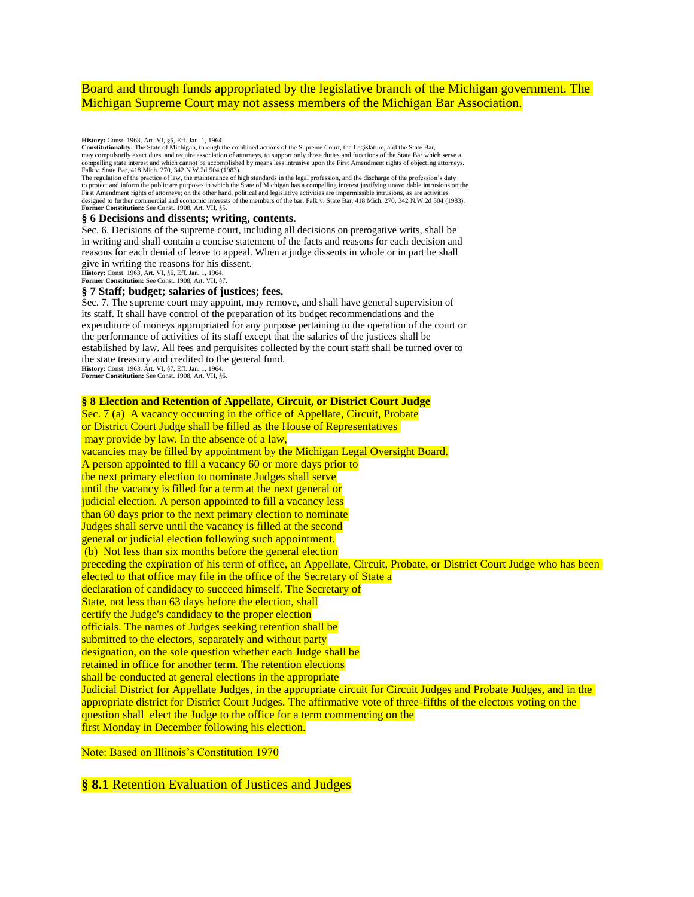Board and through funds appropriated by the legislative branch of the Michigan government. The Michigan Supreme Court may not assess members of the Michigan Bar Association.

**History:** Const. 1963, Art. VI, §5, Eff. Jan. 1, 1964.
**Constitutionality:** The State of Michigan, through the combined actions of the Supreme Court, the Legislature, and the State Bar, may compulsorily exact dues, and require association of attorneys, to support only those duties and functions of the State Bar which serve a compelling state interest and which cannot be accomplished by means less intrusive upon the First Amendment rights of objecting attorneys. Falk v. State Bar, 418 Mich. 270, 342 N.W.2d 504 (1983).
The regulation of the practice of law, the maintenance of high standards in the legal profession, and the discharge of the profession's duty to protect and inform the public are purposes in which the State of Michigan has a compelling interest justifying unavoidable intrusions on the First Amendment rights of attorneys; on the other hand, political and legislative activities are impermissible intrusions, as are activities designed to further commercial and economic interests of the members of the bar. Falk v. State Bar, 418 Mich. 270, 342 N.W.2d 504 (1983).
**Former Constitution:** See Const. 1908, Art. VII, §5.

**§ 6 Decisions and dissents; writing, contents.**

Sec. 6. Decisions of the supreme court, including all decisions on prerogative writs, shall be in writing and shall contain a concise statement of the facts and reasons for each decision and reasons for each denial of leave to appeal. When a judge dissents in whole or in part he shall give in writing the reasons for his dissent.
**History:** Const. 1963, Art. VI, §6, Eff. Jan. 1, 1964.
**Former Constitution:** See Const. 1908, Art. VII, §7.

**§ 7 Staff; budget; salaries of justices; fees.**

Sec. 7. The supreme court may appoint, may remove, and shall have general supervision of its staff. It shall have control of the preparation of its budget recommendations and the expenditure of moneys appropriated for any purpose pertaining to the operation of the court or the performance of activities of its staff except that the salaries of the justices shall be established by law. All fees and perquisites collected by the court staff shall be turned over to the state treasury and credited to the general fund.
**History:** Const. 1963, Art. VI, §7, Eff. Jan. 1, 1964.
**Former Constitution:** See Const. 1908, Art. VII, §6.

**§ 8 Election and Retention of Appellate, Circuit, or District Court Judge**

Sec. 7 (a) A vacancy occurring in the office of Appellate, Circuit, Probate or District Court Judge shall be filled as the House of Representatives may provide by law. In the absence of a law, vacancies may be filled by appointment by the Michigan Legal Oversight Board. A person appointed to fill a vacancy 60 or more days prior to the next primary election to nominate Judges shall serve until the vacancy is filled for a term at the next general or judicial election. A person appointed to fill a vacancy less than 60 days prior to the next primary election to nominate Judges shall serve until the vacancy is filled at the second general or judicial election following such appointment.

(b) Not less than six months before the general election preceding the expiration of his term of office, an Appellate, Circuit, Probate, or District Court Judge who has been elected to that office may file in the office of the Secretary of State a declaration of candidacy to succeed himself. The Secretary of State, not less than 63 days before the election, shall certify the Judge's candidacy to the proper election officials. The names of Judges seeking retention shall be submitted to the electors, separately and without party designation, on the sole question whether each Judge shall be retained in office for another term. The retention elections shall be conducted at general elections in the appropriate Judicial District for Appellate Judges, in the appropriate circuit for Circuit Judges and Probate Judges, and in the appropriate district for District Court Judges. The affirmative vote of three-fifths of the electors voting on the question shall elect the Judge to the office for a term commencing on the first Monday in December following his election.

Note: Based on Illinois's Constitution 1970

**§ 8.1** Retention Evaluation of Justices and Judges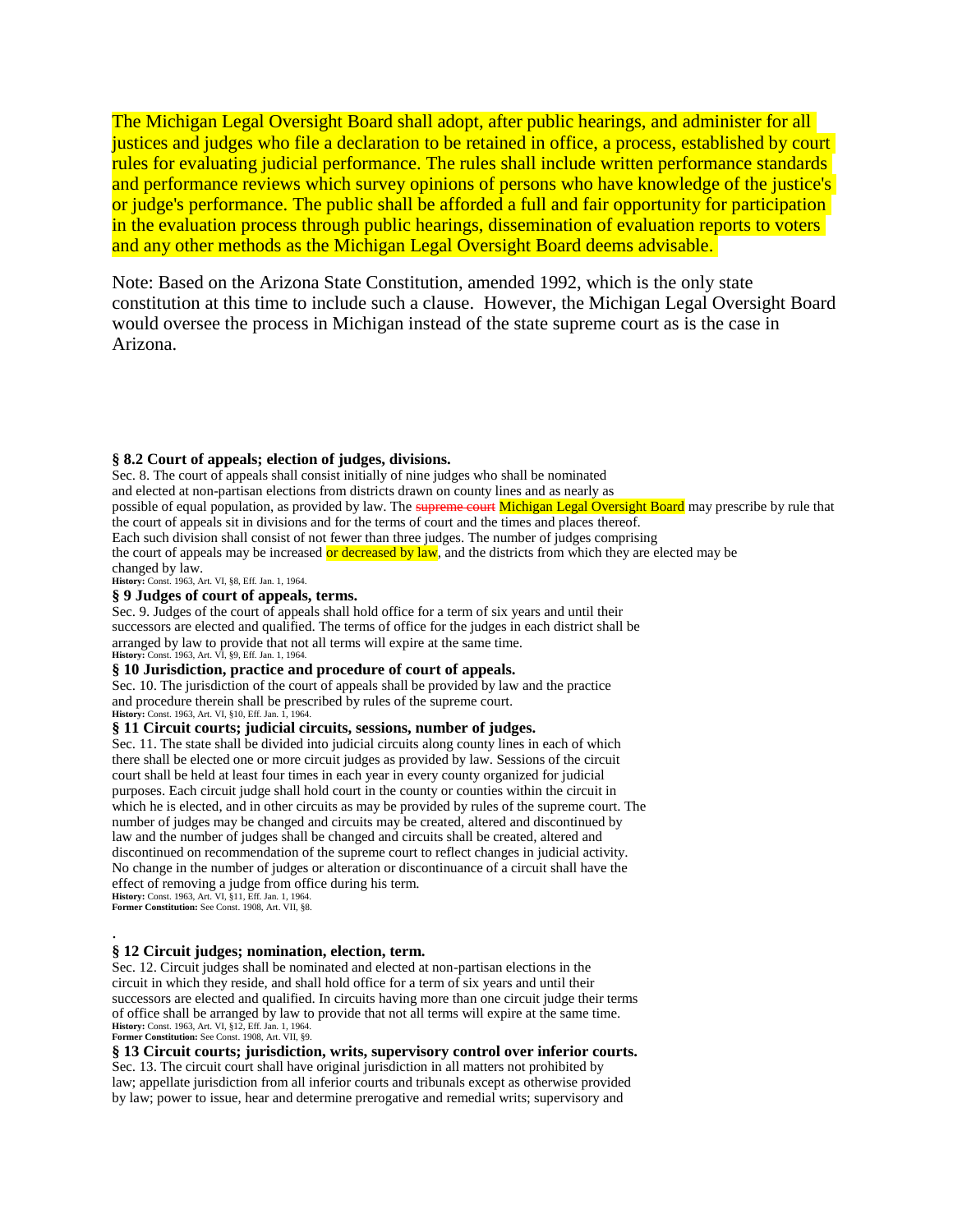The Michigan Legal Oversight Board shall adopt, after public hearings, and administer for all justices and judges who file a declaration to be retained in office, a process, established by court rules for evaluating judicial performance. The rules shall include written performance standards and performance reviews which survey opinions of persons who have knowledge of the justice's or judge's performance. The public shall be afforded a full and fair opportunity for participation in the evaluation process through public hearings, dissemination of evaluation reports to voters and any other methods as the Michigan Legal Oversight Board deems advisable.

Note: Based on the Arizona State Constitution, amended 1992, which is the only state constitution at this time to include such a clause. However, the Michigan Legal Oversight Board would oversee the process in Michigan instead of the state supreme court as is the case in Arizona.

**§ 8.2 Court of appeals; election of judges, divisions.**

Sec. 8. The court of appeals shall consist initially of nine judges who shall be nominated and elected at non-partisan elections from districts drawn on county lines and as nearly as possible of equal population, as provided by law. The ~~supreme court~~ Michigan Legal Oversight Board may prescribe by rule that the court of appeals sit in divisions and for the terms of court and the times and places thereof. Each such division shall consist of not fewer than three judges. The number of judges comprising the court of appeals may be increased or decreased by law, and the districts from which they are elected may be changed by law.

**History:** Const. 1963, Art. VI, §8, Eff. Jan. 1, 1964.

**§ 9 Judges of court of appeals, terms.**

Sec. 9. Judges of the court of appeals shall hold office for a term of six years and until their successors are elected and qualified. The terms of office for the judges in each district shall be arranged by law to provide that not all terms will expire at the same time.

**History:** Const. 1963, Art. VI, §9, Eff. Jan. 1, 1964.

**§ 10 Jurisdiction, practice and procedure of court of appeals.**

Sec. 10. The jurisdiction of the court of appeals shall be provided by law and the practice and procedure therein shall be prescribed by rules of the supreme court.

**History:** Const. 1963, Art. VI, §10, Eff. Jan. 1, 1964.

**§ 11 Circuit courts; judicial circuits, sessions, number of judges.**

Sec. 11. The state shall be divided into judicial circuits along county lines in each of which there shall be elected one or more circuit judges as provided by law. Sessions of the circuit court shall be held at least four times in each year in every county organized for judicial purposes. Each circuit judge shall hold court in the county or counties within the circuit in which he is elected, and in other circuits as may be provided by rules of the supreme court. The number of judges may be changed and circuits may be created, altered and discontinued by law and the number of judges shall be changed and circuits shall be created, altered and discontinued on recommendation of the supreme court to reflect changes in judicial activity. No change in the number of judges or alteration or discontinuance of a circuit shall have the effect of removing a judge from office during his term.

**History:** Const. 1963, Art. VI, §11, Eff. Jan. 1, 1964.
**Former Constitution:** See Const. 1908, Art. VII, §8.

.

**§ 12 Circuit judges; nomination, election, term.**

Sec. 12. Circuit judges shall be nominated and elected at non-partisan elections in the circuit in which they reside, and shall hold office for a term of six years and until their successors are elected and qualified. In circuits having more than one circuit judge their terms of office shall be arranged by law to provide that not all terms will expire at the same time.

**History:** Const. 1963, Art. VI, §12, Eff. Jan. 1, 1964.
**Former Constitution:** See Const. 1908, Art. VII, §9.

**§ 13 Circuit courts; jurisdiction, writs, supervisory control over inferior courts.**

Sec. 13. The circuit court shall have original jurisdiction in all matters not prohibited by law; appellate jurisdiction from all inferior courts and tribunals except as otherwise provided by law; power to issue, hear and determine prerogative and remedial writs; supervisory and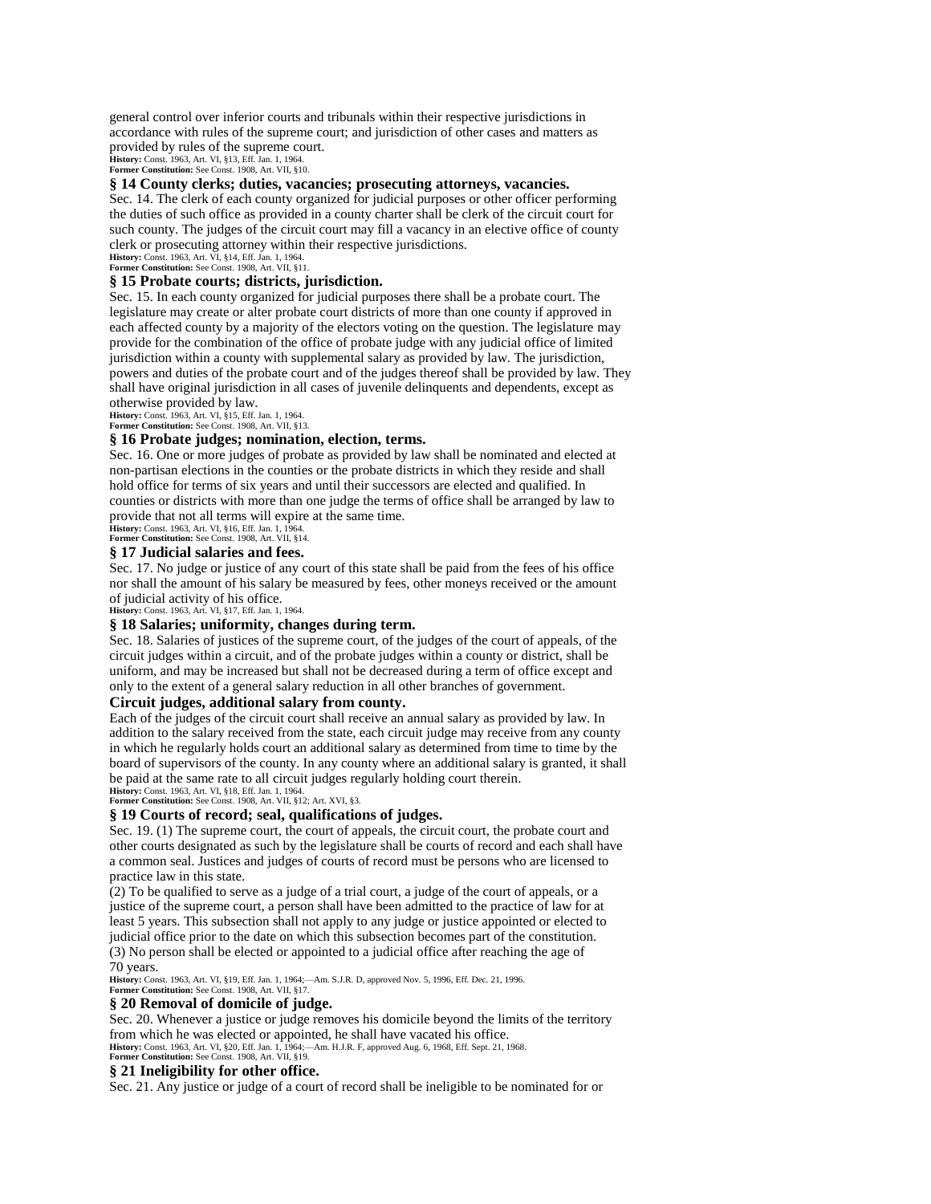general control over inferior courts and tribunals within their respective jurisdictions in accordance with rules of the supreme court; and jurisdiction of other cases and matters as provided by rules of the supreme court.

**History:** Const. 1963, Art. VI, §13, Eff. Jan. 1, 1964.
**Former Constitution:** See Const. 1908, Art. VII, §10.

### § 14 County clerks; duties, vacancies; prosecuting attorneys, vacancies.

Sec. 14. The clerk of each county organized for judicial purposes or other officer performing the duties of such office as provided in a county charter shall be clerk of the circuit court for such county. The judges of the circuit court may fill a vacancy in an elective office of county clerk or prosecuting attorney within their respective jurisdictions.

**History:** Const. 1963, Art. VI, §14, Eff. Jan. 1, 1964.
**Former Constitution:** See Const. 1908, Art. VII, §11.

### § 15 Probate courts; districts, jurisdiction.

Sec. 15. In each county organized for judicial purposes there shall be a probate court. The legislature may create or alter probate court districts of more than one county if approved in each affected county by a majority of the electors voting on the question. The legislature may provide for the combination of the office of probate judge with any judicial office of limited jurisdiction within a county with supplemental salary as provided by law. The jurisdiction, powers and duties of the probate court and of the judges thereof shall be provided by law. They shall have original jurisdiction in all cases of juvenile delinquents and dependents, except as otherwise provided by law.

**History:** Const. 1963, Art. VI, §15, Eff. Jan. 1, 1964.
**Former Constitution:** See Const. 1908, Art. VII, §13.

### § 16 Probate judges; nomination, election, terms.

Sec. 16. One or more judges of probate as provided by law shall be nominated and elected at non-partisan elections in the counties or the probate districts in which they reside and shall hold office for terms of six years and until their successors are elected and qualified. In counties or districts with more than one judge the terms of office shall be arranged by law to provide that not all terms will expire at the same time.

**History:** Const. 1963, Art. VI, §16, Eff. Jan. 1, 1964.
**Former Constitution:** See Const. 1908, Art. VII, §14.

### § 17 Judicial salaries and fees.

Sec. 17. No judge or justice of any court of this state shall be paid from the fees of his office nor shall the amount of his salary be measured by fees, other moneys received or the amount of judicial activity of his office.

**History:** Const. 1963, Art. VI, §17, Eff. Jan. 1, 1964.

### § 18 Salaries; uniformity, changes during term.

Sec. 18. Salaries of justices of the supreme court, of the judges of the court of appeals, of the circuit judges within a circuit, and of the probate judges within a county or district, shall be uniform, and may be increased but shall not be decreased during a term of office except and only to the extent of a general salary reduction in all other branches of government.

### Circuit judges, additional salary from county.

Each of the judges of the circuit court shall receive an annual salary as provided by law. In addition to the salary received from the state, each circuit judge may receive from any county in which he regularly holds court an additional salary as determined from time to time by the board of supervisors of the county. In any county where an additional salary is granted, it shall be paid at the same rate to all circuit judges regularly holding court therein.

**History:** Const. 1963, Art. VI, §18, Eff. Jan. 1, 1964.
**Former Constitution:** See Const. 1908, Art. VII, §12; Art. XVI, §3.

### § 19 Courts of record; seal, qualifications of judges.

Sec. 19. (1) The supreme court, the court of appeals, the circuit court, the probate court and other courts designated as such by the legislature shall be courts of record and each shall have a common seal. Justices and judges of courts of record must be persons who are licensed to practice law in this state.

(2) To be qualified to serve as a judge of a trial court, a judge of the court of appeals, or a justice of the supreme court, a person shall have been admitted to the practice of law for at least 5 years. This subsection shall not apply to any judge or justice appointed or elected to judicial office prior to the date on which this subsection becomes part of the constitution.

(3) No person shall be elected or appointed to a judicial office after reaching the age of 70 years.

**History:** Const. 1963, Art. VI, §19, Eff. Jan. 1, 1964;—Am. S.J.R. D, approved Nov. 5, 1996, Eff. Dec. 21, 1996.
**Former Constitution:** See Const. 1908, Art. VII, §17.

### § 20 Removal of domicile of judge.

Sec. 20. Whenever a justice or judge removes his domicile beyond the limits of the territory from which he was elected or appointed, he shall have vacated his office.

**History:** Const. 1963, Art. VI, §20, Eff. Jan. 1, 1964;—Am. H.J.R. F, approved Aug. 6, 1968, Eff. Sept. 21, 1968.
**Former Constitution:** See Const. 1908, Art. VII, §19.

### § 21 Ineligibility for other office.

Sec. 21. Any justice or judge of a court of record shall be ineligible to be nominated for or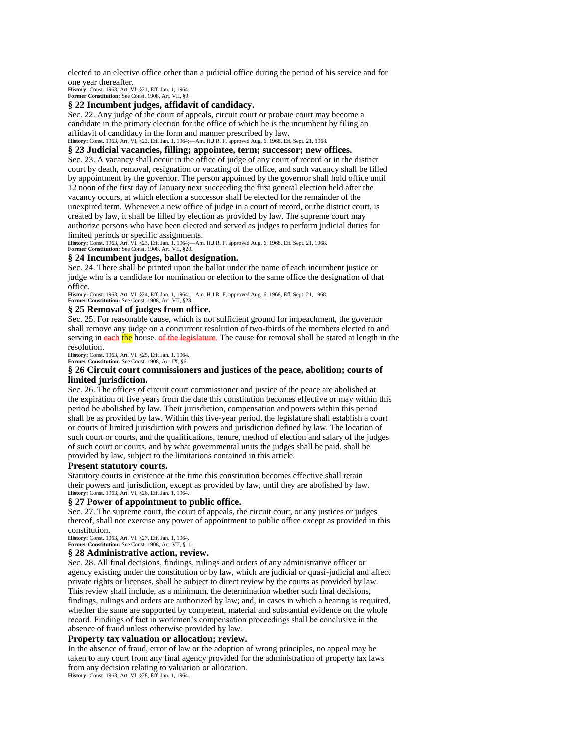elected to an elective office other than a judicial office during the period of his service and for one year thereafter.

**History:** Const. 1963, Art. VI, §21, Eff. Jan. 1, 1964.
**Former Constitution:** See Const. 1908, Art. VII, §9.

### § 22 Incumbent judges, affidavit of candidacy.

Sec. 22. Any judge of the court of appeals, circuit court or probate court may become a candidate in the primary election for the office of which he is the incumbent by filing an affidavit of candidacy in the form and manner prescribed by law.

**History:** Const. 1963, Art. VI, §22, Eff. Jan. 1, 1964;—Am. H.J.R. F, approved Aug. 6, 1968, Eff. Sept. 21, 1968.

### § 23 Judicial vacancies, filling; appointee, term; successor; new offices.

Sec. 23. A vacancy shall occur in the office of judge of any court of record or in the district court by death, removal, resignation or vacating of the office, and such vacancy shall be filled by appointment by the governor. The person appointed by the governor shall hold office until 12 noon of the first day of January next succeeding the first general election held after the vacancy occurs, at which election a successor shall be elected for the remainder of the unexpired term. Whenever a new office of judge in a court of record, or the district court, is created by law, it shall be filled by election as provided by law. The supreme court may authorize persons who have been elected and served as judges to perform judicial duties for limited periods or specific assignments.

**History:** Const. 1963, Art. VI, §23, Eff. Jan. 1, 1964;—Am. H.J.R. F, approved Aug. 6, 1968, Eff. Sept. 21, 1968.
**Former Constitution:** See Const. 1908, Art. VII, §20.

### § 24 Incumbent judges, ballot designation.

Sec. 24. There shall be printed upon the ballot under the name of each incumbent justice or judge who is a candidate for nomination or election to the same office the designation of that office.

**History:** Const. 1963, Art. VI, §24, Eff. Jan. 1, 1964;—Am. H.J.R. F, approved Aug. 6, 1968, Eff. Sept. 21, 1968.
**Former Constitution:** See Const. 1908, Art. VII, §23.

### § 25 Removal of judges from office.

Sec. 25. For reasonable cause, which is not sufficient ground for impeachment, the governor shall remove any judge on a concurrent resolution of two-thirds of the members elected to and serving in ~~each~~ the house. ~~of the legislature.~~ The cause for removal shall be stated at length in the resolution.

**History:** Const. 1963, Art. VI, §25, Eff. Jan. 1, 1964.
**Former Constitution:** See Const. 1908, Art. IX, §6.

### § 26 Circuit court commissioners and justices of the peace, abolition; courts of limited jurisdiction.

Sec. 26. The offices of circuit court commissioner and justice of the peace are abolished at the expiration of five years from the date this constitution becomes effective or may within this period be abolished by law. Their jurisdiction, compensation and powers within this period shall be as provided by law. Within this five-year period, the legislature shall establish a court or courts of limited jurisdiction with powers and jurisdiction defined by law. The location of such court or courts, and the qualifications, tenure, method of election and salary of the judges of such court or courts, and by what governmental units the judges shall be paid, shall be provided by law, subject to the limitations contained in this article.

### Present statutory courts.

Statutory courts in existence at the time this constitution becomes effective shall retain their powers and jurisdiction, except as provided by law, until they are abolished by law.

**History:** Const. 1963, Art. VI, §26, Eff. Jan. 1, 1964.

### § 27 Power of appointment to public office.

Sec. 27. The supreme court, the court of appeals, the circuit court, or any justices or judges thereof, shall not exercise any power of appointment to public office except as provided in this constitution.

**History:** Const. 1963, Art. VI, §27, Eff. Jan. 1, 1964.
**Former Constitution:** See Const. 1908, Art. VII, §11.

### § 28 Administrative action, review.

Sec. 28. All final decisions, findings, rulings and orders of any administrative officer or agency existing under the constitution or by law, which are judicial or quasi-judicial and affect private rights or licenses, shall be subject to direct review by the courts as provided by law. This review shall include, as a minimum, the determination whether such final decisions, findings, rulings and orders are authorized by law; and, in cases in which a hearing is required, whether the same are supported by competent, material and substantial evidence on the whole record. Findings of fact in workmen's compensation proceedings shall be conclusive in the absence of fraud unless otherwise provided by law.

### Property tax valuation or allocation; review.

In the absence of fraud, error of law or the adoption of wrong principles, no appeal may be taken to any court from any final agency provided for the administration of property tax laws from any decision relating to valuation or allocation.

**History:** Const. 1963, Art. VI, §28, Eff. Jan. 1, 1964.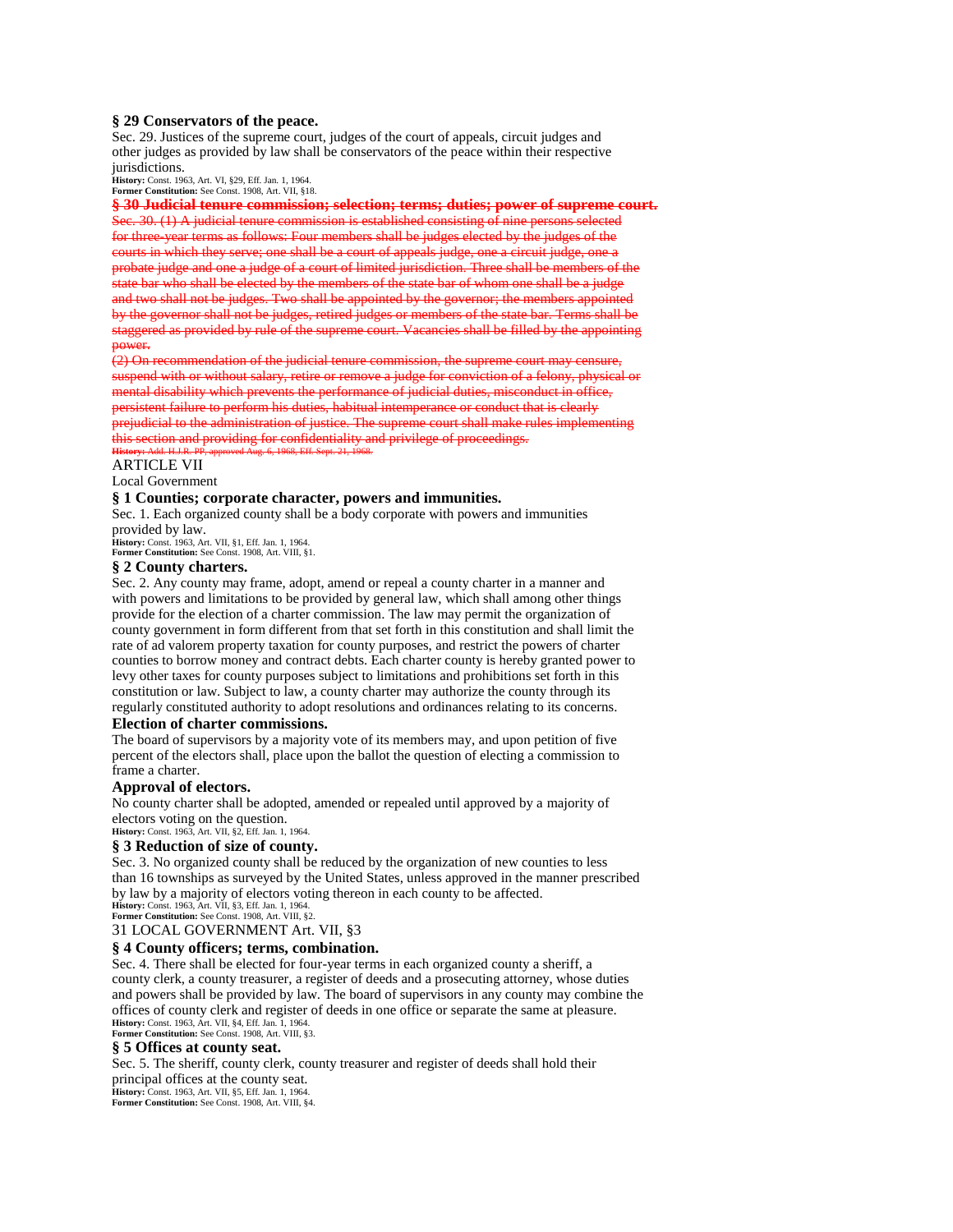### § 29 Conservators of the peace.

Sec. 29. Justices of the supreme court, judges of the court of appeals, circuit judges and other judges as provided by law shall be conservators of the peace within their respective jurisdictions.

**History:** Const. 1963, Art. VI, §29, Eff. Jan. 1, 1964.
**Former Constitution:** See Const. 1908, Art. VII, §18.

### ~~§ 30 Judicial tenure commission; selection; terms; duties; power of supreme court.~~

~~Sec. 30. (1) A judicial tenure commission is established consisting of nine persons selected for three-year terms as follows: Four members shall be judges elected by the judges of the courts in which they serve; one shall be a court of appeals judge, one a circuit judge, one a probate judge and one a judge of a court of limited jurisdiction. Three shall be members of the state bar who shall be elected by the members of the state bar of whom one shall be a judge and two shall not be judges. Two shall be appointed by the governor; the members appointed by the governor shall not be judges, retired judges or members of the state bar. Terms shall be staggered as provided by rule of the supreme court. Vacancies shall be filled by the appointing power.~~

~~(2) On recommendation of the judicial tenure commission, the supreme court may censure, suspend with or without salary, retire or remove a judge for conviction of a felony, physical or mental disability which prevents the performance of judicial duties, misconduct in office, persistent failure to perform his duties, habitual intemperance or conduct that is clearly prejudicial to the administration of justice. The supreme court shall make rules implementing this section and providing for confidentiality and privilege of proceedings.~~

~~**History:** Add. H.J.R. PP, approved Aug. 6, 1968, Eff. Sept. 21, 1968.~~

## ARTICLE VII

Local Government

### § 1 Counties; corporate character, powers and immunities.

Sec. 1. Each organized county shall be a body corporate with powers and immunities provided by law.

**History:** Const. 1963, Art. VII, §1, Eff. Jan. 1, 1964.
**Former Constitution:** See Const. 1908, Art. VIII, §1.

### § 2 County charters.

Sec. 2. Any county may frame, adopt, amend or repeal a county charter in a manner and with powers and limitations to be provided by general law, which shall among other things provide for the election of a charter commission. The law may permit the organization of county government in form different from that set forth in this constitution and shall limit the rate of ad valorem property taxation for county purposes, and restrict the powers of charter counties to borrow money and contract debts. Each charter county is hereby granted power to levy other taxes for county purposes subject to limitations and prohibitions set forth in this constitution or law. Subject to law, a county charter may authorize the county through its regularly constituted authority to adopt resolutions and ordinances relating to its concerns.

#### Election of charter commissions.

The board of supervisors by a majority vote of its members may, and upon petition of five percent of the electors shall, place upon the ballot the question of electing a commission to frame a charter.

#### Approval of electors.

No county charter shall be adopted, amended or repealed until approved by a majority of electors voting on the question.

**History:** Const. 1963, Art. VII, §2, Eff. Jan. 1, 1964.

### § 3 Reduction of size of county.

Sec. 3. No organized county shall be reduced by the organization of new counties to less than 16 townships as surveyed by the United States, unless approved in the manner prescribed by law by a majority of electors voting thereon in each county to be affected.

**History:** Const. 1963, Art. VII, §3, Eff. Jan. 1, 1964.
**Former Constitution:** See Const. 1908, Art. VIII, §2.

### § 4 County officers; terms, combination.

Sec. 4. There shall be elected for four-year terms in each organized county a sheriff, a county clerk, a county treasurer, a register of deeds and a prosecuting attorney, whose duties and powers shall be provided by law. The board of supervisors in any county may combine the offices of county clerk and register of deeds in one office or separate the same at pleasure.

**History:** Const. 1963, Art. VII, §4, Eff. Jan. 1, 1964.
**Former Constitution:** See Const. 1908, Art. VIII, §3.

### § 5 Offices at county seat.

Sec. 5. The sheriff, county clerk, county treasurer and register of deeds shall hold their principal offices at the county seat.

**History:** Const. 1963, Art. VII, §5, Eff. Jan. 1, 1964.
**Former Constitution:** See Const. 1908, Art. VIII, §4.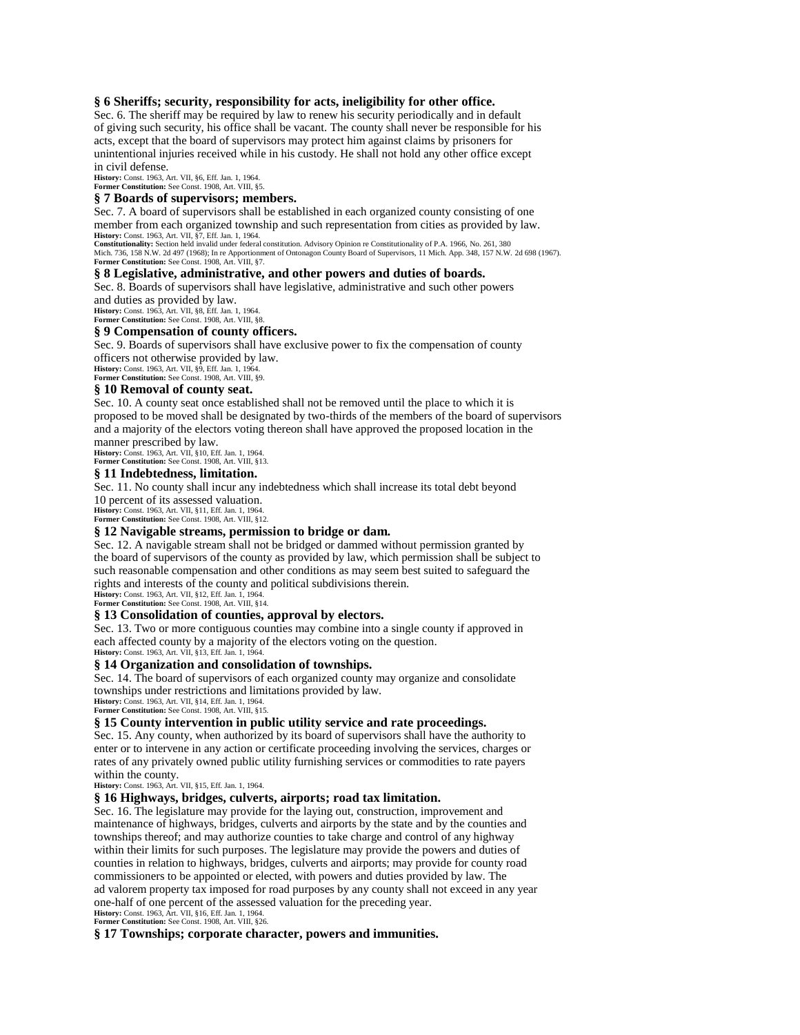### § 6 Sheriffs; security, responsibility for acts, ineligibility for other office.

Sec. 6. The sheriff may be required by law to renew his security periodically and in default of giving such security, his office shall be vacant. The county shall never be responsible for his acts, except that the board of supervisors may protect him against claims by prisoners for unintentional injuries received while in his custody. He shall not hold any other office except in civil defense.

**History:** Const. 1963, Art. VII, §6, Eff. Jan. 1, 1964.
**Former Constitution:** See Const. 1908, Art. VIII, §5.

### § 7 Boards of supervisors; members.

Sec. 7. A board of supervisors shall be established in each organized county consisting of one member from each organized township and such representation from cities as provided by law.

**History:** Const. 1963, Art. VII, §7, Eff. Jan. 1, 1964.
**Constitutionality:** Section held invalid under federal constitution. Advisory Opinion re Constitutionality of P.A. 1966, No. 261, 380 Mich. 736, 158 N.W. 2d 497 (1968); In re Apportionment of Ontonagon County Board of Supervisors, 11 Mich. App. 348, 157 N.W. 2d 698 (1967).
**Former Constitution:** See Const. 1908, Art. VIII, §7.

### § 8 Legislative, administrative, and other powers and duties of boards.

Sec. 8. Boards of supervisors shall have legislative, administrative and such other powers and duties as provided by law.

**History:** Const. 1963, Art. VII, §8, Eff. Jan. 1, 1964.
**Former Constitution:** See Const. 1908, Art. VIII, §8.

### § 9 Compensation of county officers.

Sec. 9. Boards of supervisors shall have exclusive power to fix the compensation of county officers not otherwise provided by law.

**History:** Const. 1963, Art. VII, §9, Eff. Jan. 1, 1964.
**Former Constitution:** See Const. 1908, Art. VIII, §9.

### § 10 Removal of county seat.

Sec. 10. A county seat once established shall not be removed until the place to which it is proposed to be moved shall be designated by two-thirds of the members of the board of supervisors and a majority of the electors voting thereon shall have approved the proposed location in the manner prescribed by law.

**History:** Const. 1963, Art. VII, §10, Eff. Jan. 1, 1964.
**Former Constitution:** See Const. 1908, Art. VIII, §13.

### § 11 Indebtedness, limitation.

Sec. 11. No county shall incur any indebtedness which shall increase its total debt beyond 10 percent of its assessed valuation.

**History:** Const. 1963, Art. VII, §11, Eff. Jan. 1, 1964.
**Former Constitution:** See Const. 1908, Art. VIII, §12.

### § 12 Navigable streams, permission to bridge or dam.

Sec. 12. A navigable stream shall not be bridged or dammed without permission granted by the board of supervisors of the county as provided by law, which permission shall be subject to such reasonable compensation and other conditions as may seem best suited to safeguard the rights and interests of the county and political subdivisions therein.

**History:** Const. 1963, Art. VII, §12, Eff. Jan. 1, 1964.
**Former Constitution:** See Const. 1908, Art. VIII, §14.

### § 13 Consolidation of counties, approval by electors.

Sec. 13. Two or more contiguous counties may combine into a single county if approved in each affected county by a majority of the electors voting on the question.

**History:** Const. 1963, Art. VII, §13, Eff. Jan. 1, 1964.

### § 14 Organization and consolidation of townships.

Sec. 14. The board of supervisors of each organized county may organize and consolidate townships under restrictions and limitations provided by law.

**History:** Const. 1963, Art. VII, §14, Eff. Jan. 1, 1964.
**Former Constitution:** See Const. 1908, Art. VIII, §15.

### § 15 County intervention in public utility service and rate proceedings.

Sec. 15. Any county, when authorized by its board of supervisors shall have the authority to enter or to intervene in any action or certificate proceeding involving the services, charges or rates of any privately owned public utility furnishing services or commodities to rate payers within the county.

**History:** Const. 1963, Art. VII, §15, Eff. Jan. 1, 1964.

### § 16 Highways, bridges, culverts, airports; road tax limitation.

Sec. 16. The legislature may provide for the laying out, construction, improvement and maintenance of highways, bridges, culverts and airports by the state and by the counties and townships thereof; and may authorize counties to take charge and control of any highway within their limits for such purposes. The legislature may provide the powers and duties of counties in relation to highways, bridges, culverts and airports; may provide for county road commissioners to be appointed or elected, with powers and duties provided by law. The ad valorem property tax imposed for road purposes by any county shall not exceed in any year one-half of one percent of the assessed valuation for the preceding year.

**History:** Const. 1963, Art. VII, §16, Eff. Jan. 1, 1964.
**Former Constitution:** See Const. 1908, Art. VIII, §26.

### § 17 Townships; corporate character, powers and immunities.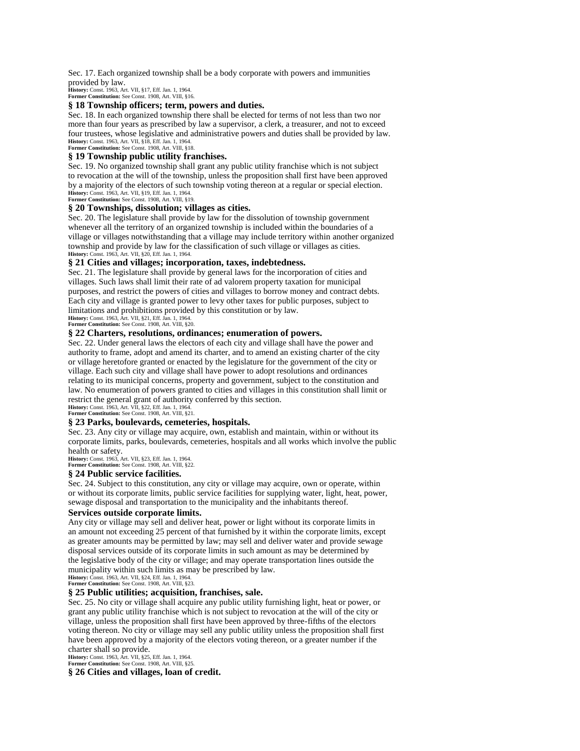Sec. 17. Each organized township shall be a body corporate with powers and immunities provided by law.

**History:** Const. 1963, Art. VII, §17, Eff. Jan. 1, 1964.
**Former Constitution:** See Const. 1908, Art. VIII, §16.

### § 18 Township officers; term, powers and duties.

Sec. 18. In each organized township there shall be elected for terms of not less than two nor more than four years as prescribed by law a supervisor, a clerk, a treasurer, and not to exceed four trustees, whose legislative and administrative powers and duties shall be provided by law.

**History:** Const. 1963, Art. VII, §18, Eff. Jan. 1, 1964.
**Former Constitution:** See Const. 1908, Art. VIII, §18.

### § 19 Township public utility franchises.

Sec. 19. No organized township shall grant any public utility franchise which is not subject to revocation at the will of the township, unless the proposition shall first have been approved by a majority of the electors of such township voting thereon at a regular or special election.

**History:** Const. 1963, Art. VII, §19, Eff. Jan. 1, 1964.
**Former Constitution:** See Const. 1908, Art. VIII, §19.

### § 20 Townships, dissolution; villages as cities.

Sec. 20. The legislature shall provide by law for the dissolution of township government whenever all the territory of an organized township is included within the boundaries of a village or villages notwithstanding that a village may include territory within another organized township and provide by law for the classification of such village or villages as cities.

**History:** Const. 1963, Art. VII, §20, Eff. Jan. 1, 1964.

### § 21 Cities and villages; incorporation, taxes, indebtedness.

Sec. 21. The legislature shall provide by general laws for the incorporation of cities and villages. Such laws shall limit their rate of ad valorem property taxation for municipal purposes, and restrict the powers of cities and villages to borrow money and contract debts. Each city and village is granted power to levy other taxes for public purposes, subject to limitations and prohibitions provided by this constitution or by law.

**History:** Const. 1963, Art. VII, §21, Eff. Jan. 1, 1964.
**Former Constitution:** See Const. 1908, Art. VIII, §20.

### § 22 Charters, resolutions, ordinances; enumeration of powers.

Sec. 22. Under general laws the electors of each city and village shall have the power and authority to frame, adopt and amend its charter, and to amend an existing charter of the city or village heretofore granted or enacted by the legislature for the government of the city or village. Each such city and village shall have power to adopt resolutions and ordinances relating to its municipal concerns, property and government, subject to the constitution and law. No enumeration of powers granted to cities and villages in this constitution shall limit or restrict the general grant of authority conferred by this section.

**History:** Const. 1963, Art. VII, §22, Eff. Jan. 1, 1964.
**Former Constitution:** See Const. 1908, Art. VIII, §21.

### § 23 Parks, boulevards, cemeteries, hospitals.

Sec. 23. Any city or village may acquire, own, establish and maintain, within or without its corporate limits, parks, boulevards, cemeteries, hospitals and all works which involve the public health or safety.

**History:** Const. 1963, Art. VII, §23, Eff. Jan. 1, 1964.
**Former Constitution:** See Const. 1908, Art. VIII, §22.

### § 24 Public service facilities.

Sec. 24. Subject to this constitution, any city or village may acquire, own or operate, within or without its corporate limits, public service facilities for supplying water, light, heat, power, sewage disposal and transportation to the municipality and the inhabitants thereof.

#### Services outside corporate limits.

Any city or village may sell and deliver heat, power or light without its corporate limits in an amount not exceeding 25 percent of that furnished by it within the corporate limits, except as greater amounts may be permitted by law; may sell and deliver water and provide sewage disposal services outside of its corporate limits in such amount as may be determined by the legislative body of the city or village; and may operate transportation lines outside the municipality within such limits as may be prescribed by law.

**History:** Const. 1963, Art. VII, §24, Eff. Jan. 1, 1964.
**Former Constitution:** See Const. 1908, Art. VIII, §23.

### § 25 Public utilities; acquisition, franchises, sale.

Sec. 25. No city or village shall acquire any public utility furnishing light, heat or power, or grant any public utility franchise which is not subject to revocation at the will of the city or village, unless the proposition shall first have been approved by three-fifths of the electors voting thereon. No city or village may sell any public utility unless the proposition shall first have been approved by a majority of the electors voting thereon, or a greater number if the charter shall so provide.

**History:** Const. 1963, Art. VII, §25, Eff. Jan. 1, 1964.
**Former Constitution:** See Const. 1908, Art. VIII, §25.

### § 26 Cities and villages, loan of credit.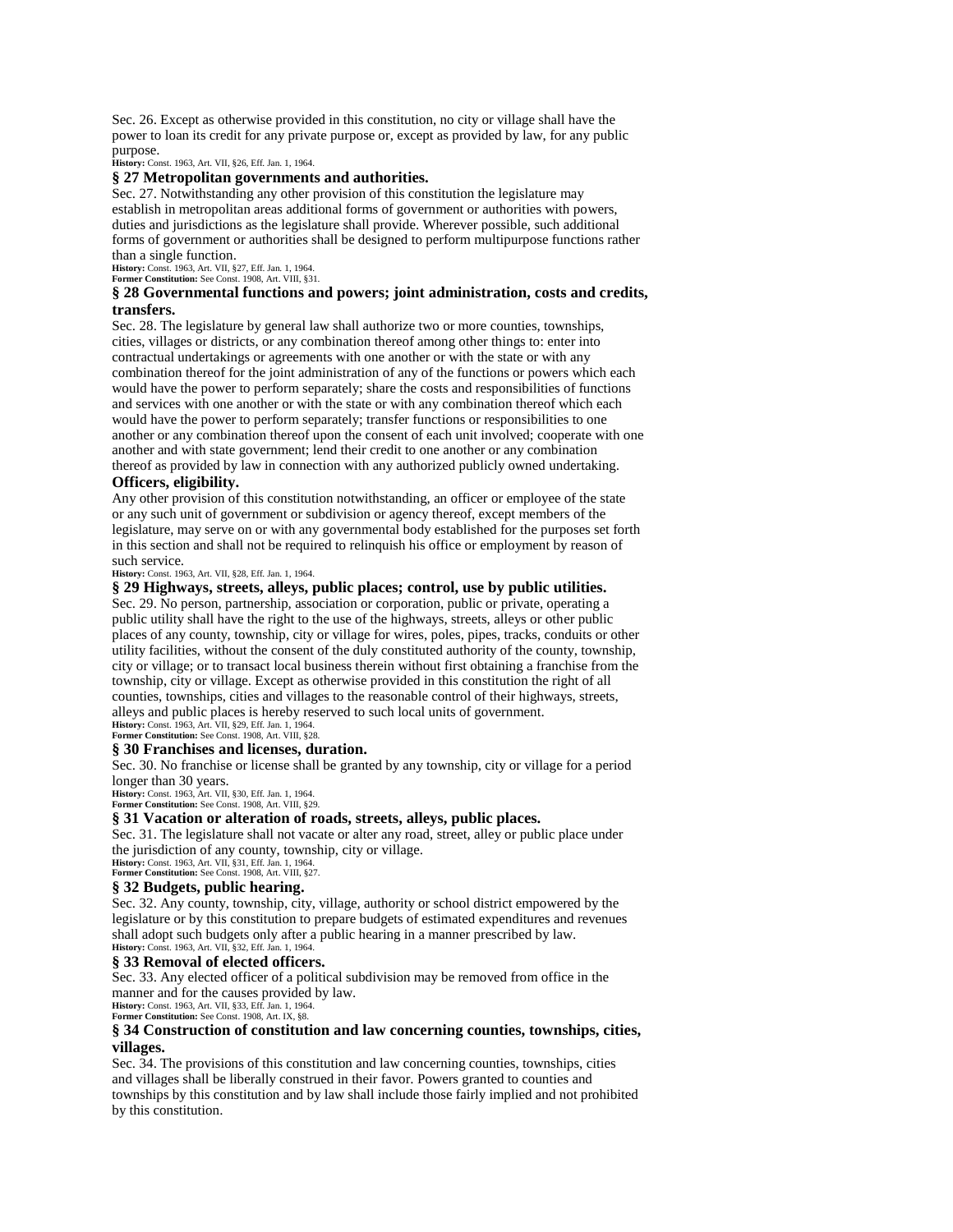Sec. 26. Except as otherwise provided in this constitution, no city or village shall have the power to loan its credit for any private purpose or, except as provided by law, for any public purpose.

**History:** Const. 1963, Art. VII, §26, Eff. Jan. 1, 1964.

### § 27 Metropolitan governments and authorities.

Sec. 27. Notwithstanding any other provision of this constitution the legislature may establish in metropolitan areas additional forms of government or authorities with powers, duties and jurisdictions as the legislature shall provide. Wherever possible, such additional forms of government or authorities shall be designed to perform multipurpose functions rather than a single function.

**History:** Const. 1963, Art. VII, §27, Eff. Jan. 1, 1964.
**Former Constitution:** See Const. 1908, Art. VIII, §31.

### § 28 Governmental functions and powers; joint administration, costs and credits, transfers.

Sec. 28. The legislature by general law shall authorize two or more counties, townships, cities, villages or districts, or any combination thereof among other things to: enter into contractual undertakings or agreements with one another or with the state or with any combination thereof for the joint administration of any of the functions or powers which each would have the power to perform separately; share the costs and responsibilities of functions and services with one another or with the state or with any combination thereof which each would have the power to perform separately; transfer functions or responsibilities to one another or any combination thereof upon the consent of each unit involved; cooperate with one another and with state government; lend their credit to one another or any combination thereof as provided by law in connection with any authorized publicly owned undertaking.

**Officers, eligibility.**

Any other provision of this constitution notwithstanding, an officer or employee of the state or any such unit of government or subdivision or agency thereof, except members of the legislature, may serve on or with any governmental body established for the purposes set forth in this section and shall not be required to relinquish his office or employment by reason of such service.

**History:** Const. 1963, Art. VII, §28, Eff. Jan. 1, 1964.

### § 29 Highways, streets, alleys, public places; control, use by public utilities.

Sec. 29. No person, partnership, association or corporation, public or private, operating a public utility shall have the right to the use of the highways, streets, alleys or other public places of any county, township, city or village for wires, poles, pipes, tracks, conduits or other utility facilities, without the consent of the duly constituted authority of the county, township, city or village; or to transact local business therein without first obtaining a franchise from the township, city or village. Except as otherwise provided in this constitution the right of all counties, townships, cities and villages to the reasonable control of their highways, streets, alleys and public places is hereby reserved to such local units of government.

**History:** Const. 1963, Art. VII, §29, Eff. Jan. 1, 1964.
**Former Constitution:** See Const. 1908, Art. VIII, §28.

### § 30 Franchises and licenses, duration.

Sec. 30. No franchise or license shall be granted by any township, city or village for a period longer than 30 years.

**History:** Const. 1963, Art. VII, §30, Eff. Jan. 1, 1964.
**Former Constitution:** See Const. 1908, Art. VIII, §29.

### § 31 Vacation or alteration of roads, streets, alleys, public places.

Sec. 31. The legislature shall not vacate or alter any road, street, alley or public place under the jurisdiction of any county, township, city or village.

**History:** Const. 1963, Art. VII, §31, Eff. Jan. 1, 1964.
**Former Constitution:** See Const. 1908, Art. VIII, §27.

### § 32 Budgets, public hearing.

Sec. 32. Any county, township, city, village, authority or school district empowered by the legislature or by this constitution to prepare budgets of estimated expenditures and revenues shall adopt such budgets only after a public hearing in a manner prescribed by law.

**History:** Const. 1963, Art. VII, §32, Eff. Jan. 1, 1964.

### § 33 Removal of elected officers.

Sec. 33. Any elected officer of a political subdivision may be removed from office in the manner and for the causes provided by law.

**History:** Const. 1963, Art. VII, §33, Eff. Jan. 1, 1964.
**Former Constitution:** See Const. 1908, Art. IX, §8.

### § 34 Construction of constitution and law concerning counties, townships, cities, villages.

Sec. 34. The provisions of this constitution and law concerning counties, townships, cities and villages shall be liberally construed in their favor. Powers granted to counties and townships by this constitution and by law shall include those fairly implied and not prohibited by this constitution.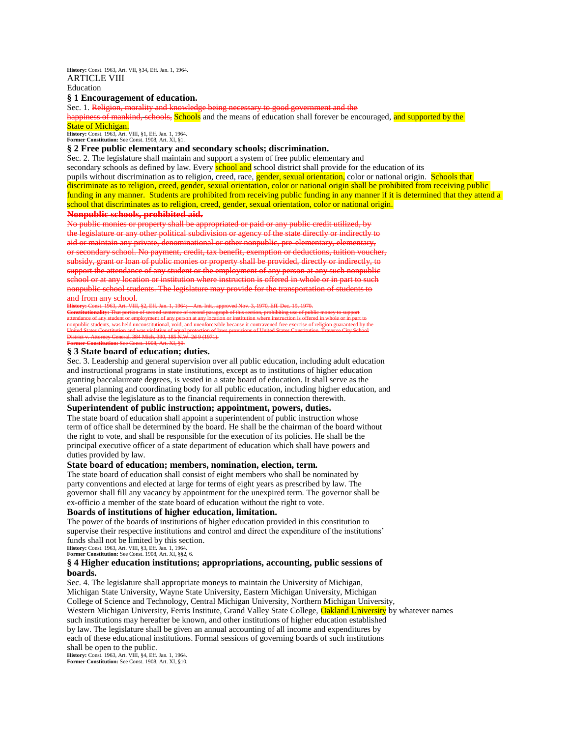**History:** Const. 1963, Art. VII, §34, Eff. Jan. 1, 1964.

ARTICLE VIII

Education

### § 1 Encouragement of education.

Sec. 1. ~~Religion, morality and knowledge being necessary to good government and the happiness of mankind, schools,~~ Schools and the means of education shall forever be encouraged, and supported by the State of Michigan.

**History:** Const. 1963, Art. VIII, §1, Eff. Jan. 1, 1964.
**Former Constitution:** See Const. 1908, Art. XI, §1.

### § 2 Free public elementary and secondary schools; discrimination.

Sec. 2. The legislature shall maintain and support a system of free public elementary and secondary schools as defined by law. Every school and school district shall provide for the education of its pupils without discrimination as to religion, creed, race, gender, sexual orientation, color or national origin. Schools that discriminate as to religion, creed, gender, sexual orientation, color or national origin shall be prohibited from receiving public funding in any manner. Students are prohibited from receiving public funding in any manner if it is determined that they attend a school that discriminates as to religion, creed, gender, sexual orientation, color or national origin.

~~**Nonpublic schools, prohibited aid.**~~

~~No public monies or property shall be appropriated or paid or any public credit utilized, by the legislature or any other political subdivision or agency of the state directly or indirectly to aid or maintain any private, denominational or other nonpublic, pre-elementary, elementary, or secondary school. No payment, credit, tax benefit, exemption or deductions, tuition voucher, subsidy, grant or loan of public monies or property shall be provided, directly or indirectly, to support the attendance of any student or the employment of any person at any such nonpublic school or at any location or institution where instruction is offered in whole or in part to such nonpublic school students. The legislature may provide for the transportation of students to and from any school.~~

~~**History:** Const. 1963, Art. VIII, §2, Eff. Jan. 1, 1964;—Am. Init., approved Nov. 3, 1970, Eff. Dec. 19, 1970.~~
~~**Constitutionality:** That portion of second sentence of second paragraph of this section, prohibiting use of public money to support attendance of any student or employment of any person at any location or institution where instruction is offered in whole or in part to nonpublic students, was held unconstitutional, void, and unenforceable because it contravened free exercise of religion guaranteed by the United States Constitution and was violative of equal protection of laws provisions of United States Constitution. Traverse City School District v. Attorney General, 384 Mich. 390, 185 N.W. 2d 9 (1971).~~
~~**Former Constitution:** See Const. 1908, Art. XI, §9.~~

### § 3 State board of education; duties.

Sec. 3. Leadership and general supervision over all public education, including adult education and instructional programs in state institutions, except as to institutions of higher education granting baccalaureate degrees, is vested in a state board of education. It shall serve as the general planning and coordinating body for all public education, including higher education, and shall advise the legislature as to the financial requirements in connection therewith.

**Superintendent of public instruction; appointment, powers, duties.**

The state board of education shall appoint a superintendent of public instruction whose term of office shall be determined by the board. He shall be the chairman of the board without the right to vote, and shall be responsible for the execution of its policies. He shall be the principal executive officer of a state department of education which shall have powers and duties provided by law.

**State board of education; members, nomination, election, term.**

The state board of education shall consist of eight members who shall be nominated by party conventions and elected at large for terms of eight years as prescribed by law. The governor shall fill any vacancy by appointment for the unexpired term. The governor shall be ex-officio a member of the state board of education without the right to vote.

**Boards of institutions of higher education, limitation.**

The power of the boards of institutions of higher education provided in this constitution to supervise their respective institutions and control and direct the expenditure of the institutions' funds shall not be limited by this section.

**History:** Const. 1963, Art. VIII, §3, Eff. Jan. 1, 1964.
**Former Constitution:** See Const. 1908, Art. XI, §§2, 6.

### § 4 Higher education institutions; appropriations, accounting, public sessions of boards.

Sec. 4. The legislature shall appropriate moneys to maintain the University of Michigan, Michigan State University, Wayne State University, Eastern Michigan University, Michigan College of Science and Technology, Central Michigan University, Northern Michigan University, Western Michigan University, Ferris Institute, Grand Valley State College, Oakland University by whatever names such institutions may hereafter be known, and other institutions of higher education established by law. The legislature shall be given an annual accounting of all income and expenditures by each of these educational institutions. Formal sessions of governing boards of such institutions shall be open to the public.

**History:** Const. 1963, Art. VIII, §4, Eff. Jan. 1, 1964.
**Former Constitution:** See Const. 1908, Art. XI, §10.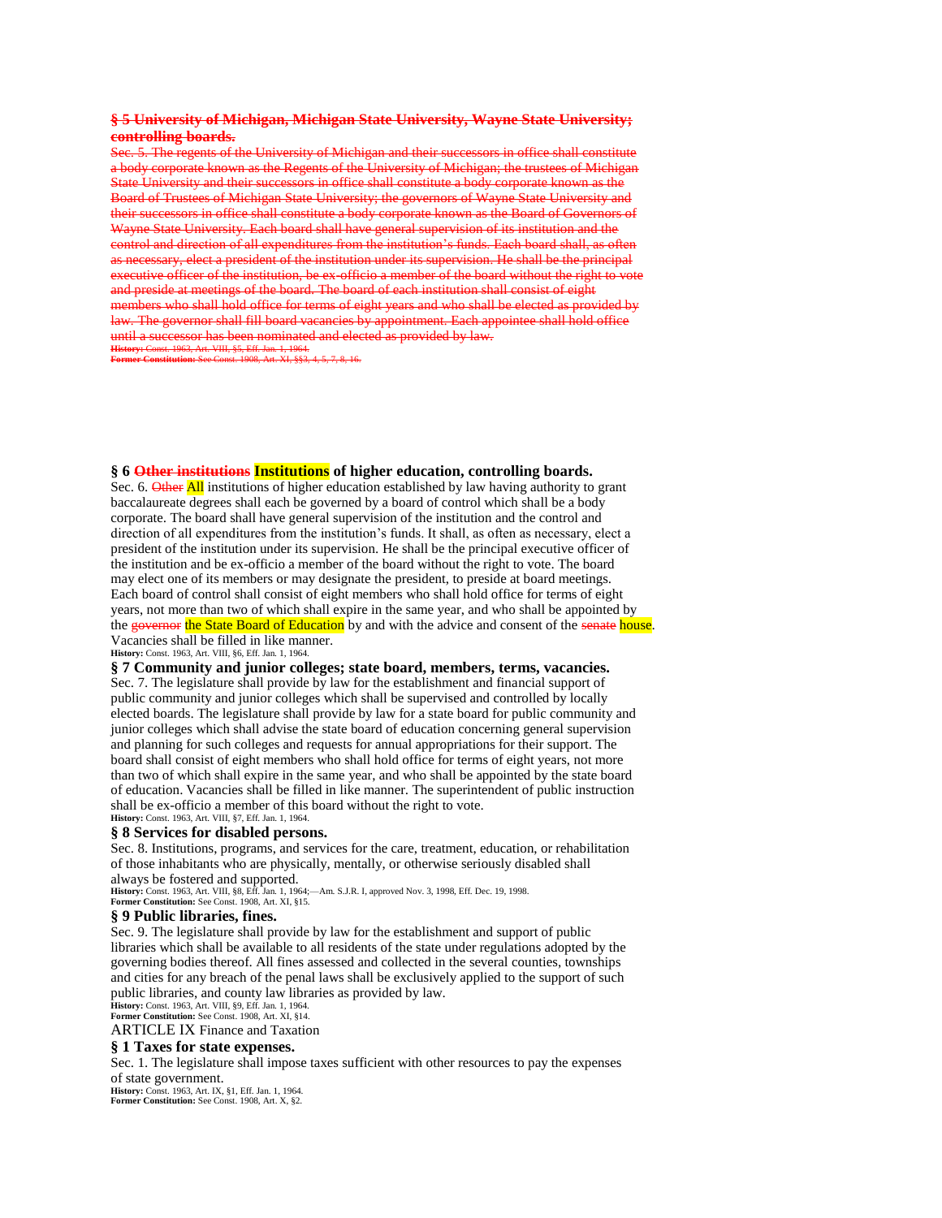~~**§ 5 University of Michigan, Michigan State University, Wayne State University; controlling boards.**~~

~~Sec. 5. The regents of the University of Michigan and their successors in office shall constitute a body corporate known as the Regents of the University of Michigan; the trustees of Michigan State University and their successors in office shall constitute a body corporate known as the Board of Trustees of Michigan State University; the governors of Wayne State University and their successors in office shall constitute a body corporate known as the Board of Governors of Wayne State University. Each board shall have general supervision of its institution and the control and direction of all expenditures from the institution's funds. Each board shall, as often as necessary, elect a president of the institution under its supervision. He shall be the principal executive officer of the institution, be ex-officio a member of the board without the right to vote and preside at meetings of the board. The board of each institution shall consist of eight members who shall hold office for terms of eight years and who shall be elected as provided by law. The governor shall fill board vacancies by appointment. Each appointee shall hold office until a successor has been nominated and elected as provided by law.~~

~~**History:** Const. 1963, Art. VIII, §5, Eff. Jan. 1, 1964.~~

~~**Former Constitution:** See Const. 1908, Art. XI, §§3, 4, 5, 7, 8, 16.~~

**§ 6 ~~Other institutions~~ Institutions of higher education, controlling boards.**

Sec. 6. ~~Other~~ All institutions of higher education established by law having authority to grant baccalaureate degrees shall each be governed by a board of control which shall be a body corporate. The board shall have general supervision of the institution and the control and direction of all expenditures from the institution's funds. It shall, as often as necessary, elect a president of the institution under its supervision. He shall be the principal executive officer of the institution and be ex-officio a member of the board without the right to vote. The board may elect one of its members or may designate the president, to preside at board meetings. Each board of control shall consist of eight members who shall hold office for terms of eight years, not more than two of which shall expire in the same year, and who shall be appointed by the ~~governor~~ the State Board of Education by and with the advice and consent of the ~~senate~~ house. Vacancies shall be filled in like manner.

**History:** Const. 1963, Art. VIII, §6, Eff. Jan. 1, 1964.

**§ 7 Community and junior colleges; state board, members, terms, vacancies.**

Sec. 7. The legislature shall provide by law for the establishment and financial support of public community and junior colleges which shall be supervised and controlled by locally elected boards. The legislature shall provide by law for a state board for public community and junior colleges which shall advise the state board of education concerning general supervision and planning for such colleges and requests for annual appropriations for their support. The board shall consist of eight members who shall hold office for terms of eight years, not more than two of which shall expire in the same year, and who shall be appointed by the state board of education. Vacancies shall be filled in like manner. The superintendent of public instruction shall be ex-officio a member of this board without the right to vote.

**History:** Const. 1963, Art. VIII, §7, Eff. Jan. 1, 1964.

**§ 8 Services for disabled persons.**

Sec. 8. Institutions, programs, and services for the care, treatment, education, or rehabilitation of those inhabitants who are physically, mentally, or otherwise seriously disabled shall always be fostered and supported.

**History:** Const. 1963, Art. VIII, §8, Eff. Jan. 1, 1964;—Am. S.J.R. I, approved Nov. 3, 1998, Eff. Dec. 19, 1998.

**Former Constitution:** See Const. 1908, Art. XI, §15.

**§ 9 Public libraries, fines.**

Sec. 9. The legislature shall provide by law for the establishment and support of public libraries which shall be available to all residents of the state under regulations adopted by the governing bodies thereof. All fines assessed and collected in the several counties, townships and cities for any breach of the penal laws shall be exclusively applied to the support of such public libraries, and county law libraries as provided by law.

**History:** Const. 1963, Art. VIII, §9, Eff. Jan. 1, 1964.

**Former Constitution:** See Const. 1908, Art. XI, §14.

ARTICLE IX Finance and Taxation

**§ 1 Taxes for state expenses.**

Sec. 1. The legislature shall impose taxes sufficient with other resources to pay the expenses of state government.

**History:** Const. 1963, Art. IX, §1, Eff. Jan. 1, 1964.

**Former Constitution:** See Const. 1908, Art. X, §2.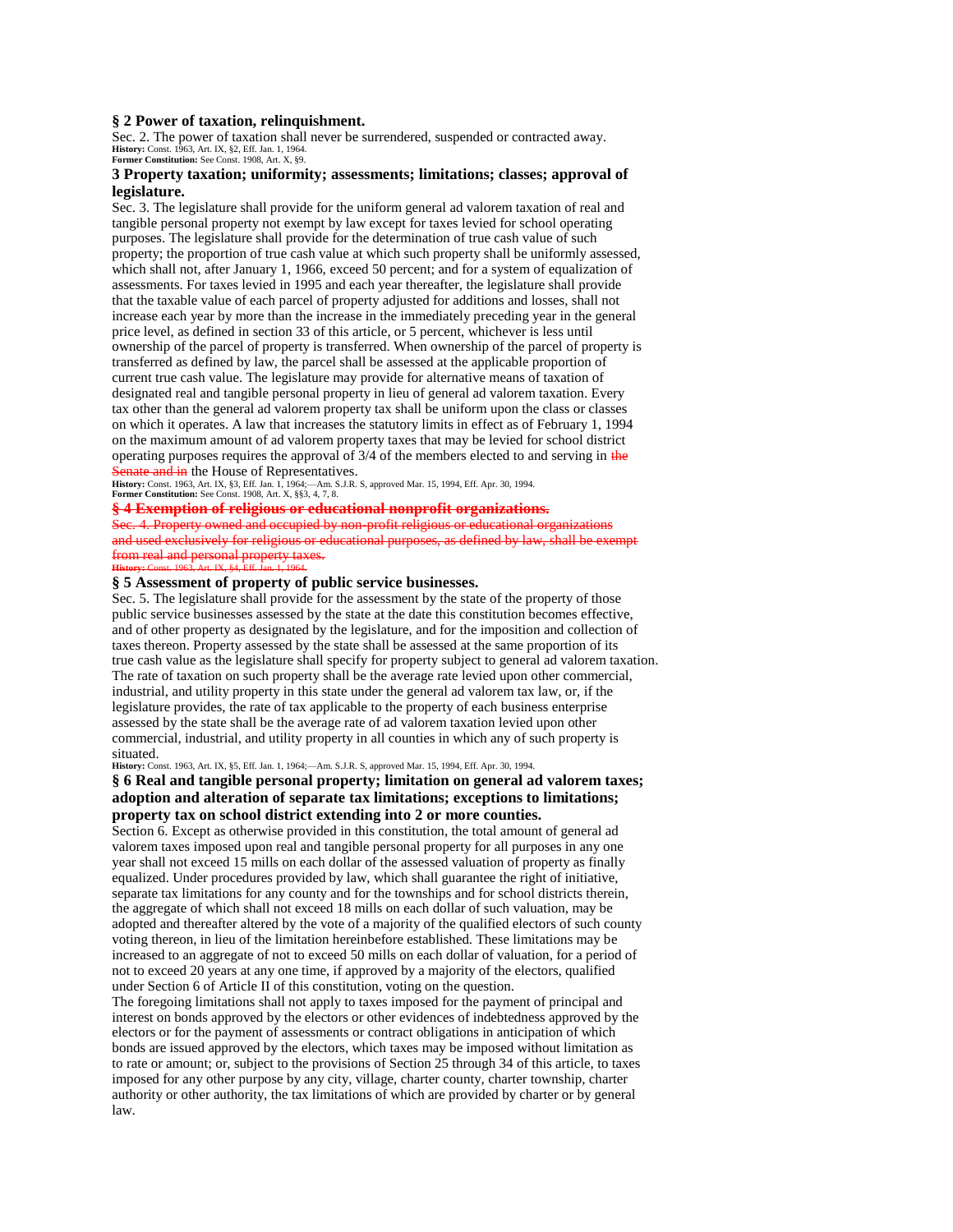### § 2 Power of taxation, relinquishment.

Sec. 2. The power of taxation shall never be surrendered, suspended or contracted away.

**History:** Const. 1963, Art. IX, §2, Eff. Jan. 1, 1964.
**Former Constitution:** See Const. 1908, Art. X, §9.

### 3 Property taxation; uniformity; assessments; limitations; classes; approval of legislature.

Sec. 3. The legislature shall provide for the uniform general ad valorem taxation of real and tangible personal property not exempt by law except for taxes levied for school operating purposes. The legislature shall provide for the determination of true cash value of such property; the proportion of true cash value at which such property shall be uniformly assessed, which shall not, after January 1, 1966, exceed 50 percent; and for a system of equalization of assessments. For taxes levied in 1995 and each year thereafter, the legislature shall provide that the taxable value of each parcel of property adjusted for additions and losses, shall not increase each year by more than the increase in the immediately preceding year in the general price level, as defined in section 33 of this article, or 5 percent, whichever is less until ownership of the parcel of property is transferred. When ownership of the parcel of property is transferred as defined by law, the parcel shall be assessed at the applicable proportion of current true cash value. The legislature may provide for alternative means of taxation of designated real and tangible personal property in lieu of general ad valorem taxation. Every tax other than the general ad valorem property tax shall be uniform upon the class or classes on which it operates. A law that increases the statutory limits in effect as of February 1, 1994 on the maximum amount of ad valorem property taxes that may be levied for school district operating purposes requires the approval of 3/4 of the members elected to and serving in ~~the Senate and in~~ the House of Representatives.

**History:** Const. 1963, Art. IX, §3, Eff. Jan. 1, 1964;—Am. S.J.R. S, approved Mar. 15, 1994, Eff. Apr. 30, 1994.
**Former Constitution:** See Const. 1908, Art. X, §§3, 4, 7, 8.

### ~~§ 4 Exemption of religious or educational nonprofit organizations.~~

~~Sec. 4. Property owned and occupied by non-profit religious or educational organizations and used exclusively for religious or educational purposes, as defined by law, shall be exempt from real and personal property taxes.~~

~~**History:** Const. 1963, Art. IX, §4, Eff. Jan. 1, 1964.~~

### § 5 Assessment of property of public service businesses.

Sec. 5. The legislature shall provide for the assessment by the state of the property of those public service businesses assessed by the state at the date this constitution becomes effective, and of other property as designated by the legislature, and for the imposition and collection of taxes thereon. Property assessed by the state shall be assessed at the same proportion of its true cash value as the legislature shall specify for property subject to general ad valorem taxation. The rate of taxation on such property shall be the average rate levied upon other commercial, industrial, and utility property in this state under the general ad valorem tax law, or, if the legislature provides, the rate of tax applicable to the property of each business enterprise assessed by the state shall be the average rate of ad valorem taxation levied upon other commercial, industrial, and utility property in all counties in which any of such property is situated.

**History:** Const. 1963, Art. IX, §5, Eff. Jan. 1, 1964;—Am. S.J.R. S, approved Mar. 15, 1994, Eff. Apr. 30, 1994.

### § 6 Real and tangible personal property; limitation on general ad valorem taxes; adoption and alteration of separate tax limitations; exceptions to limitations; property tax on school district extending into 2 or more counties.

Section 6. Except as otherwise provided in this constitution, the total amount of general ad valorem taxes imposed upon real and tangible personal property for all purposes in any one year shall not exceed 15 mills on each dollar of the assessed valuation of property as finally equalized. Under procedures provided by law, which shall guarantee the right of initiative, separate tax limitations for any county and for the townships and for school districts therein, the aggregate of which shall not exceed 18 mills on each dollar of such valuation, may be adopted and thereafter altered by the vote of a majority of the qualified electors of such county voting thereon, in lieu of the limitation hereinbefore established. These limitations may be increased to an aggregate of not to exceed 50 mills on each dollar of valuation, for a period of not to exceed 20 years at any one time, if approved by a majority of the electors, qualified under Section 6 of Article II of this constitution, voting on the question.

The foregoing limitations shall not apply to taxes imposed for the payment of principal and interest on bonds approved by the electors or other evidences of indebtedness approved by the electors or for the payment of assessments or contract obligations in anticipation of which bonds are issued approved by the electors, which taxes may be imposed without limitation as to rate or amount; or, subject to the provisions of Section 25 through 34 of this article, to taxes imposed for any other purpose by any city, village, charter county, charter township, charter authority or other authority, the tax limitations of which are provided by charter or by general law.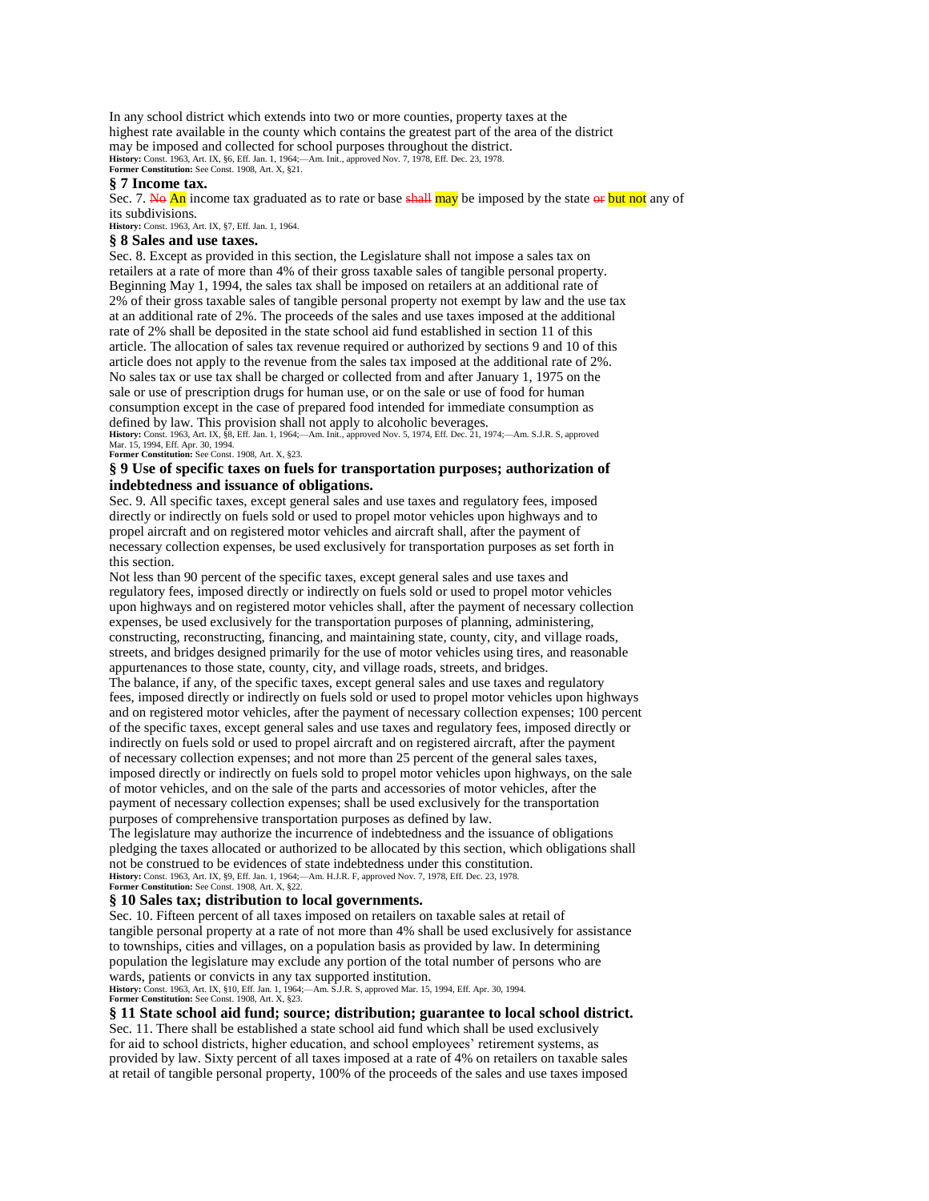In any school district which extends into two or more counties, property taxes at the highest rate available in the county which contains the greatest part of the area of the district may be imposed and collected for school purposes throughout the district.

**History:** Const. 1963, Art. IX, §6, Eff. Jan. 1, 1964;—Am. Init., approved Nov. 7, 1978, Eff. Dec. 23, 1978.
**Former Constitution:** See Const. 1908, Art. X, §21.

### § 7 Income tax.

Sec. 7. ~~No~~ **An** income tax graduated as to rate or base ~~shall~~ **may** be imposed by the state ~~or~~ **but not** any of its subdivisions.

**History:** Const. 1963, Art. IX, §7, Eff. Jan. 1, 1964.

### § 8 Sales and use taxes.

Sec. 8. Except as provided in this section, the Legislature shall not impose a sales tax on retailers at a rate of more than 4% of their gross taxable sales of tangible personal property. Beginning May 1, 1994, the sales tax shall be imposed on retailers at an additional rate of 2% of their gross taxable sales of tangible personal property not exempt by law and the use tax at an additional rate of 2%. The proceeds of the sales and use taxes imposed at the additional rate of 2% shall be deposited in the state school aid fund established in section 11 of this article. The allocation of sales tax revenue required or authorized by sections 9 and 10 of this article does not apply to the revenue from the sales tax imposed at the additional rate of 2%. No sales tax or use tax shall be charged or collected from and after January 1, 1975 on the sale or use of prescription drugs for human use, or on the sale or use of food for human consumption except in the case of prepared food intended for immediate consumption as defined by law. This provision shall not apply to alcoholic beverages.

**History:** Const. 1963, Art. IX, §8, Eff. Jan. 1, 1964;—Am. Init., approved Nov. 5, 1974, Eff. Dec. 21, 1974;—Am. S.J.R. S, approved Mar. 15, 1994, Eff. Apr. 30, 1994.
**Former Constitution:** See Const. 1908, Art. X, §23.

### § 9 Use of specific taxes on fuels for transportation purposes; authorization of indebtedness and issuance of obligations.

Sec. 9. All specific taxes, except general sales and use taxes and regulatory fees, imposed directly or indirectly on fuels sold or used to propel motor vehicles upon highways and to propel aircraft and on registered motor vehicles and aircraft shall, after the payment of necessary collection expenses, be used exclusively for transportation purposes as set forth in this section.

Not less than 90 percent of the specific taxes, except general sales and use taxes and regulatory fees, imposed directly or indirectly on fuels sold or used to propel motor vehicles upon highways and on registered motor vehicles shall, after the payment of necessary collection expenses, be used exclusively for the transportation purposes of planning, administering, constructing, reconstructing, financing, and maintaining state, county, city, and village roads, streets, and bridges designed primarily for the use of motor vehicles using tires, and reasonable appurtenances to those state, county, city, and village roads, streets, and bridges.

The balance, if any, of the specific taxes, except general sales and use taxes and regulatory fees, imposed directly or indirectly on fuels sold or used to propel motor vehicles upon highways and on registered motor vehicles, after the payment of necessary collection expenses; 100 percent of the specific taxes, except general sales and use taxes and regulatory fees, imposed directly or indirectly on fuels sold or used to propel aircraft and on registered aircraft, after the payment of necessary collection expenses; and not more than 25 percent of the general sales taxes, imposed directly or indirectly on fuels sold to propel motor vehicles upon highways, on the sale of motor vehicles, and on the sale of the parts and accessories of motor vehicles, after the payment of necessary collection expenses; shall be used exclusively for the transportation purposes of comprehensive transportation purposes as defined by law.

The legislature may authorize the incurrence of indebtedness and the issuance of obligations pledging the taxes allocated or authorized to be allocated by this section, which obligations shall not be construed to be evidences of state indebtedness under this constitution.

**History:** Const. 1963, Art. IX, §9, Eff. Jan. 1, 1964;—Am. H.J.R. F, approved Nov. 7, 1978, Eff. Dec. 23, 1978.
**Former Constitution:** See Const. 1908, Art. X, §22.

### § 10 Sales tax; distribution to local governments.

Sec. 10. Fifteen percent of all taxes imposed on retailers on taxable sales at retail of tangible personal property at a rate of not more than 4% shall be used exclusively for assistance to townships, cities and villages, on a population basis as provided by law. In determining population the legislature may exclude any portion of the total number of persons who are wards, patients or convicts in any tax supported institution.

**History:** Const. 1963, Art. IX, §10, Eff. Jan. 1, 1964;—Am. S.J.R. S, approved Mar. 15, 1994, Eff. Apr. 30, 1994.
**Former Constitution:** See Const. 1908, Art. X, §23.

### § 11 State school aid fund; source; distribution; guarantee to local school district.

Sec. 11. There shall be established a state school aid fund which shall be used exclusively for aid to school districts, higher education, and school employees' retirement systems, as provided by law. Sixty percent of all taxes imposed at a rate of 4% on retailers on taxable sales at retail of tangible personal property, 100% of the proceeds of the sales and use taxes imposed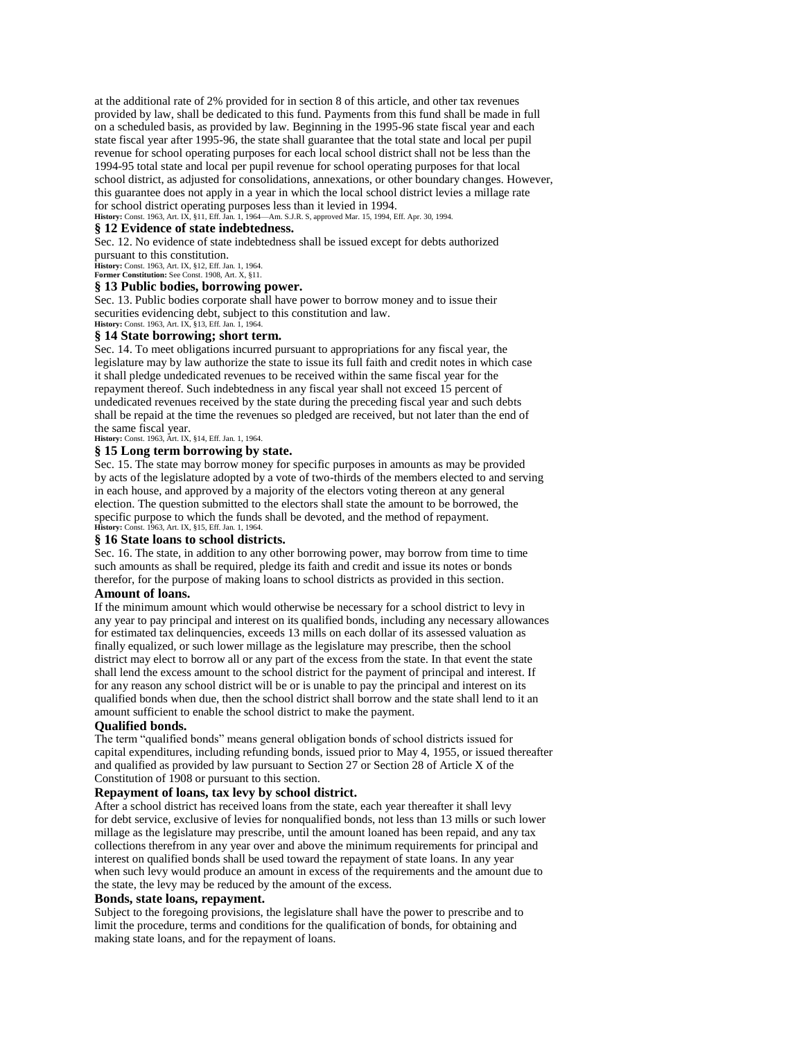at the additional rate of 2% provided for in section 8 of this article, and other tax revenues provided by law, shall be dedicated to this fund. Payments from this fund shall be made in full on a scheduled basis, as provided by law. Beginning in the 1995-96 state fiscal year and each state fiscal year after 1995-96, the state shall guarantee that the total state and local per pupil revenue for school operating purposes for each local school district shall not be less than the 1994-95 total state and local per pupil revenue for school operating purposes for that local school district, as adjusted for consolidations, annexations, or other boundary changes. However, this guarantee does not apply in a year in which the local school district levies a millage rate for school district operating purposes less than it levied in 1994.

**History:** Const. 1963, Art. IX, §11, Eff. Jan. 1, 1964—Am. S.J.R. S, approved Mar. 15, 1994, Eff. Apr. 30, 1994.

### § 12 Evidence of state indebtedness.

Sec. 12. No evidence of state indebtedness shall be issued except for debts authorized pursuant to this constitution.

**History:** Const. 1963, Art. IX, §12, Eff. Jan. 1, 1964.
**Former Constitution:** See Const. 1908, Art. X, §11.

### § 13 Public bodies, borrowing power.

Sec. 13. Public bodies corporate shall have power to borrow money and to issue their securities evidencing debt, subject to this constitution and law.

**History:** Const. 1963, Art. IX, §13, Eff. Jan. 1, 1964.

### § 14 State borrowing; short term.

Sec. 14. To meet obligations incurred pursuant to appropriations for any fiscal year, the legislature may by law authorize the state to issue its full faith and credit notes in which case it shall pledge undedicated revenues to be received within the same fiscal year for the repayment thereof. Such indebtedness in any fiscal year shall not exceed 15 percent of undedicated revenues received by the state during the preceding fiscal year and such debts shall be repaid at the time the revenues so pledged are received, but not later than the end of the same fiscal year.

**History:** Const. 1963, Art. IX, §14, Eff. Jan. 1, 1964.

### § 15 Long term borrowing by state.

Sec. 15. The state may borrow money for specific purposes in amounts as may be provided by acts of the legislature adopted by a vote of two-thirds of the members elected to and serving in each house, and approved by a majority of the electors voting thereon at any general election. The question submitted to the electors shall state the amount to be borrowed, the specific purpose to which the funds shall be devoted, and the method of repayment.

**History:** Const. 1963, Art. IX, §15, Eff. Jan. 1, 1964.

### § 16 State loans to school districts.

Sec. 16. The state, in addition to any other borrowing power, may borrow from time to time such amounts as shall be required, pledge its faith and credit and issue its notes or bonds therefor, for the purpose of making loans to school districts as provided in this section.

#### Amount of loans.

If the minimum amount which would otherwise be necessary for a school district to levy in any year to pay principal and interest on its qualified bonds, including any necessary allowances for estimated tax delinquencies, exceeds 13 mills on each dollar of its assessed valuation as finally equalized, or such lower millage as the legislature may prescribe, then the school district may elect to borrow all or any part of the excess from the state. In that event the state shall lend the excess amount to the school district for the payment of principal and interest. If for any reason any school district will be or is unable to pay the principal and interest on its qualified bonds when due, then the school district shall borrow and the state shall lend to it an amount sufficient to enable the school district to make the payment.

#### Qualified bonds.

The term "qualified bonds" means general obligation bonds of school districts issued for capital expenditures, including refunding bonds, issued prior to May 4, 1955, or issued thereafter and qualified as provided by law pursuant to Section 27 or Section 28 of Article X of the Constitution of 1908 or pursuant to this section.

#### Repayment of loans, tax levy by school district.

After a school district has received loans from the state, each year thereafter it shall levy for debt service, exclusive of levies for nonqualified bonds, not less than 13 mills or such lower millage as the legislature may prescribe, until the amount loaned has been repaid, and any tax collections therefrom in any year over and above the minimum requirements for principal and interest on qualified bonds shall be used toward the repayment of state loans. In any year when such levy would produce an amount in excess of the requirements and the amount due to the state, the levy may be reduced by the amount of the excess.

#### Bonds, state loans, repayment.

Subject to the foregoing provisions, the legislature shall have the power to prescribe and to limit the procedure, terms and conditions for the qualification of bonds, for obtaining and making state loans, and for the repayment of loans.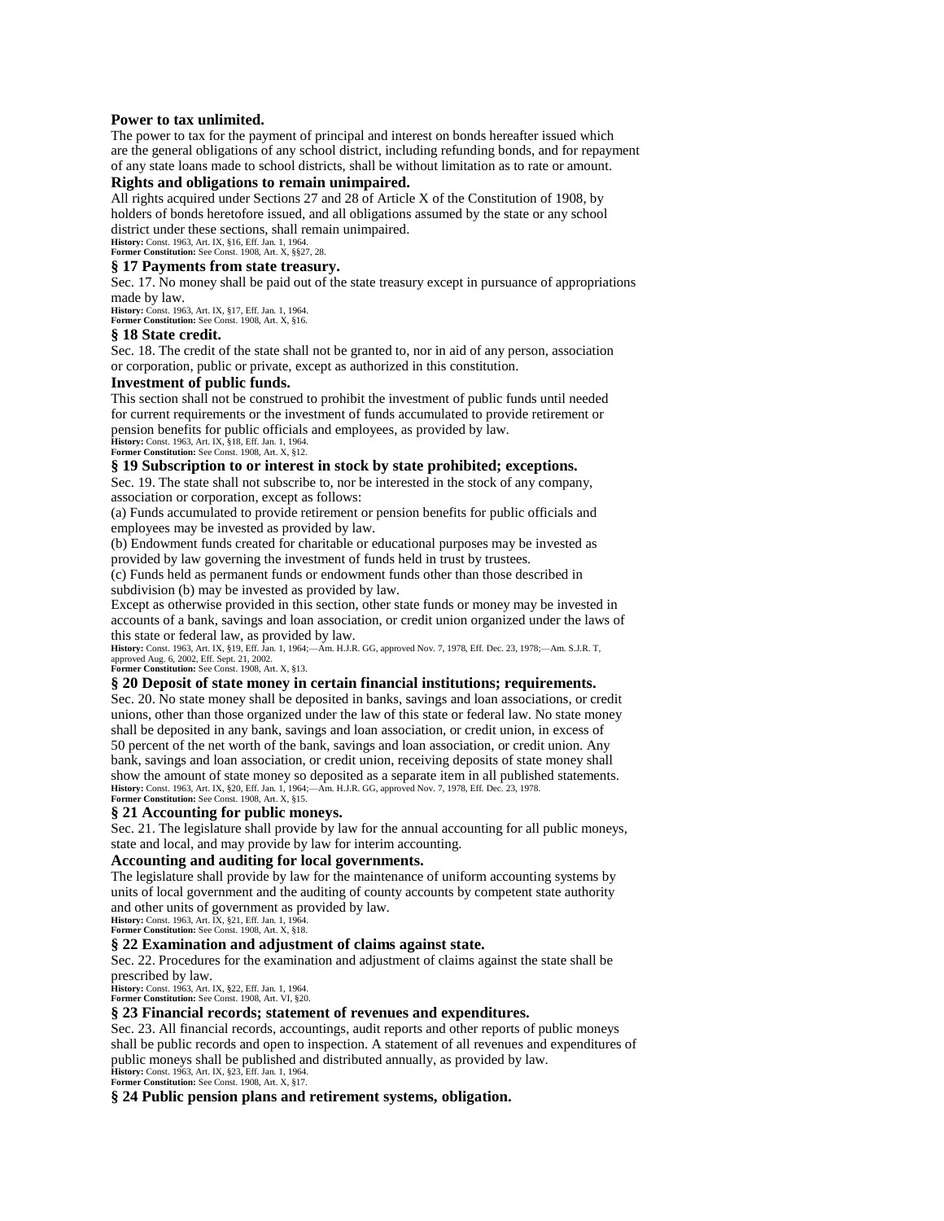**Power to tax unlimited.**

The power to tax for the payment of principal and interest on bonds hereafter issued which are the general obligations of any school district, including refunding bonds, and for repayment of any state loans made to school districts, shall be without limitation as to rate or amount.

**Rights and obligations to remain unimpaired.**

All rights acquired under Sections 27 and 28 of Article X of the Constitution of 1908, by holders of bonds heretofore issued, and all obligations assumed by the state or any school district under these sections, shall remain unimpaired.

**History:** Const. 1963, Art. IX, §16, Eff. Jan. 1, 1964.
**Former Constitution:** See Const. 1908, Art. X, §§27, 28.

### § 17 Payments from state treasury.

Sec. 17. No money shall be paid out of the state treasury except in pursuance of appropriations made by law.

**History:** Const. 1963, Art. IX, §17, Eff. Jan. 1, 1964.
**Former Constitution:** See Const. 1908, Art. X, §16.

### § 18 State credit.

Sec. 18. The credit of the state shall not be granted to, nor in aid of any person, association or corporation, public or private, except as authorized in this constitution.

**Investment of public funds.**

This section shall not be construed to prohibit the investment of public funds until needed for current requirements or the investment of funds accumulated to provide retirement or pension benefits for public officials and employees, as provided by law.

**History:** Const. 1963, Art. IX, §18, Eff. Jan. 1, 1964.
**Former Constitution:** See Const. 1908, Art. X, §12.

### § 19 Subscription to or interest in stock by state prohibited; exceptions.

Sec. 19. The state shall not subscribe to, nor be interested in the stock of any company, association or corporation, except as follows:

(a) Funds accumulated to provide retirement or pension benefits for public officials and employees may be invested as provided by law.

(b) Endowment funds created for charitable or educational purposes may be invested as provided by law governing the investment of funds held in trust by trustees.

(c) Funds held as permanent funds or endowment funds other than those described in subdivision (b) may be invested as provided by law.

Except as otherwise provided in this section, other state funds or money may be invested in accounts of a bank, savings and loan association, or credit union organized under the laws of this state or federal law, as provided by law.

**History:** Const. 1963, Art. IX, §19, Eff. Jan. 1, 1964;—Am. H.J.R. GG, approved Nov. 7, 1978, Eff. Dec. 23, 1978;—Am. S.J.R. T, approved Aug. 6, 2002, Eff. Sept. 21, 2002.
**Former Constitution:** See Const. 1908, Art. X, §13.

### § 20 Deposit of state money in certain financial institutions; requirements.

Sec. 20. No state money shall be deposited in banks, savings and loan associations, or credit unions, other than those organized under the law of this state or federal law. No state money shall be deposited in any bank, savings and loan association, or credit union, in excess of 50 percent of the net worth of the bank, savings and loan association, or credit union. Any bank, savings and loan association, or credit union, receiving deposits of state money shall show the amount of state money so deposited as a separate item in all published statements.

**History:** Const. 1963, Art. IX, §20, Eff. Jan. 1, 1964;—Am. H.J.R. GG, approved Nov. 7, 1978, Eff. Dec. 23, 1978.
**Former Constitution:** See Const. 1908, Art. X, §15.

### § 21 Accounting for public moneys.

Sec. 21. The legislature shall provide by law for the annual accounting for all public moneys, state and local, and may provide by law for interim accounting.

**Accounting and auditing for local governments.**

The legislature shall provide by law for the maintenance of uniform accounting systems by units of local government and the auditing of county accounts by competent state authority and other units of government as provided by law.

**History:** Const. 1963, Art. IX, §21, Eff. Jan. 1, 1964.
**Former Constitution:** See Const. 1908, Art. X, §18.

### § 22 Examination and adjustment of claims against state.

Sec. 22. Procedures for the examination and adjustment of claims against the state shall be prescribed by law.

**History:** Const. 1963, Art. IX, §22, Eff. Jan. 1, 1964.
**Former Constitution:** See Const. 1908, Art. VI, §20.

### § 23 Financial records; statement of revenues and expenditures.

Sec. 23. All financial records, accountings, audit reports and other reports of public moneys shall be public records and open to inspection. A statement of all revenues and expenditures of public moneys shall be published and distributed annually, as provided by law.

**History:** Const. 1963, Art. IX, §23, Eff. Jan. 1, 1964.
**Former Constitution:** See Const. 1908, Art. X, §17.

### § 24 Public pension plans and retirement systems, obligation.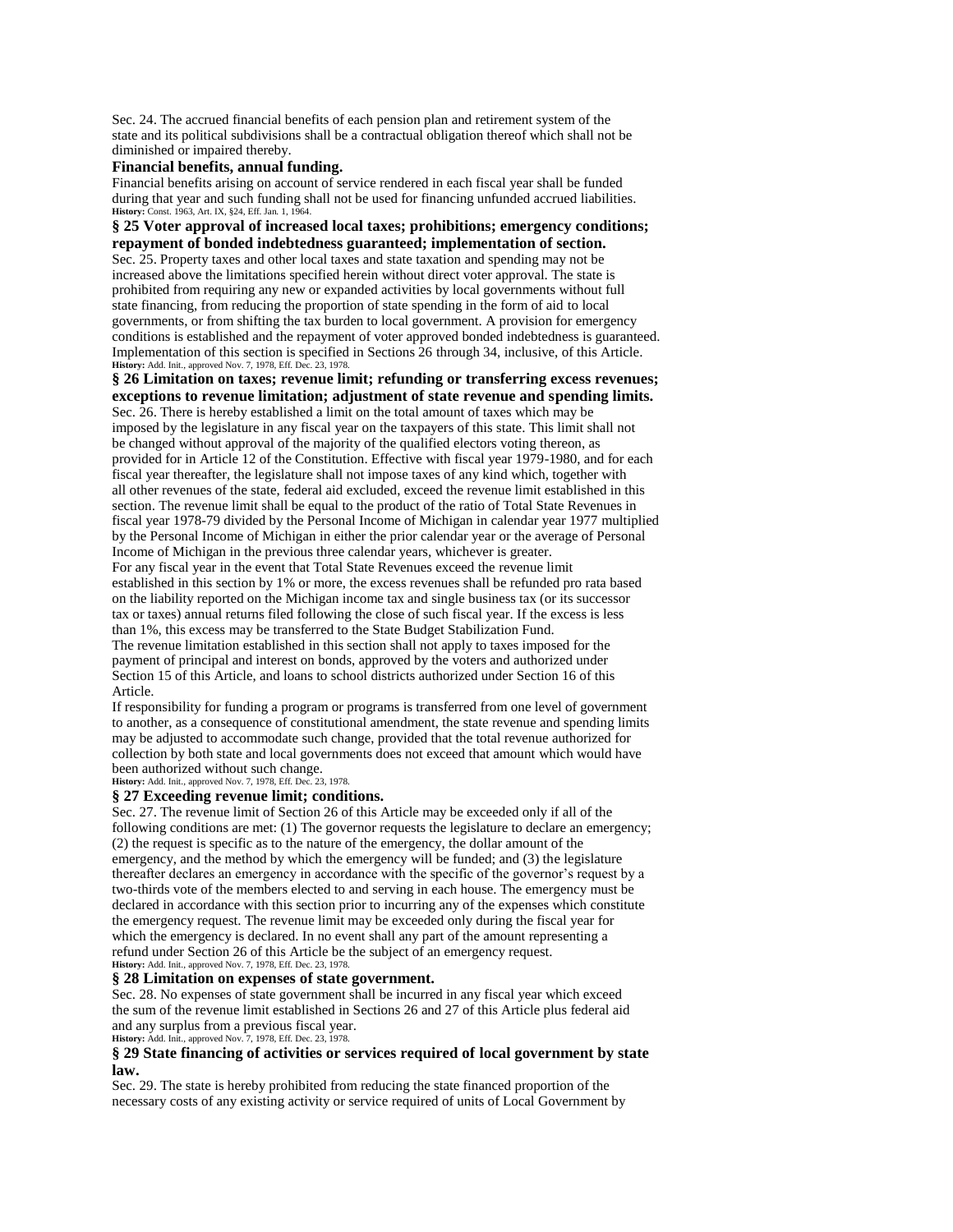Sec. 24. The accrued financial benefits of each pension plan and retirement system of the state and its political subdivisions shall be a contractual obligation thereof which shall not be diminished or impaired thereby.

**Financial benefits, annual funding.**

Financial benefits arising on account of service rendered in each fiscal year shall be funded during that year and such funding shall not be used for financing unfunded accrued liabilities.

**History:** Const. 1963, Art. IX, §24, Eff. Jan. 1, 1964.

### § 25 Voter approval of increased local taxes; prohibitions; emergency conditions; repayment of bonded indebtedness guaranteed; implementation of section.

Sec. 25. Property taxes and other local taxes and state taxation and spending may not be increased above the limitations specified herein without direct voter approval. The state is prohibited from requiring any new or expanded activities by local governments without full state financing, from reducing the proportion of state spending in the form of aid to local governments, or from shifting the tax burden to local government. A provision for emergency conditions is established and the repayment of voter approved bonded indebtedness is guaranteed. Implementation of this section is specified in Sections 26 through 34, inclusive, of this Article.

**History:** Add. Init., approved Nov. 7, 1978, Eff. Dec. 23, 1978.

### § 26 Limitation on taxes; revenue limit; refunding or transferring excess revenues; exceptions to revenue limitation; adjustment of state revenue and spending limits.

Sec. 26. There is hereby established a limit on the total amount of taxes which may be imposed by the legislature in any fiscal year on the taxpayers of this state. This limit shall not be changed without approval of the majority of the qualified electors voting thereon, as provided for in Article 12 of the Constitution. Effective with fiscal year 1979-1980, and for each fiscal year thereafter, the legislature shall not impose taxes of any kind which, together with all other revenues of the state, federal aid excluded, exceed the revenue limit established in this section. The revenue limit shall be equal to the product of the ratio of Total State Revenues in fiscal year 1978-79 divided by the Personal Income of Michigan in calendar year 1977 multiplied by the Personal Income of Michigan in either the prior calendar year or the average of Personal Income of Michigan in the previous three calendar years, whichever is greater.

For any fiscal year in the event that Total State Revenues exceed the revenue limit established in this section by 1% or more, the excess revenues shall be refunded pro rata based on the liability reported on the Michigan income tax and single business tax (or its successor tax or taxes) annual returns filed following the close of such fiscal year. If the excess is less than 1%, this excess may be transferred to the State Budget Stabilization Fund.

The revenue limitation established in this section shall not apply to taxes imposed for the payment of principal and interest on bonds, approved by the voters and authorized under Section 15 of this Article, and loans to school districts authorized under Section 16 of this Article.

If responsibility for funding a program or programs is transferred from one level of government to another, as a consequence of constitutional amendment, the state revenue and spending limits may be adjusted to accommodate such change, provided that the total revenue authorized for collection by both state and local governments does not exceed that amount which would have been authorized without such change.

**History:** Add. Init., approved Nov. 7, 1978, Eff. Dec. 23, 1978.

### § 27 Exceeding revenue limit; conditions.

Sec. 27. The revenue limit of Section 26 of this Article may be exceeded only if all of the following conditions are met: (1) The governor requests the legislature to declare an emergency; (2) the request is specific as to the nature of the emergency, the dollar amount of the emergency, and the method by which the emergency will be funded; and (3) the legislature thereafter declares an emergency in accordance with the specific of the governor's request by a two-thirds vote of the members elected to and serving in each house. The emergency must be declared in accordance with this section prior to incurring any of the expenses which constitute the emergency request. The revenue limit may be exceeded only during the fiscal year for which the emergency is declared. In no event shall any part of the amount representing a refund under Section 26 of this Article be the subject of an emergency request.

**History:** Add. Init., approved Nov. 7, 1978, Eff. Dec. 23, 1978.

### § 28 Limitation on expenses of state government.

Sec. 28. No expenses of state government shall be incurred in any fiscal year which exceed the sum of the revenue limit established in Sections 26 and 27 of this Article plus federal aid and any surplus from a previous fiscal year.

**History:** Add. Init., approved Nov. 7, 1978, Eff. Dec. 23, 1978.

### § 29 State financing of activities or services required of local government by state law.

Sec. 29. The state is hereby prohibited from reducing the state financed proportion of the necessary costs of any existing activity or service required of units of Local Government by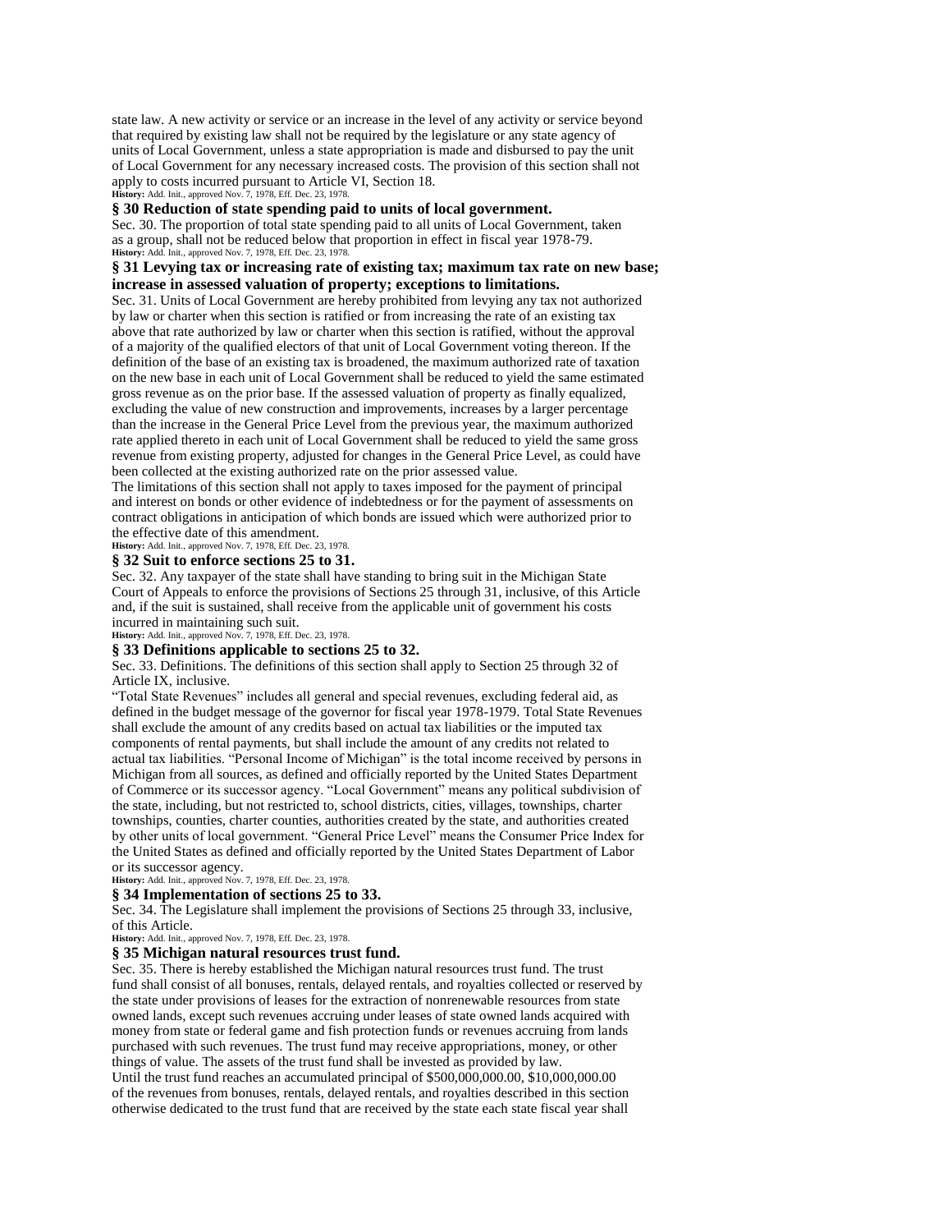state law. A new activity or service or an increase in the level of any activity or service beyond that required by existing law shall not be required by the legislature or any state agency of units of Local Government, unless a state appropriation is made and disbursed to pay the unit of Local Government for any necessary increased costs. The provision of this section shall not apply to costs incurred pursuant to Article VI, Section 18.

**History:** Add. Init., approved Nov. 7, 1978, Eff. Dec. 23, 1978.

### § 30 Reduction of state spending paid to units of local government.

Sec. 30. The proportion of total state spending paid to all units of Local Government, taken as a group, shall not be reduced below that proportion in effect in fiscal year 1978-79.

**History:** Add. Init., approved Nov. 7, 1978, Eff. Dec. 23, 1978.

### § 31 Levying tax or increasing rate of existing tax; maximum tax rate on new base; increase in assessed valuation of property; exceptions to limitations.

Sec. 31. Units of Local Government are hereby prohibited from levying any tax not authorized by law or charter when this section is ratified or from increasing the rate of an existing tax above that rate authorized by law or charter when this section is ratified, without the approval of a majority of the qualified electors of that unit of Local Government voting thereon. If the definition of the base of an existing tax is broadened, the maximum authorized rate of taxation on the new base in each unit of Local Government shall be reduced to yield the same estimated gross revenue as on the prior base. If the assessed valuation of property as finally equalized, excluding the value of new construction and improvements, increases by a larger percentage than the increase in the General Price Level from the previous year, the maximum authorized rate applied thereto in each unit of Local Government shall be reduced to yield the same gross revenue from existing property, adjusted for changes in the General Price Level, as could have been collected at the existing authorized rate on the prior assessed value.

The limitations of this section shall not apply to taxes imposed for the payment of principal and interest on bonds or other evidence of indebtedness or for the payment of assessments on contract obligations in anticipation of which bonds are issued which were authorized prior to the effective date of this amendment.

**History:** Add. Init., approved Nov. 7, 1978, Eff. Dec. 23, 1978.

### § 32 Suit to enforce sections 25 to 31.

Sec. 32. Any taxpayer of the state shall have standing to bring suit in the Michigan State Court of Appeals to enforce the provisions of Sections 25 through 31, inclusive, of this Article and, if the suit is sustained, shall receive from the applicable unit of government his costs incurred in maintaining such suit.

**History:** Add. Init., approved Nov. 7, 1978, Eff. Dec. 23, 1978.

### § 33 Definitions applicable to sections 25 to 32.

Sec. 33. Definitions. The definitions of this section shall apply to Section 25 through 32 of Article IX, inclusive.

"Total State Revenues" includes all general and special revenues, excluding federal aid, as defined in the budget message of the governor for fiscal year 1978-1979. Total State Revenues shall exclude the amount of any credits based on actual tax liabilities or the imputed tax components of rental payments, but shall include the amount of any credits not related to actual tax liabilities. "Personal Income of Michigan" is the total income received by persons in Michigan from all sources, as defined and officially reported by the United States Department of Commerce or its successor agency. "Local Government" means any political subdivision of the state, including, but not restricted to, school districts, cities, villages, townships, charter townships, counties, charter counties, authorities created by the state, and authorities created by other units of local government. "General Price Level" means the Consumer Price Index for the United States as defined and officially reported by the United States Department of Labor or its successor agency.

**History:** Add. Init., approved Nov. 7, 1978, Eff. Dec. 23, 1978.

### § 34 Implementation of sections 25 to 33.

Sec. 34. The Legislature shall implement the provisions of Sections 25 through 33, inclusive, of this Article.

**History:** Add. Init., approved Nov. 7, 1978, Eff. Dec. 23, 1978.

### § 35 Michigan natural resources trust fund.

Sec. 35. There is hereby established the Michigan natural resources trust fund. The trust fund shall consist of all bonuses, rentals, delayed rentals, and royalties collected or reserved by the state under provisions of leases for the extraction of nonrenewable resources from state owned lands, except such revenues accruing under leases of state owned lands acquired with money from state or federal game and fish protection funds or revenues accruing from lands purchased with such revenues. The trust fund may receive appropriations, money, or other things of value. The assets of the trust fund shall be invested as provided by law.

Until the trust fund reaches an accumulated principal of $500,000,000.00, $10,000,000.00 of the revenues from bonuses, rentals, delayed rentals, and royalties described in this section otherwise dedicated to the trust fund that are received by the state each state fiscal year shall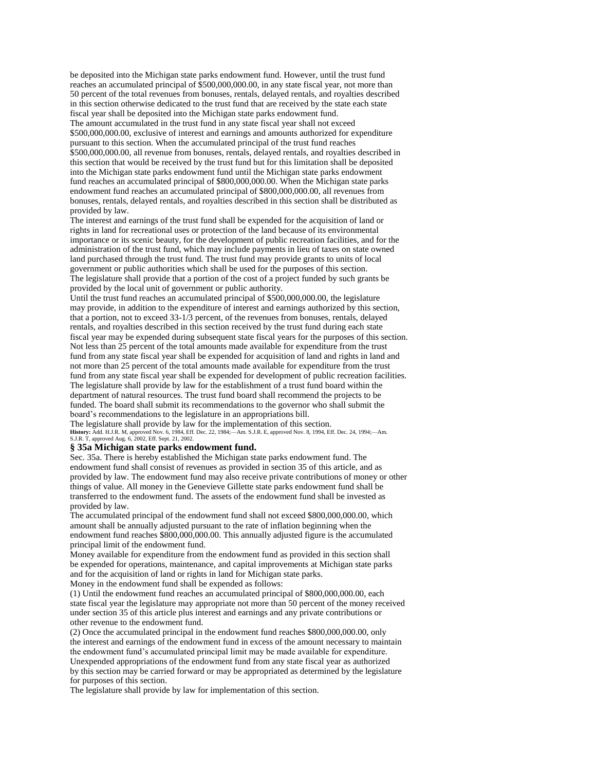be deposited into the Michigan state parks endowment fund. However, until the trust fund reaches an accumulated principal of $500,000,000.00, in any state fiscal year, not more than 50 percent of the total revenues from bonuses, rentals, delayed rentals, and royalties described in this section otherwise dedicated to the trust fund that are received by the state each state fiscal year shall be deposited into the Michigan state parks endowment fund.

The amount accumulated in the trust fund in any state fiscal year shall not exceed $500,000,000.00, exclusive of interest and earnings and amounts authorized for expenditure pursuant to this section. When the accumulated principal of the trust fund reaches $500,000,000.00, all revenue from bonuses, rentals, delayed rentals, and royalties described in this section that would be received by the trust fund but for this limitation shall be deposited into the Michigan state parks endowment fund until the Michigan state parks endowment fund reaches an accumulated principal of $800,000,000.00. When the Michigan state parks endowment fund reaches an accumulated principal of $800,000,000.00, all revenues from bonuses, rentals, delayed rentals, and royalties described in this section shall be distributed as provided by law.

The interest and earnings of the trust fund shall be expended for the acquisition of land or rights in land for recreational uses or protection of the land because of its environmental importance or its scenic beauty, for the development of public recreation facilities, and for the administration of the trust fund, which may include payments in lieu of taxes on state owned land purchased through the trust fund. The trust fund may provide grants to units of local government or public authorities which shall be used for the purposes of this section.

The legislature shall provide that a portion of the cost of a project funded by such grants be provided by the local unit of government or public authority.

Until the trust fund reaches an accumulated principal of $500,000,000.00, the legislature may provide, in addition to the expenditure of interest and earnings authorized by this section, that a portion, not to exceed 33-1/3 percent, of the revenues from bonuses, rentals, delayed rentals, and royalties described in this section received by the trust fund during each state fiscal year may be expended during subsequent state fiscal years for the purposes of this section.

Not less than 25 percent of the total amounts made available for expenditure from the trust fund from any state fiscal year shall be expended for acquisition of land and rights in land and not more than 25 percent of the total amounts made available for expenditure from the trust fund from any state fiscal year shall be expended for development of public recreation facilities.

The legislature shall provide by law for the establishment of a trust fund board within the department of natural resources. The trust fund board shall recommend the projects to be funded. The board shall submit its recommendations to the governor who shall submit the board's recommendations to the legislature in an appropriations bill.

The legislature shall provide by law for the implementation of this section.

**History:** Add. H.J.R. M, approved Nov. 6, 1984, Eff. Dec. 22, 1984;—Am. S.J.R. E, approved Nov. 8, 1994, Eff. Dec. 24, 1994;—Am. S.J.R. T, approved Aug. 6, 2002, Eff. Sept. 21, 2002.

### § 35a Michigan state parks endowment fund.

Sec. 35a. There is hereby established the Michigan state parks endowment fund. The endowment fund shall consist of revenues as provided in section 35 of this article, and as provided by law. The endowment fund may also receive private contributions of money or other things of value. All money in the Genevieve Gillette state parks endowment fund shall be transferred to the endowment fund. The assets of the endowment fund shall be invested as provided by law.

The accumulated principal of the endowment fund shall not exceed $800,000,000.00, which amount shall be annually adjusted pursuant to the rate of inflation beginning when the endowment fund reaches $800,000,000.00. This annually adjusted figure is the accumulated principal limit of the endowment fund.

Money available for expenditure from the endowment fund as provided in this section shall be expended for operations, maintenance, and capital improvements at Michigan state parks and for the acquisition of land or rights in land for Michigan state parks.

Money in the endowment fund shall be expended as follows:

(1) Until the endowment fund reaches an accumulated principal of $800,000,000.00, each state fiscal year the legislature may appropriate not more than 50 percent of the money received under section 35 of this article plus interest and earnings and any private contributions or other revenue to the endowment fund.

(2) Once the accumulated principal in the endowment fund reaches $800,000,000.00, only the interest and earnings of the endowment fund in excess of the amount necessary to maintain the endowment fund's accumulated principal limit may be made available for expenditure.

Unexpended appropriations of the endowment fund from any state fiscal year as authorized by this section may be carried forward or may be appropriated as determined by the legislature for purposes of this section.

The legislature shall provide by law for implementation of this section.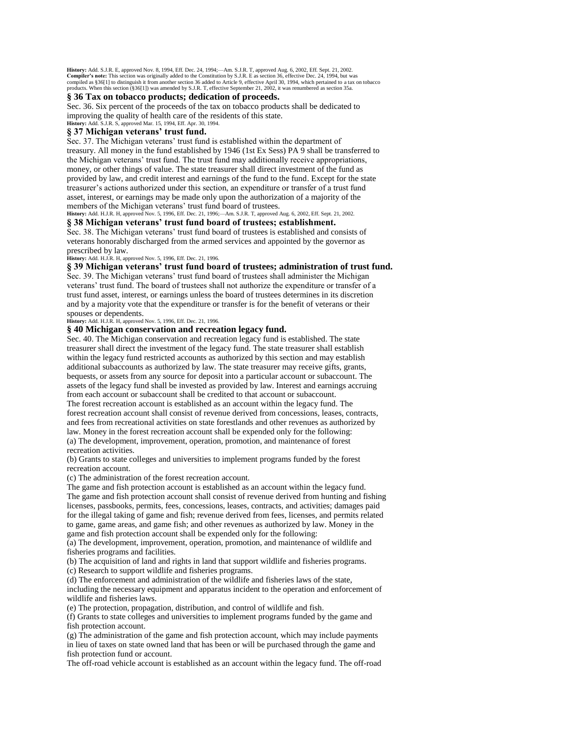**History:** Add. S.J.R. E, approved Nov. 8, 1994, Eff. Dec. 24, 1994;—Am. S.J.R. T, approved Aug. 6, 2002, Eff. Sept. 21, 2002.
**Compiler's note:** This section was originally added to the Constitution by S.J.R. E as section 36, effective Dec. 24, 1994, but was compiled as §36[1] to distinguish it from another section 36 added to Article 9, effective April 30, 1994, which pertained to a tax on tobacco products. When this section (§36[1]) was amended by S.J.R. T, effective September 21, 2002, it was renumbered as section 35a.

### § 36 Tax on tobacco products; dedication of proceeds.

Sec. 36. Six percent of the proceeds of the tax on tobacco products shall be dedicated to improving the quality of health care of the residents of this state.
**History:** Add. S.J.R. S, approved Mar. 15, 1994, Eff. Apr. 30, 1994.

### § 37 Michigan veterans' trust fund.

Sec. 37. The Michigan veterans' trust fund is established within the department of treasury. All money in the fund established by 1946 (1st Ex Sess) PA 9 shall be transferred to the Michigan veterans' trust fund. The trust fund may additionally receive appropriations, money, or other things of value. The state treasurer shall direct investment of the fund as provided by law, and credit interest and earnings of the fund to the fund. Except for the state treasurer's actions authorized under this section, an expenditure or transfer of a trust fund asset, interest, or earnings may be made only upon the authorization of a majority of the members of the Michigan veterans' trust fund board of trustees.
**History:** Add. H.J.R. H, approved Nov. 5, 1996, Eff. Dec. 21, 1996;—Am. S.J.R. T, approved Aug. 6, 2002, Eff. Sept. 21, 2002.

### § 38 Michigan veterans' trust fund board of trustees; establishment.

Sec. 38. The Michigan veterans' trust fund board of trustees is established and consists of veterans honorably discharged from the armed services and appointed by the governor as prescribed by law.
**History:** Add. H.J.R. H, approved Nov. 5, 1996, Eff. Dec. 21, 1996.

### § 39 Michigan veterans' trust fund board of trustees; administration of trust fund.

Sec. 39. The Michigan veterans' trust fund board of trustees shall administer the Michigan veterans' trust fund. The board of trustees shall not authorize the expenditure or transfer of a trust fund asset, interest, or earnings unless the board of trustees determines in its discretion and by a majority vote that the expenditure or transfer is for the benefit of veterans or their spouses or dependents.
**History:** Add. H.J.R. H, approved Nov. 5, 1996, Eff. Dec. 21, 1996.

### § 40 Michigan conservation and recreation legacy fund.

Sec. 40. The Michigan conservation and recreation legacy fund is established. The state treasurer shall direct the investment of the legacy fund. The state treasurer shall establish within the legacy fund restricted accounts as authorized by this section and may establish additional subaccounts as authorized by law. The state treasurer may receive gifts, grants, bequests, or assets from any source for deposit into a particular account or subaccount. The assets of the legacy fund shall be invested as provided by law. Interest and earnings accruing from each account or subaccount shall be credited to that account or subaccount.

The forest recreation account is established as an account within the legacy fund. The forest recreation account shall consist of revenue derived from concessions, leases, contracts, and fees from recreational activities on state forestlands and other revenues as authorized by law. Money in the forest recreation account shall be expended only for the following:

(a) The development, improvement, operation, promotion, and maintenance of forest recreation activities.

(b) Grants to state colleges and universities to implement programs funded by the forest recreation account.

(c) The administration of the forest recreation account.

The game and fish protection account is established as an account within the legacy fund. The game and fish protection account shall consist of revenue derived from hunting and fishing licenses, passbooks, permits, fees, concessions, leases, contracts, and activities; damages paid for the illegal taking of game and fish; revenue derived from fees, licenses, and permits related to game, game areas, and game fish; and other revenues as authorized by law. Money in the game and fish protection account shall be expended only for the following:

(a) The development, improvement, operation, promotion, and maintenance of wildlife and fisheries programs and facilities.

(b) The acquisition of land and rights in land that support wildlife and fisheries programs.

(c) Research to support wildlife and fisheries programs.

(d) The enforcement and administration of the wildlife and fisheries laws of the state, including the necessary equipment and apparatus incident to the operation and enforcement of wildlife and fisheries laws.

(e) The protection, propagation, distribution, and control of wildlife and fish.

(f) Grants to state colleges and universities to implement programs funded by the game and fish protection account.

(g) The administration of the game and fish protection account, which may include payments in lieu of taxes on state owned land that has been or will be purchased through the game and fish protection fund or account.

The off-road vehicle account is established as an account within the legacy fund. The off-road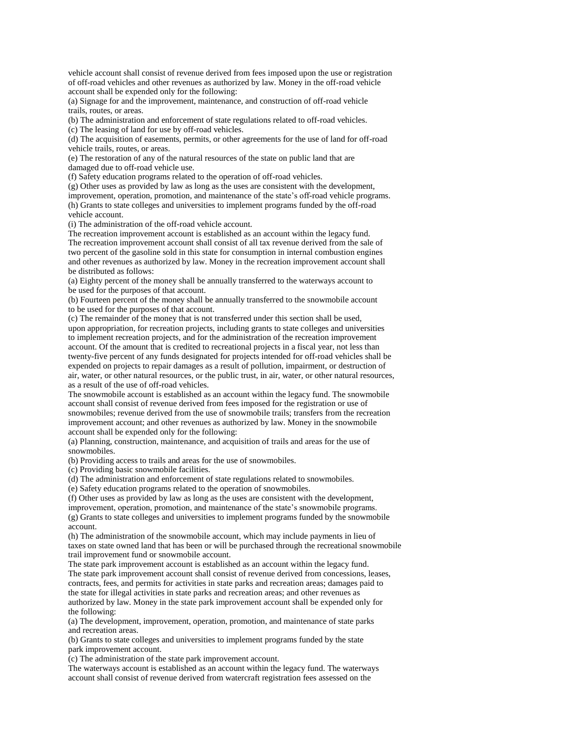vehicle account shall consist of revenue derived from fees imposed upon the use or registration of off-road vehicles and other revenues as authorized by law. Money in the off-road vehicle account shall be expended only for the following:

(a) Signage for and the improvement, maintenance, and construction of off-road vehicle trails, routes, or areas.

(b) The administration and enforcement of state regulations related to off-road vehicles.

(c) The leasing of land for use by off-road vehicles.

(d) The acquisition of easements, permits, or other agreements for the use of land for off-road vehicle trails, routes, or areas.

(e) The restoration of any of the natural resources of the state on public land that are damaged due to off-road vehicle use.

(f) Safety education programs related to the operation of off-road vehicles.

(g) Other uses as provided by law as long as the uses are consistent with the development, improvement, operation, promotion, and maintenance of the state's off-road vehicle programs.

(h) Grants to state colleges and universities to implement programs funded by the off-road vehicle account.

(i) The administration of the off-road vehicle account.

The recreation improvement account is established as an account within the legacy fund. The recreation improvement account shall consist of all tax revenue derived from the sale of two percent of the gasoline sold in this state for consumption in internal combustion engines and other revenues as authorized by law. Money in the recreation improvement account shall be distributed as follows:

(a) Eighty percent of the money shall be annually transferred to the waterways account to be used for the purposes of that account.

(b) Fourteen percent of the money shall be annually transferred to the snowmobile account to be used for the purposes of that account.

(c) The remainder of the money that is not transferred under this section shall be used, upon appropriation, for recreation projects, including grants to state colleges and universities to implement recreation projects, and for the administration of the recreation improvement account. Of the amount that is credited to recreational projects in a fiscal year, not less than twenty-five percent of any funds designated for projects intended for off-road vehicles shall be expended on projects to repair damages as a result of pollution, impairment, or destruction of air, water, or other natural resources, or the public trust, in air, water, or other natural resources, as a result of the use of off-road vehicles.

The snowmobile account is established as an account within the legacy fund. The snowmobile account shall consist of revenue derived from fees imposed for the registration or use of snowmobiles; revenue derived from the use of snowmobile trails; transfers from the recreation improvement account; and other revenues as authorized by law. Money in the snowmobile account shall be expended only for the following:

(a) Planning, construction, maintenance, and acquisition of trails and areas for the use of snowmobiles.

(b) Providing access to trails and areas for the use of snowmobiles.

(c) Providing basic snowmobile facilities.

(d) The administration and enforcement of state regulations related to snowmobiles.

(e) Safety education programs related to the operation of snowmobiles.

(f) Other uses as provided by law as long as the uses are consistent with the development, improvement, operation, promotion, and maintenance of the state's snowmobile programs.

(g) Grants to state colleges and universities to implement programs funded by the snowmobile account.

(h) The administration of the snowmobile account, which may include payments in lieu of taxes on state owned land that has been or will be purchased through the recreational snowmobile trail improvement fund or snowmobile account.

The state park improvement account is established as an account within the legacy fund. The state park improvement account shall consist of revenue derived from concessions, leases, contracts, fees, and permits for activities in state parks and recreation areas; damages paid to the state for illegal activities in state parks and recreation areas; and other revenues as authorized by law. Money in the state park improvement account shall be expended only for the following:

(a) The development, improvement, operation, promotion, and maintenance of state parks and recreation areas.

(b) Grants to state colleges and universities to implement programs funded by the state park improvement account.

(c) The administration of the state park improvement account.

The waterways account is established as an account within the legacy fund. The waterways account shall consist of revenue derived from watercraft registration fees assessed on the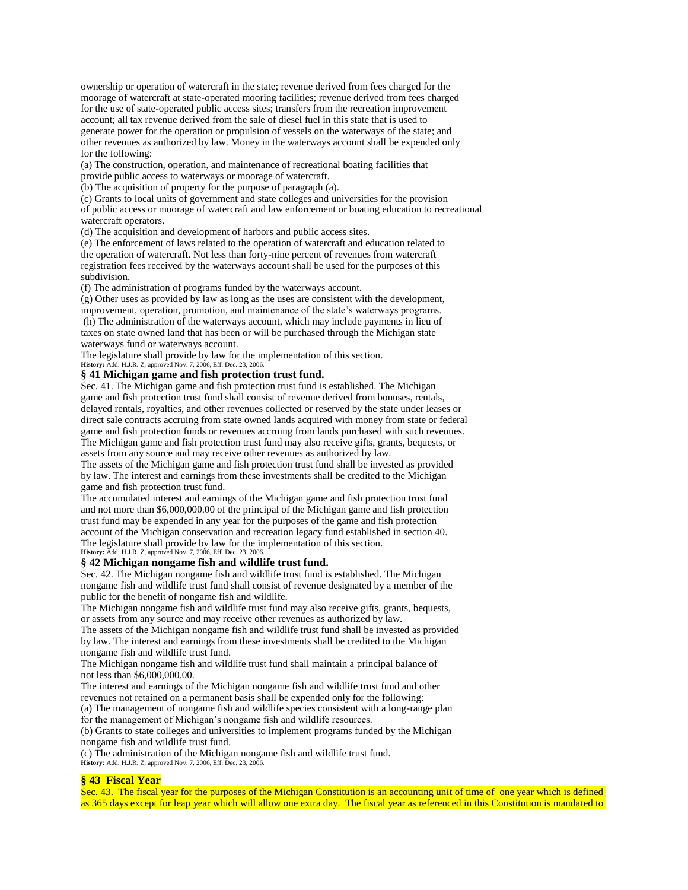ownership or operation of watercraft in the state; revenue derived from fees charged for the moorage of watercraft at state-operated mooring facilities; revenue derived from fees charged for the use of state-operated public access sites; transfers from the recreation improvement account; all tax revenue derived from the sale of diesel fuel in this state that is used to generate power for the operation or propulsion of vessels on the waterways of the state; and other revenues as authorized by law. Money in the waterways account shall be expended only for the following:

(a) The construction, operation, and maintenance of recreational boating facilities that provide public access to waterways or moorage of watercraft.

(b) The acquisition of property for the purpose of paragraph (a).

(c) Grants to local units of government and state colleges and universities for the provision of public access or moorage of watercraft and law enforcement or boating education to recreational watercraft operators.

(d) The acquisition and development of harbors and public access sites.

(e) The enforcement of laws related to the operation of watercraft and education related to the operation of watercraft. Not less than forty-nine percent of revenues from watercraft registration fees received by the waterways account shall be used for the purposes of this subdivision.

(f) The administration of programs funded by the waterways account.

(g) Other uses as provided by law as long as the uses are consistent with the development, improvement, operation, promotion, and maintenance of the state's waterways programs.

(h) The administration of the waterways account, which may include payments in lieu of taxes on state owned land that has been or will be purchased through the Michigan state waterways fund or waterways account.

The legislature shall provide by law for the implementation of this section.

**History:** Add. H.J.R. Z, approved Nov. 7, 2006, Eff. Dec. 23, 2006.

### § 41 Michigan game and fish protection trust fund.

Sec. 41. The Michigan game and fish protection trust fund is established. The Michigan game and fish protection trust fund shall consist of revenue derived from bonuses, rentals, delayed rentals, royalties, and other revenues collected or reserved by the state under leases or direct sale contracts accruing from state owned lands acquired with money from state or federal game and fish protection funds or revenues accruing from lands purchased with such revenues. The Michigan game and fish protection trust fund may also receive gifts, grants, bequests, or assets from any source and may receive other revenues as authorized by law.

The assets of the Michigan game and fish protection trust fund shall be invested as provided by law. The interest and earnings from these investments shall be credited to the Michigan game and fish protection trust fund.

The accumulated interest and earnings of the Michigan game and fish protection trust fund and not more than $6,000,000.00 of the principal of the Michigan game and fish protection trust fund may be expended in any year for the purposes of the game and fish protection account of the Michigan conservation and recreation legacy fund established in section 40.

The legislature shall provide by law for the implementation of this section.

**History:** Add. H.J.R. Z, approved Nov. 7, 2006, Eff. Dec. 23, 2006.

### § 42 Michigan nongame fish and wildlife trust fund.

Sec. 42. The Michigan nongame fish and wildlife trust fund is established. The Michigan nongame fish and wildlife trust fund shall consist of revenue designated by a member of the public for the benefit of nongame fish and wildlife.

The Michigan nongame fish and wildlife trust fund may also receive gifts, grants, bequests, or assets from any source and may receive other revenues as authorized by law.

The assets of the Michigan nongame fish and wildlife trust fund shall be invested as provided by law. The interest and earnings from these investments shall be credited to the Michigan nongame fish and wildlife trust fund.

The Michigan nongame fish and wildlife trust fund shall maintain a principal balance of not less than $6,000,000.00.

The interest and earnings of the Michigan nongame fish and wildlife trust fund and other revenues not retained on a permanent basis shall be expended only for the following:

(a) The management of nongame fish and wildlife species consistent with a long-range plan for the management of Michigan's nongame fish and wildlife resources.

(b) Grants to state colleges and universities to implement programs funded by the Michigan nongame fish and wildlife trust fund.

(c) The administration of the Michigan nongame fish and wildlife trust fund.

**History:** Add. H.J.R. Z, approved Nov. 7, 2006, Eff. Dec. 23, 2006.

### § 43 Fiscal Year

Sec. 43. The fiscal year for the purposes of the Michigan Constitution is an accounting unit of time of one year which is defined as 365 days except for leap year which will allow one extra day. The fiscal year as referenced in this Constitution is mandated to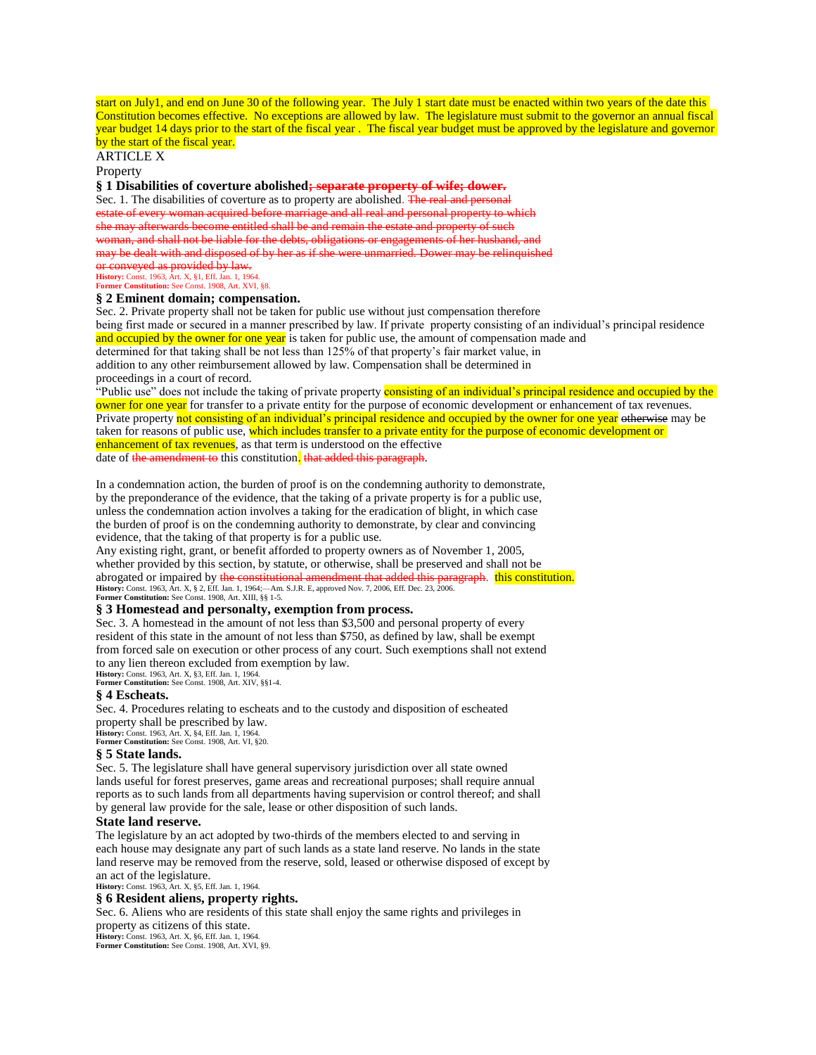start on July1, and end on June 30 of the following year. The July 1 start date must be enacted within two years of the date this Constitution becomes effective. No exceptions are allowed by law. The legislature must submit to the governor an annual fiscal year budget 14 days prior to the start of the fiscal year . The fiscal year budget must be approved by the legislature and governor by the start of the fiscal year.

ARTICLE X

Property

### § 1 Disabilities of coverture abolished~~; separate property of wife; dower.~~

Sec. 1. The disabilities of coverture as to property are abolished. ~~The real and personal estate of every woman acquired before marriage and all real and personal property to which she may afterwards become entitled shall be and remain the estate and property of such woman, and shall not be liable for the debts, obligations or engagements of her husband, and may be dealt with and disposed of by her as if she were unmarried. Dower may be relinquished or conveyed as provided by law.~~

**History:** Const. 1963, Art. X, §1, Eff. Jan. 1, 1964.
**Former Constitution:** See Const. 1908, Art. XVI, §8.

### § 2 Eminent domain; compensation.

Sec. 2. Private property shall not be taken for public use without just compensation therefore being first made or secured in a manner prescribed by law. If private property consisting of an individual's principal residence and occupied by the owner for one year is taken for public use, the amount of compensation made and determined for that taking shall be not less than 125% of that property's fair market value, in addition to any other reimbursement allowed by law. Compensation shall be determined in proceedings in a court of record.

"Public use" does not include the taking of private property consisting of an individual's principal residence and occupied by the owner for one year for transfer to a private entity for the purpose of economic development or enhancement of tax revenues. Private property not consisting of an individual's principal residence and occupied by the owner for one year ~~otherwise~~ may be taken for reasons of public use, which includes transfer to a private entity for the purpose of economic development or enhancement of tax revenues, as that term is understood on the effective date of ~~the amendment to~~ this constitution. ~~that added this paragraph~~.

In a condemnation action, the burden of proof is on the condemning authority to demonstrate, by the preponderance of the evidence, that the taking of a private property is for a public use, unless the condemnation action involves a taking for the eradication of blight, in which case the burden of proof is on the condemning authority to demonstrate, by clear and convincing evidence, that the taking of that property is for a public use.

Any existing right, grant, or benefit afforded to property owners as of November 1, 2005, whether provided by this section, by statute, or otherwise, shall be preserved and shall not be abrogated or impaired by ~~the constitutional amendment that added this paragraph.~~ this constitution.

**History:** Const. 1963, Art. X, § 2, Eff. Jan. 1, 1964;—Am. S.J.R. E, approved Nov. 7, 2006, Eff. Dec. 23, 2006.
**Former Constitution:** See Const. 1908, Art. XIII, §§ 1-5.

### § 3 Homestead and personalty, exemption from process.

Sec. 3. A homestead in the amount of not less than $3,500 and personal property of every resident of this state in the amount of not less than $750, as defined by law, shall be exempt from forced sale on execution or other process of any court. Such exemptions shall not extend to any lien thereon excluded from exemption by law.

**History:** Const. 1963, Art. X, §3, Eff. Jan. 1, 1964.
**Former Constitution:** See Const. 1908, Art. XIV, §§1-4.

### § 4 Escheats.

Sec. 4. Procedures relating to escheats and to the custody and disposition of escheated property shall be prescribed by law.

**History:** Const. 1963, Art. X, §4, Eff. Jan. 1, 1964.
**Former Constitution:** See Const. 1908, Art. VI, §20.

### § 5 State lands.

Sec. 5. The legislature shall have general supervisory jurisdiction over all state owned lands useful for forest preserves, game areas and recreational purposes; shall require annual reports as to such lands from all departments having supervision or control thereof; and shall by general law provide for the sale, lease or other disposition of such lands.

### State land reserve.

The legislature by an act adopted by two-thirds of the members elected to and serving in each house may designate any part of such lands as a state land reserve. No lands in the state land reserve may be removed from the reserve, sold, leased or otherwise disposed of except by an act of the legislature.

**History:** Const. 1963, Art. X, §5, Eff. Jan. 1, 1964.

### § 6 Resident aliens, property rights.

Sec. 6. Aliens who are residents of this state shall enjoy the same rights and privileges in property as citizens of this state.

**History:** Const. 1963, Art. X, §6, Eff. Jan. 1, 1964.
**Former Constitution:** See Const. 1908, Art. XVI, §9.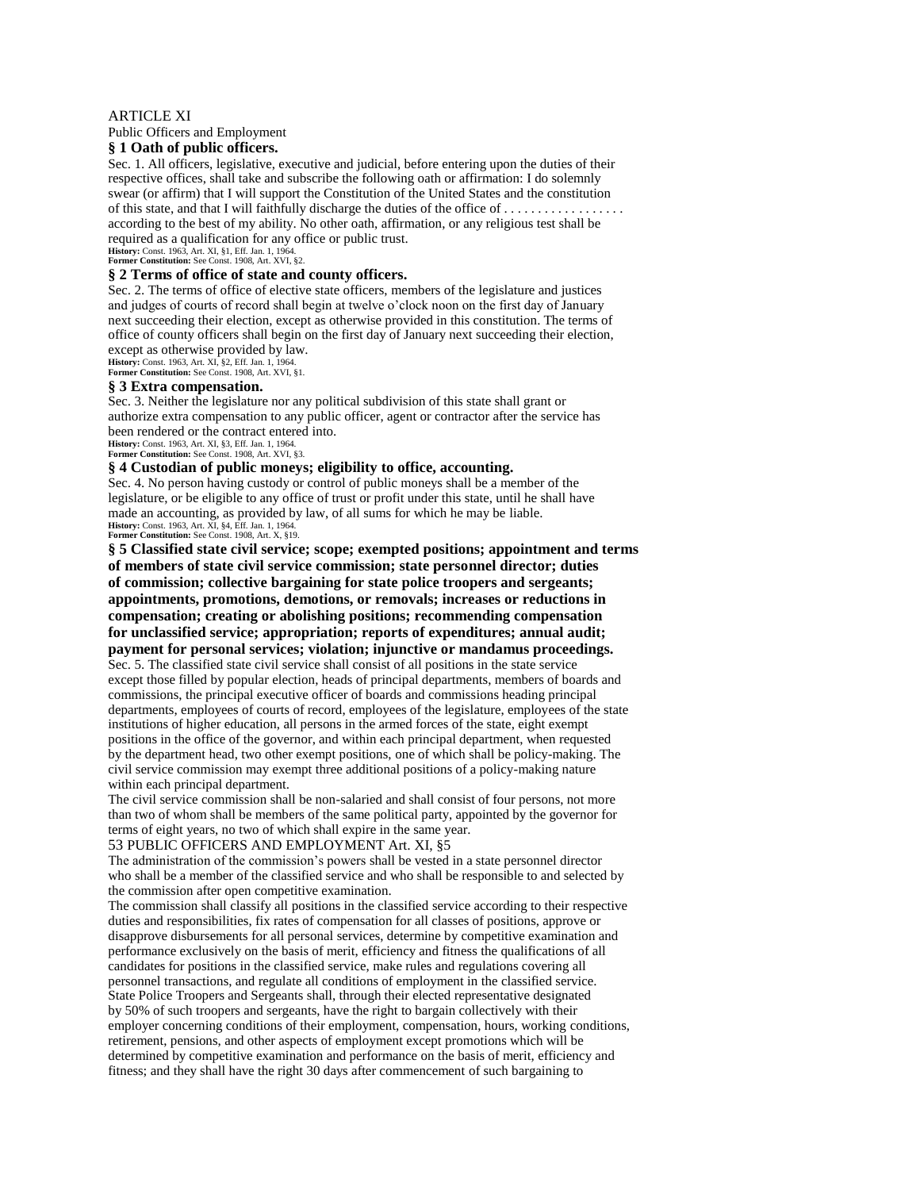ARTICLE XI

Public Officers and Employment

### § 1 Oath of public officers.

Sec. 1. All officers, legislative, executive and judicial, before entering upon the duties of their respective offices, shall take and subscribe the following oath or affirmation: I do solemnly swear (or affirm) that I will support the Constitution of the United States and the constitution of this state, and that I will faithfully discharge the duties of the office of . . . . . . . . . . . . . . . . . . according to the best of my ability. No other oath, affirmation, or any religious test shall be required as a qualification for any office or public trust.

**History:** Const. 1963, Art. XI, §1, Eff. Jan. 1, 1964.
**Former Constitution:** See Const. 1908, Art. XVI, §2.

### § 2 Terms of office of state and county officers.

Sec. 2. The terms of office of elective state officers, members of the legislature and justices and judges of courts of record shall begin at twelve o'clock noon on the first day of January next succeeding their election, except as otherwise provided in this constitution. The terms of office of county officers shall begin on the first day of January next succeeding their election, except as otherwise provided by law.

**History:** Const. 1963, Art. XI, §2, Eff. Jan. 1, 1964.
**Former Constitution:** See Const. 1908, Art. XVI, §1.

### § 3 Extra compensation.

Sec. 3. Neither the legislature nor any political subdivision of this state shall grant or authorize extra compensation to any public officer, agent or contractor after the service has been rendered or the contract entered into.

**History:** Const. 1963, Art. XI, §3, Eff. Jan. 1, 1964.
**Former Constitution:** See Const. 1908, Art. XVI, §3.

### § 4 Custodian of public moneys; eligibility to office, accounting.

Sec. 4. No person having custody or control of public moneys shall be a member of the legislature, or be eligible to any office of trust or profit under this state, until he shall have made an accounting, as provided by law, of all sums for which he may be liable.

**History:** Const. 1963, Art. XI, §4, Eff. Jan. 1, 1964.
**Former Constitution:** See Const. 1908, Art. X, §19.

### § 5 Classified state civil service; scope; exempted positions; appointment and terms of members of state civil service commission; state personnel director; duties of commission; collective bargaining for state police troopers and sergeants; appointments, promotions, demotions, or removals; increases or reductions in compensation; creating or abolishing positions; recommending compensation for unclassified service; appropriation; reports of expenditures; annual audit; payment for personal services; violation; injunctive or mandamus proceedings.

Sec. 5. The classified state civil service shall consist of all positions in the state service except those filled by popular election, heads of principal departments, members of boards and commissions, the principal executive officer of boards and commissions heading principal departments, employees of courts of record, employees of the legislature, employees of the state institutions of higher education, all persons in the armed forces of the state, eight exempt positions in the office of the governor, and within each principal department, when requested by the department head, two other exempt positions, one of which shall be policy-making. The civil service commission may exempt three additional positions of a policy-making nature within each principal department.

The civil service commission shall be non-salaried and shall consist of four persons, not more than two of whom shall be members of the same political party, appointed by the governor for terms of eight years, no two of which shall expire in the same year.

The administration of the commission's powers shall be vested in a state personnel director who shall be a member of the classified service and who shall be responsible to and selected by the commission after open competitive examination.

The commission shall classify all positions in the classified service according to their respective duties and responsibilities, fix rates of compensation for all classes of positions, approve or disapprove disbursements for all personal services, determine by competitive examination and performance exclusively on the basis of merit, efficiency and fitness the qualifications of all candidates for positions in the classified service, make rules and regulations covering all personnel transactions, and regulate all conditions of employment in the classified service.

State Police Troopers and Sergeants shall, through their elected representative designated by 50% of such troopers and sergeants, have the right to bargain collectively with their employer concerning conditions of their employment, compensation, hours, working conditions, retirement, pensions, and other aspects of employment except promotions which will be determined by competitive examination and performance on the basis of merit, efficiency and fitness; and they shall have the right 30 days after commencement of such bargaining to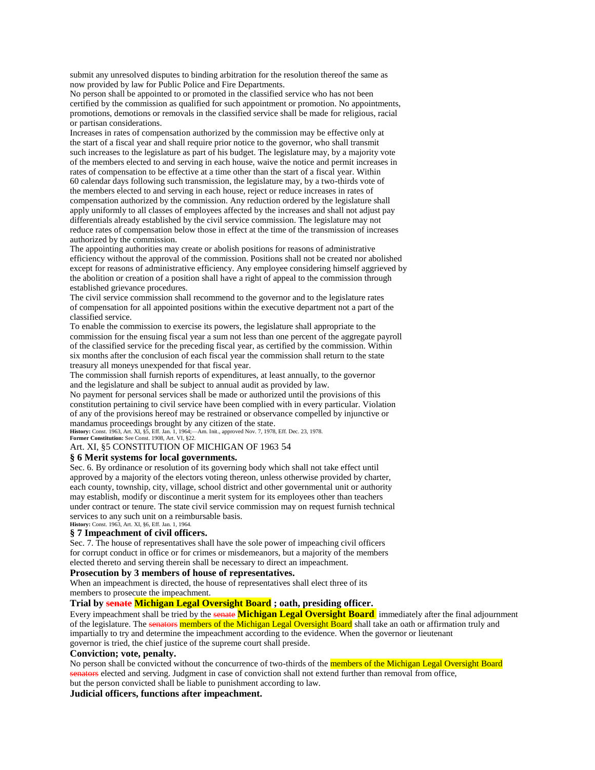submit any unresolved disputes to binding arbitration for the resolution thereof the same as now provided by law for Public Police and Fire Departments.

No person shall be appointed to or promoted in the classified service who has not been certified by the commission as qualified for such appointment or promotion. No appointments, promotions, demotions or removals in the classified service shall be made for religious, racial or partisan considerations.

Increases in rates of compensation authorized by the commission may be effective only at the start of a fiscal year and shall require prior notice to the governor, who shall transmit such increases to the legislature as part of his budget. The legislature may, by a majority vote of the members elected to and serving in each house, waive the notice and permit increases in rates of compensation to be effective at a time other than the start of a fiscal year. Within 60 calendar days following such transmission, the legislature may, by a two-thirds vote of the members elected to and serving in each house, reject or reduce increases in rates of compensation authorized by the commission. Any reduction ordered by the legislature shall apply uniformly to all classes of employees affected by the increases and shall not adjust pay differentials already established by the civil service commission. The legislature may not reduce rates of compensation below those in effect at the time of the transmission of increases authorized by the commission.

The appointing authorities may create or abolish positions for reasons of administrative efficiency without the approval of the commission. Positions shall not be created nor abolished except for reasons of administrative efficiency. Any employee considering himself aggrieved by the abolition or creation of a position shall have a right of appeal to the commission through established grievance procedures.

The civil service commission shall recommend to the governor and to the legislature rates of compensation for all appointed positions within the executive department not a part of the classified service.

To enable the commission to exercise its powers, the legislature shall appropriate to the commission for the ensuing fiscal year a sum not less than one percent of the aggregate payroll of the classified service for the preceding fiscal year, as certified by the commission. Within six months after the conclusion of each fiscal year the commission shall return to the state treasury all moneys unexpended for that fiscal year.

The commission shall furnish reports of expenditures, at least annually, to the governor and the legislature and shall be subject to annual audit as provided by law.

No payment for personal services shall be made or authorized until the provisions of this constitution pertaining to civil service have been complied with in every particular. Violation of any of the provisions hereof may be restrained or observance compelled by injunctive or mandamus proceedings brought by any citizen of the state.

**History:** Const. 1963, Art. XI, §5, Eff. Jan. 1, 1964;—Am. Init., approved Nov. 7, 1978, Eff. Dec. 23, 1978.
**Former Constitution:** See Const. 1908, Art. VI, §22.

Art. XI, §5 CONSTITUTION OF MICHIGAN OF 1963 54

### § 6 Merit systems for local governments.

Sec. 6. By ordinance or resolution of its governing body which shall not take effect until approved by a majority of the electors voting thereon, unless otherwise provided by charter, each county, township, city, village, school district and other governmental unit or authority may establish, modify or discontinue a merit system for its employees other than teachers under contract or tenure. The state civil service commission may on request furnish technical services to any such unit on a reimbursable basis.

**History:** Const. 1963, Art. XI, §6, Eff. Jan. 1, 1964.

### § 7 Impeachment of civil officers.

Sec. 7. The house of representatives shall have the sole power of impeaching civil officers for corrupt conduct in office or for crimes or misdemeanors, but a majority of the members elected thereto and serving therein shall be necessary to direct an impeachment.

**Prosecution by 3 members of house of representatives.**

When an impeachment is directed, the house of representatives shall elect three of its members to prosecute the impeachment.

**Trial by ~~senate~~ Michigan Legal Oversight Board ; oath, presiding officer.**

Every impeachment shall be tried by the ~~senate~~ **Michigan Legal Oversight Board** immediately after the final adjournment of the legislature. The ~~senators~~ members of the Michigan Legal Oversight Board shall take an oath or affirmation truly and impartially to try and determine the impeachment according to the evidence. When the governor or lieutenant governor is tried, the chief justice of the supreme court shall preside.

**Conviction; vote, penalty.**

No person shall be convicted without the concurrence of two-thirds of the members of the Michigan Legal Oversight Board ~~senators~~ elected and serving. Judgment in case of conviction shall not extend further than removal from office, but the person convicted shall be liable to punishment according to law.

**Judicial officers, functions after impeachment.**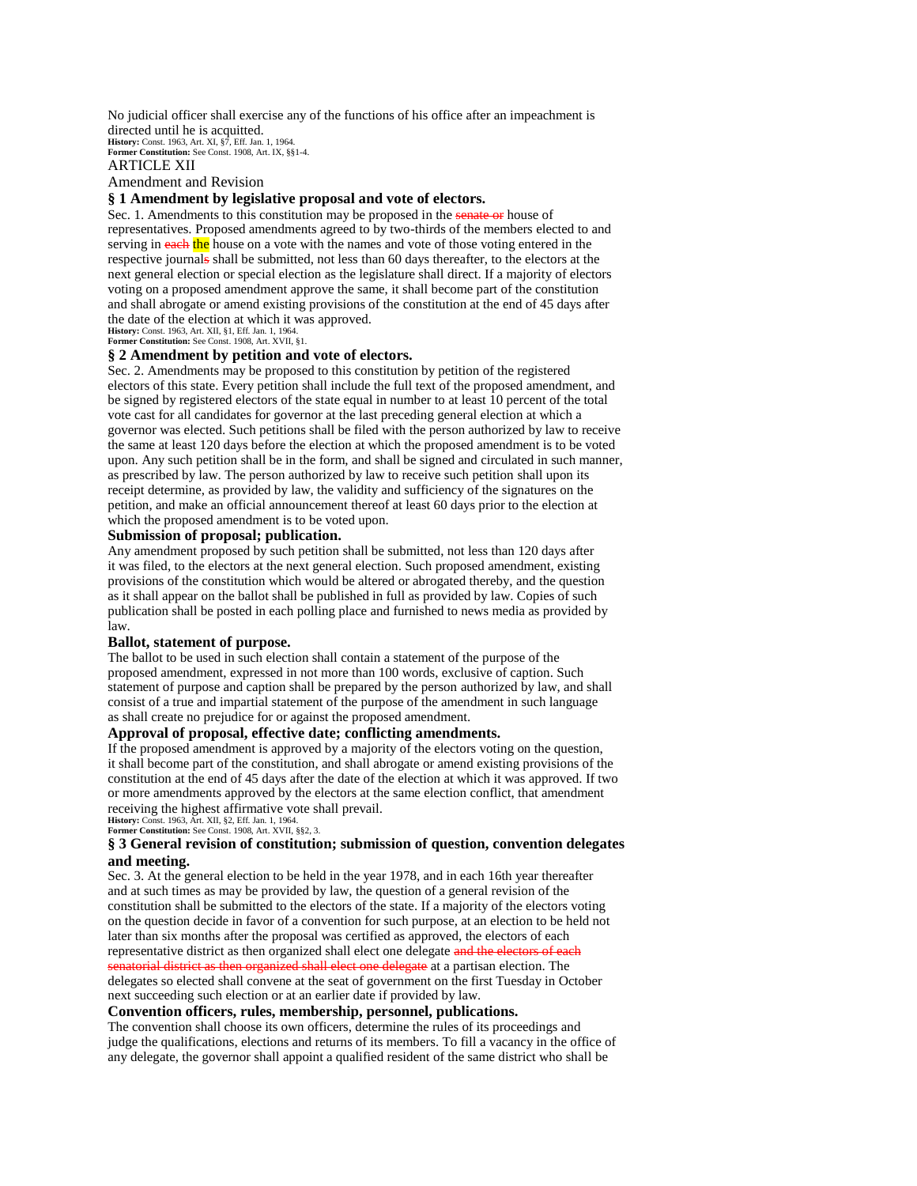No judicial officer shall exercise any of the functions of his office after an impeachment is directed until he is acquitted.

**History:** Const. 1963, Art. XI, §7, Eff. Jan. 1, 1964.
**Former Constitution:** See Const. 1908, Art. IX, §§1-4.

ARTICLE XII

Amendment and Revision

### § 1 Amendment by legislative proposal and vote of electors.

Sec. 1. Amendments to this constitution may be proposed in the ~~senate or~~ house of representatives. Proposed amendments agreed to by two-thirds of the members elected to and serving in ~~each~~ the house on a vote with the names and vote of those voting entered in the respective journal~~s~~ shall be submitted, not less than 60 days thereafter, to the electors at the next general election or special election as the legislature shall direct. If a majority of electors voting on a proposed amendment approve the same, it shall become part of the constitution and shall abrogate or amend existing provisions of the constitution at the end of 45 days after the date of the election at which it was approved.

**History:** Const. 1963, Art. XII, §1, Eff. Jan. 1, 1964.
**Former Constitution:** See Const. 1908, Art. XVII, §1.

### § 2 Amendment by petition and vote of electors.

Sec. 2. Amendments may be proposed to this constitution by petition of the registered electors of this state. Every petition shall include the full text of the proposed amendment, and be signed by registered electors of the state equal in number to at least 10 percent of the total vote cast for all candidates for governor at the last preceding general election at which a governor was elected. Such petitions shall be filed with the person authorized by law to receive the same at least 120 days before the election at which the proposed amendment is to be voted upon. Any such petition shall be in the form, and shall be signed and circulated in such manner, as prescribed by law. The person authorized by law to receive such petition shall upon its receipt determine, as provided by law, the validity and sufficiency of the signatures on the petition, and make an official announcement thereof at least 60 days prior to the election at which the proposed amendment is to be voted upon.

**Submission of proposal; publication.**

Any amendment proposed by such petition shall be submitted, not less than 120 days after it was filed, to the electors at the next general election. Such proposed amendment, existing provisions of the constitution which would be altered or abrogated thereby, and the question as it shall appear on the ballot shall be published in full as provided by law. Copies of such publication shall be posted in each polling place and furnished to news media as provided by law.

**Ballot, statement of purpose.**

The ballot to be used in such election shall contain a statement of the purpose of the proposed amendment, expressed in not more than 100 words, exclusive of caption. Such statement of purpose and caption shall be prepared by the person authorized by law, and shall consist of a true and impartial statement of the purpose of the amendment in such language as shall create no prejudice for or against the proposed amendment.

**Approval of proposal, effective date; conflicting amendments.**

If the proposed amendment is approved by a majority of the electors voting on the question, it shall become part of the constitution, and shall abrogate or amend existing provisions of the constitution at the end of 45 days after the date of the election at which it was approved. If two or more amendments approved by the electors at the same election conflict, that amendment receiving the highest affirmative vote shall prevail.

**History:** Const. 1963, Art. XII, §2, Eff. Jan. 1, 1964.
**Former Constitution:** See Const. 1908, Art. XVII, §§2, 3.

### § 3 General revision of constitution; submission of question, convention delegates and meeting.

Sec. 3. At the general election to be held in the year 1978, and in each 16th year thereafter and at such times as may be provided by law, the question of a general revision of the constitution shall be submitted to the electors of the state. If a majority of the electors voting on the question decide in favor of a convention for such purpose, at an election to be held not later than six months after the proposal was certified as approved, the electors of each representative district as then organized shall elect one delegate ~~and the electors of each senatorial district as then organized shall elect one delegate~~ at a partisan election. The delegates so elected shall convene at the seat of government on the first Tuesday in October next succeeding such election or at an earlier date if provided by law.

**Convention officers, rules, membership, personnel, publications.**

The convention shall choose its own officers, determine the rules of its proceedings and judge the qualifications, elections and returns of its members. To fill a vacancy in the office of any delegate, the governor shall appoint a qualified resident of the same district who shall be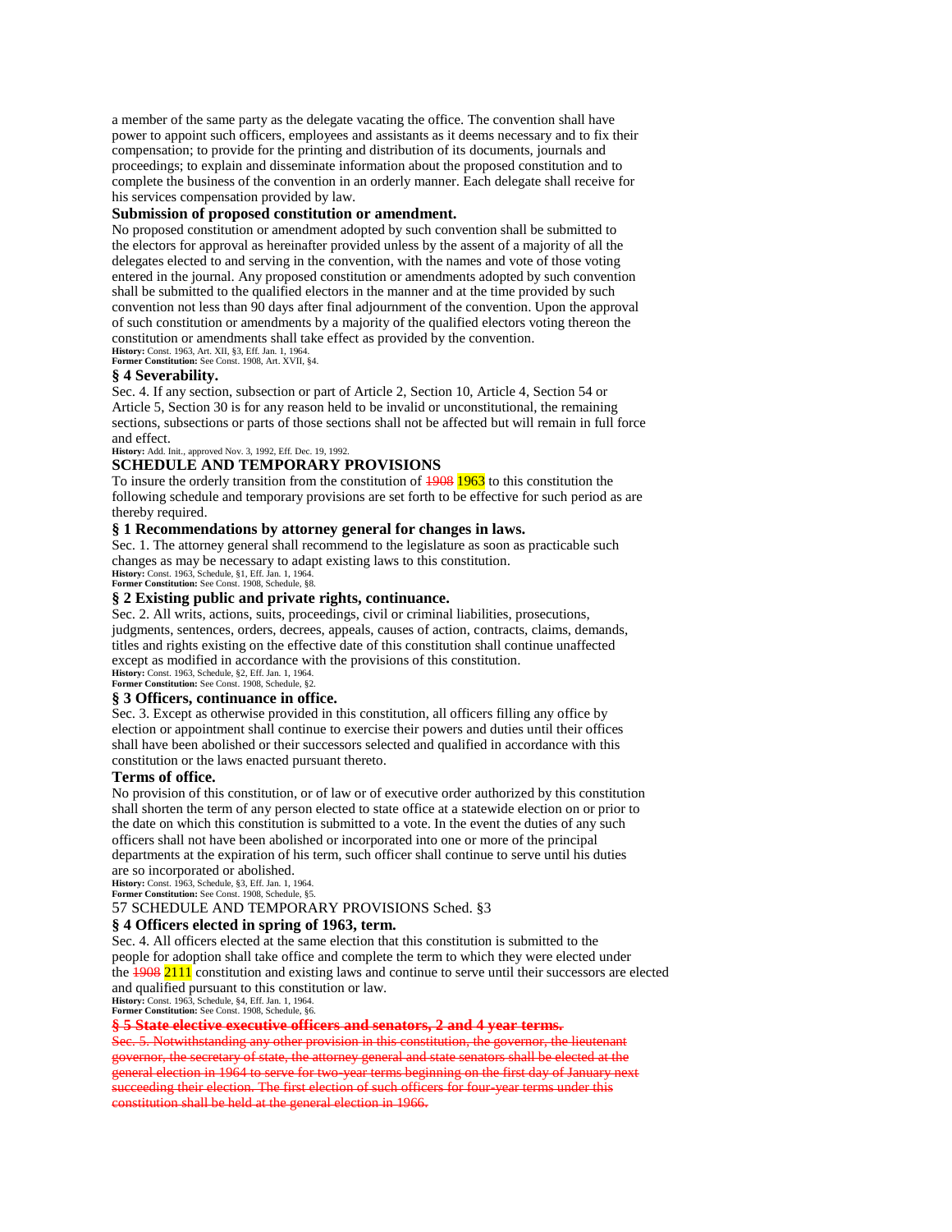a member of the same party as the delegate vacating the office. The convention shall have power to appoint such officers, employees and assistants as it deems necessary and to fix their compensation; to provide for the printing and distribution of its documents, journals and proceedings; to explain and disseminate information about the proposed constitution and to complete the business of the convention in an orderly manner. Each delegate shall receive for his services compensation provided by law.

### Submission of proposed constitution or amendment.

No proposed constitution or amendment adopted by such convention shall be submitted to the electors for approval as hereinafter provided unless by the assent of a majority of all the delegates elected to and serving in the convention, with the names and vote of those voting entered in the journal. Any proposed constitution or amendments adopted by such convention shall be submitted to the qualified electors in the manner and at the time provided by such convention not less than 90 days after final adjournment of the convention. Upon the approval of such constitution or amendments by a majority of the qualified electors voting thereon the constitution or amendments shall take effect as provided by the convention.

**History:** Const. 1963, Art. XII, §3, Eff. Jan. 1, 1964.
**Former Constitution:** See Const. 1908, Art. XVII, §4.

### § 4 Severability.

Sec. 4. If any section, subsection or part of Article 2, Section 10, Article 4, Section 54 or Article 5, Section 30 is for any reason held to be invalid or unconstitutional, the remaining sections, subsections or parts of those sections shall not be affected but will remain in full force and effect.

**History:** Add. Init., approved Nov. 3, 1992, Eff. Dec. 19, 1992.

## SCHEDULE AND TEMPORARY PROVISIONS

To insure the orderly transition from the constitution of ~~1908~~ 1963 to this constitution the following schedule and temporary provisions are set forth to be effective for such period as are thereby required.

### § 1 Recommendations by attorney general for changes in laws.

Sec. 1. The attorney general shall recommend to the legislature as soon as practicable such changes as may be necessary to adapt existing laws to this constitution.

**History:** Const. 1963, Schedule, §1, Eff. Jan. 1, 1964.
**Former Constitution:** See Const. 1908, Schedule, §8.

### § 2 Existing public and private rights, continuance.

Sec. 2. All writs, actions, suits, proceedings, civil or criminal liabilities, prosecutions, judgments, sentences, orders, decrees, appeals, causes of action, contracts, claims, demands, titles and rights existing on the effective date of this constitution shall continue unaffected except as modified in accordance with the provisions of this constitution.

**History:** Const. 1963, Schedule, §2, Eff. Jan. 1, 1964.
**Former Constitution:** See Const. 1908, Schedule, §2.

### § 3 Officers, continuance in office.

Sec. 3. Except as otherwise provided in this constitution, all officers filling any office by election or appointment shall continue to exercise their powers and duties until their offices shall have been abolished or their successors selected and qualified in accordance with this constitution or the laws enacted pursuant thereto.

### Terms of office.

No provision of this constitution, or of law or of executive order authorized by this constitution shall shorten the term of any person elected to state office at a statewide election on or prior to the date on which this constitution is submitted to a vote. In the event the duties of any such officers shall not have been abolished or incorporated into one or more of the principal departments at the expiration of his term, such officer shall continue to serve until his duties are so incorporated or abolished.

**History:** Const. 1963, Schedule, §3, Eff. Jan. 1, 1964.
**Former Constitution:** See Const. 1908, Schedule, §5.

### § 4 Officers elected in spring of 1963, term.

Sec. 4. All officers elected at the same election that this constitution is submitted to the people for adoption shall take office and complete the term to which they were elected under the ~~1908~~ 2111 constitution and existing laws and continue to serve until their successors are elected and qualified pursuant to this constitution or law.

**History:** Const. 1963, Schedule, §4, Eff. Jan. 1, 1964.
**Former Constitution:** See Const. 1908, Schedule, §6.

### ~~§ 5 State elective executive officers and senators, 2 and 4 year terms.~~

~~Sec. 5. Notwithstanding any other provision in this constitution, the governor, the lieutenant governor, the secretary of state, the attorney general and state senators shall be elected at the general election in 1964 to serve for two-year terms beginning on the first day of January next succeeding their election. The first election of such officers for four-year terms under this constitution shall be held at the general election in 1966.~~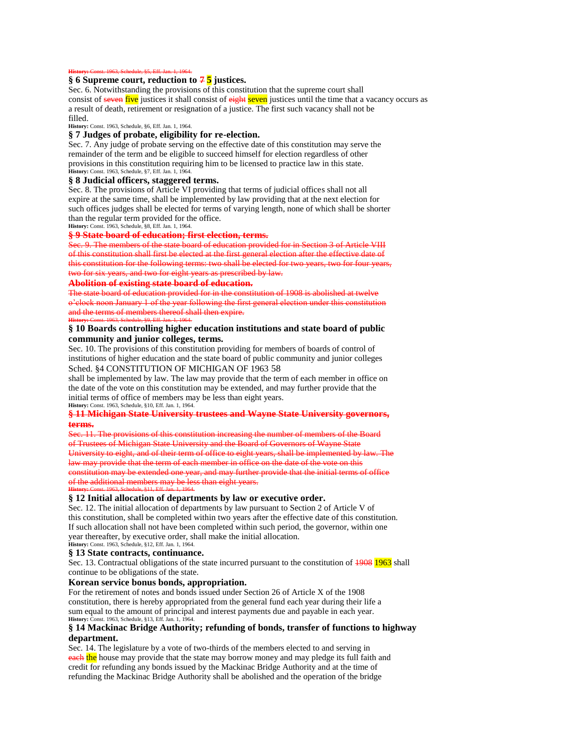~~**History:** Const. 1963, Schedule, §5, Eff. Jan. 1, 1964.~~

### § 6 Supreme court, reduction to ~~7~~ **5** justices.

Sec. 6. Notwithstanding the provisions of this constitution that the supreme court shall consist of ~~seven~~ five justices it shall consist of ~~eight~~ seven justices until the time that a vacancy occurs as a result of death, retirement or resignation of a justice. The first such vacancy shall not be filled.

**History:** Const. 1963, Schedule, §6, Eff. Jan. 1, 1964.

### § 7 Judges of probate, eligibility for re-election.

Sec. 7. Any judge of probate serving on the effective date of this constitution may serve the remainder of the term and be eligible to succeed himself for election regardless of other provisions in this constitution requiring him to be licensed to practice law in this state.

**History:** Const. 1963, Schedule, §7, Eff. Jan. 1, 1964.

### § 8 Judicial officers, staggered terms.

Sec. 8. The provisions of Article VI providing that terms of judicial offices shall not all expire at the same time, shall be implemented by law providing that at the next election for such offices judges shall be elected for terms of varying length, none of which shall be shorter than the regular term provided for the office.

**History:** Const. 1963, Schedule, §8, Eff. Jan. 1, 1964.

### ~~§ 9 State board of education; first election, terms.~~

~~Sec. 9. The members of the state board of education provided for in Section 3 of Article VIII of this constitution shall first be elected at the first general election after the effective date of this constitution for the following terms: two shall be elected for two years, two for four years, two for six years, and two for eight years as prescribed by law.~~

### ~~Abolition of existing state board of education.~~

~~The state board of education provided for in the constitution of 1908 is abolished at twelve o'clock noon January 1 of the year following the first general election under this constitution and the terms of members thereof shall then expire.~~

~~**History:** Const. 1963, Schedule, §9, Eff. Jan. 1, 1964.~~

### § 10 Boards controlling higher education institutions and state board of public community and junior colleges, terms.

Sec. 10. The provisions of this constitution providing for members of boards of control of institutions of higher education and the state board of public community and junior colleges shall be implemented by law. The law may provide that the term of each member in office on the date of the vote on this constitution may be extended, and may further provide that the initial terms of office of members may be less than eight years.

**History:** Const. 1963, Schedule, §10, Eff. Jan. 1, 1964.

### ~~§ 11 Michigan State University trustees and Wayne State University governors, terms.~~

~~Sec. 11. The provisions of this constitution increasing the number of members of the Board of Trustees of Michigan State University and the Board of Governors of Wayne State University to eight, and of their term of office to eight years, shall be implemented by law. The law may provide that the term of each member in office on the date of the vote on this constitution may be extended one year, and may further provide that the initial terms of office of the additional members may be less than eight years.~~

~~**History:** Const. 1963, Schedule, §11, Eff. Jan. 1, 1964.~~

### § 12 Initial allocation of departments by law or executive order.

Sec. 12. The initial allocation of departments by law pursuant to Section 2 of Article V of this constitution, shall be completed within two years after the effective date of this constitution. If such allocation shall not have been completed within such period, the governor, within one year thereafter, by executive order, shall make the initial allocation.

**History:** Const. 1963, Schedule, §12, Eff. Jan. 1, 1964.

### § 13 State contracts, continuance.

Sec. 13. Contractual obligations of the state incurred pursuant to the constitution of ~~1908~~ 1963 shall continue to be obligations of the state.

### Korean service bonus bonds, appropriation.

For the retirement of notes and bonds issued under Section 26 of Article X of the 1908 constitution, there is hereby appropriated from the general fund each year during their life a sum equal to the amount of principal and interest payments due and payable in each year.

**History:** Const. 1963, Schedule, §13, Eff. Jan. 1, 1964.

### § 14 Mackinac Bridge Authority; refunding of bonds, transfer of functions to highway department.

Sec. 14. The legislature by a vote of two-thirds of the members elected to and serving in ~~each~~ the house may provide that the state may borrow money and may pledge its full faith and credit for refunding any bonds issued by the Mackinac Bridge Authority and at the time of refunding the Mackinac Bridge Authority shall be abolished and the operation of the bridge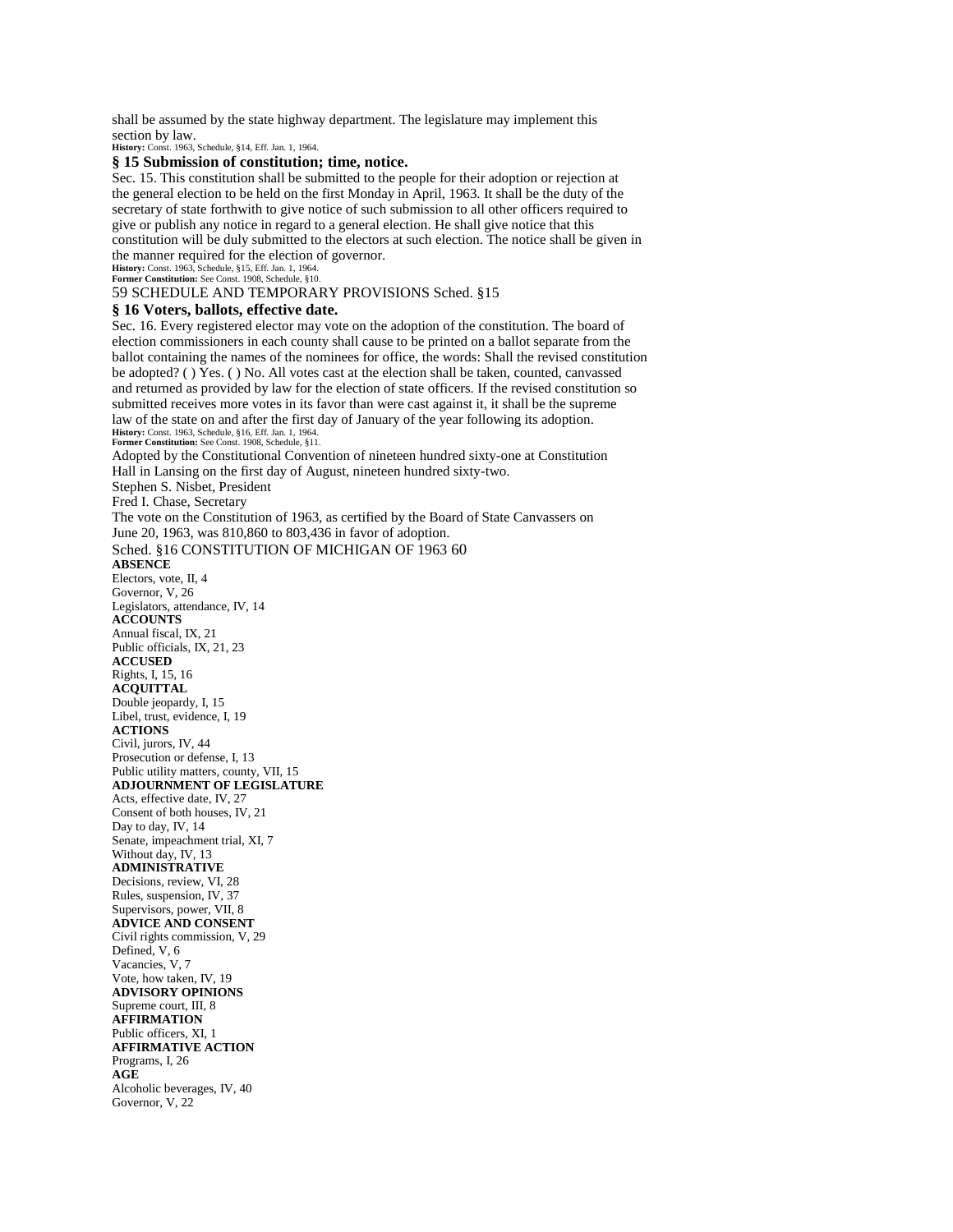shall be assumed by the state highway department. The legislature may implement this section by law.

**History:** Const. 1963, Schedule, §14, Eff. Jan. 1, 1964.

### § 15 Submission of constitution; time, notice.

Sec. 15. This constitution shall be submitted to the people for their adoption or rejection at the general election to be held on the first Monday in April, 1963. It shall be the duty of the secretary of state forthwith to give notice of such submission to all other officers required to give or publish any notice in regard to a general election. He shall give notice that this constitution will be duly submitted to the electors at such election. The notice shall be given in the manner required for the election of governor.

**History:** Const. 1963, Schedule, §15, Eff. Jan. 1, 1964.
**Former Constitution:** See Const. 1908, Schedule, §10.

### § 16 Voters, ballots, effective date.

Sec. 16. Every registered elector may vote on the adoption of the constitution. The board of election commissioners in each county shall cause to be printed on a ballot separate from the ballot containing the names of the nominees for office, the words: Shall the revised constitution be adopted? ( ) Yes. ( ) No. All votes cast at the election shall be taken, counted, canvassed and returned as provided by law for the election of state officers. If the revised constitution so submitted receives more votes in its favor than were cast against it, it shall be the supreme law of the state on and after the first day of January of the year following its adoption.

**History:** Const. 1963, Schedule, §16, Eff. Jan. 1, 1964.
**Former Constitution:** See Const. 1908, Schedule, §11.

Adopted by the Constitutional Convention of nineteen hundred sixty-one at Constitution Hall in Lansing on the first day of August, nineteen hundred sixty-two.

Stephen S. Nisbet, President

Fred I. Chase, Secretary

The vote on the Constitution of 1963, as certified by the Board of State Canvassers on June 20, 1963, was 810,860 to 803,436 in favor of adoption.

**ABSENCE**
Electors, vote, II, 4
Governor, V, 26
Legislators, attendance, IV, 14

**ACCOUNTS**
Annual fiscal, IX, 21
Public officials, IX, 21, 23

**ACCUSED**
Rights, I, 15, 16

**ACQUITTAL**
Double jeopardy, I, 15
Libel, trust, evidence, I, 19

**ACTIONS**
Civil, jurors, IV, 44
Prosecution or defense, I, 13
Public utility matters, county, VII, 15

**ADJOURNMENT OF LEGISLATURE**
Acts, effective date, IV, 27
Consent of both houses, IV, 21
Day to day, IV, 14
Senate, impeachment trial, XI, 7
Without day, IV, 13

**ADMINISTRATIVE**
Decisions, review, VI, 28
Rules, suspension, IV, 37
Supervisors, power, VII, 8

**ADVICE AND CONSENT**
Civil rights commission, V, 29
Defined, V, 6
Vacancies, V, 7
Vote, how taken, IV, 19

**ADVISORY OPINIONS**
Supreme court, III, 8

**AFFIRMATION**
Public officers, XI, 1

**AFFIRMATIVE ACTION**
Programs, I, 26

**AGE**
Alcoholic beverages, IV, 40
Governor, V, 22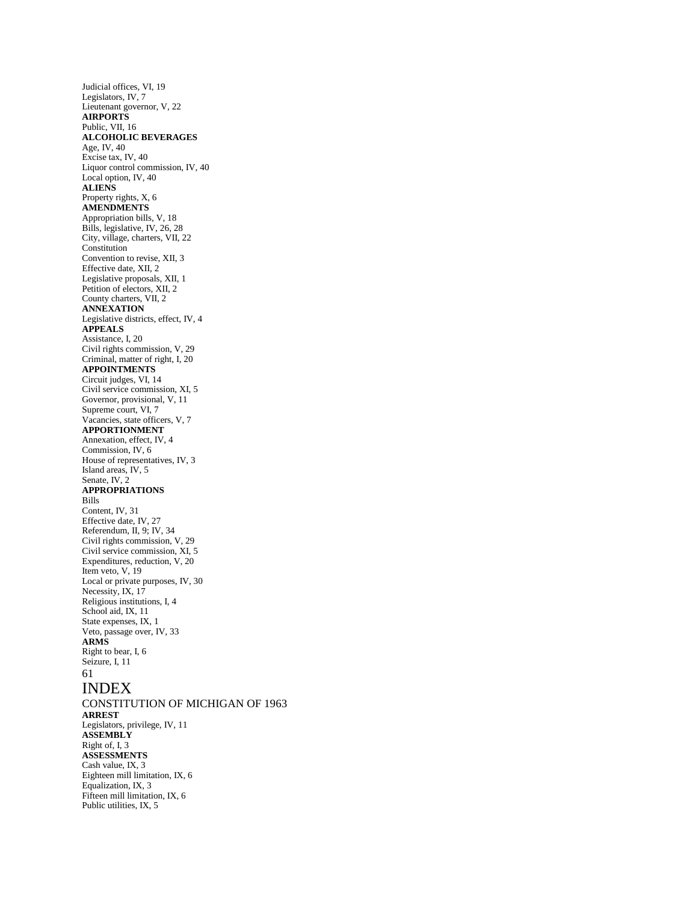Judicial offices, VI, 19
Legislators, IV, 7
Lieutenant governor, V, 22

**AIRPORTS**

Public, VII, 16

**ALCOHOLIC BEVERAGES**

Age, IV, 40
Excise tax, IV, 40
Liquor control commission, IV, 40
Local option, IV, 40

**ALIENS**

Property rights, X, 6

**AMENDMENTS**

Appropriation bills, V, 18
Bills, legislative, IV, 26, 28
City, village, charters, VII, 22
Constitution
Convention to revise, XII, 3
Effective date, XII, 2
Legislative proposals, XII, 1
Petition of electors, XII, 2
County charters, VII, 2

**ANNEXATION**

Legislative districts, effect, IV, 4

**APPEALS**

Assistance, I, 20
Civil rights commission, V, 29
Criminal, matter of right, I, 20

**APPOINTMENTS**

Circuit judges, VI, 14
Civil service commission, XI, 5
Governor, provisional, V, 11
Supreme court, VI, 7
Vacancies, state officers, V, 7

**APPORTIONMENT**

Annexation, effect, IV, 4
Commission, IV, 6
House of representatives, IV, 3
Island areas, IV, 5
Senate, IV, 2

**APPROPRIATIONS**

Bills
Content, IV, 31
Effective date, IV, 27
Referendum, II, 9; IV, 34
Civil rights commission, V, 29
Civil service commission, XI, 5
Expenditures, reduction, V, 20
Item veto, V, 19
Local or private purposes, IV, 30
Necessity, IX, 17
Religious institutions, I, 4
School aid, IX, 11
State expenses, IX, 1
Veto, passage over, IV, 33

**ARMS**

Right to bear, I, 6
Seizure, I, 11

# INDEX

CONSTITUTION OF MICHIGAN OF 1963

**ARREST**

Legislators, privilege, IV, 11

**ASSEMBLY**

Right of, I, 3

**ASSESSMENTS**

Cash value, IX, 3
Eighteen mill limitation, IX, 6
Equalization, IX, 3
Fifteen mill limitation, IX, 6
Public utilities, IX, 5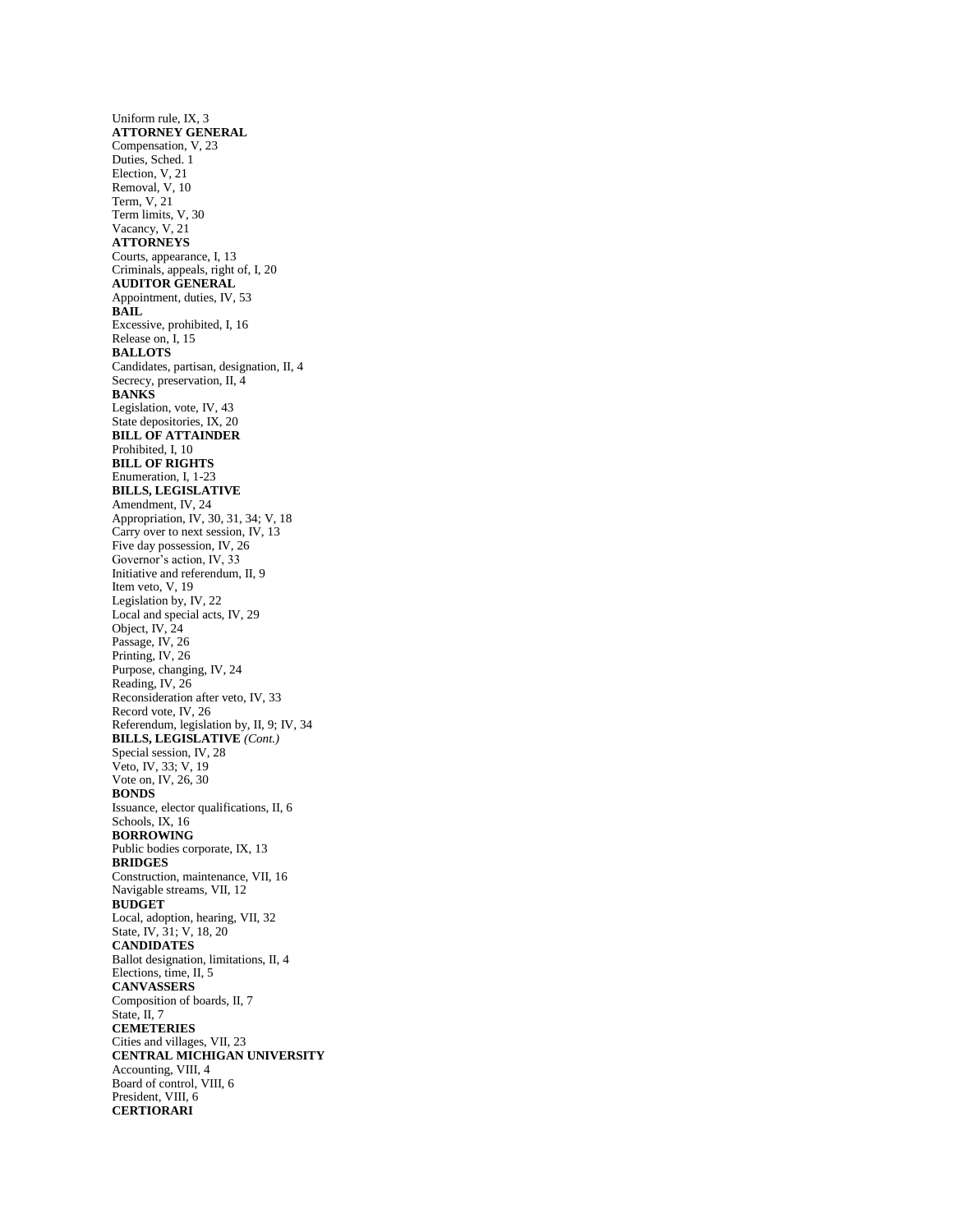Uniform rule, IX, 3

**ATTORNEY GENERAL**

Compensation, V, 23
Duties, Sched. 1
Election, V, 21
Removal, V, 10
Term, V, 21
Term limits, V, 30
Vacancy, V, 21

**ATTORNEYS**

Courts, appearance, I, 13
Criminals, appeals, right of, I, 20

**AUDITOR GENERAL**

Appointment, duties, IV, 53

**BAIL**

Excessive, prohibited, I, 16
Release on, I, 15

**BALLOTS**

Candidates, partisan, designation, II, 4
Secrecy, preservation, II, 4

**BANKS**

Legislation, vote, IV, 43
State depositories, IX, 20

**BILL OF ATTAINDER**

Prohibited, I, 10

**BILL OF RIGHTS**

Enumeration, I, 1-23

**BILLS, LEGISLATIVE**

Amendment, IV, 24
Appropriation, IV, 30, 31, 34; V, 18
Carry over to next session, IV, 13
Five day possession, IV, 26
Governor's action, IV, 33
Initiative and referendum, II, 9
Item veto, V, 19
Legislation by, IV, 22
Local and special acts, IV, 29
Object, IV, 24
Passage, IV, 26
Printing, IV, 26
Purpose, changing, IV, 24
Reading, IV, 26
Reconsideration after veto, IV, 33
Record vote, IV, 26
Referendum, legislation by, II, 9; IV, 34

**BILLS, LEGISLATIVE** *(Cont.)*

Special session, IV, 28
Veto, IV, 33; V, 19
Vote on, IV, 26, 30

**BONDS**

Issuance, elector qualifications, II, 6
Schools, IX, 16

**BORROWING**

Public bodies corporate, IX, 13

**BRIDGES**

Construction, maintenance, VII, 16
Navigable streams, VII, 12

**BUDGET**

Local, adoption, hearing, VII, 32
State, IV, 31; V, 18, 20

**CANDIDATES**

Ballot designation, limitations, II, 4
Elections, time, II, 5

**CANVASSERS**

Composition of boards, II, 7
State, II, 7

**CEMETERIES**

Cities and villages, VII, 23

**CENTRAL MICHIGAN UNIVERSITY**

Accounting, VIII, 4
Board of control, VIII, 6
President, VIII, 6

**CERTIORARI**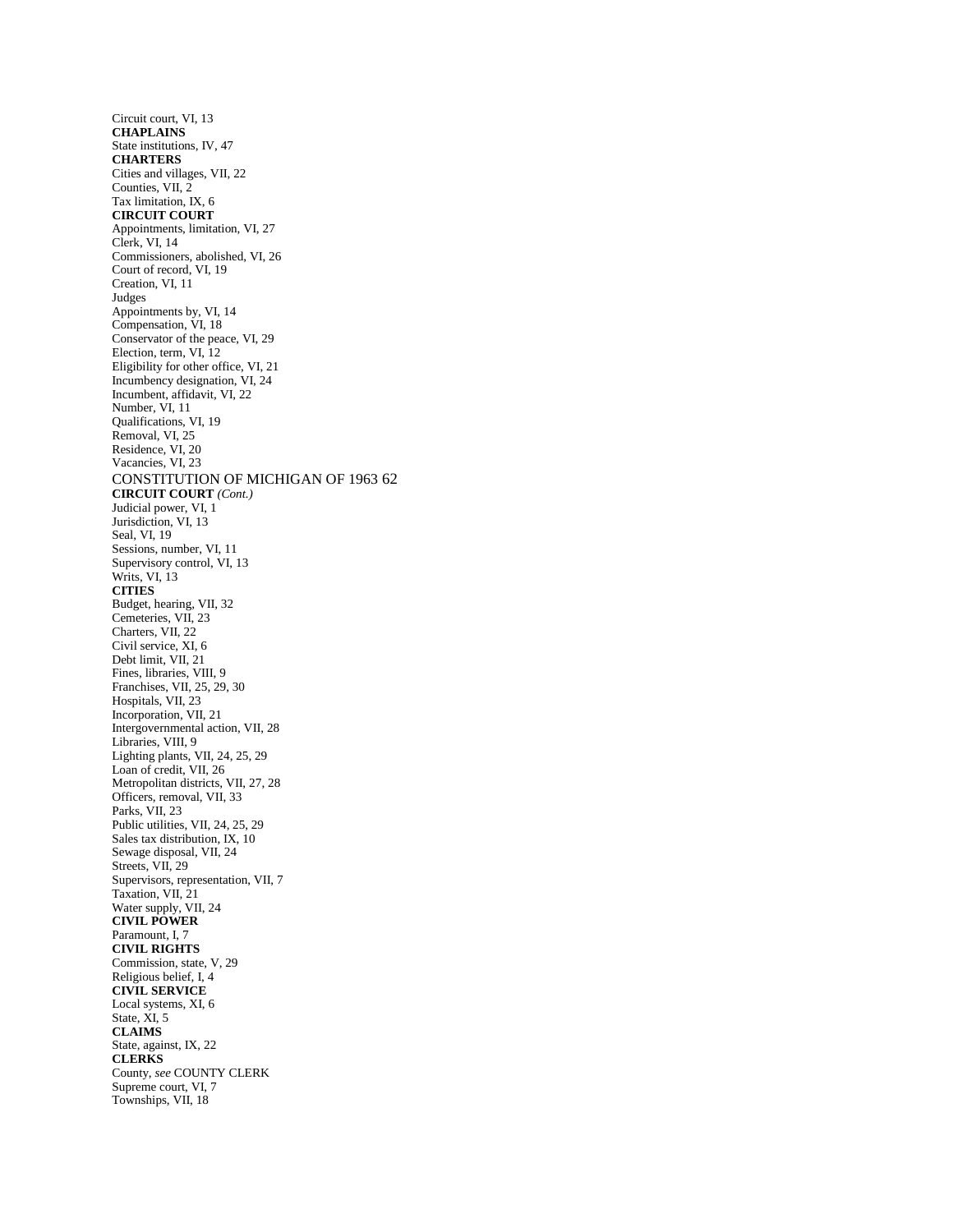Circuit court, VI, 13

**CHAPLAINS**

State institutions, IV, 47

**CHARTERS**

Cities and villages, VII, 22

Counties, VII, 2

Tax limitation, IX, 6

**CIRCUIT COURT**

Appointments, limitation, VI, 27

Clerk, VI, 14

Commissioners, abolished, VI, 26

Court of record, VI, 19

Creation, VI, 11

Judges

Appointments by, VI, 14

Compensation, VI, 18

Conservator of the peace, VI, 29

Election, term, VI, 12

Eligibility for other office, VI, 21

Incumbency designation, VI, 24

Incumbent, affidavit, VI, 22

Number, VI, 11

Qualifications, VI, 19

Removal, VI, 25

Residence, VI, 20

Vacancies, VI, 23

**CIRCUIT COURT** *(Cont.)*

Judicial power, VI, 1

Jurisdiction, VI, 13

Seal, VI, 19

Sessions, number, VI, 11

Supervisory control, VI, 13

Writs, VI, 13

**CITIES**

Budget, hearing, VII, 32

Cemeteries, VII, 23

Charters, VII, 22

Civil service, XI, 6

Debt limit, VII, 21

Fines, libraries, VIII, 9

Franchises, VII, 25, 29, 30

Hospitals, VII, 23

Incorporation, VII, 21

Intergovernmental action, VII, 28

Libraries, VIII, 9

Lighting plants, VII, 24, 25, 29

Loan of credit, VII, 26

Metropolitan districts, VII, 27, 28

Officers, removal, VII, 33

Parks, VII, 23

Public utilities, VII, 24, 25, 29

Sales tax distribution, IX, 10

Sewage disposal, VII, 24

Streets, VII, 29

Supervisors, representation, VII, 7

Taxation, VII, 21

Water supply, VII, 24

**CIVIL POWER**

Paramount, I, 7

**CIVIL RIGHTS**

Commission, state, V, 29

Religious belief, I, 4

**CIVIL SERVICE**

Local systems, XI, 6

State, XI, 5

**CLAIMS**

State, against, IX, 22

**CLERKS**

County, *see* COUNTY CLERK

Supreme court, VI, 7

Townships, VII, 18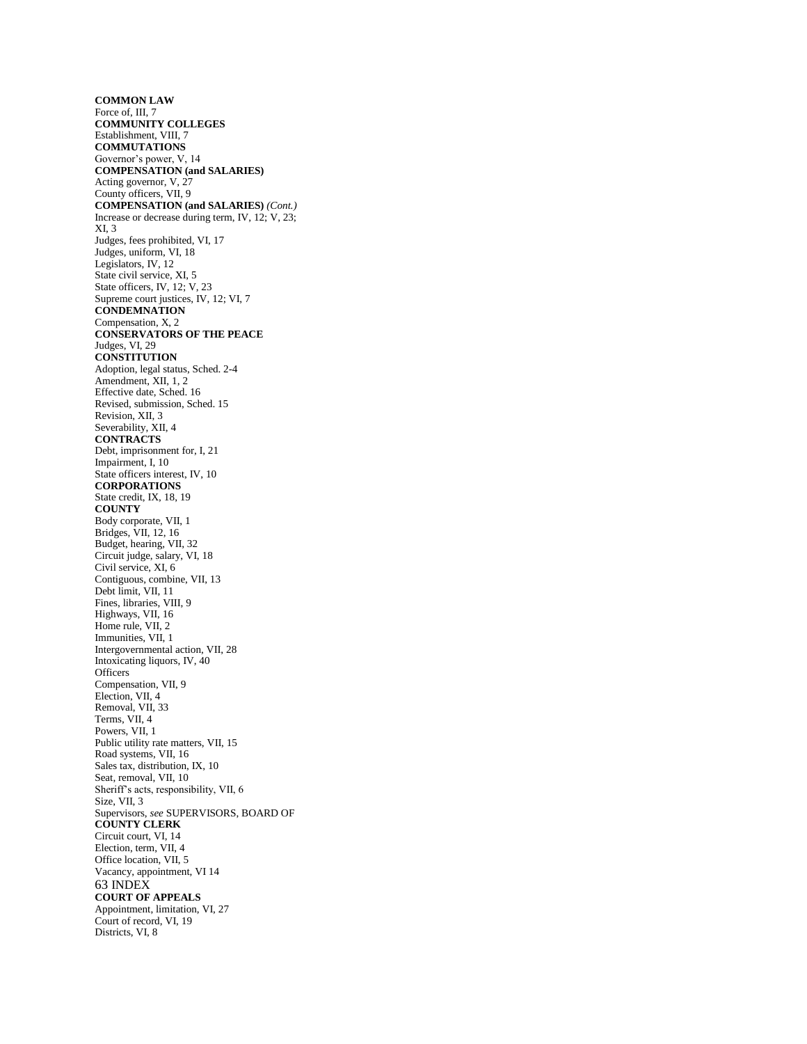**COMMON LAW**
Force of, III, 7
**COMMUNITY COLLEGES**
Establishment, VIII, 7
**COMMUTATIONS**
Governor's power, V, 14
**COMPENSATION (and SALARIES)**
Acting governor, V, 27
County officers, VII, 9
**COMPENSATION (and SALARIES)** *(Cont.)*
Increase or decrease during term, IV, 12; V, 23; XI, 3
Judges, fees prohibited, VI, 17
Judges, uniform, VI, 18
Legislators, IV, 12
State civil service, XI, 5
State officers, IV, 12; V, 23
Supreme court justices, IV, 12; VI, 7
**CONDEMNATION**
Compensation, X, 2
**CONSERVATORS OF THE PEACE**
Judges, VI, 29
**CONSTITUTION**
Adoption, legal status, Sched. 2-4
Amendment, XII, 1, 2
Effective date, Sched. 16
Revised, submission, Sched. 15
Revision, XII, 3
Severability, XII, 4
**CONTRACTS**
Debt, imprisonment for, I, 21
Impairment, I, 10
State officers interest, IV, 10
**CORPORATIONS**
State credit, IX, 18, 19
**COUNTY**
Body corporate, VII, 1
Bridges, VII, 12, 16
Budget, hearing, VII, 32
Circuit judge, salary, VI, 18
Civil service, XI, 6
Contiguous, combine, VII, 13
Debt limit, VII, 11
Fines, libraries, VIII, 9
Highways, VII, 16
Home rule, VII, 2
Immunities, VII, 1
Intergovernmental action, VII, 28
Intoxicating liquors, IV, 40
Officers
Compensation, VII, 9
Election, VII, 4
Removal, VII, 33
Terms, VII, 4
Powers, VII, 1
Public utility rate matters, VII, 15
Road systems, VII, 16
Sales tax, distribution, IX, 10
Seat, removal, VII, 10
Sheriff's acts, responsibility, VII, 6
Size, VII, 3
Supervisors, *see* SUPERVISORS, BOARD OF
**COUNTY CLERK**
Circuit court, VI, 14
Election, term, VII, 4
Office location, VII, 5
Vacancy, appointment, VI 14
**COURT OF APPEALS**
Appointment, limitation, VI, 27
Court of record, VI, 19
Districts, VI, 8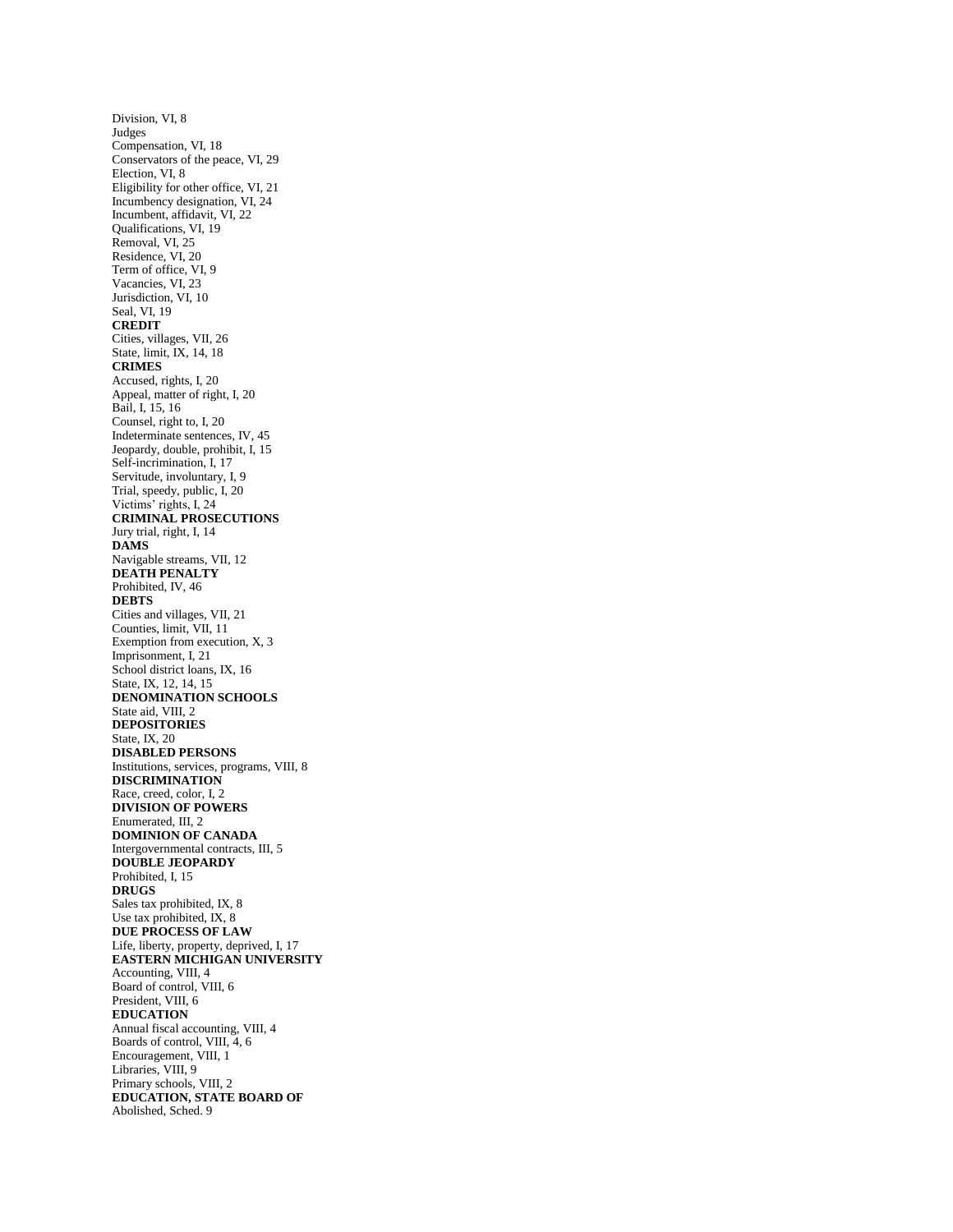Division, VI, 8
Judges
Compensation, VI, 18
Conservators of the peace, VI, 29
Election, VI, 8
Eligibility for other office, VI, 21
Incumbency designation, VI, 24
Incumbent, affidavit, VI, 22
Qualifications, VI, 19
Removal, VI, 25
Residence, VI, 20
Term of office, VI, 9
Vacancies, VI, 23
Jurisdiction, VI, 10
Seal, VI, 19
**CREDIT**
Cities, villages, VII, 26
State, limit, IX, 14, 18
**CRIMES**
Accused, rights, I, 20
Appeal, matter of right, I, 20
Bail, I, 15, 16
Counsel, right to, I, 20
Indeterminate sentences, IV, 45
Jeopardy, double, prohibit, I, 15
Self-incrimination, I, 17
Servitude, involuntary, I, 9
Trial, speedy, public, I, 20
Victims' rights, I, 24
**CRIMINAL PROSECUTIONS**
Jury trial, right, I, 14
**DAMS**
Navigable streams, VII, 12
**DEATH PENALTY**
Prohibited, IV, 46
**DEBTS**
Cities and villages, VII, 21
Counties, limit, VII, 11
Exemption from execution, X, 3
Imprisonment, I, 21
School district loans, IX, 16
State, IX, 12, 14, 15
**DENOMINATION SCHOOLS**
State aid, VIII, 2
**DEPOSITORIES**
State, IX, 20
**DISABLED PERSONS**
Institutions, services, programs, VIII, 8
**DISCRIMINATION**
Race, creed, color, I, 2
**DIVISION OF POWERS**
Enumerated, III, 2
**DOMINION OF CANADA**
Intergovernmental contracts, III, 5
**DOUBLE JEOPARDY**
Prohibited, I, 15
**DRUGS**
Sales tax prohibited, IX, 8
Use tax prohibited, IX, 8
**DUE PROCESS OF LAW**
Life, liberty, property, deprived, I, 17
**EASTERN MICHIGAN UNIVERSITY**
Accounting, VIII, 4
Board of control, VIII, 6
President, VIII, 6
**EDUCATION**
Annual fiscal accounting, VIII, 4
Boards of control, VIII, 4, 6
Encouragement, VIII, 1
Libraries, VIII, 9
Primary schools, VIII, 2
**EDUCATION, STATE BOARD OF**
Abolished, Sched. 9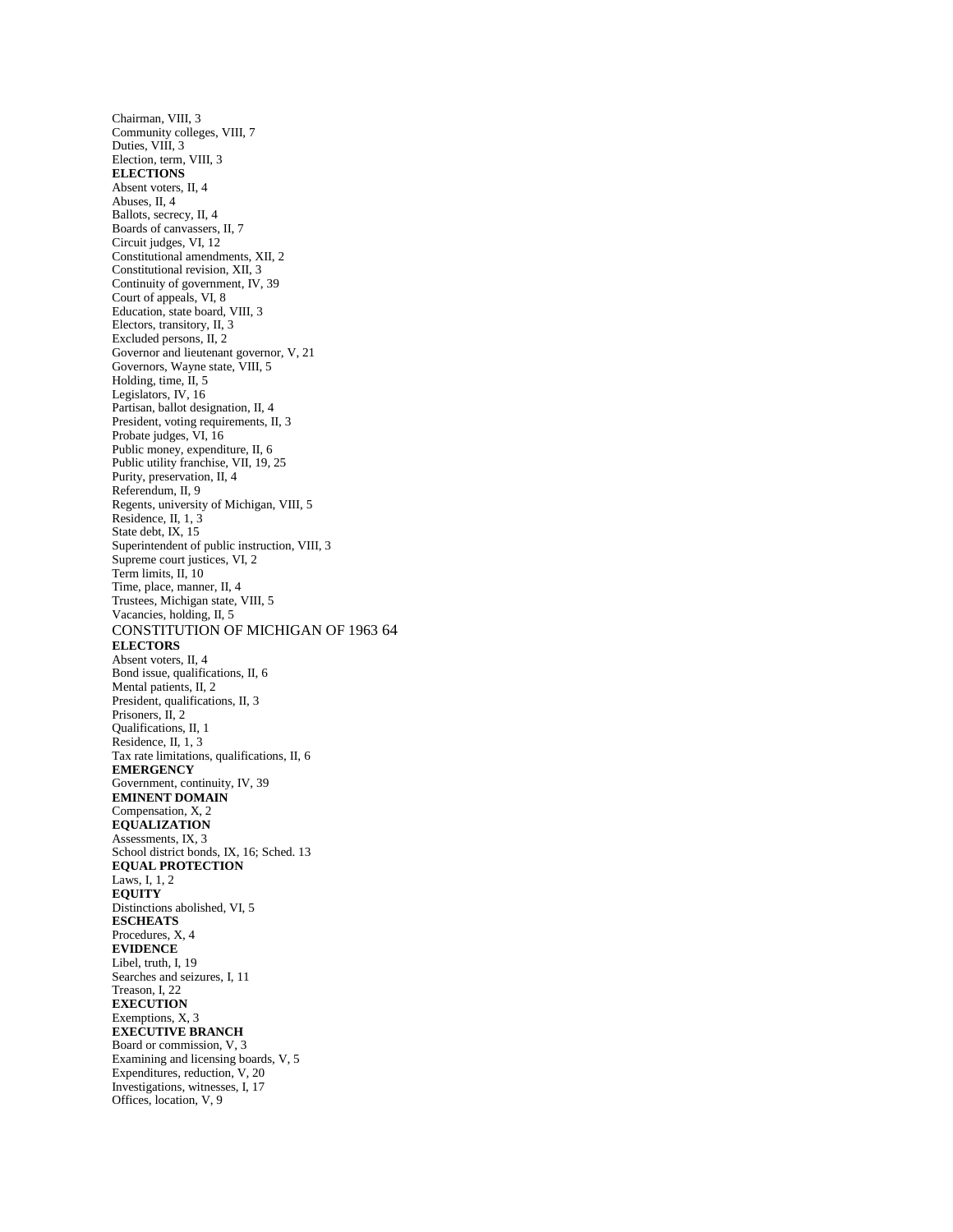Chairman, VIII, 3
Community colleges, VIII, 7
Duties, VIII, 3
Election, term, VIII, 3

**ELECTIONS**

Absent voters, II, 4
Abuses, II, 4
Ballots, secrecy, II, 4
Boards of canvassers, II, 7
Circuit judges, VI, 12
Constitutional amendments, XII, 2
Constitutional revision, XII, 3
Continuity of government, IV, 39
Court of appeals, VI, 8
Education, state board, VIII, 3
Electors, transitory, II, 3
Excluded persons, II, 2
Governor and lieutenant governor, V, 21
Governors, Wayne state, VIII, 5
Holding, time, II, 5
Legislators, IV, 16
Partisan, ballot designation, II, 4
President, voting requirements, II, 3
Probate judges, VI, 16
Public money, expenditure, II, 6
Public utility franchise, VII, 19, 25
Purity, preservation, II, 4
Referendum, II, 9
Regents, university of Michigan, VIII, 5
Residence, II, 1, 3
State debt, IX, 15
Superintendent of public instruction, VIII, 3
Supreme court justices, VI, 2
Term limits, II, 10
Time, place, manner, II, 4
Trustees, Michigan state, VIII, 5
Vacancies, holding, II, 5

**ELECTORS**

Absent voters, II, 4
Bond issue, qualifications, II, 6
Mental patients, II, 2
President, qualifications, II, 3
Prisoners, II, 2
Qualifications, II, 1
Residence, II, 1, 3
Tax rate limitations, qualifications, II, 6

**EMERGENCY**

Government, continuity, IV, 39

**EMINENT DOMAIN**

Compensation, X, 2

**EQUALIZATION**

Assessments, IX, 3
School district bonds, IX, 16; Sched. 13

**EQUAL PROTECTION**

Laws, I, 1, 2

**EQUITY**

Distinctions abolished, VI, 5

**ESCHEATS**

Procedures, X, 4

**EVIDENCE**

Libel, truth, I, 19
Searches and seizures, I, 11
Treason, I, 22

**EXECUTION**

Exemptions, X, 3

**EXECUTIVE BRANCH**

Board or commission, V, 3
Examining and licensing boards, V, 5
Expenditures, reduction, V, 20
Investigations, witnesses, I, 17
Offices, location, V, 9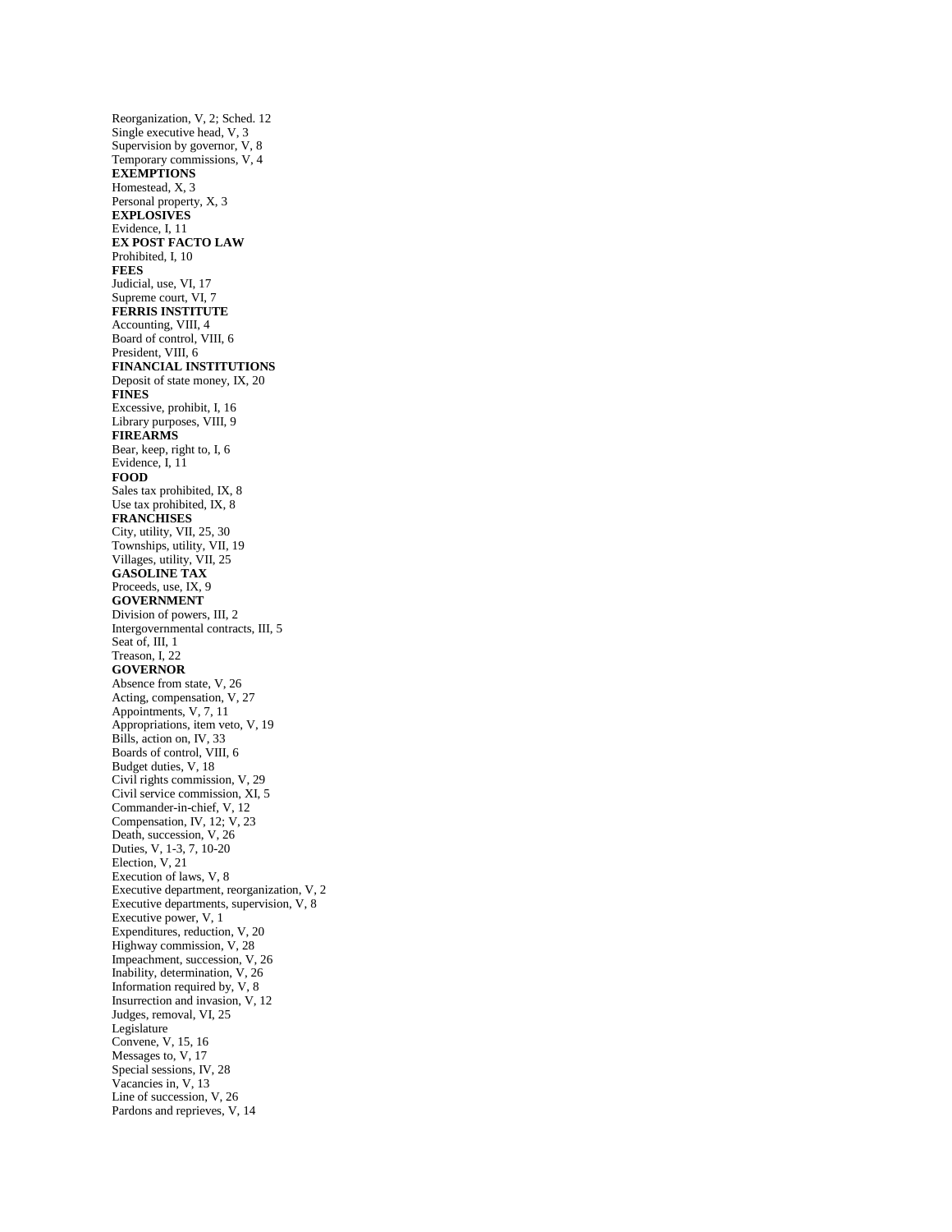Reorganization, V, 2; Sched. 12
Single executive head, V, 3
Supervision by governor, V, 8
Temporary commissions, V, 4

**EXEMPTIONS**

Homestead, X, 3
Personal property, X, 3

**EXPLOSIVES**

Evidence, I, 11

**EX POST FACTO LAW**

Prohibited, I, 10

**FEES**

Judicial, use, VI, 17
Supreme court, VI, 7

**FERRIS INSTITUTE**

Accounting, VIII, 4
Board of control, VIII, 6
President, VIII, 6

**FINANCIAL INSTITUTIONS**

Deposit of state money, IX, 20

**FINES**

Excessive, prohibit, I, 16
Library purposes, VIII, 9

**FIREARMS**

Bear, keep, right to, I, 6
Evidence, I, 11

**FOOD**

Sales tax prohibited, IX, 8
Use tax prohibited, IX, 8

**FRANCHISES**

City, utility, VII, 25, 30
Townships, utility, VII, 19
Villages, utility, VII, 25

**GASOLINE TAX**

Proceeds, use, IX, 9

**GOVERNMENT**

Division of powers, III, 2
Intergovernmental contracts, III, 5
Seat of, III, 1
Treason, I, 22

**GOVERNOR**

Absence from state, V, 26
Acting, compensation, V, 27
Appointments, V, 7, 11
Appropriations, item veto, V, 19
Bills, action on, IV, 33
Boards of control, VIII, 6
Budget duties, V, 18
Civil rights commission, V, 29
Civil service commission, XI, 5
Commander-in-chief, V, 12
Compensation, IV, 12; V, 23
Death, succession, V, 26
Duties, V, 1-3, 7, 10-20
Election, V, 21
Execution of laws, V, 8
Executive department, reorganization, V, 2
Executive departments, supervision, V, 8
Executive power, V, 1
Expenditures, reduction, V, 20
Highway commission, V, 28
Impeachment, succession, V, 26
Inability, determination, V, 26
Information required by, V, 8
Insurrection and invasion, V, 12
Judges, removal, VI, 25
Legislature
Convene, V, 15, 16
Messages to, V, 17
Special sessions, IV, 28
Vacancies in, V, 13
Line of succession, V, 26
Pardons and reprieves, V, 14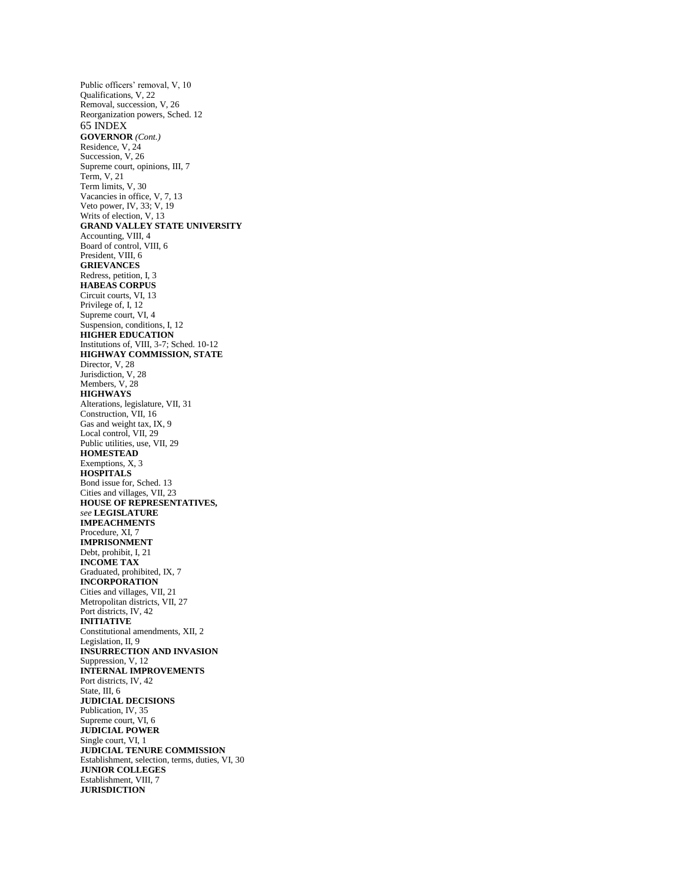Public officers' removal, V, 10
Qualifications, V, 22
Removal, succession, V, 26
Reorganization powers, Sched. 12

**GOVERNOR** *(Cont.)*
Residence, V, 24
Succession, V, 26
Supreme court, opinions, III, 7
Term, V, 21
Term limits, V, 30
Vacancies in office, V, 7, 13
Veto power, IV, 33; V, 19
Writs of election, V, 13

**GRAND VALLEY STATE UNIVERSITY**
Accounting, VIII, 4
Board of control, VIII, 6
President, VIII, 6

**GRIEVANCES**
Redress, petition, I, 3

**HABEAS CORPUS**
Circuit courts, VI, 13
Privilege of, I, 12
Supreme court, VI, 4
Suspension, conditions, I, 12

**HIGHER EDUCATION**
Institutions of, VIII, 3-7; Sched. 10-12

**HIGHWAY COMMISSION, STATE**
Director, V, 28
Jurisdiction, V, 28
Members, V, 28

**HIGHWAYS**
Alterations, legislature, VII, 31
Construction, VII, 16
Gas and weight tax, IX, 9
Local control, VII, 29
Public utilities, use, VII, 29

**HOMESTEAD**
Exemptions, X, 3

**HOSPITALS**
Bond issue for, Sched. 13
Cities and villages, VII, 23

**HOUSE OF REPRESENTATIVES,**
*see* **LEGISLATURE**

**IMPEACHMENTS**
Procedure, XI, 7

**IMPRISONMENT**
Debt, prohibit, I, 21

**INCOME TAX**
Graduated, prohibited, IX, 7

**INCORPORATION**
Cities and villages, VII, 21
Metropolitan districts, VII, 27
Port districts, IV, 42

**INITIATIVE**
Constitutional amendments, XII, 2
Legislation, II, 9

**INSURRECTION AND INVASION**
Suppression, V, 12

**INTERNAL IMPROVEMENTS**
Port districts, IV, 42
State, III, 6

**JUDICIAL DECISIONS**
Publication, IV, 35
Supreme court, VI, 6

**JUDICIAL POWER**
Single court, VI, 1

**JUDICIAL TENURE COMMISSION**
Establishment, selection, terms, duties, VI, 30

**JUNIOR COLLEGES**
Establishment, VIII, 7

**JURISDICTION**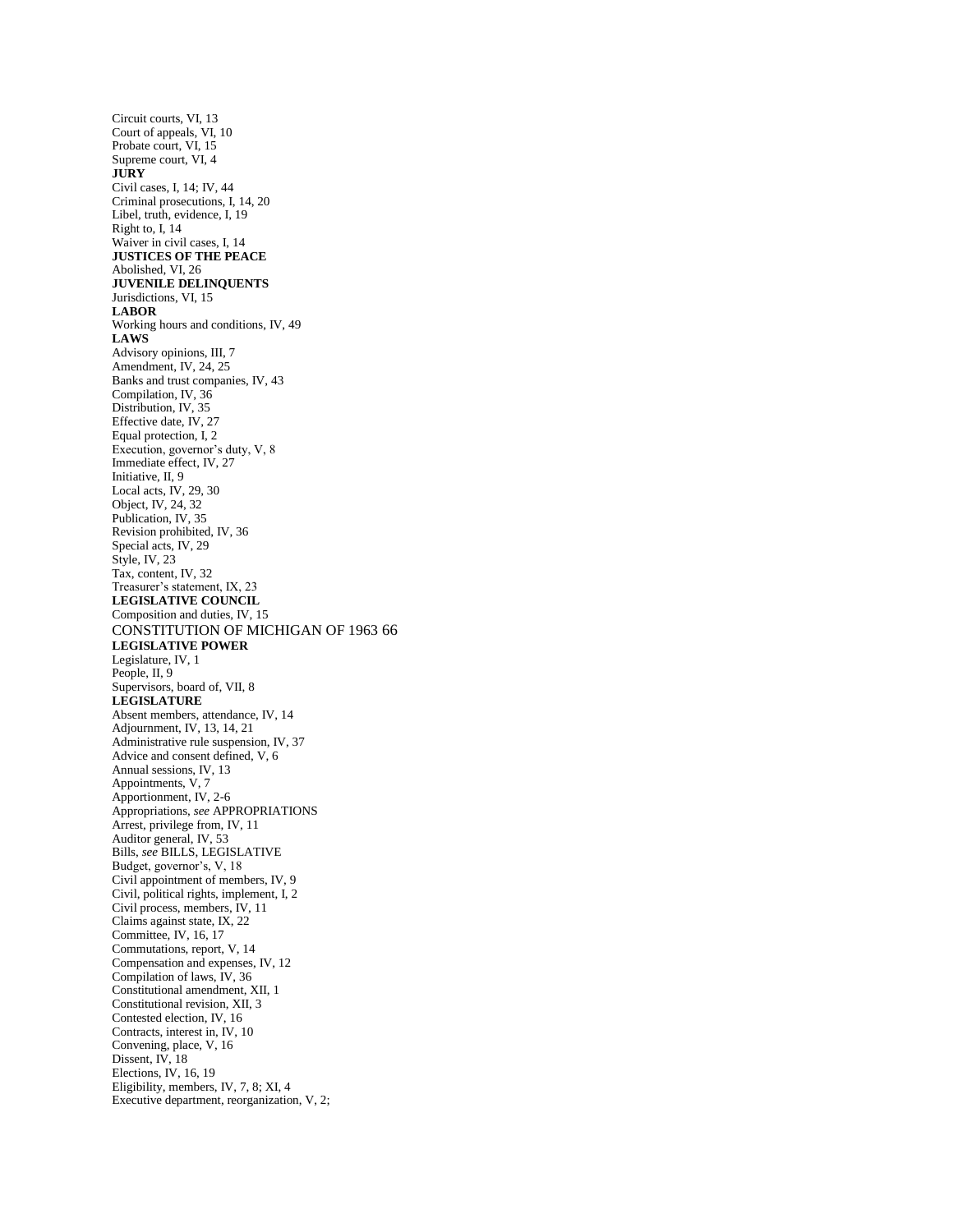Circuit courts, VI, 13
Court of appeals, VI, 10
Probate court, VI, 15
Supreme court, VI, 4

**JURY**

Civil cases, I, 14; IV, 44
Criminal prosecutions, I, 14, 20
Libel, truth, evidence, I, 19
Right to, I, 14
Waiver in civil cases, I, 14

**JUSTICES OF THE PEACE**

Abolished, VI, 26

**JUVENILE DELINQUENTS**

Jurisdictions, VI, 15

**LABOR**

Working hours and conditions, IV, 49

**LAWS**

Advisory opinions, III, 7
Amendment, IV, 24, 25
Banks and trust companies, IV, 43
Compilation, IV, 36
Distribution, IV, 35
Effective date, IV, 27
Equal protection, I, 2
Execution, governor's duty, V, 8
Immediate effect, IV, 27
Initiative, II, 9
Local acts, IV, 29, 30
Object, IV, 24, 32
Publication, IV, 35
Revision prohibited, IV, 36
Special acts, IV, 29
Style, IV, 23
Tax, content, IV, 32
Treasurer's statement, IX, 23

**LEGISLATIVE COUNCIL**

Composition and duties, IV, 15

**LEGISLATIVE POWER**

Legislature, IV, 1
People, II, 9
Supervisors, board of, VII, 8

**LEGISLATURE**

Absent members, attendance, IV, 14
Adjournment, IV, 13, 14, 21
Administrative rule suspension, IV, 37
Advice and consent defined, V, 6
Annual sessions, IV, 13
Appointments, V, 7
Apportionment, IV, 2-6
Appropriations, *see* APPROPRIATIONS
Arrest, privilege from, IV, 11
Auditor general, IV, 53
Bills, *see* BILLS, LEGISLATIVE
Budget, governor's, V, 18
Civil appointment of members, IV, 9
Civil, political rights, implement, I, 2
Civil process, members, IV, 11
Claims against state, IX, 22
Committee, IV, 16, 17
Commutations, report, V, 14
Compensation and expenses, IV, 12
Compilation of laws, IV, 36
Constitutional amendment, XII, 1
Constitutional revision, XII, 3
Contested election, IV, 16
Contracts, interest in, IV, 10
Convening, place, V, 16
Dissent, IV, 18
Elections, IV, 16, 19
Eligibility, members, IV, 7, 8; XI, 4
Executive department, reorganization, V, 2;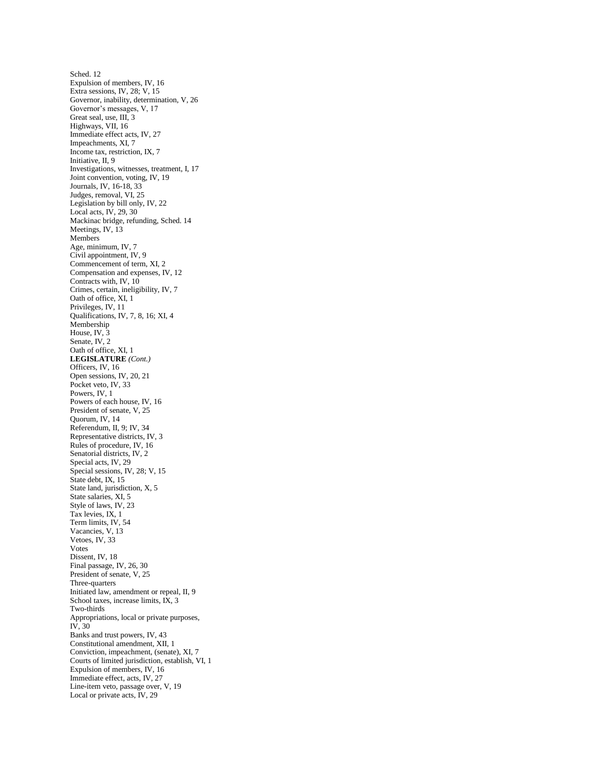Sched. 12
Expulsion of members, IV, 16
Extra sessions, IV, 28; V, 15
Governor, inability, determination, V, 26
Governor's messages, V, 17
Great seal, use, III, 3
Highways, VII, 16
Immediate effect acts, IV, 27
Impeachments, XI, 7
Income tax, restriction, IX, 7
Initiative, II, 9
Investigations, witnesses, treatment, I, 17
Joint convention, voting, IV, 19
Journals, IV, 16-18, 33
Judges, removal, VI, 25
Legislation by bill only, IV, 22
Local acts, IV, 29, 30
Mackinac bridge, refunding, Sched. 14
Meetings, IV, 13
Members
Age, minimum, IV, 7
Civil appointment, IV, 9
Commencement of term, XI, 2
Compensation and expenses, IV, 12
Contracts with, IV, 10
Crimes, certain, ineligibility, IV, 7
Oath of office, XI, 1
Privileges, IV, 11
Qualifications, IV, 7, 8, 16; XI, 4
Membership
House, IV, 3
Senate, IV, 2
Oath of office, XI, 1
**LEGISLATURE** *(Cont.)*
Officers, IV, 16
Open sessions, IV, 20, 21
Pocket veto, IV, 33
Powers, IV, 1
Powers of each house, IV, 16
President of senate, V, 25
Quorum, IV, 14
Referendum, II, 9; IV, 34
Representative districts, IV, 3
Rules of procedure, IV, 16
Senatorial districts, IV, 2
Special acts, IV, 29
Special sessions, IV, 28; V, 15
State debt, IX, 15
State land, jurisdiction, X, 5
State salaries, XI, 5
Style of laws, IV, 23
Tax levies, IX, 1
Term limits, IV, 54
Vacancies, V, 13
Vetoes, IV, 33
Votes
Dissent, IV, 18
Final passage, IV, 26, 30
President of senate, V, 25
Three-quarters
Initiated law, amendment or repeal, II, 9
School taxes, increase limits, IX, 3
Two-thirds
Appropriations, local or private purposes, IV, 30
Banks and trust powers, IV, 43
Constitutional amendment, XII, 1
Conviction, impeachment, (senate), XI, 7
Courts of limited jurisdiction, establish, VI, 1
Expulsion of members, IV, 16
Immediate effect, acts, IV, 27
Line-item veto, passage over, V, 19
Local or private acts, IV, 29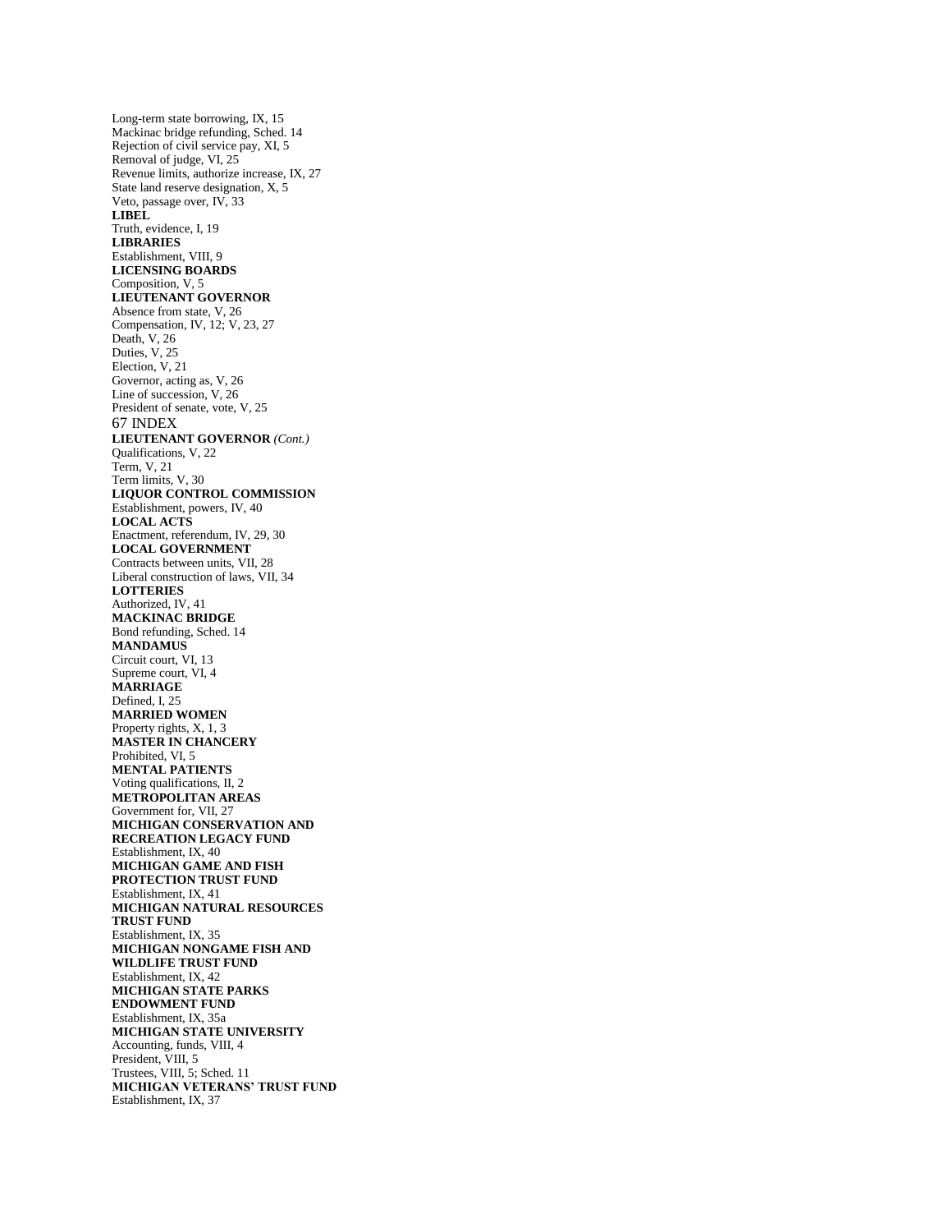Long-term state borrowing, IX, 15
Mackinac bridge refunding, Sched. 14
Rejection of civil service pay, XI, 5
Removal of judge, VI, 25
Revenue limits, authorize increase, IX, 27
State land reserve designation, X, 5
Veto, passage over, IV, 33

**LIBEL**
Truth, evidence, I, 19

**LIBRARIES**
Establishment, VIII, 9

**LICENSING BOARDS**
Composition, V, 5

**LIEUTENANT GOVERNOR**
Absence from state, V, 26
Compensation, IV, 12; V, 23, 27
Death, V, 26
Duties, V, 25
Election, V, 21
Governor, acting as, V, 26
Line of succession, V, 26
President of senate, vote, V, 25

**LIEUTENANT GOVERNOR** *(Cont.)*
Qualifications, V, 22
Term, V, 21
Term limits, V, 30

**LIQUOR CONTROL COMMISSION**
Establishment, powers, IV, 40

**LOCAL ACTS**
Enactment, referendum, IV, 29, 30

**LOCAL GOVERNMENT**
Contracts between units, VII, 28
Liberal construction of laws, VII, 34

**LOTTERIES**
Authorized, IV, 41

**MACKINAC BRIDGE**
Bond refunding, Sched. 14

**MANDAMUS**
Circuit court, VI, 13
Supreme court, VI, 4

**MARRIAGE**
Defined, I, 25

**MARRIED WOMEN**
Property rights, X, 1, 3

**MASTER IN CHANCERY**
Prohibited, VI, 5

**MENTAL PATIENTS**
Voting qualifications, II, 2

**METROPOLITAN AREAS**
Government for, VII, 27

**MICHIGAN CONSERVATION AND RECREATION LEGACY FUND**
Establishment, IX, 40

**MICHIGAN GAME AND FISH PROTECTION TRUST FUND**
Establishment, IX, 41

**MICHIGAN NATURAL RESOURCES TRUST FUND**
Establishment, IX, 35

**MICHIGAN NONGAME FISH AND WILDLIFE TRUST FUND**
Establishment, IX, 42

**MICHIGAN STATE PARKS ENDOWMENT FUND**
Establishment, IX, 35a

**MICHIGAN STATE UNIVERSITY**
Accounting, funds, VIII, 4
President, VIII, 5
Trustees, VIII, 5; Sched. 11

**MICHIGAN VETERANS' TRUST FUND**
Establishment, IX, 37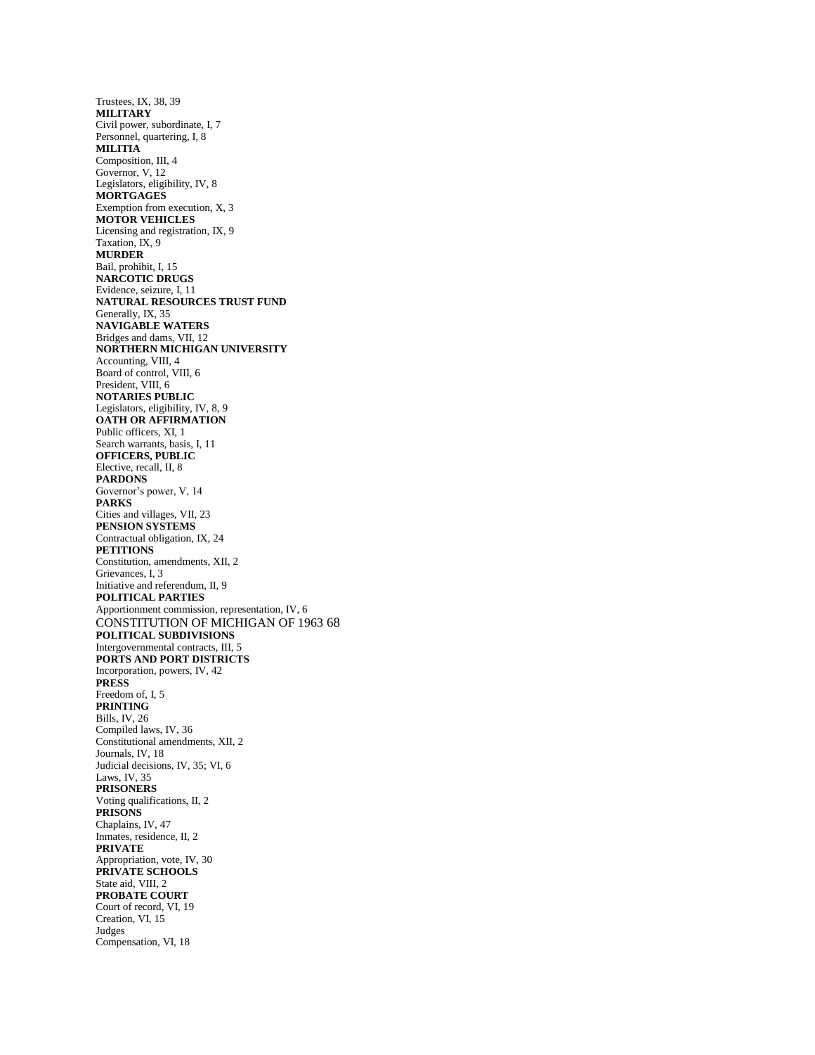Trustees, IX, 38, 39
**MILITARY**
Civil power, subordinate, I, 7
Personnel, quartering, I, 8
**MILITIA**
Composition, III, 4
Governor, V, 12
Legislators, eligibility, IV, 8
**MORTGAGES**
Exemption from execution, X, 3
**MOTOR VEHICLES**
Licensing and registration, IX, 9
Taxation, IX, 9
**MURDER**
Bail, prohibit, I, 15
**NARCOTIC DRUGS**
Evidence, seizure, I, 11
**NATURAL RESOURCES TRUST FUND**
Generally, IX, 35
**NAVIGABLE WATERS**
Bridges and dams, VII, 12
**NORTHERN MICHIGAN UNIVERSITY**
Accounting, VIII, 4
Board of control, VIII, 6
President, VIII, 6
**NOTARIES PUBLIC**
Legislators, eligibility, IV, 8, 9
**OATH OR AFFIRMATION**
Public officers, XI, 1
Search warrants, basis, I, 11
**OFFICERS, PUBLIC**
Elective, recall, II, 8
**PARDONS**
Governor's power, V, 14
**PARKS**
Cities and villages, VII, 23
**PENSION SYSTEMS**
Contractual obligation, IX, 24
**PETITIONS**
Constitution, amendments, XII, 2
Grievances, I, 3
Initiative and referendum, II, 9
**POLITICAL PARTIES**
Apportionment commission, representation, IV, 6
**POLITICAL SUBDIVISIONS**
Intergovernmental contracts, III, 5
**PORTS AND PORT DISTRICTS**
Incorporation, powers, IV, 42
**PRESS**
Freedom of, I, 5
**PRINTING**
Bills, IV, 26
Compiled laws, IV, 36
Constitutional amendments, XII, 2
Journals, IV, 18
Judicial decisions, IV, 35; VI, 6
Laws, IV, 35
**PRISONERS**
Voting qualifications, II, 2
**PRISONS**
Chaplains, IV, 47
Inmates, residence, II, 2
**PRIVATE**
Appropriation, vote, IV, 30
**PRIVATE SCHOOLS**
State aid, VIII, 2
**PROBATE COURT**
Court of record, VI, 19
Creation, VI, 15
Judges
Compensation, VI, 18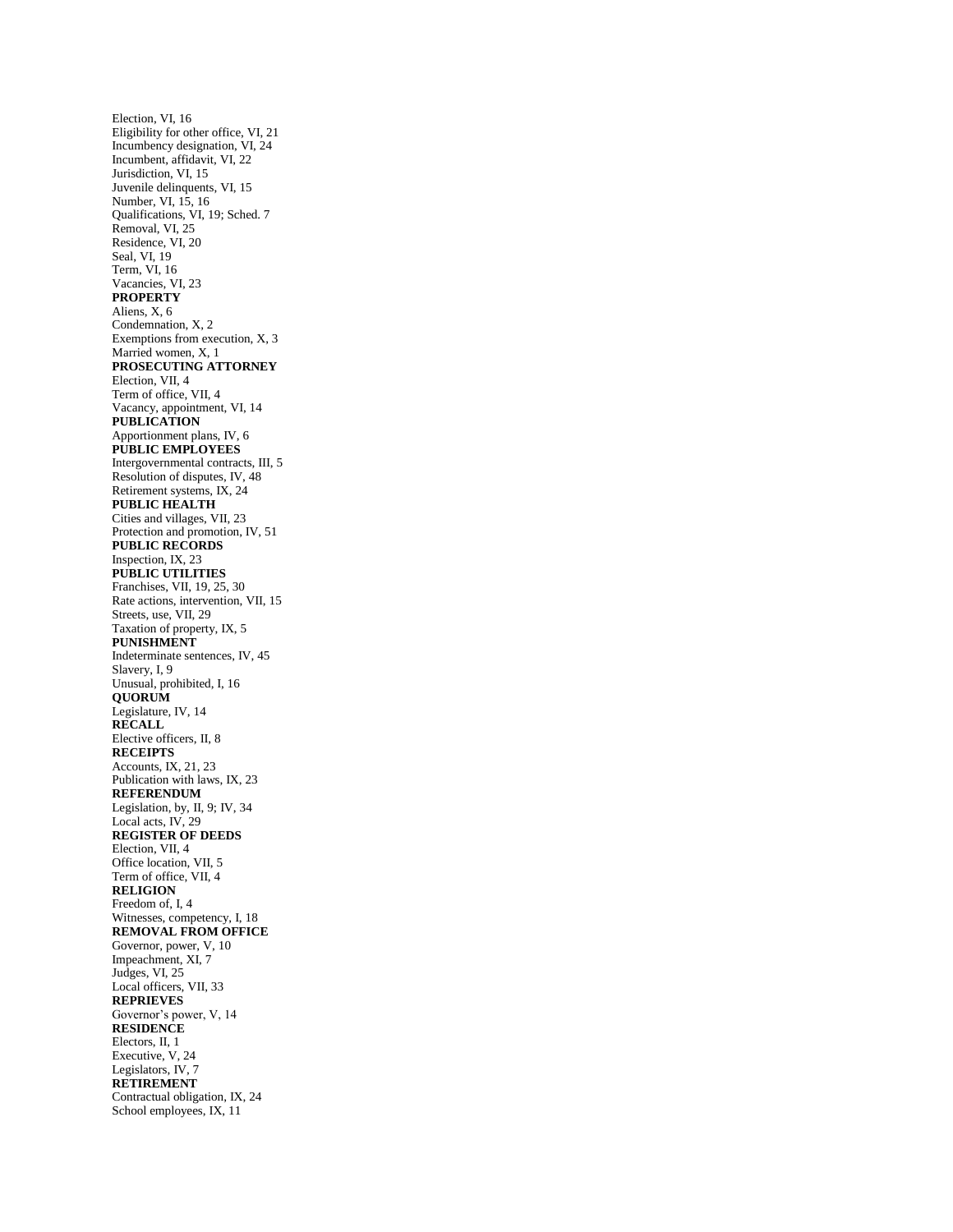Election, VI, 16
Eligibility for other office, VI, 21
Incumbency designation, VI, 24
Incumbent, affidavit, VI, 22
Jurisdiction, VI, 15
Juvenile delinquents, VI, 15
Number, VI, 15, 16
Qualifications, VI, 19; Sched. 7
Removal, VI, 25
Residence, VI, 20
Seal, VI, 19
Term, VI, 16
Vacancies, VI, 23

**PROPERTY**
Aliens, X, 6
Condemnation, X, 2
Exemptions from execution, X, 3
Married women, X, 1

**PROSECUTING ATTORNEY**
Election, VII, 4
Term of office, VII, 4
Vacancy, appointment, VI, 14

**PUBLICATION**
Apportionment plans, IV, 6

**PUBLIC EMPLOYEES**
Intergovernmental contracts, III, 5
Resolution of disputes, IV, 48
Retirement systems, IX, 24

**PUBLIC HEALTH**
Cities and villages, VII, 23
Protection and promotion, IV, 51

**PUBLIC RECORDS**
Inspection, IX, 23

**PUBLIC UTILITIES**
Franchises, VII, 19, 25, 30
Rate actions, intervention, VII, 15
Streets, use, VII, 29
Taxation of property, IX, 5

**PUNISHMENT**
Indeterminate sentences, IV, 45
Slavery, I, 9
Unusual, prohibited, I, 16

**QUORUM**
Legislature, IV, 14

**RECALL**
Elective officers, II, 8

**RECEIPTS**
Accounts, IX, 21, 23
Publication with laws, IX, 23

**REFERENDUM**
Legislation, by, II, 9; IV, 34
Local acts, IV, 29

**REGISTER OF DEEDS**
Election, VII, 4
Office location, VII, 5
Term of office, VII, 4

**RELIGION**
Freedom of, I, 4
Witnesses, competency, I, 18

**REMOVAL FROM OFFICE**
Governor, power, V, 10
Impeachment, XI, 7
Judges, VI, 25
Local officers, VII, 33

**REPRIEVES**
Governor's power, V, 14

**RESIDENCE**
Electors, II, 1
Executive, V, 24
Legislators, IV, 7

**RETIREMENT**
Contractual obligation, IX, 24
School employees, IX, 11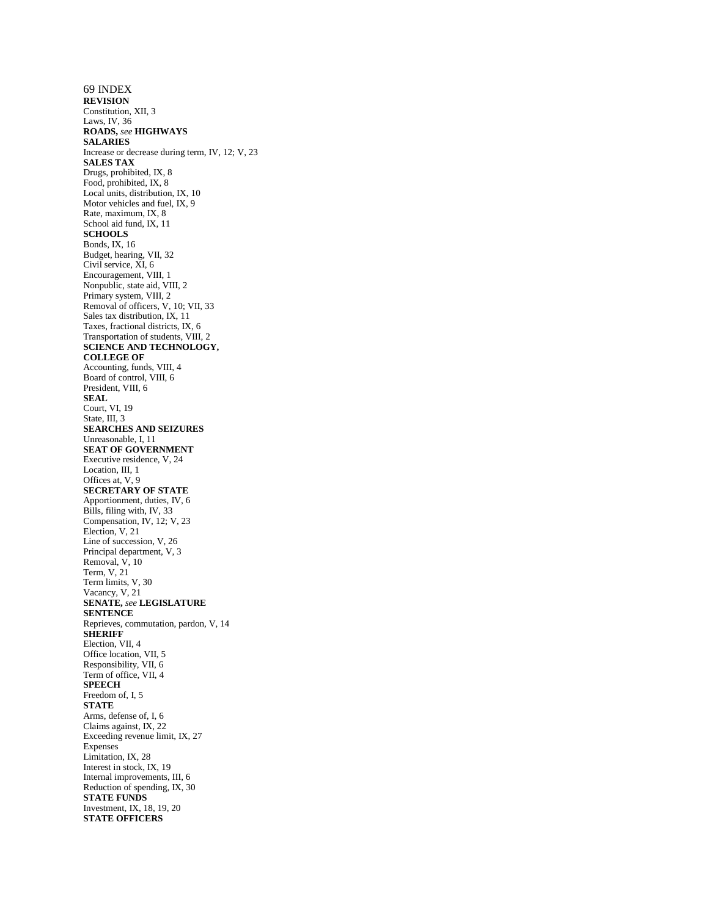**REVISION**
Constitution, XII, 3
Laws, IV, 36
**ROADS,** *see* **HIGHWAYS**
**SALARIES**
Increase or decrease during term, IV, 12; V, 23
**SALES TAX**
Drugs, prohibited, IX, 8
Food, prohibited, IX, 8
Local units, distribution, IX, 10
Motor vehicles and fuel, IX, 9
Rate, maximum, IX, 8
School aid fund, IX, 11
**SCHOOLS**
Bonds, IX, 16
Budget, hearing, VII, 32
Civil service, XI, 6
Encouragement, VIII, 1
Nonpublic, state aid, VIII, 2
Primary system, VIII, 2
Removal of officers, V, 10; VII, 33
Sales tax distribution, IX, 11
Taxes, fractional districts, IX, 6
Transportation of students, VIII, 2
**SCIENCE AND TECHNOLOGY, COLLEGE OF**
Accounting, funds, VIII, 4
Board of control, VIII, 6
President, VIII, 6
**SEAL**
Court, VI, 19
State, III, 3
**SEARCHES AND SEIZURES**
Unreasonable, I, 11
**SEAT OF GOVERNMENT**
Executive residence, V, 24
Location, III, 1
Offices at, V, 9
**SECRETARY OF STATE**
Apportionment, duties, IV, 6
Bills, filing with, IV, 33
Compensation, IV, 12; V, 23
Election, V, 21
Line of succession, V, 26
Principal department, V, 3
Removal, V, 10
Term, V, 21
Term limits, V, 30
Vacancy, V, 21
**SENATE,** *see* **LEGISLATURE**
**SENTENCE**
Reprieves, commutation, pardon, V, 14
**SHERIFF**
Election, VII, 4
Office location, VII, 5
Responsibility, VII, 6
Term of office, VII, 4
**SPEECH**
Freedom of, I, 5
**STATE**
Arms, defense of, I, 6
Claims against, IX, 22
Exceeding revenue limit, IX, 27
Expenses
Limitation, IX, 28
Interest in stock, IX, 19
Internal improvements, III, 6
Reduction of spending, IX, 30
**STATE FUNDS**
Investment, IX, 18, 19, 20
**STATE OFFICERS**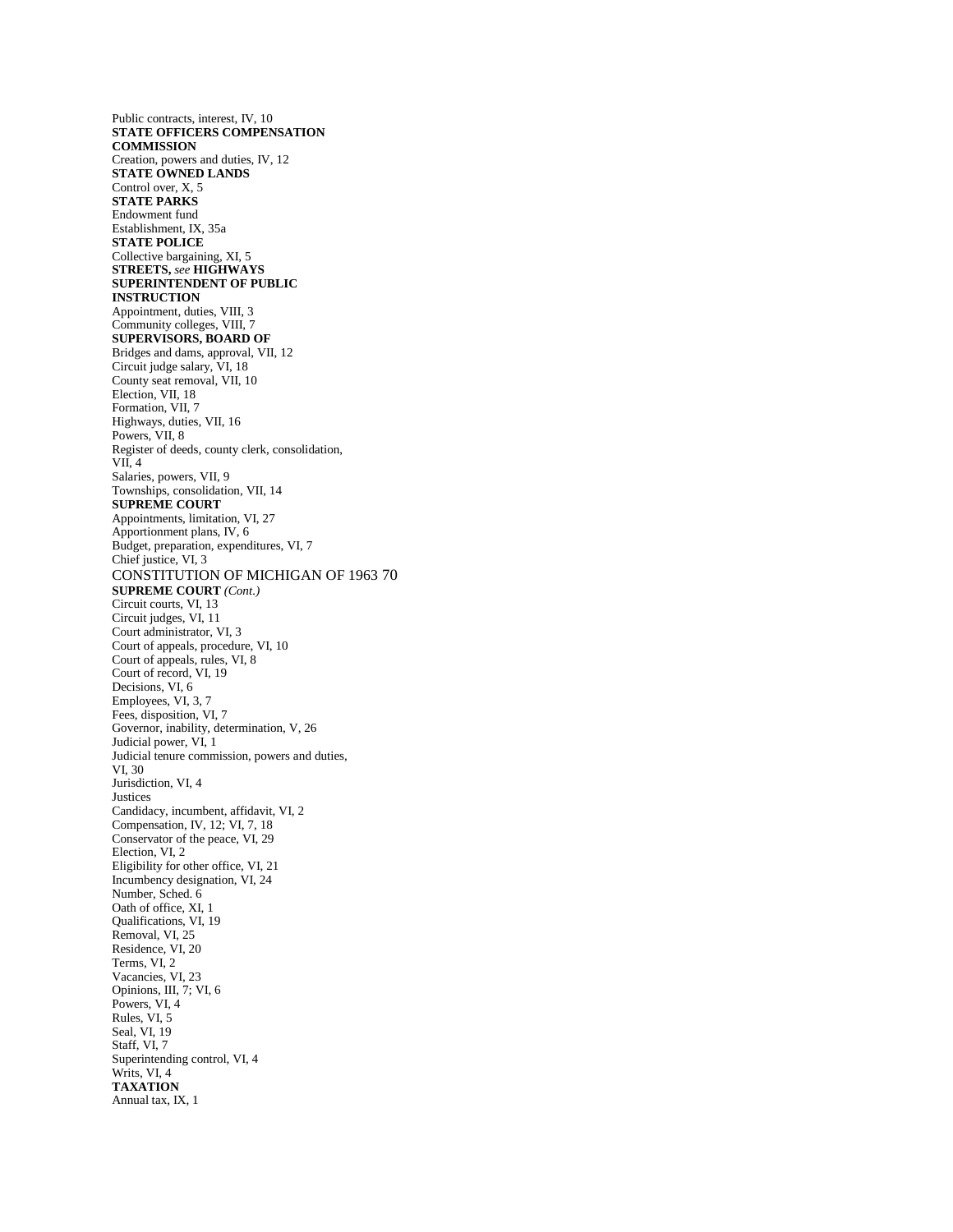Public contracts, interest, IV, 10
**STATE OFFICERS COMPENSATION COMMISSION**
Creation, powers and duties, IV, 12
**STATE OWNED LANDS**
Control over, X, 5
**STATE PARKS**
Endowment fund
Establishment, IX, 35a
**STATE POLICE**
Collective bargaining, XI, 5
**STREETS,** *see* **HIGHWAYS**
**SUPERINTENDENT OF PUBLIC INSTRUCTION**
Appointment, duties, VIII, 3
Community colleges, VIII, 7
**SUPERVISORS, BOARD OF**
Bridges and dams, approval, VII, 12
Circuit judge salary, VI, 18
County seat removal, VII, 10
Election, VII, 18
Formation, VII, 7
Highways, duties, VII, 16
Powers, VII, 8
Register of deeds, county clerk, consolidation, VII, 4
Salaries, powers, VII, 9
Townships, consolidation, VII, 14
**SUPREME COURT**
Appointments, limitation, VI, 27
Apportionment plans, IV, 6
Budget, preparation, expenditures, VI, 7
Chief justice, VI, 3
**SUPREME COURT** *(Cont.)*
Circuit courts, VI, 13
Circuit judges, VI, 11
Court administrator, VI, 3
Court of appeals, procedure, VI, 10
Court of appeals, rules, VI, 8
Court of record, VI, 19
Decisions, VI, 6
Employees, VI, 3, 7
Fees, disposition, VI, 7
Governor, inability, determination, V, 26
Judicial power, VI, 1
Judicial tenure commission, powers and duties, VI, 30
Jurisdiction, VI, 4
Justices
Candidacy, incumbent, affidavit, VI, 2
Compensation, IV, 12; VI, 7, 18
Conservator of the peace, VI, 29
Election, VI, 2
Eligibility for other office, VI, 21
Incumbency designation, VI, 24
Number, Sched. 6
Oath of office, XI, 1
Qualifications, VI, 19
Removal, VI, 25
Residence, VI, 20
Terms, VI, 2
Vacancies, VI, 23
Opinions, III, 7; VI, 6
Powers, VI, 4
Rules, VI, 5
Seal, VI, 19
Staff, VI, 7
Superintending control, VI, 4
Writs, VI, 4
**TAXATION**
Annual tax, IX, 1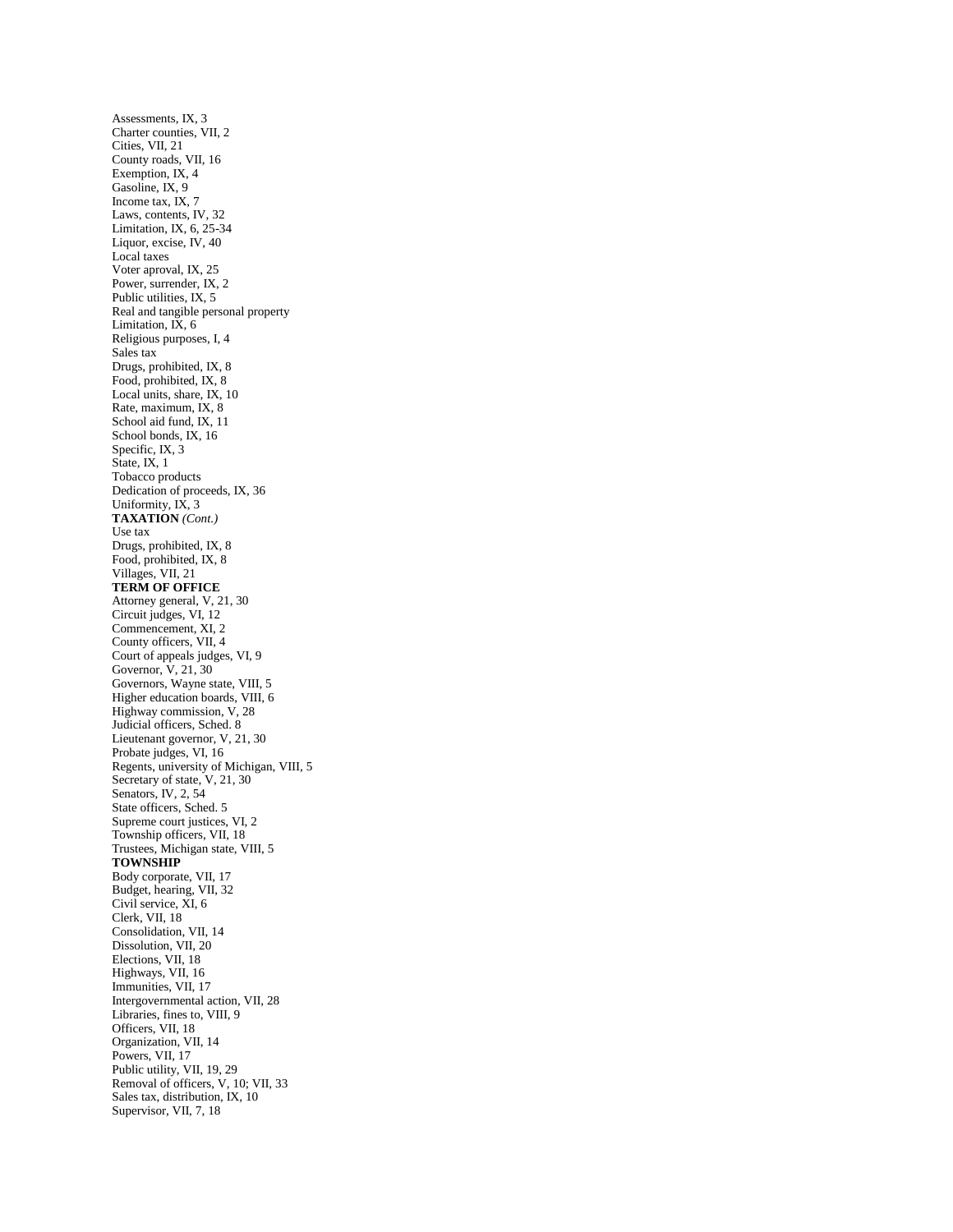Assessments, IX, 3
Charter counties, VII, 2
Cities, VII, 21
County roads, VII, 16
Exemption, IX, 4
Gasoline, IX, 9
Income tax, IX, 7
Laws, contents, IV, 32
Limitation, IX, 6, 25-34
Liquor, excise, IV, 40
Local taxes
Voter aproval, IX, 25
Power, surrender, IX, 2
Public utilities, IX, 5
Real and tangible personal property
Limitation, IX, 6
Religious purposes, I, 4
Sales tax
Drugs, prohibited, IX, 8
Food, prohibited, IX, 8
Local units, share, IX, 10
Rate, maximum, IX, 8
School aid fund, IX, 11
School bonds, IX, 16
Specific, IX, 3
State, IX, 1
Tobacco products
Dedication of proceeds, IX, 36
Uniformity, IX, 3

**TAXATION** *(Cont.)*

Use tax
Drugs, prohibited, IX, 8
Food, prohibited, IX, 8
Villages, VII, 21

**TERM OF OFFICE**

Attorney general, V, 21, 30
Circuit judges, VI, 12
Commencement, XI, 2
County officers, VII, 4
Court of appeals judges, VI, 9
Governor, V, 21, 30
Governors, Wayne state, VIII, 5
Higher education boards, VIII, 6
Highway commission, V, 28
Judicial officers, Sched. 8
Lieutenant governor, V, 21, 30
Probate judges, VI, 16
Regents, university of Michigan, VIII, 5
Secretary of state, V, 21, 30
Senators, IV, 2, 54
State officers, Sched. 5
Supreme court justices, VI, 2
Township officers, VII, 18
Trustees, Michigan state, VIII, 5

**TOWNSHIP**

Body corporate, VII, 17
Budget, hearing, VII, 32
Civil service, XI, 6
Clerk, VII, 18
Consolidation, VII, 14
Dissolution, VII, 20
Elections, VII, 18
Highways, VII, 16
Immunities, VII, 17
Intergovernmental action, VII, 28
Libraries, fines to, VIII, 9
Officers, VII, 18
Organization, VII, 14
Powers, VII, 17
Public utility, VII, 19, 29
Removal of officers, V, 10; VII, 33
Sales tax, distribution, IX, 10
Supervisor, VII, 7, 18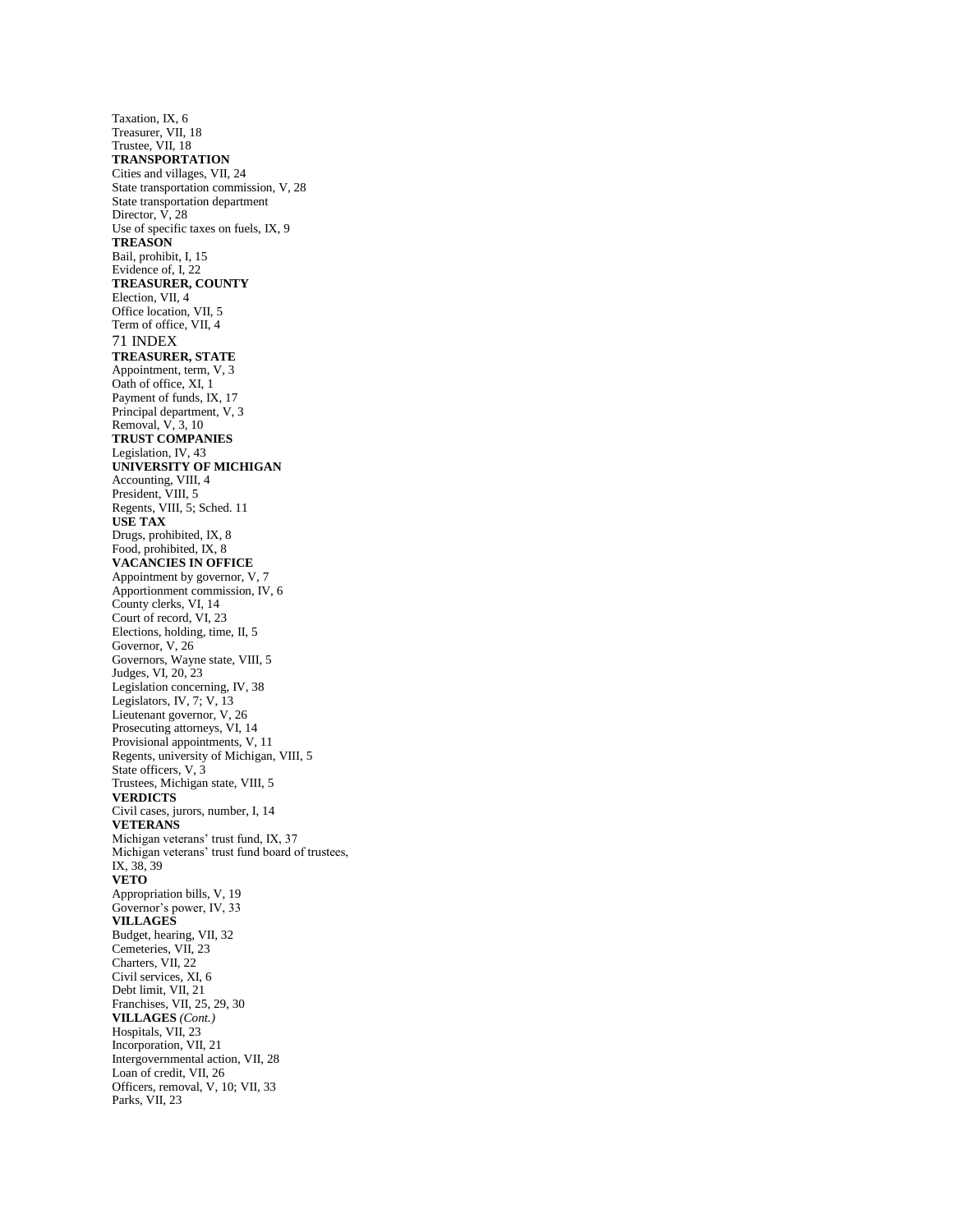Taxation, IX, 6
Treasurer, VII, 18
Trustee, VII, 18

**TRANSPORTATION**

Cities and villages, VII, 24
State transportation commission, V, 28
State transportation department
Director, V, 28
Use of specific taxes on fuels, IX, 9

**TREASON**

Bail, prohibit, I, 15
Evidence of, I, 22

**TREASURER, COUNTY**

Election, VII, 4
Office location, VII, 5
Term of office, VII, 4

**TREASURER, STATE**

Appointment, term, V, 3
Oath of office, XI, 1
Payment of funds, IX, 17
Principal department, V, 3
Removal, V, 3, 10

**TRUST COMPANIES**

Legislation, IV, 43

**UNIVERSITY OF MICHIGAN**

Accounting, VIII, 4
President, VIII, 5
Regents, VIII, 5; Sched. 11

**USE TAX**

Drugs, prohibited, IX, 8
Food, prohibited, IX, 8

**VACANCIES IN OFFICE**

Appointment by governor, V, 7
Apportionment commission, IV, 6
County clerks, VI, 14
Court of record, VI, 23
Elections, holding, time, II, 5
Governor, V, 26
Governors, Wayne state, VIII, 5
Judges, VI, 20, 23
Legislation concerning, IV, 38
Legislators, IV, 7; V, 13
Lieutenant governor, V, 26
Prosecuting attorneys, VI, 14
Provisional appointments, V, 11
Regents, university of Michigan, VIII, 5
State officers, V, 3
Trustees, Michigan state, VIII, 5

**VERDICTS**

Civil cases, jurors, number, I, 14

**VETERANS**

Michigan veterans' trust fund, IX, 37
Michigan veterans' trust fund board of trustees, IX, 38, 39

**VETO**

Appropriation bills, V, 19
Governor's power, IV, 33

**VILLAGES**

Budget, hearing, VII, 32
Cemeteries, VII, 23
Charters, VII, 22
Civil services, XI, 6
Debt limit, VII, 21
Franchises, VII, 25, 29, 30

**VILLAGES** *(Cont.)*

Hospitals, VII, 23
Incorporation, VII, 21
Intergovernmental action, VII, 28
Loan of credit, VII, 26
Officers, removal, V, 10; VII, 33
Parks, VII, 23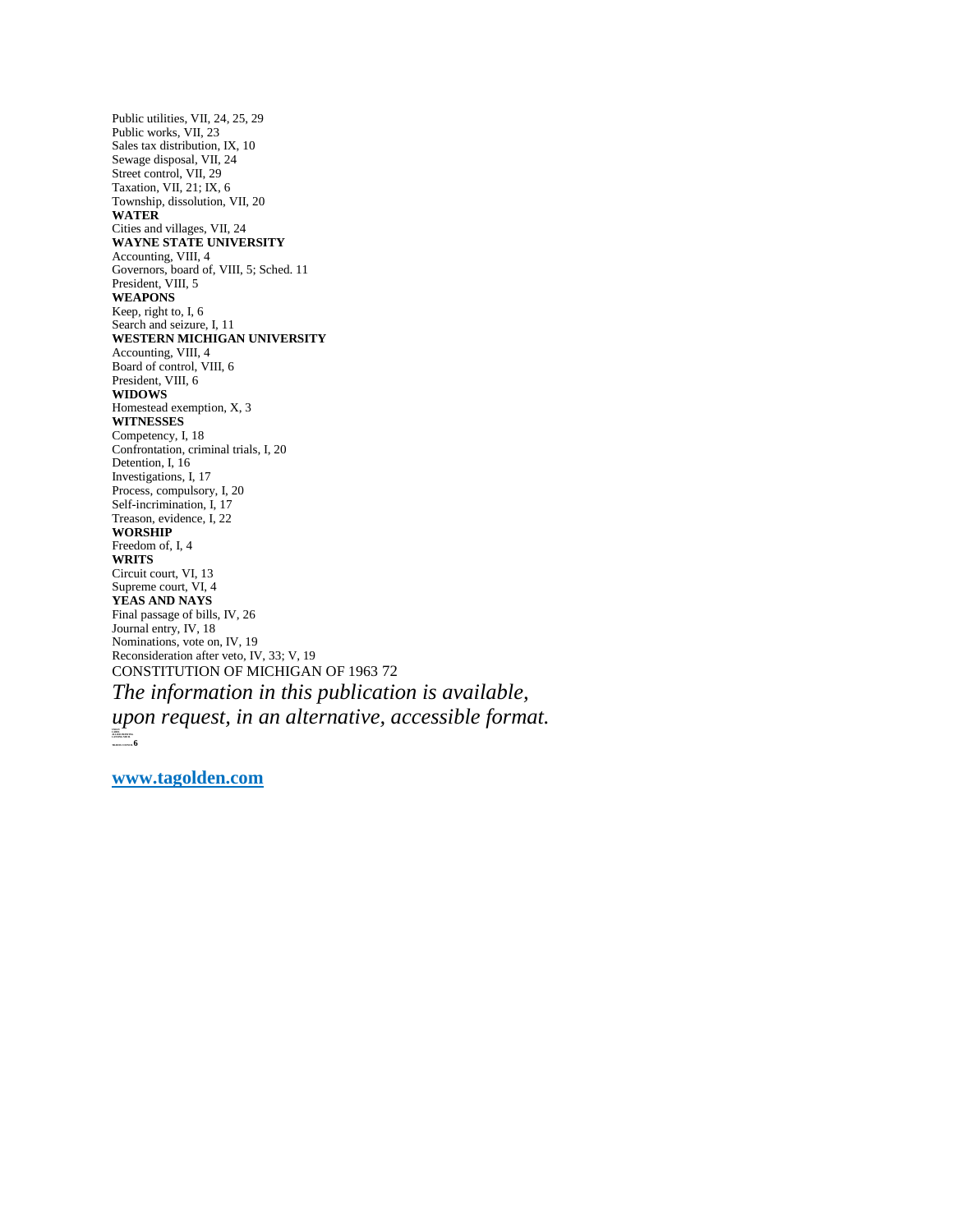Public utilities, VII, 24, 25, 29
Public works, VII, 23
Sales tax distribution, IX, 10
Sewage disposal, VII, 24
Street control, VII, 29
Taxation, VII, 21; IX, 6
Township, dissolution, VII, 20

**WATER**

Cities and villages, VII, 24

**WAYNE STATE UNIVERSITY**

Accounting, VIII, 4
Governors, board of, VIII, 5; Sched. 11
President, VIII, 5

**WEAPONS**

Keep, right to, I, 6
Search and seizure, I, 11

**WESTERN MICHIGAN UNIVERSITY**

Accounting, VIII, 4
Board of control, VIII, 6
President, VIII, 6

**WIDOWS**

Homestead exemption, X, 3

**WITNESSES**

Competency, I, 18
Confrontation, criminal trials, I, 20
Detention, I, 16
Investigations, I, 17
Process, compulsory, I, 20
Self-incrimination, I, 17
Treason, evidence, I, 22

**WORSHIP**

Freedom of, I, 4

**WRITS**

Circuit court, VI, 13
Supreme court, VI, 4

**YEAS AND NAYS**

Final passage of bills, IV, 26
Journal entry, IV, 18
Nominations, vote on, IV, 19
Reconsideration after veto, IV, 33; V, 19

*The information in this publication is available, upon request, in an alternative, accessible format.*

[www.tagolden.com](http://www.tagolden.com)